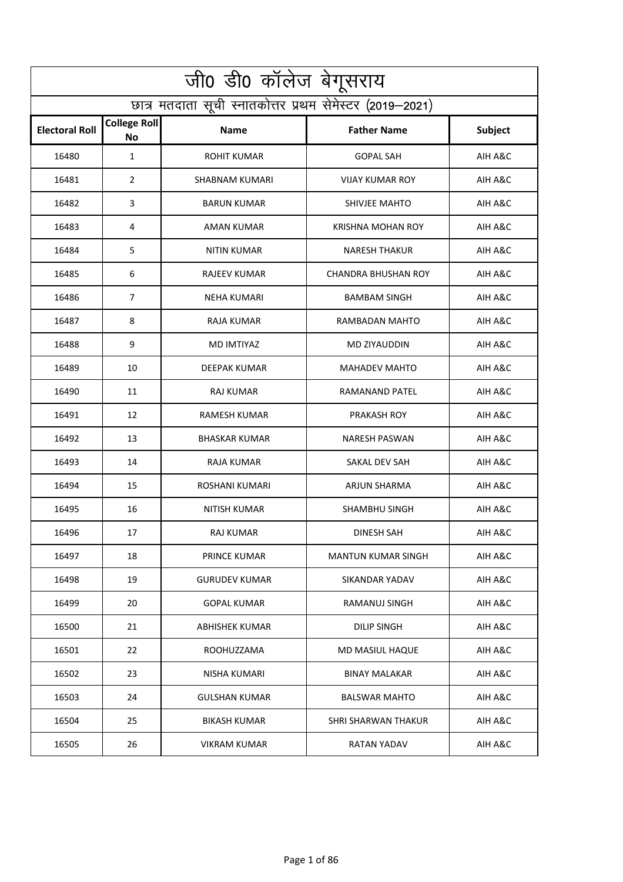# जी0 डी0 कॉलेज बेगूसराय

## छात्र मतदाता सूची स्नातकोत्तर प्रथम सेमेस्टर (2019–2021)

| Electoral Roll | College Roll No | Name | Father Name | Subject |
|---|---|---|---|---|
| 16480 | 1 | ROHIT KUMAR | GOPAL SAH | AIH A&C |
| 16481 | 2 | SHABNAM KUMARI | VIJAY KUMAR ROY | AIH A&C |
| 16482 | 3 | BARUN KUMAR | SHIVJEE MAHTO | AIH A&C |
| 16483 | 4 | AMAN KUMAR | KRISHNA MOHAN ROY | AIH A&C |
| 16484 | 5 | NITIN KUMAR | NARESH THAKUR | AIH A&C |
| 16485 | 6 | RAJEEV KUMAR | CHANDRA BHUSHAN ROY | AIH A&C |
| 16486 | 7 | NEHA KUMARI | BAMBAM SINGH | AIH A&C |
| 16487 | 8 | RAJA KUMAR | RAMBADAN MAHTO | AIH A&C |
| 16488 | 9 | MD IMTIYAZ | MD ZIYAUDDIN | AIH A&C |
| 16489 | 10 | DEEPAK KUMAR | MAHADEV MAHTO | AIH A&C |
| 16490 | 11 | RAJ KUMAR | RAMANAND PATEL | AIH A&C |
| 16491 | 12 | RAMESH KUMAR | PRAKASH ROY | AIH A&C |
| 16492 | 13 | BHASKAR KUMAR | NARESH PASWAN | AIH A&C |
| 16493 | 14 | RAJA KUMAR | SAKAL DEV SAH | AIH A&C |
| 16494 | 15 | ROSHANI KUMARI | ARJUN SHARMA | AIH A&C |
| 16495 | 16 | NITISH KUMAR | SHAMBHU SINGH | AIH A&C |
| 16496 | 17 | RAJ KUMAR | DINESH SAH | AIH A&C |
| 16497 | 18 | PRINCE KUMAR | MANTUN KUMAR SINGH | AIH A&C |
| 16498 | 19 | GURUDEV KUMAR | SIKANDAR YADAV | AIH A&C |
| 16499 | 20 | GOPAL KUMAR | RAMANUJ SINGH | AIH A&C |
| 16500 | 21 | ABHISHEK KUMAR | DILIP SINGH | AIH A&C |
| 16501 | 22 | ROOHUZZAMA | MD MASIUL HAQUE | AIH A&C |
| 16502 | 23 | NISHA KUMARI | BINAY MALAKAR | AIH A&C |
| 16503 | 24 | GULSHAN KUMAR | BALSWAR MAHTO | AIH A&C |
| 16504 | 25 | BIKASH KUMAR | SHRI SHARWAN THAKUR | AIH A&C |
| 16505 | 26 | VIKRAM KUMAR | RATAN YADAV | AIH A&C |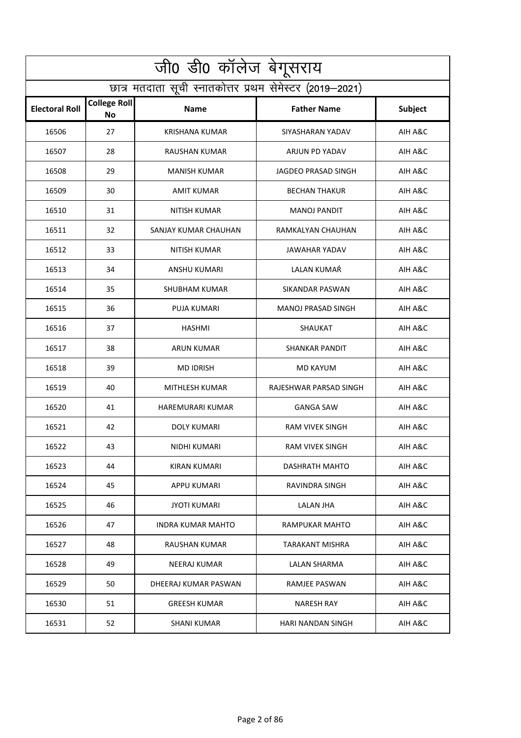| जी0 डी0 कॉलेज बेगूसराय | | | | |
|---|---|---|---|---|
| छात्र मतदाता सूची स्नातकोत्तर प्रथम सेमेस्टर (2019–2021) | | | | |
| **Electoral Roll** | **College Roll No** | **Name** | **Father Name** | **Subject** |
| 16506 | 27 | KRISHANA KUMAR | SIYASHARAN YADAV | AIH A&C |
| 16507 | 28 | RAUSHAN KUMAR | ARJUN PD YADAV | AIH A&C |
| 16508 | 29 | MANISH KUMAR | JAGDEO PRASAD SINGH | AIH A&C |
| 16509 | 30 | AMIT KUMAR | BECHAN THAKUR | AIH A&C |
| 16510 | 31 | NITISH KUMAR | MANOJ PANDIT | AIH A&C |
| 16511 | 32 | SANJAY KUMAR CHAUHAN | RAMKALYAN CHAUHAN | AIH A&C |
| 16512 | 33 | NITISH KUMAR | JAWAHAR YADAV | AIH A&C |
| 16513 | 34 | ANSHU KUMARI | LALAN KUMAŔ | AIH A&C |
| 16514 | 35 | SHUBHAM KUMAR | SIKANDAR PASWAN | AIH A&C |
| 16515 | 36 | PUJA KUMARI | MANOJ PRASAD SINGH | AIH A&C |
| 16516 | 37 | HASHMI | SHAUKAT | AIH A&C |
| 16517 | 38 | ARUN KUMAR | SHANKAR PANDIT | AIH A&C |
| 16518 | 39 | MD IDRISH | MD KAYUM | AIH A&C |
| 16519 | 40 | MITHLESH KUMAR | RAJESHWAR PARSAD SINGH | AIH A&C |
| 16520 | 41 | HAREMURARI KUMAR | GANGA SAW | AIH A&C |
| 16521 | 42 | DOLY KUMARI | RAM VIVEK SINGH | AIH A&C |
| 16522 | 43 | NIDHI KUMARI | RAM VIVEK SINGH | AIH A&C |
| 16523 | 44 | KIRAN KUMARI | DASHRATH MAHTO | AIH A&C |
| 16524 | 45 | APPU KUMARI | RAVINDRA SINGH | AIH A&C |
| 16525 | 46 | JYOTI KUMARI | LALAN JHA | AIH A&C |
| 16526 | 47 | INDRA KUMAR MAHTO | RAMPUKAR MAHTO | AIH A&C |
| 16527 | 48 | RAUSHAN KUMAR | TARAKANT MISHRA | AIH A&C |
| 16528 | 49 | NEERAJ KUMAR | LALAN SHARMA | AIH A&C |
| 16529 | 50 | DHEERAJ KUMAR PASWAN | RAMJEE PASWAN | AIH A&C |
| 16530 | 51 | GREESH KUMAR | NARESH RAY | AIH A&C |
| 16531 | 52 | SHANI KUMAR | HARI NANDAN SINGH | AIH A&C |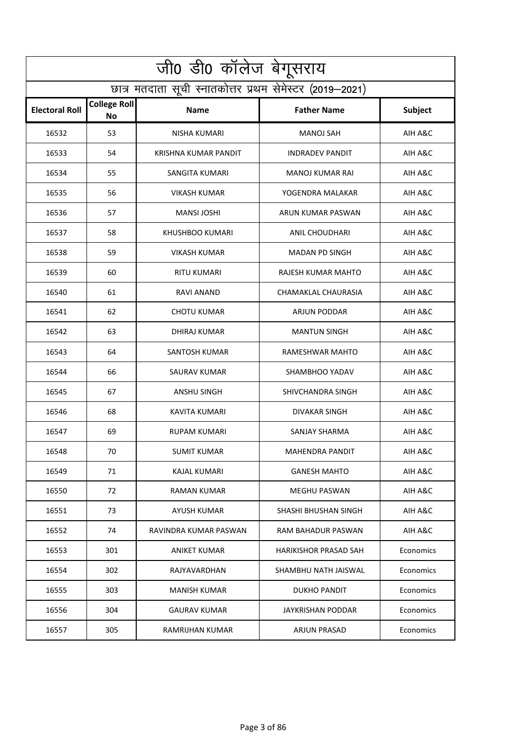| जी0 डी0 कॉलेज बेगूसराय | | | | |
|---|---|---|---|---|
| छात्र मतदाता सूची स्नातकोत्तर प्रथम सेमेस्टर (2019–2021) | | | | |
| **Electoral Roll** | **College Roll No** | **Name** | **Father Name** | **Subject** |
| 16532 | 53 | NISHA KUMARI | MANOJ SAH | AIH A&C |
| 16533 | 54 | KRISHNA KUMAR PANDIT | INDRADEV PANDIT | AIH A&C |
| 16534 | 55 | SANGITA KUMARI | MANOJ KUMAR RAI | AIH A&C |
| 16535 | 56 | VIKASH KUMAR | YOGENDRA MALAKAR | AIH A&C |
| 16536 | 57 | MANSI JOSHI | ARUN KUMAR PASWAN | AIH A&C |
| 16537 | 58 | KHUSHBOO KUMARI | ANIL CHOUDHARI | AIH A&C |
| 16538 | 59 | VIKASH KUMAR | MADAN PD SINGH | AIH A&C |
| 16539 | 60 | RITU KUMARI | RAJESH KUMAR MAHTO | AIH A&C |
| 16540 | 61 | RAVI ANAND | CHAMAKLAL CHAURASIA | AIH A&C |
| 16541 | 62 | CHOTU KUMAR | ARJUN PODDAR | AIH A&C |
| 16542 | 63 | DHIRAJ KUMAR | MANTUN SINGH | AIH A&C |
| 16543 | 64 | SANTOSH KUMAR | RAMESHWAR MAHTO | AIH A&C |
| 16544 | 66 | SAURAV KUMAR | SHAMBHOO YADAV | AIH A&C |
| 16545 | 67 | ANSHU SINGH | SHIVCHANDRA SINGH | AIH A&C |
| 16546 | 68 | KAVITA KUMARI | DIVAKAR SINGH | AIH A&C |
| 16547 | 69 | RUPAM KUMARI | SANJAY SHARMA | AIH A&C |
| 16548 | 70 | SUMIT KUMAR | MAHENDRA PANDIT | AIH A&C |
| 16549 | 71 | KAJAL KUMARI | GANESH MAHTO | AIH A&C |
| 16550 | 72 | RAMAN KUMAR | MEGHU PASWAN | AIH A&C |
| 16551 | 73 | AYUSH KUMAR | SHASHI BHUSHAN SINGH | AIH A&C |
| 16552 | 74 | RAVINDRA KUMAR PASWAN | RAM BAHADUR PASWAN | AIH A&C |
| 16553 | 301 | ANIKET KUMAR | HARIKISHOR PRASAD SAH | Economics |
| 16554 | 302 | RAJYAVARDHAN | SHAMBHU NATH JAISWAL | Economics |
| 16555 | 303 | MANISH KUMAR | DUKHO PANDIT | Economics |
| 16556 | 304 | GAURAV KUMAR | JAYKRISHAN PODDAR | Economics |
| 16557 | 305 | RAMRIJHAN KUMAR | ARJUN PRASAD | Economics |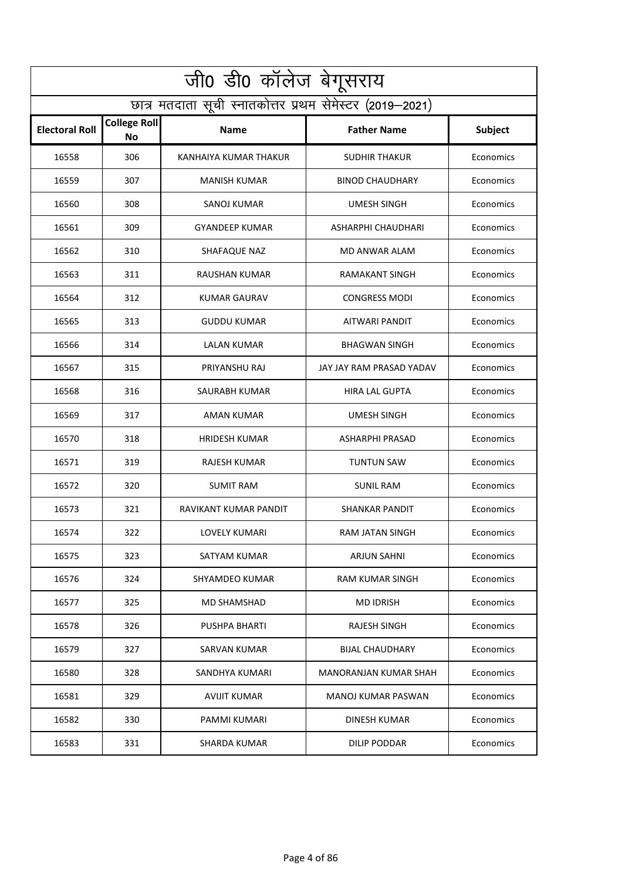# जी0 डी0 कॉलेज बेगूसराय

## छात्र मतदाता सूची स्नातकोत्तर प्रथम सेमेस्टर (2019–2021)

| Electoral Roll | College Roll No | Name | Father Name | Subject |
|---|---|---|---|---|
| 16558 | 306 | KANHAIYA KUMAR THAKUR | SUDHIR THAKUR | Economics |
| 16559 | 307 | MANISH KUMAR | BINOD CHAUDHARY | Economics |
| 16560 | 308 | SANOJ KUMAR | UMESH SINGH | Economics |
| 16561 | 309 | GYANDEEP KUMAR | ASHARPHI CHAUDHARI | Economics |
| 16562 | 310 | SHAFAQUE NAZ | MD ANWAR ALAM | Economics |
| 16563 | 311 | RAUSHAN KUMAR | RAMAKANT SINGH | Economics |
| 16564 | 312 | KUMAR GAURAV | CONGRESS MODI | Economics |
| 16565 | 313 | GUDDU KUMAR | AITWARI PANDIT | Economics |
| 16566 | 314 | LALAN KUMAR | BHAGWAN SINGH | Economics |
| 16567 | 315 | PRIYANSHU RAJ | JAY JAY RAM PRASAD YADAV | Economics |
| 16568 | 316 | SAURABH KUMAR | HIRA LAL GUPTA | Economics |
| 16569 | 317 | AMAN KUMAR | UMESH SINGH | Economics |
| 16570 | 318 | HRIDESH KUMAR | ASHARPHI PRASAD | Economics |
| 16571 | 319 | RAJESH KUMAR | TUNTUN SAW | Economics |
| 16572 | 320 | SUMIT RAM | SUNIL RAM | Economics |
| 16573 | 321 | RAVIKANT KUMAR PANDIT | SHANKAR PANDIT | Economics |
| 16574 | 322 | LOVELY KUMARI | RAM JATAN SINGH | Economics |
| 16575 | 323 | SATYAM KUMAR | ARJUN SAHNI | Economics |
| 16576 | 324 | SHYAMDEO KUMAR | RAM KUMAR SINGH | Economics |
| 16577 | 325 | MD SHAMSHAD | MD IDRISH | Economics |
| 16578 | 326 | PUSHPA BHARTI | RAJESH SINGH | Economics |
| 16579 | 327 | SARVAN KUMAR | BIJAL CHAUDHARY | Economics |
| 16580 | 328 | SANDHYA KUMARI | MANORANJAN KUMAR SHAH | Economics |
| 16581 | 329 | AVIJIT KUMAR | MANOJ KUMAR PASWAN | Economics |
| 16582 | 330 | PAMMI KUMARI | DINESH KUMAR | Economics |
| 16583 | 331 | SHARDA KUMAR | DILIP PODDAR | Economics |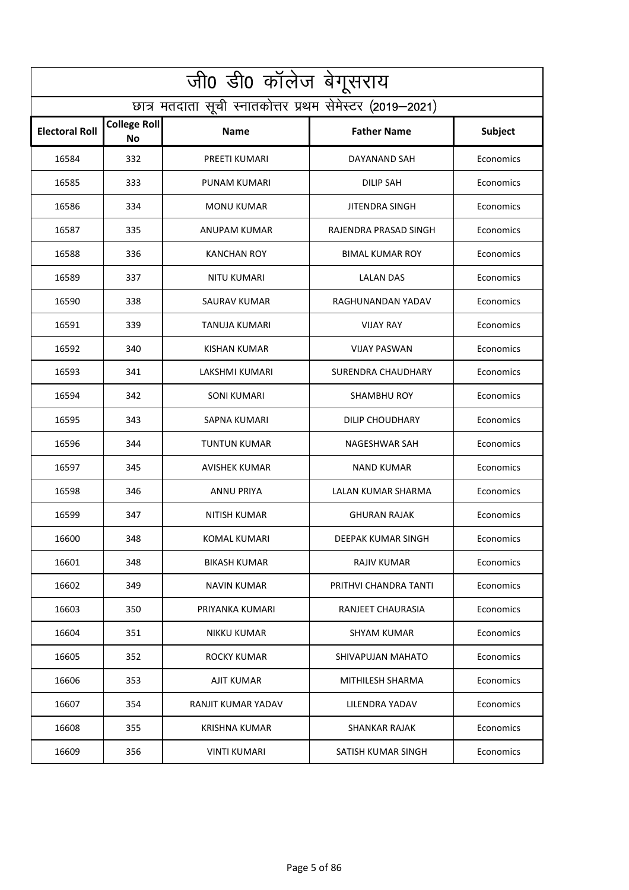# जी0 डी0 कॉलेज बेगूसराय

## छात्र मतदाता सूची स्नातकोत्तर प्रथम सेमेस्टर (2019–2021)

| Electoral Roll | College Roll No | Name | Father Name | Subject |
|---|---|---|---|---|
| 16584 | 332 | PREETI KUMARI | DAYANAND SAH | Economics |
| 16585 | 333 | PUNAM KUMARI | DILIP SAH | Economics |
| 16586 | 334 | MONU KUMAR | JITENDRA SINGH | Economics |
| 16587 | 335 | ANUPAM KUMAR | RAJENDRA PRASAD SINGH | Economics |
| 16588 | 336 | KANCHAN ROY | BIMAL KUMAR ROY | Economics |
| 16589 | 337 | NITU KUMARI | LALAN DAS | Economics |
| 16590 | 338 | SAURAV KUMAR | RAGHUNANDAN YADAV | Economics |
| 16591 | 339 | TANUJA KUMARI | VIJAY RAY | Economics |
| 16592 | 340 | KISHAN KUMAR | VIJAY PASWAN | Economics |
| 16593 | 341 | LAKSHMI KUMARI | SURENDRA CHAUDHARY | Economics |
| 16594 | 342 | SONI KUMARI | SHAMBHU ROY | Economics |
| 16595 | 343 | SAPNA KUMARI | DILIP CHOUDHARY | Economics |
| 16596 | 344 | TUNTUN KUMAR | NAGESHWAR SAH | Economics |
| 16597 | 345 | AVISHEK KUMAR | NAND KUMAR | Economics |
| 16598 | 346 | ANNU PRIYA | LALAN KUMAR SHARMA | Economics |
| 16599 | 347 | NITISH KUMAR | GHURAN RAJAK | Economics |
| 16600 | 348 | KOMAL KUMARI | DEEPAK KUMAR SINGH | Economics |
| 16601 | 348 | BIKASH KUMAR | RAJIV KUMAR | Economics |
| 16602 | 349 | NAVIN KUMAR | PRITHVI CHANDRA TANTI | Economics |
| 16603 | 350 | PRIYANKA KUMARI | RANJEET CHAURASIA | Economics |
| 16604 | 351 | NIKKU KUMAR | SHYAM KUMAR | Economics |
| 16605 | 352 | ROCKY KUMAR | SHIVAPUJAN MAHATO | Economics |
| 16606 | 353 | AJIT KUMAR | MITHILESH SHARMA | Economics |
| 16607 | 354 | RANJIT KUMAR YADAV | LILENDRA YADAV | Economics |
| 16608 | 355 | KRISHNA KUMAR | SHANKAR RAJAK | Economics |
| 16609 | 356 | VINTI KUMARI | SATISH KUMAR SINGH | Economics |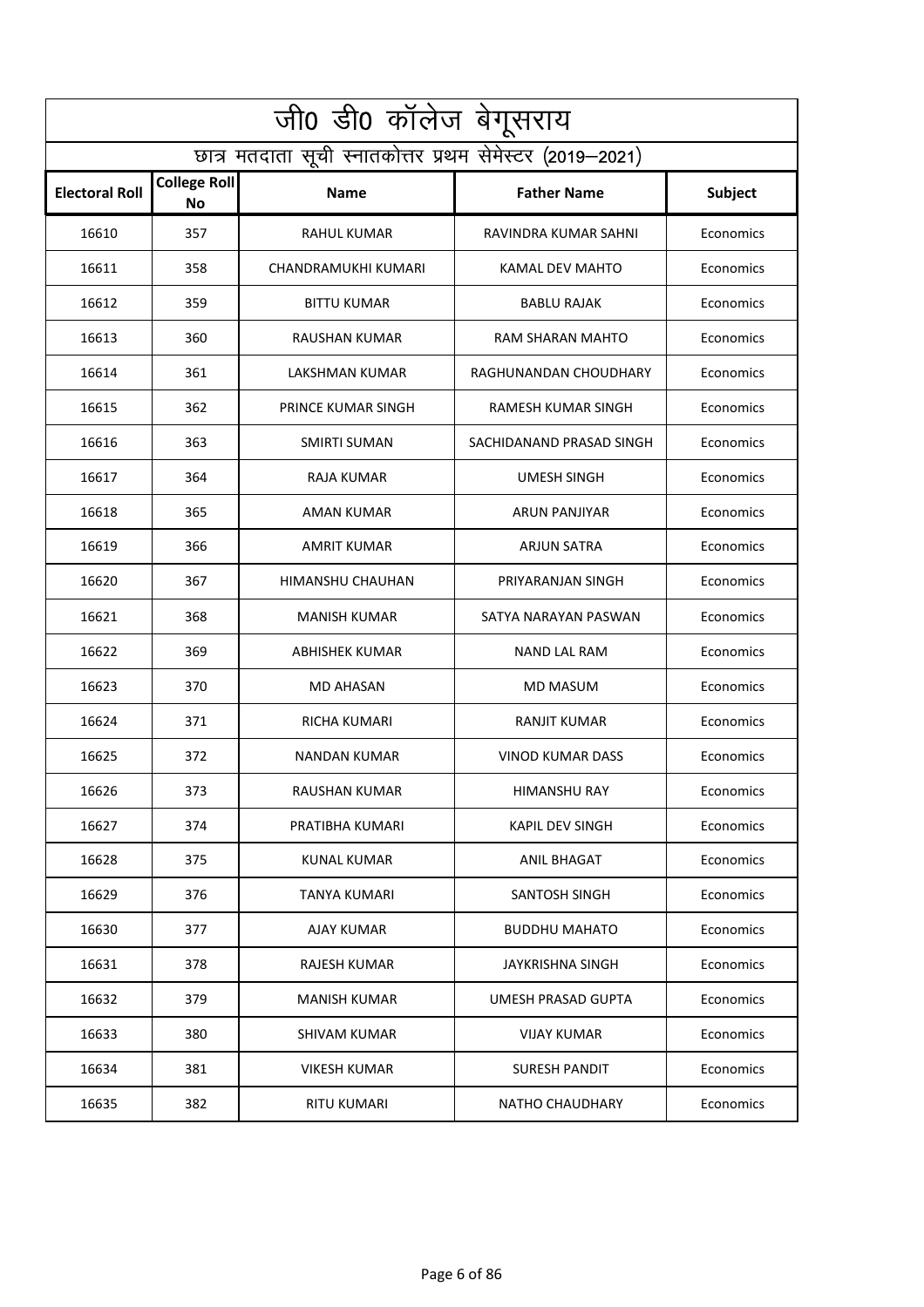# जी0 डी0 कॉलेज बेगूसराय

## छात्र मतदाता सूची स्नातकोत्तर प्रथम सेमेस्टर (2019–2021)

| Electoral Roll | College Roll No | Name | Father Name | Subject |
|---|---|---|---|---|
| 16610 | 357 | RAHUL KUMAR | RAVINDRA KUMAR SAHNI | Economics |
| 16611 | 358 | CHANDRAMUKHI KUMARI | KAMAL DEV MAHTO | Economics |
| 16612 | 359 | BITTU KUMAR | BABLU RAJAK | Economics |
| 16613 | 360 | RAUSHAN KUMAR | RAM SHARAN MAHTO | Economics |
| 16614 | 361 | LAKSHMAN KUMAR | RAGHUNANDAN CHOUDHARY | Economics |
| 16615 | 362 | PRINCE KUMAR SINGH | RAMESH KUMAR SINGH | Economics |
| 16616 | 363 | SMIRTI SUMAN | SACHIDANAND PRASAD SINGH | Economics |
| 16617 | 364 | RAJA KUMAR | UMESH SINGH | Economics |
| 16618 | 365 | AMAN KUMAR | ARUN PANJIYAR | Economics |
| 16619 | 366 | AMRIT KUMAR | ARJUN SATRA | Economics |
| 16620 | 367 | HIMANSHU CHAUHAN | PRIYARANJAN SINGH | Economics |
| 16621 | 368 | MANISH KUMAR | SATYA NARAYAN PASWAN | Economics |
| 16622 | 369 | ABHISHEK KUMAR | NAND LAL RAM | Economics |
| 16623 | 370 | MD AHASAN | MD MASUM | Economics |
| 16624 | 371 | RICHA KUMARI | RANJIT KUMAR | Economics |
| 16625 | 372 | NANDAN KUMAR | VINOD KUMAR DASS | Economics |
| 16626 | 373 | RAUSHAN KUMAR | HIMANSHU RAY | Economics |
| 16627 | 374 | PRATIBHA KUMARI | KAPIL DEV SINGH | Economics |
| 16628 | 375 | KUNAL KUMAR | ANIL BHAGAT | Economics |
| 16629 | 376 | TANYA KUMARI | SANTOSH SINGH | Economics |
| 16630 | 377 | AJAY KUMAR | BUDDHU MAHATO | Economics |
| 16631 | 378 | RAJESH KUMAR | JAYKRISHNA SINGH | Economics |
| 16632 | 379 | MANISH KUMAR | UMESH PRASAD GUPTA | Economics |
| 16633 | 380 | SHIVAM KUMAR | VIJAY KUMAR | Economics |
| 16634 | 381 | VIKESH KUMAR | SURESH PANDIT | Economics |
| 16635 | 382 | RITU KUMARI | NATHO CHAUDHARY | Economics |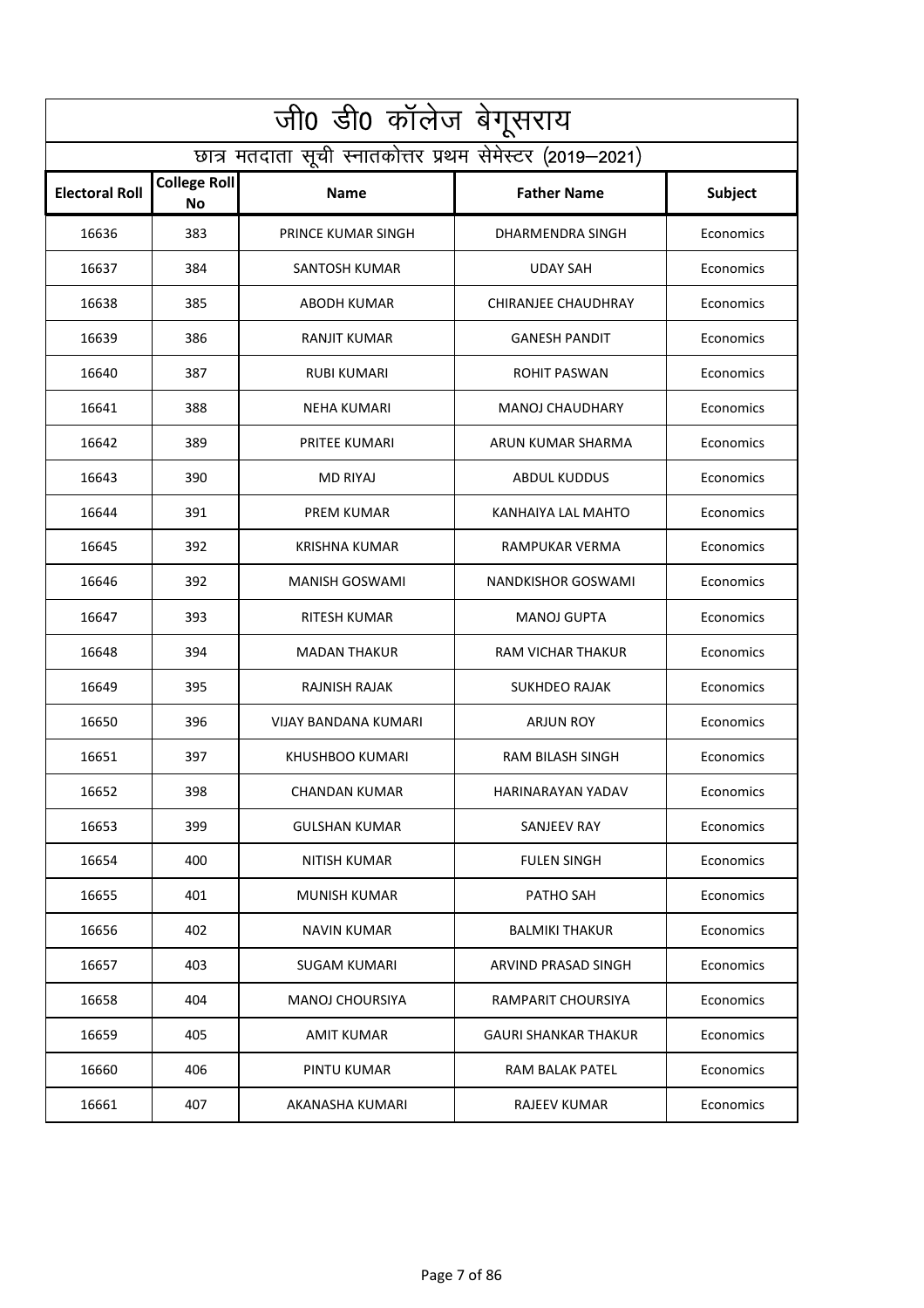| जी0 डी0 कॉलेज बेगूसराय | | | | |
|---|---|---|---|---|
| छात्र मतदाता सूची स्नातकोत्तर प्रथम सेमेस्टर (2019–2021) | | | | |
| **Electoral Roll** | **College Roll No** | **Name** | **Father Name** | **Subject** |
| 16636 | 383 | PRINCE KUMAR SINGH | DHARMENDRA SINGH | Economics |
| 16637 | 384 | SANTOSH KUMAR | UDAY SAH | Economics |
| 16638 | 385 | ABODH KUMAR | CHIRANJEE CHAUDHRAY | Economics |
| 16639 | 386 | RANJIT KUMAR | GANESH PANDIT | Economics |
| 16640 | 387 | RUBI KUMARI | ROHIT PASWAN | Economics |
| 16641 | 388 | NEHA KUMARI | MANOJ CHAUDHARY | Economics |
| 16642 | 389 | PRITEE KUMARI | ARUN KUMAR SHARMA | Economics |
| 16643 | 390 | MD RIYAJ | ABDUL KUDDUS | Economics |
| 16644 | 391 | PREM KUMAR | KANHAIYA LAL MAHTO | Economics |
| 16645 | 392 | KRISHNA KUMAR | RAMPUKAR VERMA | Economics |
| 16646 | 392 | MANISH GOSWAMI | NANDKISHOR GOSWAMI | Economics |
| 16647 | 393 | RITESH KUMAR | MANOJ GUPTA | Economics |
| 16648 | 394 | MADAN THAKUR | RAM VICHAR THAKUR | Economics |
| 16649 | 395 | RAJNISH RAJAK | SUKHDEO RAJAK | Economics |
| 16650 | 396 | VIJAY BANDANA KUMARI | ARJUN ROY | Economics |
| 16651 | 397 | KHUSHBOO KUMARI | RAM BILASH SINGH | Economics |
| 16652 | 398 | CHANDAN KUMAR | HARINARAYAN YADAV | Economics |
| 16653 | 399 | GULSHAN KUMAR | SANJEEV RAY | Economics |
| 16654 | 400 | NITISH KUMAR | FULEN SINGH | Economics |
| 16655 | 401 | MUNISH KUMAR | PATHO SAH | Economics |
| 16656 | 402 | NAVIN KUMAR | BALMIKI THAKUR | Economics |
| 16657 | 403 | SUGAM KUMARI | ARVIND PRASAD SINGH | Economics |
| 16658 | 404 | MANOJ CHOURSIYA | RAMPARIT CHOURSIYA | Economics |
| 16659 | 405 | AMIT KUMAR | GAURI SHANKAR THAKUR | Economics |
| 16660 | 406 | PINTU KUMAR | RAM BALAK PATEL | Economics |
| 16661 | 407 | AKANASHA KUMARI | RAJEEV KUMAR | Economics |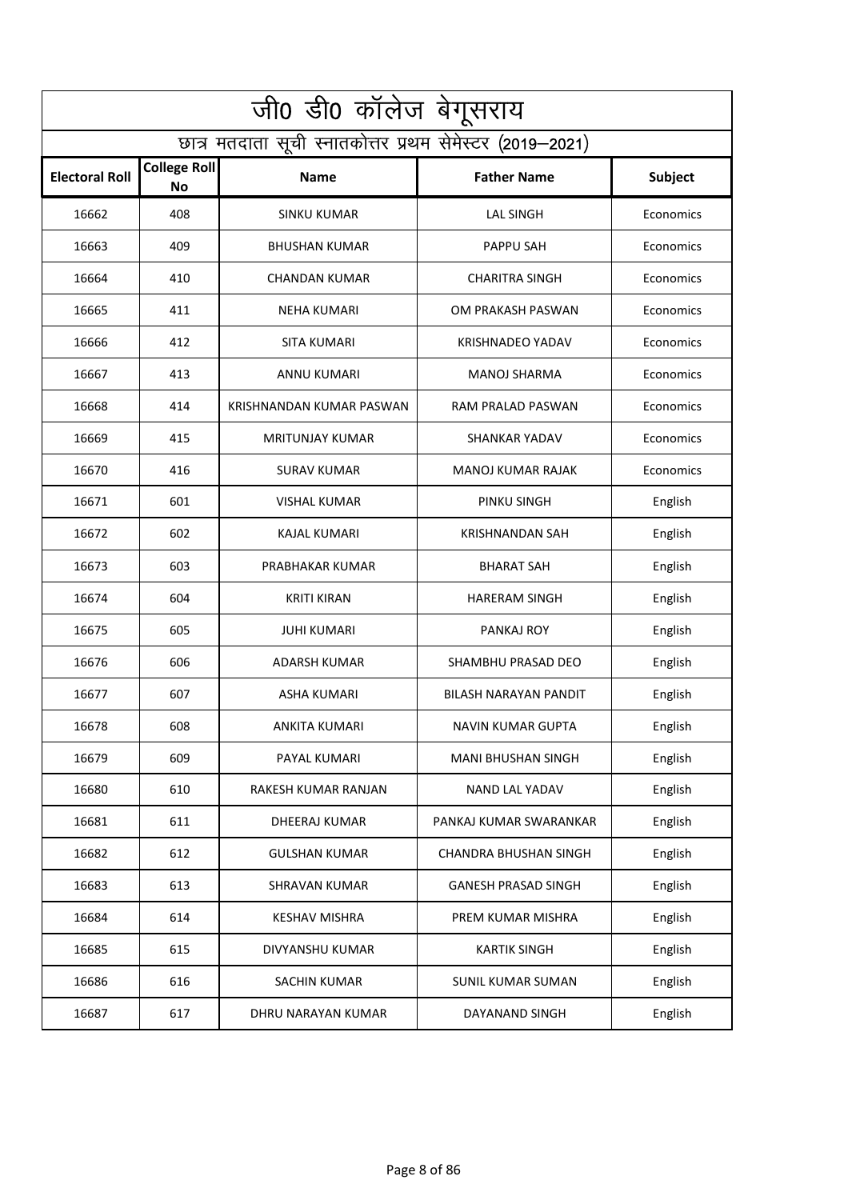# जी0 डी0 कॉलेज बेगूसराय

## छात्र मतदाता सूची स्नातकोत्तर प्रथम सेमेस्टर (2019–2021)

| Electoral Roll | College Roll No | Name | Father Name | Subject |
|---|---|---|---|---|
| 16662 | 408 | SINKU KUMAR | LAL SINGH | Economics |
| 16663 | 409 | BHUSHAN KUMAR | PAPPU SAH | Economics |
| 16664 | 410 | CHANDAN KUMAR | CHARITRA SINGH | Economics |
| 16665 | 411 | NEHA KUMARI | OM PRAKASH PASWAN | Economics |
| 16666 | 412 | SITA KUMARI | KRISHNADEO YADAV | Economics |
| 16667 | 413 | ANNU KUMARI | MANOJ SHARMA | Economics |
| 16668 | 414 | KRISHNANDAN KUMAR PASWAN | RAM PRALAD PASWAN | Economics |
| 16669 | 415 | MRITUNJAY KUMAR | SHANKAR YADAV | Economics |
| 16670 | 416 | SURAV KUMAR | MANOJ KUMAR RAJAK | Economics |
| 16671 | 601 | VISHAL KUMAR | PINKU SINGH | English |
| 16672 | 602 | KAJAL KUMARI | KRISHNANDAN SAH | English |
| 16673 | 603 | PRABHAKAR KUMAR | BHARAT SAH | English |
| 16674 | 604 | KRITI KIRAN | HARERAM SINGH | English |
| 16675 | 605 | JUHI KUMARI | PANKAJ ROY | English |
| 16676 | 606 | ADARSH KUMAR | SHAMBHU PRASAD DEO | English |
| 16677 | 607 | ASHA KUMARI | BILASH NARAYAN PANDIT | English |
| 16678 | 608 | ANKITA KUMARI | NAVIN KUMAR GUPTA | English |
| 16679 | 609 | PAYAL KUMARI | MANI BHUSHAN SINGH | English |
| 16680 | 610 | RAKESH KUMAR RANJAN | NAND LAL YADAV | English |
| 16681 | 611 | DHEERAJ KUMAR | PANKAJ KUMAR SWARANKAR | English |
| 16682 | 612 | GULSHAN KUMAR | CHANDRA BHUSHAN SINGH | English |
| 16683 | 613 | SHRAVAN KUMAR | GANESH PRASAD SINGH | English |
| 16684 | 614 | KESHAV MISHRA | PREM KUMAR MISHRA | English |
| 16685 | 615 | DIVYANSHU KUMAR | KARTIK SINGH | English |
| 16686 | 616 | SACHIN KUMAR | SUNIL KUMAR SUMAN | English |
| 16687 | 617 | DHRU NARAYAN KUMAR | DAYANAND SINGH | English |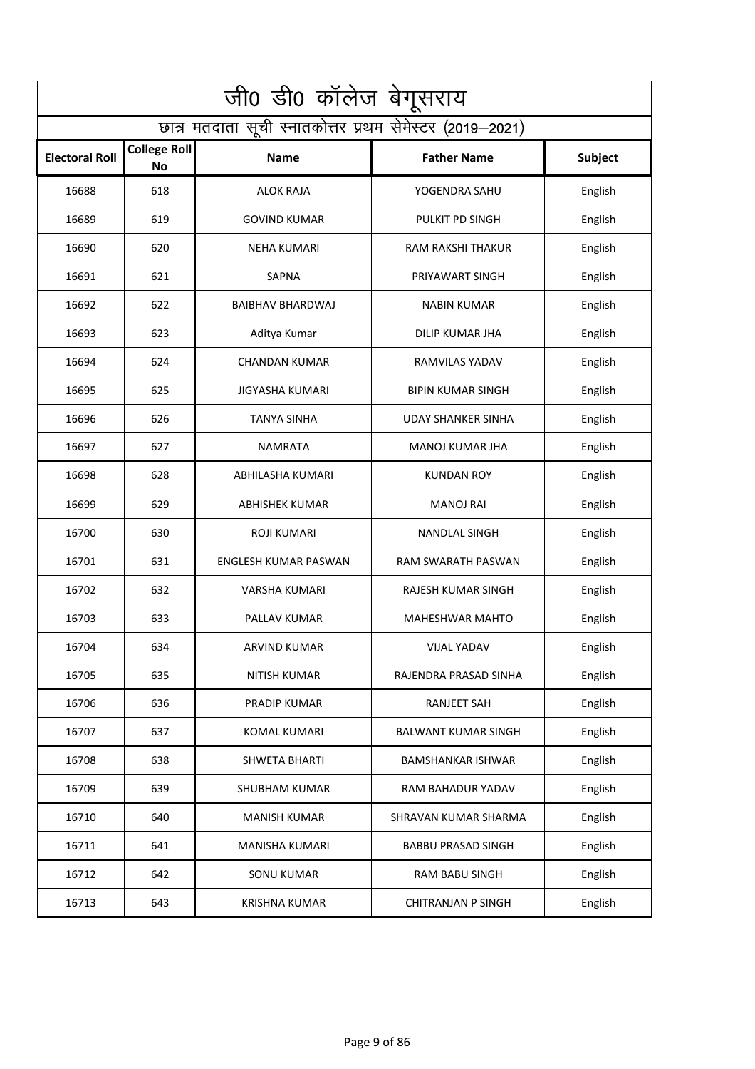# जी0 डी0 कॉलेज बेगूसराय

## छात्र मतदाता सूची स्नातकोत्तर प्रथम सेमेस्टर (2019–2021)

| Electoral Roll | College Roll No | Name | Father Name | Subject |
|---|---|---|---|---|
| 16688 | 618 | ALOK RAJA | YOGENDRA SAHU | English |
| 16689 | 619 | GOVIND KUMAR | PULKIT PD SINGH | English |
| 16690 | 620 | NEHA KUMARI | RAM RAKSHI THAKUR | English |
| 16691 | 621 | SAPNA | PRIYAWART SINGH | English |
| 16692 | 622 | BAIBHAV BHARDWAJ | NABIN KUMAR | English |
| 16693 | 623 | Aditya Kumar | DILIP KUMAR JHA | English |
| 16694 | 624 | CHANDAN KUMAR | RAMVILAS YADAV | English |
| 16695 | 625 | JIGYASHA KUMARI | BIPIN KUMAR SINGH | English |
| 16696 | 626 | TANYA SINHA | UDAY SHANKER SINHA | English |
| 16697 | 627 | NAMRATA | MANOJ KUMAR JHA | English |
| 16698 | 628 | ABHILASHA KUMARI | KUNDAN ROY | English |
| 16699 | 629 | ABHISHEK KUMAR | MANOJ RAI | English |
| 16700 | 630 | ROJI KUMARI | NANDLAL SINGH | English |
| 16701 | 631 | ENGLESH KUMAR PASWAN | RAM SWARATH PASWAN | English |
| 16702 | 632 | VARSHA KUMARI | RAJESH KUMAR SINGH | English |
| 16703 | 633 | PALLAV KUMAR | MAHESHWAR MAHTO | English |
| 16704 | 634 | ARVIND KUMAR | VIJAL YADAV | English |
| 16705 | 635 | NITISH KUMAR | RAJENDRA PRASAD SINHA | English |
| 16706 | 636 | PRADIP KUMAR | RANJEET SAH | English |
| 16707 | 637 | KOMAL KUMARI | BALWANT KUMAR SINGH | English |
| 16708 | 638 | SHWETA BHARTI | BAMSHANKAR ISHWAR | English |
| 16709 | 639 | SHUBHAM KUMAR | RAM BAHADUR YADAV | English |
| 16710 | 640 | MANISH KUMAR | SHRAVAN KUMAR SHARMA | English |
| 16711 | 641 | MANISHA KUMARI | BABBU PRASAD SINGH | English |
| 16712 | 642 | SONU KUMAR | RAM BABU SINGH | English |
| 16713 | 643 | KRISHNA KUMAR | CHITRANJAN P SINGH | English |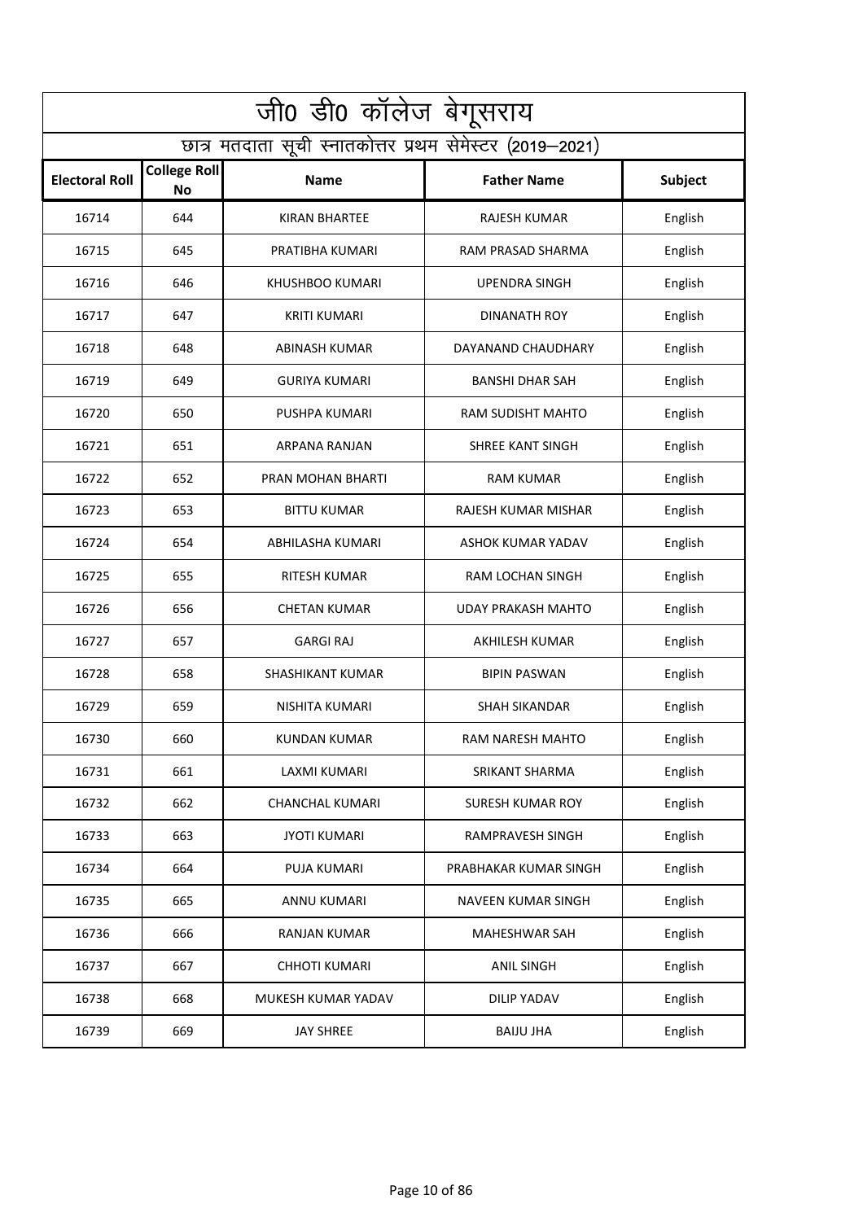# जी0 डी0 कॉलेज बेगूसराय

## छात्र मतदाता सूची स्नातकोत्तर प्रथम सेमेस्टर (2019–2021)

| Electoral Roll | College Roll No | Name | Father Name | Subject |
|---|---|---|---|---|
| 16714 | 644 | KIRAN BHARTEE | RAJESH KUMAR | English |
| 16715 | 645 | PRATIBHA KUMARI | RAM PRASAD SHARMA | English |
| 16716 | 646 | KHUSHBOO KUMARI | UPENDRA SINGH | English |
| 16717 | 647 | KRITI KUMARI | DINANATH ROY | English |
| 16718 | 648 | ABINASH KUMAR | DAYANAND CHAUDHARY | English |
| 16719 | 649 | GURIYA KUMARI | BANSHI DHAR SAH | English |
| 16720 | 650 | PUSHPA KUMARI | RAM SUDISHT MAHTO | English |
| 16721 | 651 | ARPANA RANJAN | SHREE KANT SINGH | English |
| 16722 | 652 | PRAN MOHAN BHARTI | RAM KUMAR | English |
| 16723 | 653 | BITTU KUMAR | RAJESH KUMAR MISHAR | English |
| 16724 | 654 | ABHILASHA KUMARI | ASHOK KUMAR YADAV | English |
| 16725 | 655 | RITESH KUMAR | RAM LOCHAN SINGH | English |
| 16726 | 656 | CHETAN KUMAR | UDAY PRAKASH MAHTO | English |
| 16727 | 657 | GARGI RAJ | AKHILESH KUMAR | English |
| 16728 | 658 | SHASHIKANT KUMAR | BIPIN PASWAN | English |
| 16729 | 659 | NISHITA KUMARI | SHAH SIKANDAR | English |
| 16730 | 660 | KUNDAN KUMAR | RAM NARESH MAHTO | English |
| 16731 | 661 | LAXMI KUMARI | SRIKANT SHARMA | English |
| 16732 | 662 | CHANCHAL KUMARI | SURESH KUMAR ROY | English |
| 16733 | 663 | JYOTI KUMARI | RAMPRAVESH SINGH | English |
| 16734 | 664 | PUJA KUMARI | PRABHAKAR KUMAR SINGH | English |
| 16735 | 665 | ANNU KUMARI | NAVEEN KUMAR SINGH | English |
| 16736 | 666 | RANJAN KUMAR | MAHESHWAR SAH | English |
| 16737 | 667 | CHHOTI KUMARI | ANIL SINGH | English |
| 16738 | 668 | MUKESH KUMAR YADAV | DILIP YADAV | English |
| 16739 | 669 | JAY SHREE | BAIJU JHA | English |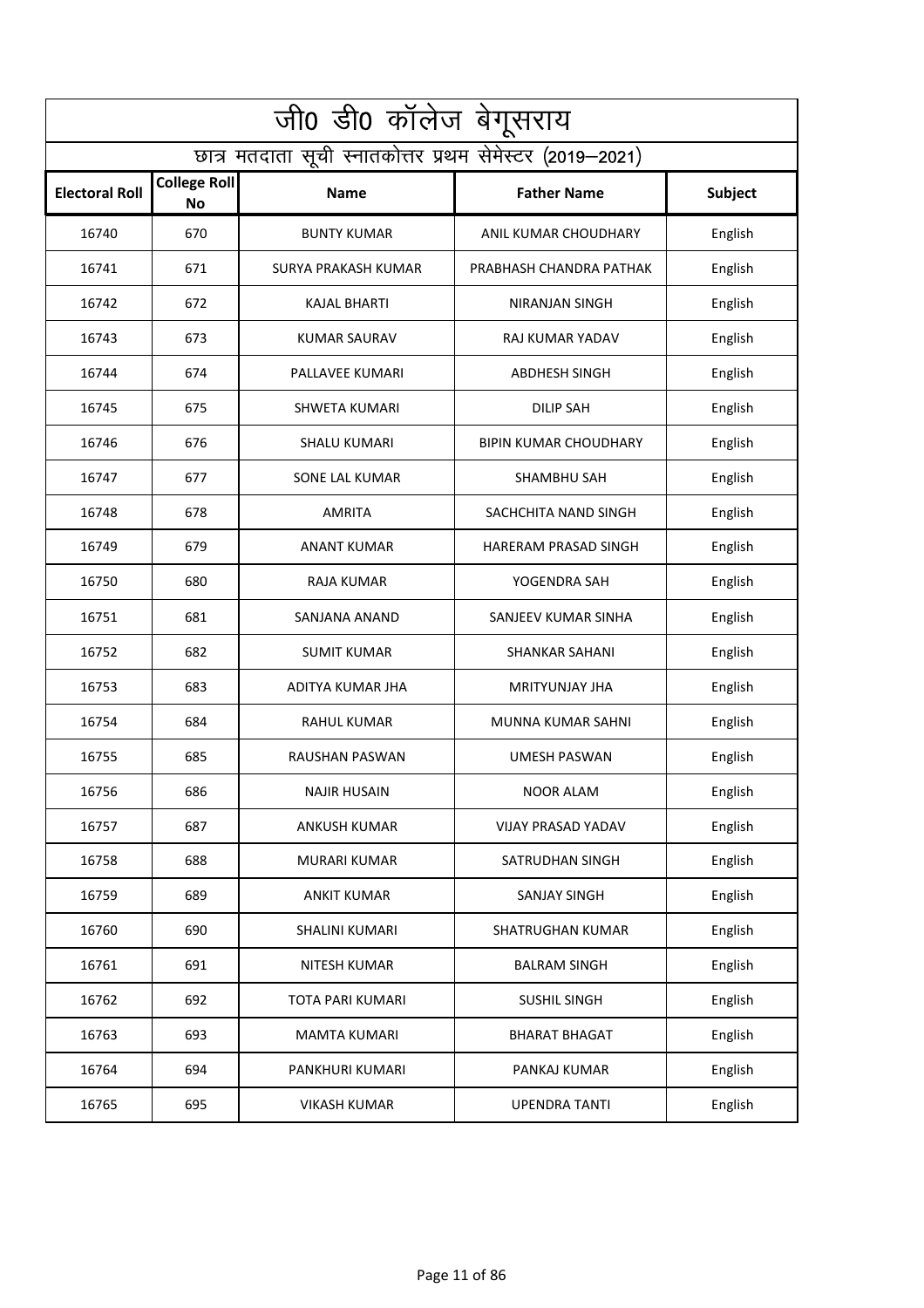# जी0 डी0 कॉलेज बेगूसराय

## छात्र मतदाता सूची स्नातकोत्तर प्रथम सेमेस्टर (2019–2021)

| Electoral Roll | College Roll No | Name | Father Name | Subject |
|---|---|---|---|---|
| 16740 | 670 | BUNTY KUMAR | ANIL KUMAR CHOUDHARY | English |
| 16741 | 671 | SURYA PRAKASH KUMAR | PRABHASH CHANDRA PATHAK | English |
| 16742 | 672 | KAJAL BHARTI | NIRANJAN SINGH | English |
| 16743 | 673 | KUMAR SAURAV | RAJ KUMAR YADAV | English |
| 16744 | 674 | PALLAVEE KUMARI | ABDHESH SINGH | English |
| 16745 | 675 | SHWETA KUMARI | DILIP SAH | English |
| 16746 | 676 | SHALU KUMARI | BIPIN KUMAR CHOUDHARY | English |
| 16747 | 677 | SONE LAL KUMAR | SHAMBHU SAH | English |
| 16748 | 678 | AMRITA | SACHCHITA NAND SINGH | English |
| 16749 | 679 | ANANT KUMAR | HARERAM PRASAD SINGH | English |
| 16750 | 680 | RAJA KUMAR | YOGENDRA SAH | English |
| 16751 | 681 | SANJANA ANAND | SANJEEV KUMAR SINHA | English |
| 16752 | 682 | SUMIT KUMAR | SHANKAR SAHANI | English |
| 16753 | 683 | ADITYA KUMAR JHA | MRITYUNJAY JHA | English |
| 16754 | 684 | RAHUL KUMAR | MUNNA KUMAR SAHNI | English |
| 16755 | 685 | RAUSHAN PASWAN | UMESH PASWAN | English |
| 16756 | 686 | NAJIR HUSAIN | NOOR ALAM | English |
| 16757 | 687 | ANKUSH KUMAR | VIJAY PRASAD YADAV | English |
| 16758 | 688 | MURARI KUMAR | SATRUDHAN SINGH | English |
| 16759 | 689 | ANKIT KUMAR | SANJAY SINGH | English |
| 16760 | 690 | SHALINI KUMARI | SHATRUGHAN KUMAR | English |
| 16761 | 691 | NITESH KUMAR | BALRAM SINGH | English |
| 16762 | 692 | TOTA PARI KUMARI | SUSHIL SINGH | English |
| 16763 | 693 | MAMTA KUMARI | BHARAT BHAGAT | English |
| 16764 | 694 | PANKHURI KUMARI | PANKAJ KUMAR | English |
| 16765 | 695 | VIKASH KUMAR | UPENDRA TANTI | English |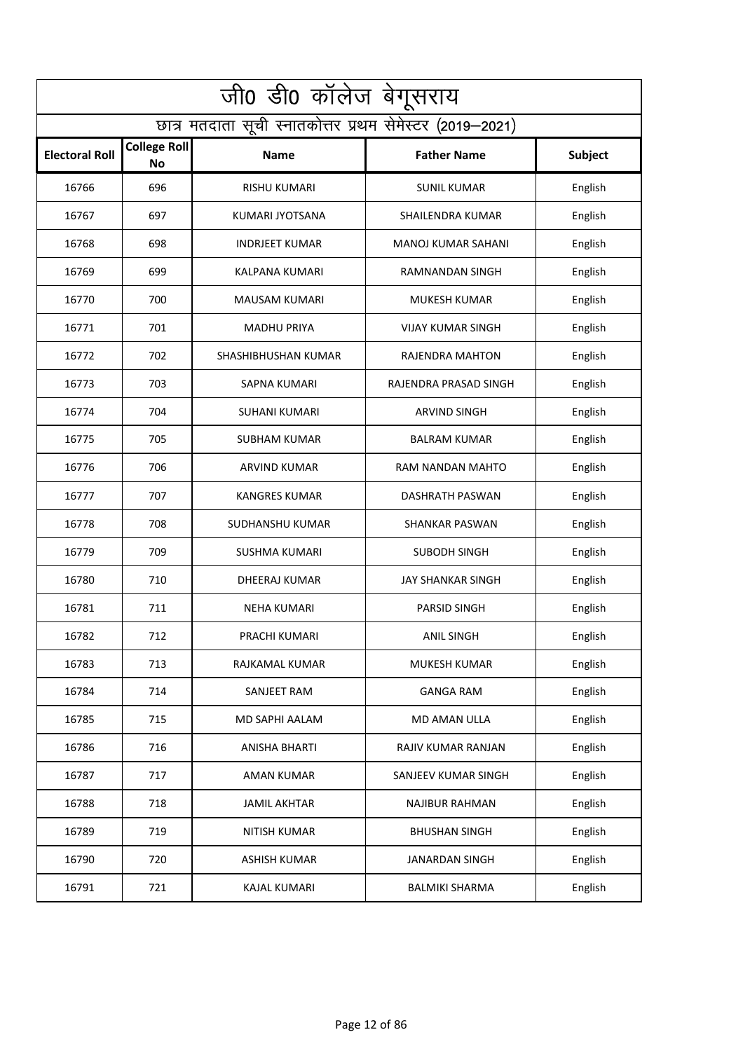| जी0 डी0 कॉलेज बेगूसराय | | | | |
|---|---|---|---|---|
| छात्र मतदाता सूची स्नातकोत्तर प्रथम सेमेस्टर (2019–2021) | | | | |
| **Electoral Roll** | **College Roll No** | **Name** | **Father Name** | **Subject** |
| 16766 | 696 | RISHU KUMARI | SUNIL KUMAR | English |
| 16767 | 697 | KUMARI JYOTSANA | SHAILENDRA KUMAR | English |
| 16768 | 698 | INDRJEET KUMAR | MANOJ KUMAR SAHANI | English |
| 16769 | 699 | KALPANA KUMARI | RAMNANDAN SINGH | English |
| 16770 | 700 | MAUSAM KUMARI | MUKESH KUMAR | English |
| 16771 | 701 | MADHU PRIYA | VIJAY KUMAR SINGH | English |
| 16772 | 702 | SHASHIBHUSHAN KUMAR | RAJENDRA MAHTON | English |
| 16773 | 703 | SAPNA KUMARI | RAJENDRA PRASAD SINGH | English |
| 16774 | 704 | SUHANI KUMARI | ARVIND SINGH | English |
| 16775 | 705 | SUBHAM KUMAR | BALRAM KUMAR | English |
| 16776 | 706 | ARVIND KUMAR | RAM NANDAN MAHTO | English |
| 16777 | 707 | KANGRES KUMAR | DASHRATH PASWAN | English |
| 16778 | 708 | SUDHANSHU KUMAR | SHANKAR PASWAN | English |
| 16779 | 709 | SUSHMA KUMARI | SUBODH SINGH | English |
| 16780 | 710 | DHEERAJ KUMAR | JAY SHANKAR SINGH | English |
| 16781 | 711 | NEHA KUMARI | PARSID SINGH | English |
| 16782 | 712 | PRACHI KUMARI | ANIL SINGH | English |
| 16783 | 713 | RAJKAMAL KUMAR | MUKESH KUMAR | English |
| 16784 | 714 | SANJEET RAM | GANGA RAM | English |
| 16785 | 715 | MD SAPHI AALAM | MD AMAN ULLA | English |
| 16786 | 716 | ANISHA BHARTI | RAJIV KUMAR RANJAN | English |
| 16787 | 717 | AMAN KUMAR | SANJEEV KUMAR SINGH | English |
| 16788 | 718 | JAMIL AKHTAR | NAJIBUR RAHMAN | English |
| 16789 | 719 | NITISH KUMAR | BHUSHAN SINGH | English |
| 16790 | 720 | ASHISH KUMAR | JANARDAN SINGH | English |
| 16791 | 721 | KAJAL KUMARI | BALMIKI SHARMA | English |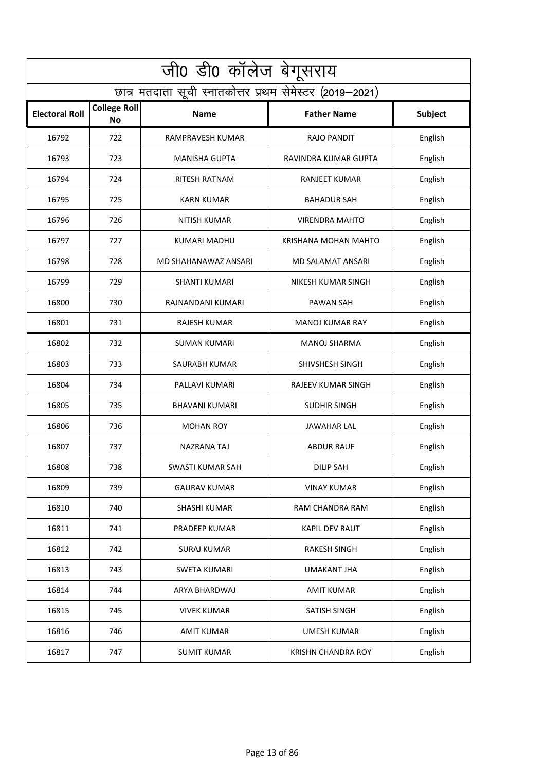| जी0 डी0 कॉलेज बेगूसराय | | | | |
|---|---|---|---|---|
| छात्र मतदाता सूची स्नातकोत्तर प्रथम सेमेस्टर (2019–2021) | | | | |
| **Electoral Roll** | **College Roll No** | **Name** | **Father Name** | **Subject** |
| 16792 | 722 | RAMPRAVESH KUMAR | RAJO PANDIT | English |
| 16793 | 723 | MANISHA GUPTA | RAVINDRA KUMAR GUPTA | English |
| 16794 | 724 | RITESH RATNAM | RANJEET KUMAR | English |
| 16795 | 725 | KARN KUMAR | BAHADUR SAH | English |
| 16796 | 726 | NITISH KUMAR | VIRENDRA MAHTO | English |
| 16797 | 727 | KUMARI MADHU | KRISHANA MOHAN MAHTO | English |
| 16798 | 728 | MD SHAHANAWAZ ANSARI | MD SALAMAT ANSARI | English |
| 16799 | 729 | SHANTI KUMARI | NIKESH KUMAR SINGH | English |
| 16800 | 730 | RAJNANDANI KUMARI | PAWAN SAH | English |
| 16801 | 731 | RAJESH KUMAR | MANOJ KUMAR RAY | English |
| 16802 | 732 | SUMAN KUMARI | MANOJ SHARMA | English |
| 16803 | 733 | SAURABH KUMAR | SHIVSHESH SINGH | English |
| 16804 | 734 | PALLAVI KUMARI | RAJEEV KUMAR SINGH | English |
| 16805 | 735 | BHAVANI KUMARI | SUDHIR SINGH | English |
| 16806 | 736 | MOHAN ROY | JAWAHAR LAL | English |
| 16807 | 737 | NAZRANA TAJ | ABDUR RAUF | English |
| 16808 | 738 | SWASTI KUMAR SAH | DILIP SAH | English |
| 16809 | 739 | GAURAV KUMAR | VINAY KUMAR | English |
| 16810 | 740 | SHASHI KUMAR | RAM CHANDRA RAM | English |
| 16811 | 741 | PRADEEP KUMAR | KAPIL DEV RAUT | English |
| 16812 | 742 | SURAJ KUMAR | RAKESH SINGH | English |
| 16813 | 743 | SWETA KUMARI | UMAKANT JHA | English |
| 16814 | 744 | ARYA BHARDWAJ | AMIT KUMAR | English |
| 16815 | 745 | VIVEK KUMAR | SATISH SINGH | English |
| 16816 | 746 | AMIT KUMAR | UMESH KUMAR | English |
| 16817 | 747 | SUMIT KUMAR | KRISHN CHANDRA ROY | English |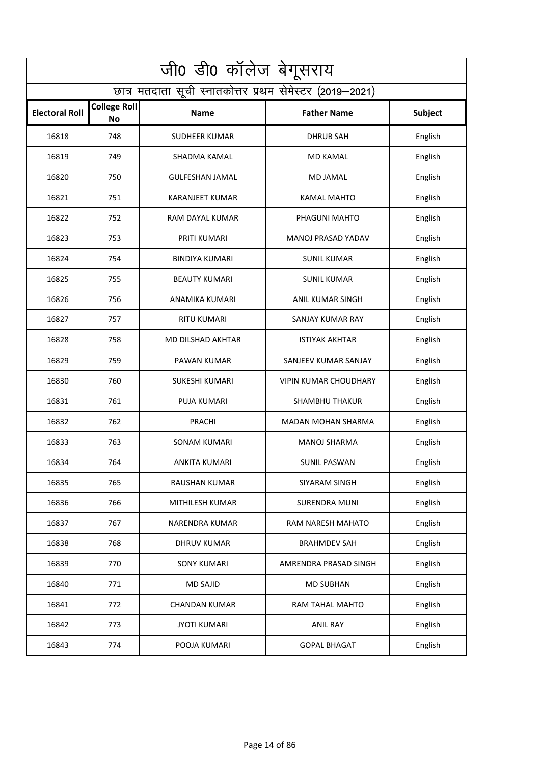| जी0 डी0 कॉलेज बेगूसराय | | | | |
|---|---|---|---|---|
| छात्र मतदाता सूची स्नातकोत्तर प्रथम सेमेस्टर (2019–2021) | | | | |
| **Electoral Roll** | **College Roll No** | **Name** | **Father Name** | **Subject** |
| 16818 | 748 | SUDHEER KUMAR | DHRUB SAH | English |
| 16819 | 749 | SHADMA KAMAL | MD KAMAL | English |
| 16820 | 750 | GULFESHAN JAMAL | MD JAMAL | English |
| 16821 | 751 | KARANJEET KUMAR | KAMAL MAHTO | English |
| 16822 | 752 | RAM DAYAL KUMAR | PHAGUNI MAHTO | English |
| 16823 | 753 | PRITI KUMARI | MANOJ PRASAD YADAV | English |
| 16824 | 754 | BINDIYA KUMARI | SUNIL KUMAR | English |
| 16825 | 755 | BEAUTY KUMARI | SUNIL KUMAR | English |
| 16826 | 756 | ANAMIKA KUMARI | ANIL KUMAR SINGH | English |
| 16827 | 757 | RITU KUMARI | SANJAY KUMAR RAY | English |
| 16828 | 758 | MD DILSHAD AKHTAR | ISTIYAK AKHTAR | English |
| 16829 | 759 | PAWAN KUMAR | SANJEEV KUMAR SANJAY | English |
| 16830 | 760 | SUKESHI KUMARI | VIPIN KUMAR CHOUDHARY | English |
| 16831 | 761 | PUJA KUMARI | SHAMBHU THAKUR | English |
| 16832 | 762 | PRACHI | MADAN MOHAN SHARMA | English |
| 16833 | 763 | SONAM KUMARI | MANOJ SHARMA | English |
| 16834 | 764 | ANKITA KUMARI | SUNIL PASWAN | English |
| 16835 | 765 | RAUSHAN KUMAR | SIYARAM SINGH | English |
| 16836 | 766 | MITHILESH KUMAR | SURENDRA MUNI | English |
| 16837 | 767 | NARENDRA KUMAR | RAM NARESH MAHATO | English |
| 16838 | 768 | DHRUV KUMAR | BRAHMDEV SAH | English |
| 16839 | 770 | SONY KUMARI | AMRENDRA PRASAD SINGH | English |
| 16840 | 771 | MD SAJID | MD SUBHAN | English |
| 16841 | 772 | CHANDAN KUMAR | RAM TAHAL MAHTO | English |
| 16842 | 773 | JYOTI KUMARI | ANIL RAY | English |
| 16843 | 774 | POOJA KUMARI | GOPAL BHAGAT | English |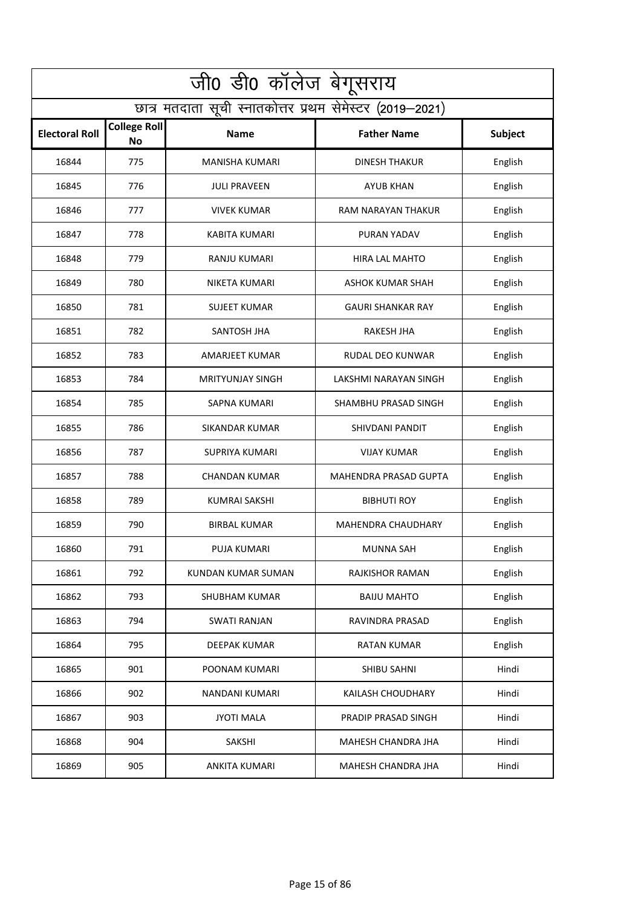# जी0 डी0 कॉलेज बेगूसराय

## छात्र मतदाता सूची स्नातकोत्तर प्रथम सेमेस्टर (2019–2021)

| Electoral Roll | College Roll No | Name | Father Name | Subject |
|---|---|---|---|---|
| 16844 | 775 | MANISHA KUMARI | DINESH THAKUR | English |
| 16845 | 776 | JULI PRAVEEN | AYUB KHAN | English |
| 16846 | 777 | VIVEK KUMAR | RAM NARAYAN THAKUR | English |
| 16847 | 778 | KABITA KUMARI | PURAN YADAV | English |
| 16848 | 779 | RANJU KUMARI | HIRA LAL MAHTO | English |
| 16849 | 780 | NIKETA KUMARI | ASHOK KUMAR SHAH | English |
| 16850 | 781 | SUJEET KUMAR | GAURI SHANKAR RAY | English |
| 16851 | 782 | SANTOSH JHA | RAKESH JHA | English |
| 16852 | 783 | AMARJEET KUMAR | RUDAL DEO KUNWAR | English |
| 16853 | 784 | MRITYUNJAY SINGH | LAKSHMI NARAYAN SINGH | English |
| 16854 | 785 | SAPNA KUMARI | SHAMBHU PRASAD SINGH | English |
| 16855 | 786 | SIKANDAR KUMAR | SHIVDANI PANDIT | English |
| 16856 | 787 | SUPRIYA KUMARI | VIJAY KUMAR | English |
| 16857 | 788 | CHANDAN KUMAR | MAHENDRA PRASAD GUPTA | English |
| 16858 | 789 | KUMRAI SAKSHI | BIBHUTI ROY | English |
| 16859 | 790 | BIRBAL KUMAR | MAHENDRA CHAUDHARY | English |
| 16860 | 791 | PUJA KUMARI | MUNNA SAH | English |
| 16861 | 792 | KUNDAN KUMAR SUMAN | RAJKISHOR RAMAN | English |
| 16862 | 793 | SHUBHAM KUMAR | BAIJU MAHTO | English |
| 16863 | 794 | SWATI RANJAN | RAVINDRA PRASAD | English |
| 16864 | 795 | DEEPAK KUMAR | RATAN KUMAR | English |
| 16865 | 901 | POONAM KUMARI | SHIBU SAHNI | Hindi |
| 16866 | 902 | NANDANI KUMARI | KAILASH CHOUDHARY | Hindi |
| 16867 | 903 | JYOTI MALA | PRADIP PRASAD SINGH | Hindi |
| 16868 | 904 | SAKSHI | MAHESH CHANDRA JHA | Hindi |
| 16869 | 905 | ANKITA KUMARI | MAHESH CHANDRA JHA | Hindi |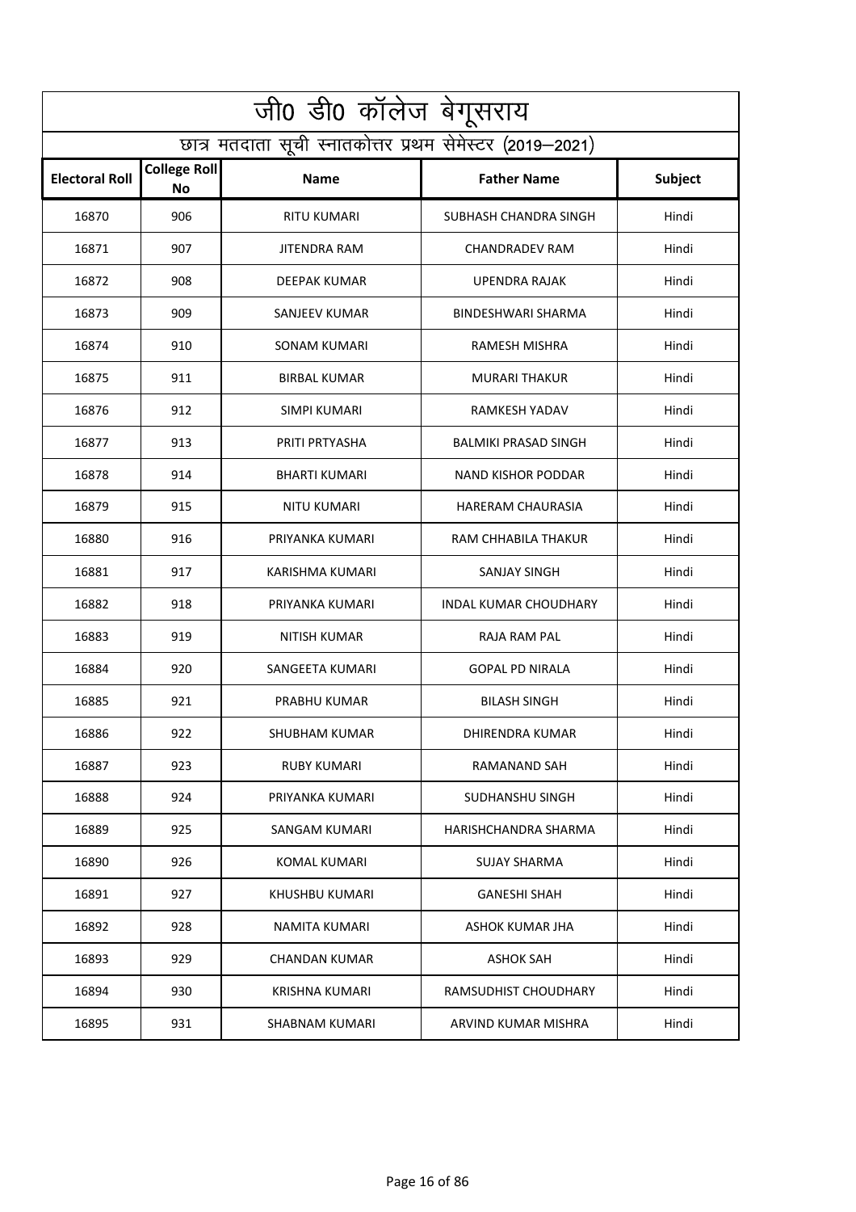# जी0 डी0 कॉलेज बेगूसराय

## छात्र मतदाता सूची स्नातकोत्तर प्रथम सेमेस्टर (2019–2021)

| Electoral Roll | College Roll No | Name | Father Name | Subject |
|---|---|---|---|---|
| 16870 | 906 | RITU KUMARI | SUBHASH CHANDRA SINGH | Hindi |
| 16871 | 907 | JITENDRA RAM | CHANDRADEV RAM | Hindi |
| 16872 | 908 | DEEPAK KUMAR | UPENDRA RAJAK | Hindi |
| 16873 | 909 | SANJEEV KUMAR | BINDESHWARI SHARMA | Hindi |
| 16874 | 910 | SONAM KUMARI | RAMESH MISHRA | Hindi |
| 16875 | 911 | BIRBAL KUMAR | MURARI THAKUR | Hindi |
| 16876 | 912 | SIMPI KUMARI | RAMKESH YADAV | Hindi |
| 16877 | 913 | PRITI PRTYASHA | BALMIKI PRASAD SINGH | Hindi |
| 16878 | 914 | BHARTI KUMARI | NAND KISHOR PODDAR | Hindi |
| 16879 | 915 | NITU KUMARI | HARERAM CHAURASIA | Hindi |
| 16880 | 916 | PRIYANKA KUMARI | RAM CHHABILA THAKUR | Hindi |
| 16881 | 917 | KARISHMA KUMARI | SANJAY SINGH | Hindi |
| 16882 | 918 | PRIYANKA KUMARI | INDAL KUMAR CHOUDHARY | Hindi |
| 16883 | 919 | NITISH KUMAR | RAJA RAM PAL | Hindi |
| 16884 | 920 | SANGEETA KUMARI | GOPAL PD NIRALA | Hindi |
| 16885 | 921 | PRABHU KUMAR | BILASH SINGH | Hindi |
| 16886 | 922 | SHUBHAM KUMAR | DHIRENDRA KUMAR | Hindi |
| 16887 | 923 | RUBY KUMARI | RAMANAND SAH | Hindi |
| 16888 | 924 | PRIYANKA KUMARI | SUDHANSHU SINGH | Hindi |
| 16889 | 925 | SANGAM KUMARI | HARISHCHANDRA SHARMA | Hindi |
| 16890 | 926 | KOMAL KUMARI | SUJAY SHARMA | Hindi |
| 16891 | 927 | KHUSHBU KUMARI | GANESHI SHAH | Hindi |
| 16892 | 928 | NAMITA KUMARI | ASHOK KUMAR JHA | Hindi |
| 16893 | 929 | CHANDAN KUMAR | ASHOK SAH | Hindi |
| 16894 | 930 | KRISHNA KUMARI | RAMSUDHIST CHOUDHARY | Hindi |
| 16895 | 931 | SHABNAM KUMARI | ARVIND KUMAR MISHRA | Hindi |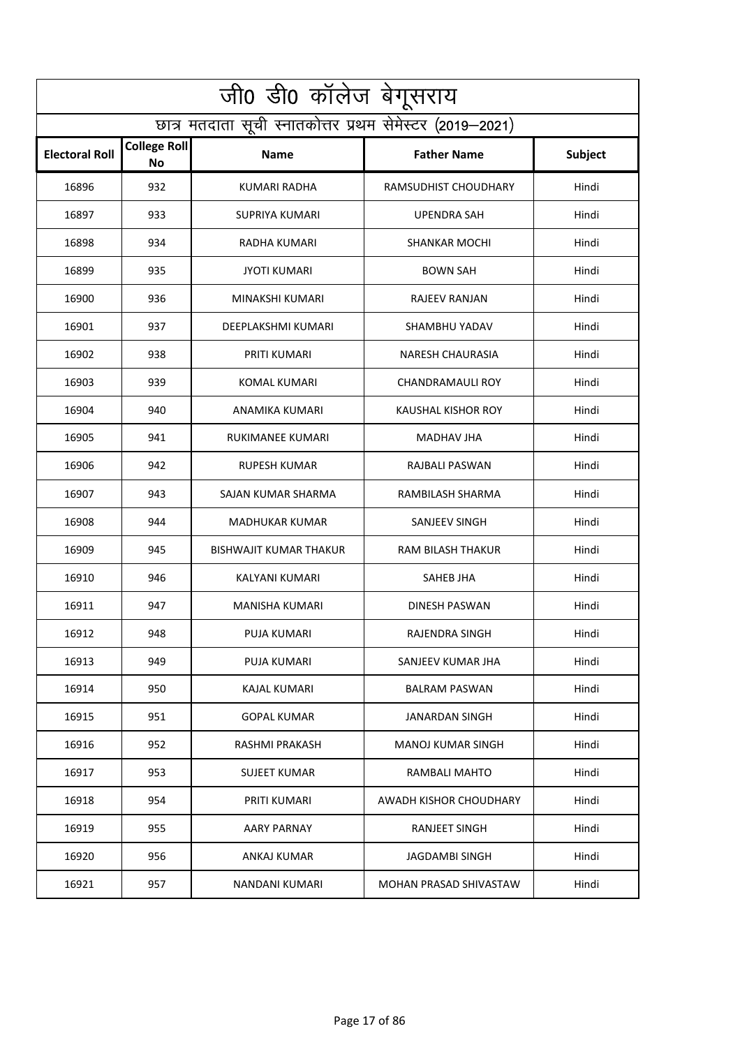# जी0 डी0 कॉलेज बेगूसराय

## छात्र मतदाता सूची स्नातकोत्तर प्रथम सेमेस्टर (2019–2021)

| Electoral Roll | College Roll No | Name | Father Name | Subject |
|---|---|---|---|---|
| 16896 | 932 | KUMARI RADHA | RAMSUDHIST CHOUDHARY | Hindi |
| 16897 | 933 | SUPRIYA KUMARI | UPENDRA SAH | Hindi |
| 16898 | 934 | RADHA KUMARI | SHANKAR MOCHI | Hindi |
| 16899 | 935 | JYOTI KUMARI | BOWN SAH | Hindi |
| 16900 | 936 | MINAKSHI KUMARI | RAJEEV RANJAN | Hindi |
| 16901 | 937 | DEEPLAKSHMI KUMARI | SHAMBHU YADAV | Hindi |
| 16902 | 938 | PRITI KUMARI | NARESH CHAURASIA | Hindi |
| 16903 | 939 | KOMAL KUMARI | CHANDRAMAULI ROY | Hindi |
| 16904 | 940 | ANAMIKA KUMARI | KAUSHAL KISHOR ROY | Hindi |
| 16905 | 941 | RUKIMANEE KUMARI | MADHAV JHA | Hindi |
| 16906 | 942 | RUPESH KUMAR | RAJBALI PASWAN | Hindi |
| 16907 | 943 | SAJAN KUMAR SHARMA | RAMBILASH SHARMA | Hindi |
| 16908 | 944 | MADHUKAR KUMAR | SANJEEV SINGH | Hindi |
| 16909 | 945 | BISHWAJIT KUMAR THAKUR | RAM BILASH THAKUR | Hindi |
| 16910 | 946 | KALYANI KUMARI | SAHEB JHA | Hindi |
| 16911 | 947 | MANISHA KUMARI | DINESH PASWAN | Hindi |
| 16912 | 948 | PUJA KUMARI | RAJENDRA SINGH | Hindi |
| 16913 | 949 | PUJA KUMARI | SANJEEV KUMAR JHA | Hindi |
| 16914 | 950 | KAJAL KUMARI | BALRAM PASWAN | Hindi |
| 16915 | 951 | GOPAL KUMAR | JANARDAN SINGH | Hindi |
| 16916 | 952 | RASHMI PRAKASH | MANOJ KUMAR SINGH | Hindi |
| 16917 | 953 | SUJEET KUMAR | RAMBALI MAHTO | Hindi |
| 16918 | 954 | PRITI KUMARI | AWADH KISHOR CHOUDHARY | Hindi |
| 16919 | 955 | AARY PARNAY | RANJEET SINGH | Hindi |
| 16920 | 956 | ANKAJ KUMAR | JAGDAMBI SINGH | Hindi |
| 16921 | 957 | NANDANI KUMARI | MOHAN PRASAD SHIVASTAW | Hindi |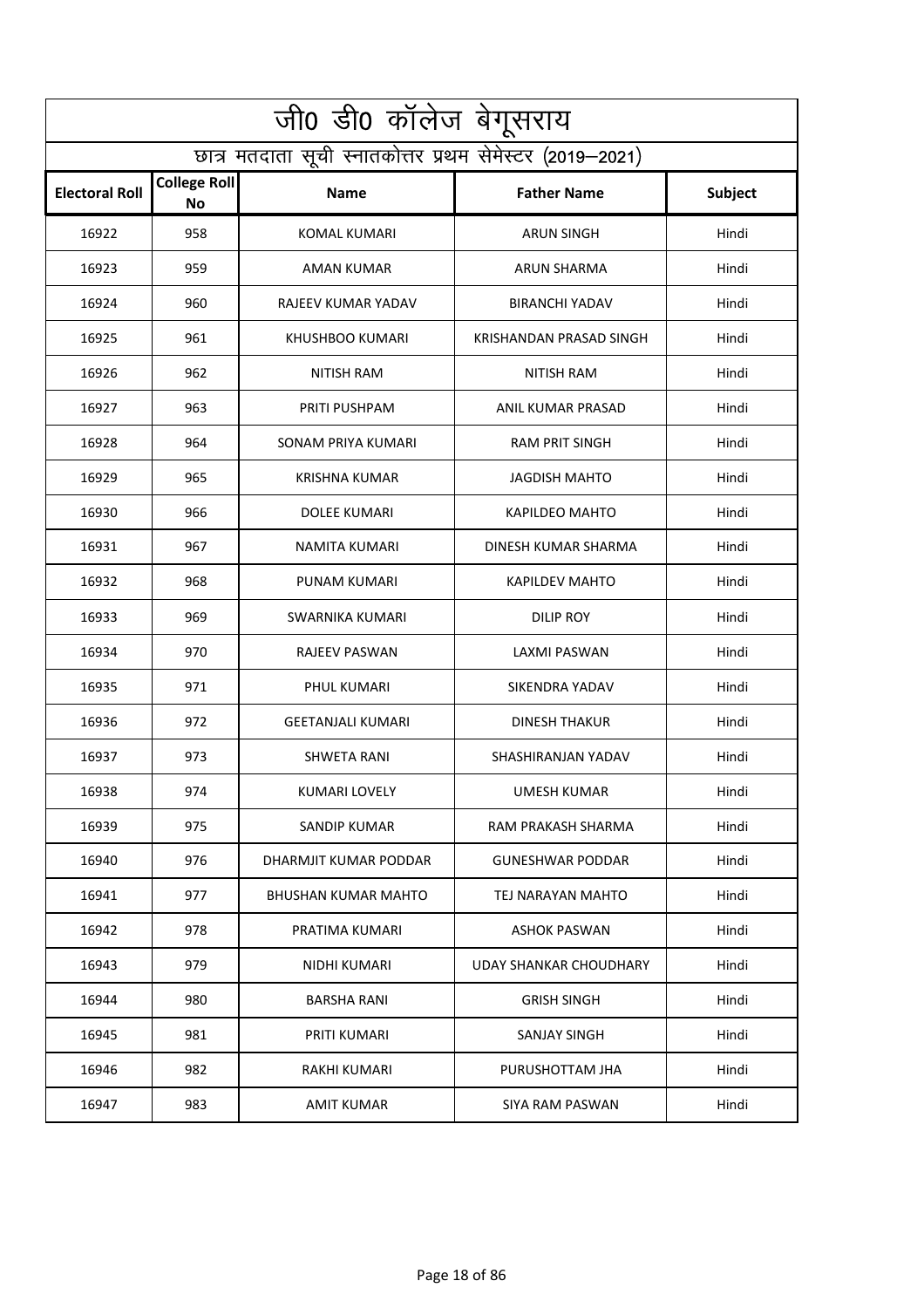# जी0 डी0 कॉलेज बेगूसराय

## छात्र मतदाता सूची स्नातकोत्तर प्रथम सेमेस्टर (2019–2021)

| Electoral Roll | College Roll No | Name | Father Name | Subject |
|---|---|---|---|---|
| 16922 | 958 | KOMAL KUMARI | ARUN SINGH | Hindi |
| 16923 | 959 | AMAN KUMAR | ARUN SHARMA | Hindi |
| 16924 | 960 | RAJEEV KUMAR YADAV | BIRANCHI YADAV | Hindi |
| 16925 | 961 | KHUSHBOO KUMARI | KRISHANDAN PRASAD SINGH | Hindi |
| 16926 | 962 | NITISH RAM | NITISH RAM | Hindi |
| 16927 | 963 | PRITI PUSHPAM | ANIL KUMAR PRASAD | Hindi |
| 16928 | 964 | SONAM PRIYA KUMARI | RAM PRIT SINGH | Hindi |
| 16929 | 965 | KRISHNA KUMAR | JAGDISH MAHTO | Hindi |
| 16930 | 966 | DOLEE KUMARI | KAPILDEO MAHTO | Hindi |
| 16931 | 967 | NAMITA KUMARI | DINESH KUMAR SHARMA | Hindi |
| 16932 | 968 | PUNAM KUMARI | KAPILDEV MAHTO | Hindi |
| 16933 | 969 | SWARNIKA KUMARI | DILIP ROY | Hindi |
| 16934 | 970 | RAJEEV PASWAN | LAXMI PASWAN | Hindi |
| 16935 | 971 | PHUL KUMARI | SIKENDRA YADAV | Hindi |
| 16936 | 972 | GEETANJALI KUMARI | DINESH THAKUR | Hindi |
| 16937 | 973 | SHWETA RANI | SHASHIRANJAN YADAV | Hindi |
| 16938 | 974 | KUMARI LOVELY | UMESH KUMAR | Hindi |
| 16939 | 975 | SANDIP KUMAR | RAM PRAKASH SHARMA | Hindi |
| 16940 | 976 | DHARMJIT KUMAR PODDAR | GUNESHWAR PODDAR | Hindi |
| 16941 | 977 | BHUSHAN KUMAR MAHTO | TEJ NARAYAN MAHTO | Hindi |
| 16942 | 978 | PRATIMA KUMARI | ASHOK PASWAN | Hindi |
| 16943 | 979 | NIDHI KUMARI | UDAY SHANKAR CHOUDHARY | Hindi |
| 16944 | 980 | BARSHA RANI | GRISH SINGH | Hindi |
| 16945 | 981 | PRITI KUMARI | SANJAY SINGH | Hindi |
| 16946 | 982 | RAKHI KUMARI | PURUSHOTTAM JHA | Hindi |
| 16947 | 983 | AMIT KUMAR | SIYA RAM PASWAN | Hindi |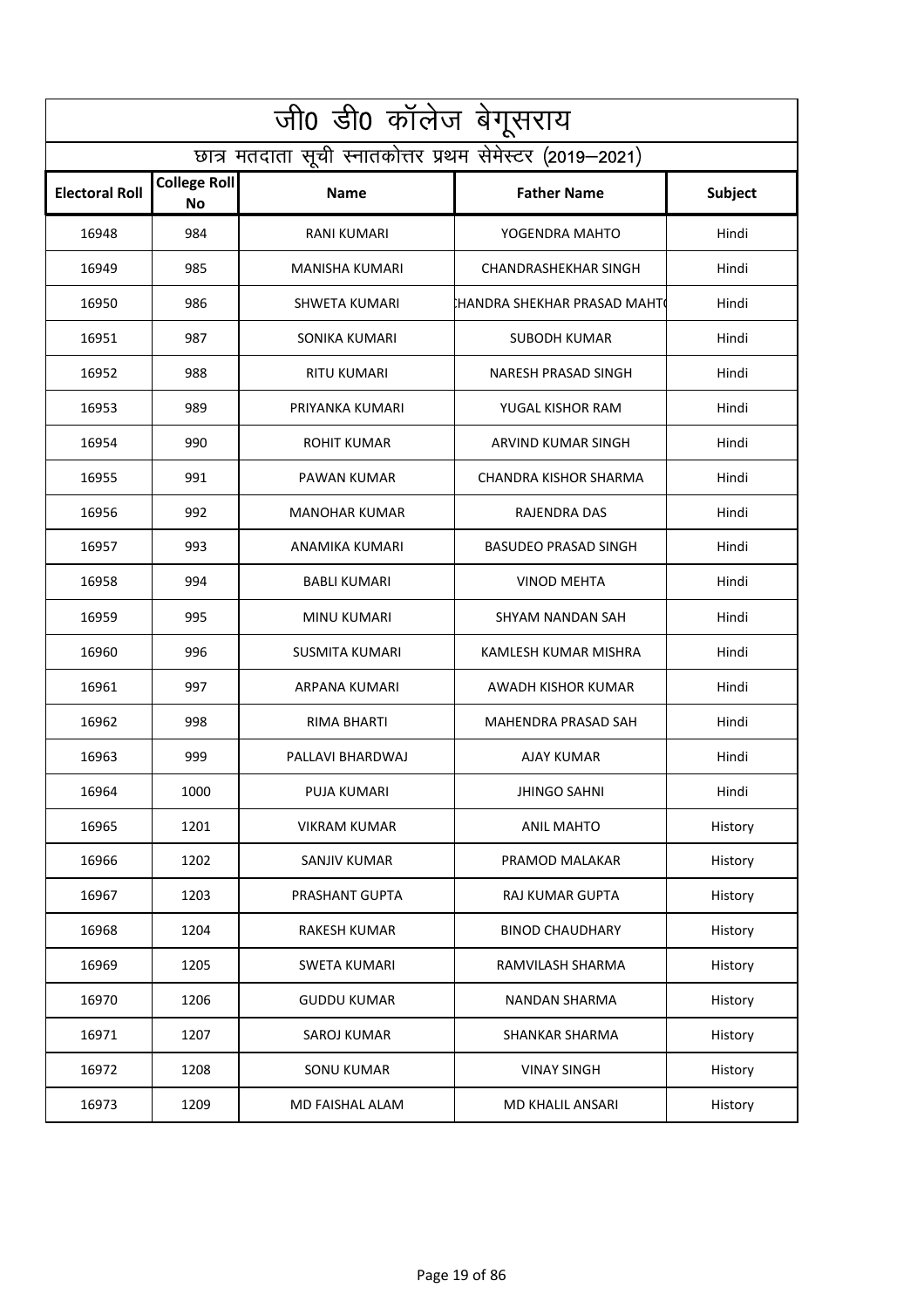# जी0 डी0 कॉलेज बेगूसराय

## छात्र मतदाता सूची स्नातकोत्तर प्रथम सेमेस्टर (2019–2021)

| Electoral Roll | College Roll No | Name | Father Name | Subject |
|---|---|---|---|---|
| 16948 | 984 | RANI KUMARI | YOGENDRA MAHTO | Hindi |
| 16949 | 985 | MANISHA KUMARI | CHANDRASHEKHAR SINGH | Hindi |
| 16950 | 986 | SHWETA KUMARI | CHANDRA SHEKHAR PRASAD MAHTO | Hindi |
| 16951 | 987 | SONIKA KUMARI | SUBODH KUMAR | Hindi |
| 16952 | 988 | RITU KUMARI | NARESH PRASAD SINGH | Hindi |
| 16953 | 989 | PRIYANKA KUMARI | YUGAL KISHOR RAM | Hindi |
| 16954 | 990 | ROHIT KUMAR | ARVIND KUMAR SINGH | Hindi |
| 16955 | 991 | PAWAN KUMAR | CHANDRA KISHOR SHARMA | Hindi |
| 16956 | 992 | MANOHAR KUMAR | RAJENDRA DAS | Hindi |
| 16957 | 993 | ANAMIKA KUMARI | BASUDEO PRASAD SINGH | Hindi |
| 16958 | 994 | BABLI KUMARI | VINOD MEHTA | Hindi |
| 16959 | 995 | MINU KUMARI | SHYAM NANDAN SAH | Hindi |
| 16960 | 996 | SUSMITA KUMARI | KAMLESH KUMAR MISHRA | Hindi |
| 16961 | 997 | ARPANA KUMARI | AWADH KISHOR KUMAR | Hindi |
| 16962 | 998 | RIMA BHARTI | MAHENDRA PRASAD SAH | Hindi |
| 16963 | 999 | PALLAVI BHARDWAJ | AJAY KUMAR | Hindi |
| 16964 | 1000 | PUJA KUMARI | JHINGO SAHNI | Hindi |
| 16965 | 1201 | VIKRAM KUMAR | ANIL MAHTO | History |
| 16966 | 1202 | SANJIV KUMAR | PRAMOD MALAKAR | History |
| 16967 | 1203 | PRASHANT GUPTA | RAJ KUMAR GUPTA | History |
| 16968 | 1204 | RAKESH KUMAR | BINOD CHAUDHARY | History |
| 16969 | 1205 | SWETA KUMARI | RAMVILASH SHARMA | History |
| 16970 | 1206 | GUDDU KUMAR | NANDAN SHARMA | History |
| 16971 | 1207 | SAROJ KUMAR | SHANKAR SHARMA | History |
| 16972 | 1208 | SONU KUMAR | VINAY SINGH | History |
| 16973 | 1209 | MD FAISHAL ALAM | MD KHALIL ANSARI | History |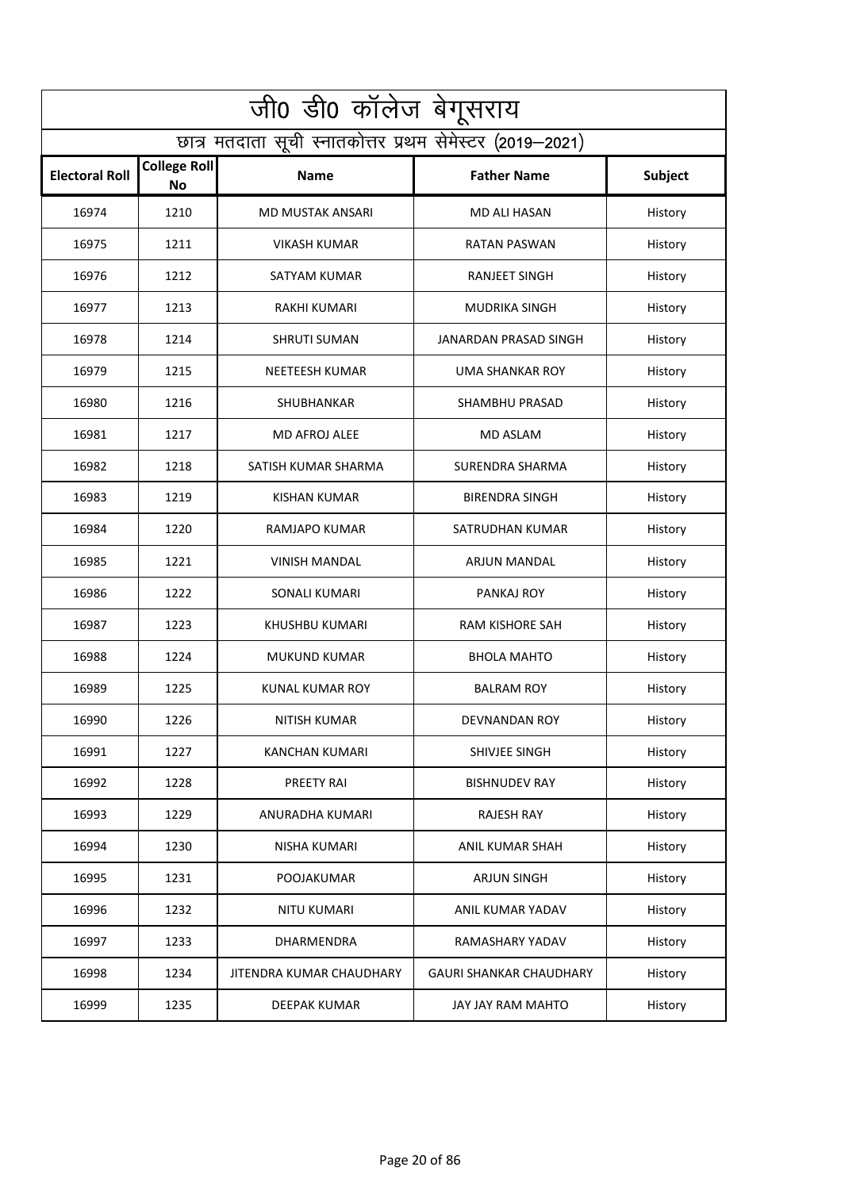# जी0 डी0 कॉलेज बेगूसराय

## छात्र मतदाता सूची स्नातकोत्तर प्रथम सेमेस्टर (2019–2021)

| Electoral Roll | College Roll No | Name | Father Name | Subject |
|---|---|---|---|---|
| 16974 | 1210 | MD MUSTAK ANSARI | MD ALI HASAN | History |
| 16975 | 1211 | VIKASH KUMAR | RATAN PASWAN | History |
| 16976 | 1212 | SATYAM KUMAR | RANJEET SINGH | History |
| 16977 | 1213 | RAKHI KUMARI | MUDRIKA SINGH | History |
| 16978 | 1214 | SHRUTI SUMAN | JANARDAN PRASAD SINGH | History |
| 16979 | 1215 | NEETEESH KUMAR | UMA SHANKAR ROY | History |
| 16980 | 1216 | SHUBHANKAR | SHAMBHU PRASAD | History |
| 16981 | 1217 | MD AFROJ ALEE | MD ASLAM | History |
| 16982 | 1218 | SATISH KUMAR SHARMA | SURENDRA SHARMA | History |
| 16983 | 1219 | KISHAN KUMAR | BIRENDRA SINGH | History |
| 16984 | 1220 | RAMJAPO KUMAR | SATRUDHAN KUMAR | History |
| 16985 | 1221 | VINISH MANDAL | ARJUN MANDAL | History |
| 16986 | 1222 | SONALI KUMARI | PANKAJ ROY | History |
| 16987 | 1223 | KHUSHBU KUMARI | RAM KISHORE SAH | History |
| 16988 | 1224 | MUKUND KUMAR | BHOLA MAHTO | History |
| 16989 | 1225 | KUNAL KUMAR ROY | BALRAM ROY | History |
| 16990 | 1226 | NITISH KUMAR | DEVNANDAN ROY | History |
| 16991 | 1227 | KANCHAN KUMARI | SHIVJEE SINGH | History |
| 16992 | 1228 | PREETY RAI | BISHNUDEV RAY | History |
| 16993 | 1229 | ANURADHA KUMARI | RAJESH RAY | History |
| 16994 | 1230 | NISHA KUMARI | ANIL KUMAR SHAH | History |
| 16995 | 1231 | POOJAKUMAR | ARJUN SINGH | History |
| 16996 | 1232 | NITU KUMARI | ANIL KUMAR YADAV | History |
| 16997 | 1233 | DHARMENDRA | RAMASHARY YADAV | History |
| 16998 | 1234 | JITENDRA KUMAR CHAUDHARY | GAURI SHANKAR CHAUDHARY | History |
| 16999 | 1235 | DEEPAK KUMAR | JAY JAY RAM MAHTO | History |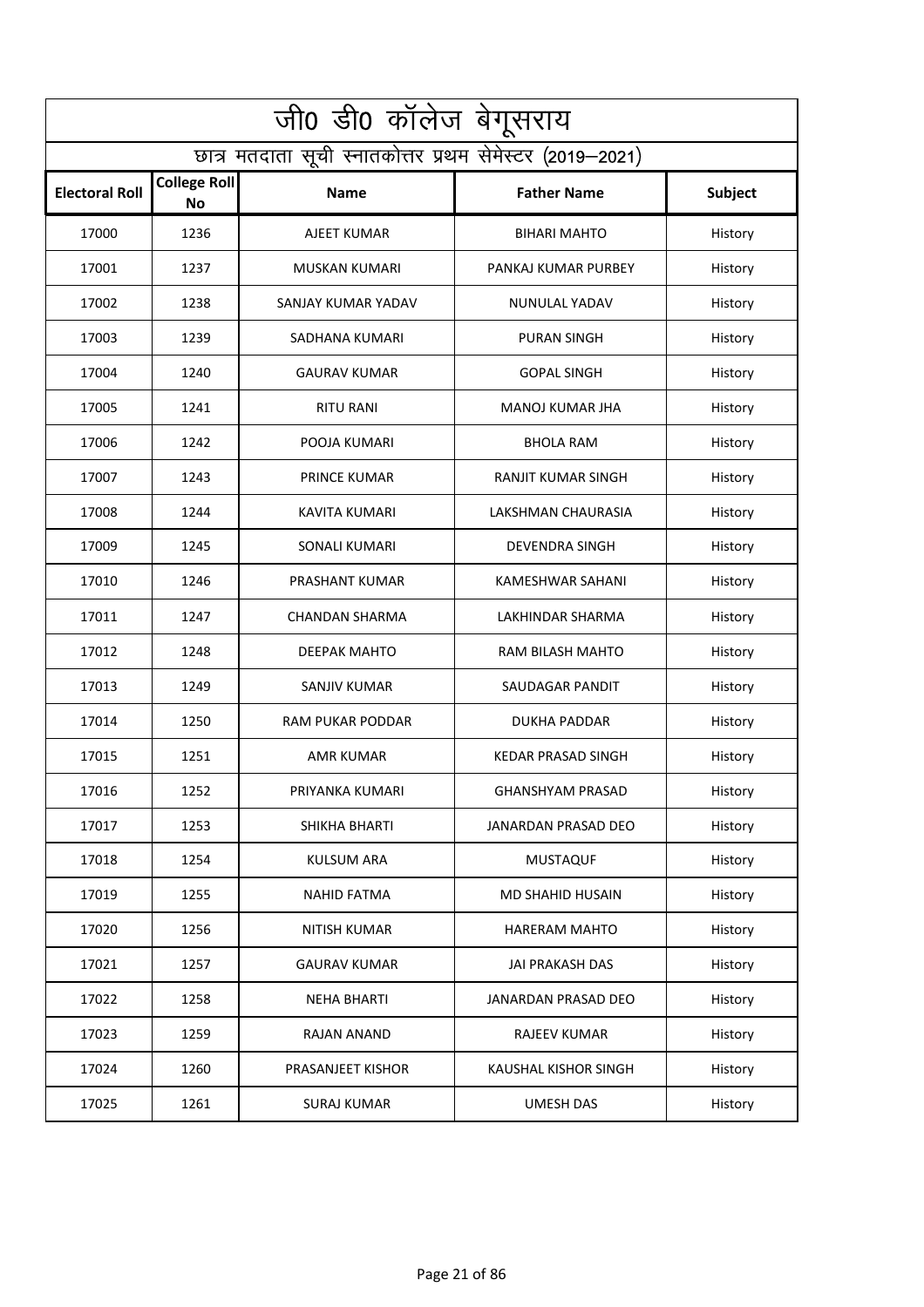# जी0 डी0 कॉलेज बेगूसराय

## छात्र मतदाता सूची स्नातकोत्तर प्रथम सेमेस्टर (2019–2021)

| Electoral Roll | College Roll No | Name | Father Name | Subject |
|---|---|---|---|---|
| 17000 | 1236 | AJEET KUMAR | BIHARI MAHTO | History |
| 17001 | 1237 | MUSKAN KUMARI | PANKAJ KUMAR PURBEY | History |
| 17002 | 1238 | SANJAY KUMAR YADAV | NUNULAL YADAV | History |
| 17003 | 1239 | SADHANA KUMARI | PURAN SINGH | History |
| 17004 | 1240 | GAURAV KUMAR | GOPAL SINGH | History |
| 17005 | 1241 | RITU RANI | MANOJ KUMAR JHA | History |
| 17006 | 1242 | POOJA KUMARI | BHOLA RAM | History |
| 17007 | 1243 | PRINCE KUMAR | RANJIT KUMAR SINGH | History |
| 17008 | 1244 | KAVITA KUMARI | LAKSHMAN CHAURASIA | History |
| 17009 | 1245 | SONALI KUMARI | DEVENDRA SINGH | History |
| 17010 | 1246 | PRASHANT KUMAR | KAMESHWAR SAHANI | History |
| 17011 | 1247 | CHANDAN SHARMA | LAKHINDAR SHARMA | History |
| 17012 | 1248 | DEEPAK MAHTO | RAM BILASH MAHTO | History |
| 17013 | 1249 | SANJIV KUMAR | SAUDAGAR PANDIT | History |
| 17014 | 1250 | RAM PUKAR PODDAR | DUKHA PADDAR | History |
| 17015 | 1251 | AMR KUMAR | KEDAR PRASAD SINGH | History |
| 17016 | 1252 | PRIYANKA KUMARI | GHANSHYAM PRASAD | History |
| 17017 | 1253 | SHIKHA BHARTI | JANARDAN PRASAD DEO | History |
| 17018 | 1254 | KULSUM ARA | MUSTAQUF | History |
| 17019 | 1255 | NAHID FATMA | MD SHAHID HUSAIN | History |
| 17020 | 1256 | NITISH KUMAR | HARERAM MAHTO | History |
| 17021 | 1257 | GAURAV KUMAR | JAI PRAKASH DAS | History |
| 17022 | 1258 | NEHA BHARTI | JANARDAN PRASAD DEO | History |
| 17023 | 1259 | RAJAN ANAND | RAJEEV KUMAR | History |
| 17024 | 1260 | PRASANJEET KISHOR | KAUSHAL KISHOR SINGH | History |
| 17025 | 1261 | SURAJ KUMAR | UMESH DAS | History |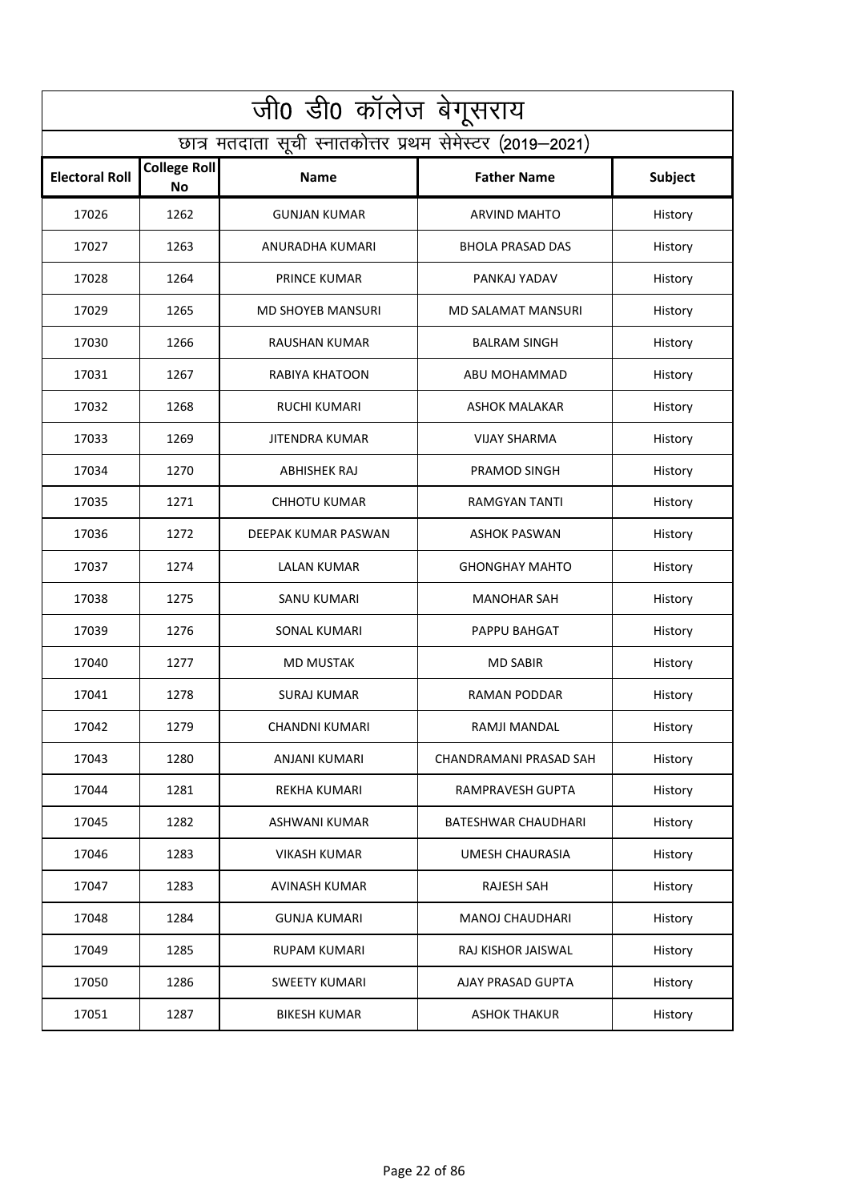# जी0 डी0 कॉलेज बेगूसराय

## छात्र मतदाता सूची स्नातकोत्तर प्रथम सेमेस्टर (2019–2021)

| Electoral Roll | College Roll No | Name | Father Name | Subject |
|---|---|---|---|---|
| 17026 | 1262 | GUNJAN KUMAR | ARVIND MAHTO | History |
| 17027 | 1263 | ANURADHA KUMARI | BHOLA PRASAD DAS | History |
| 17028 | 1264 | PRINCE KUMAR | PANKAJ YADAV | History |
| 17029 | 1265 | MD SHOYEB MANSURI | MD SALAMAT MANSURI | History |
| 17030 | 1266 | RAUSHAN KUMAR | BALRAM SINGH | History |
| 17031 | 1267 | RABIYA KHATOON | ABU MOHAMMAD | History |
| 17032 | 1268 | RUCHI KUMARI | ASHOK MALAKAR | History |
| 17033 | 1269 | JITENDRA KUMAR | VIJAY SHARMA | History |
| 17034 | 1270 | ABHISHEK RAJ | PRAMOD SINGH | History |
| 17035 | 1271 | CHHOTU KUMAR | RAMGYAN TANTI | History |
| 17036 | 1272 | DEEPAK KUMAR PASWAN | ASHOK PASWAN | History |
| 17037 | 1274 | LALAN KUMAR | GHONGHAY MAHTO | History |
| 17038 | 1275 | SANU KUMARI | MANOHAR SAH | History |
| 17039 | 1276 | SONAL KUMARI | PAPPU BAHGAT | History |
| 17040 | 1277 | MD MUSTAK | MD SABIR | History |
| 17041 | 1278 | SURAJ KUMAR | RAMAN PODDAR | History |
| 17042 | 1279 | CHANDNI KUMARI | RAMJI MANDAL | History |
| 17043 | 1280 | ANJANI KUMARI | CHANDRAMANI PRASAD SAH | History |
| 17044 | 1281 | REKHA KUMARI | RAMPRAVESH GUPTA | History |
| 17045 | 1282 | ASHWANI KUMAR | BATESHWAR CHAUDHARI | History |
| 17046 | 1283 | VIKASH KUMAR | UMESH CHAURASIA | History |
| 17047 | 1283 | AVINASH KUMAR | RAJESH SAH | History |
| 17048 | 1284 | GUNJA KUMARI | MANOJ CHAUDHARI | History |
| 17049 | 1285 | RUPAM KUMARI | RAJ KISHOR JAISWAL | History |
| 17050 | 1286 | SWEETY KUMARI | AJAY PRASAD GUPTA | History |
| 17051 | 1287 | BIKESH KUMAR | ASHOK THAKUR | History |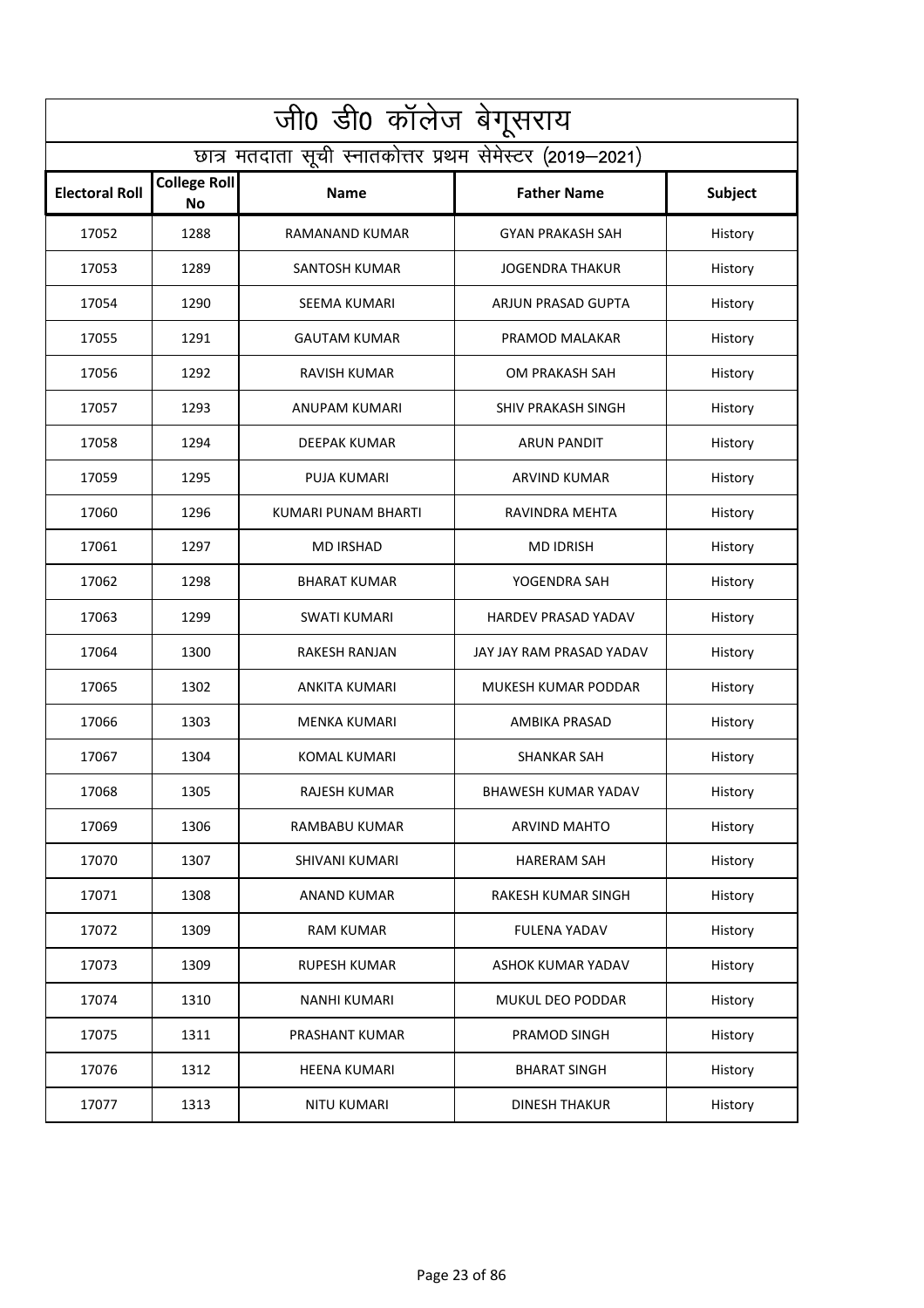# जी0 डी0 कॉलेज बेगूसराय

## छात्र मतदाता सूची स्नातकोत्तर प्रथम सेमेस्टर (2019–2021)

| Electoral Roll | College Roll No | Name | Father Name | Subject |
|---|---|---|---|---|
| 17052 | 1288 | RAMANAND KUMAR | GYAN PRAKASH SAH | History |
| 17053 | 1289 | SANTOSH KUMAR | JOGENDRA THAKUR | History |
| 17054 | 1290 | SEEMA KUMARI | ARJUN PRASAD GUPTA | History |
| 17055 | 1291 | GAUTAM KUMAR | PRAMOD MALAKAR | History |
| 17056 | 1292 | RAVISH KUMAR | OM PRAKASH SAH | History |
| 17057 | 1293 | ANUPAM KUMARI | SHIV PRAKASH SINGH | History |
| 17058 | 1294 | DEEPAK KUMAR | ARUN PANDIT | History |
| 17059 | 1295 | PUJA KUMARI | ARVIND KUMAR | History |
| 17060 | 1296 | KUMARI PUNAM BHARTI | RAVINDRA MEHTA | History |
| 17061 | 1297 | MD IRSHAD | MD IDRISH | History |
| 17062 | 1298 | BHARAT KUMAR | YOGENDRA SAH | History |
| 17063 | 1299 | SWATI KUMARI | HARDEV PRASAD YADAV | History |
| 17064 | 1300 | RAKESH RANJAN | JAY JAY RAM PRASAD YADAV | History |
| 17065 | 1302 | ANKITA KUMARI | MUKESH KUMAR PODDAR | History |
| 17066 | 1303 | MENKA KUMARI | AMBIKA PRASAD | History |
| 17067 | 1304 | KOMAL KUMARI | SHANKAR SAH | History |
| 17068 | 1305 | RAJESH KUMAR | BHAWESH KUMAR YADAV | History |
| 17069 | 1306 | RAMBABU KUMAR | ARVIND MAHTO | History |
| 17070 | 1307 | SHIVANI KUMARI | HARERAM SAH | History |
| 17071 | 1308 | ANAND KUMAR | RAKESH KUMAR SINGH | History |
| 17072 | 1309 | RAM KUMAR | FULENA YADAV | History |
| 17073 | 1309 | RUPESH KUMAR | ASHOK KUMAR YADAV | History |
| 17074 | 1310 | NANHI KUMARI | MUKUL DEO PODDAR | History |
| 17075 | 1311 | PRASHANT KUMAR | PRAMOD SINGH | History |
| 17076 | 1312 | HEENA KUMARI | BHARAT SINGH | History |
| 17077 | 1313 | NITU KUMARI | DINESH THAKUR | History |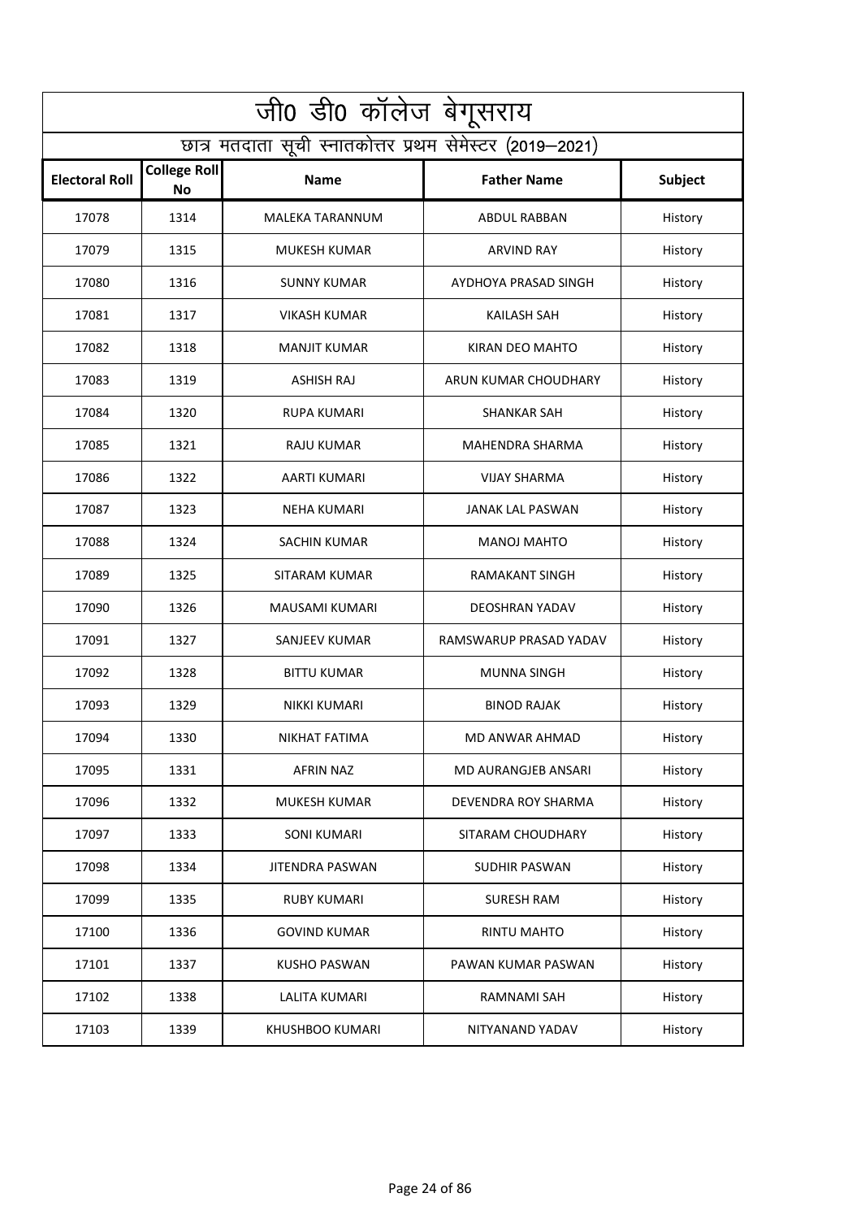# जी0 डी0 कॉलेज बेगूसराय

## छात्र मतदाता सूची स्नातकोत्तर प्रथम सेमेस्टर (2019–2021)

| Electoral Roll | College Roll No | Name | Father Name | Subject |
|---|---|---|---|---|
| 17078 | 1314 | MALEKA TARANNUM | ABDUL RABBAN | History |
| 17079 | 1315 | MUKESH KUMAR | ARVIND RAY | History |
| 17080 | 1316 | SUNNY KUMAR | AYDHOYA PRASAD SINGH | History |
| 17081 | 1317 | VIKASH KUMAR | KAILASH SAH | History |
| 17082 | 1318 | MANJIT KUMAR | KIRAN DEO MAHTO | History |
| 17083 | 1319 | ASHISH RAJ | ARUN KUMAR CHOUDHARY | History |
| 17084 | 1320 | RUPA KUMARI | SHANKAR SAH | History |
| 17085 | 1321 | RAJU KUMAR | MAHENDRA SHARMA | History |
| 17086 | 1322 | AARTI KUMARI | VIJAY SHARMA | History |
| 17087 | 1323 | NEHA KUMARI | JANAK LAL PASWAN | History |
| 17088 | 1324 | SACHIN KUMAR | MANOJ MAHTO | History |
| 17089 | 1325 | SITARAM KUMAR | RAMAKANT SINGH | History |
| 17090 | 1326 | MAUSAMI KUMARI | DEOSHRAN YADAV | History |
| 17091 | 1327 | SANJEEV KUMAR | RAMSWARUP PRASAD YADAV | History |
| 17092 | 1328 | BITTU KUMAR | MUNNA SINGH | History |
| 17093 | 1329 | NIKKI KUMARI | BINOD RAJAK | History |
| 17094 | 1330 | NIKHAT FATIMA | MD ANWAR AHMAD | History |
| 17095 | 1331 | AFRIN NAZ | MD AURANGJEB ANSARI | History |
| 17096 | 1332 | MUKESH KUMAR | DEVENDRA ROY SHARMA | History |
| 17097 | 1333 | SONI KUMARI | SITARAM CHOUDHARY | History |
| 17098 | 1334 | JITENDRA PASWAN | SUDHIR PASWAN | History |
| 17099 | 1335 | RUBY KUMARI | SURESH RAM | History |
| 17100 | 1336 | GOVIND KUMAR | RINTU MAHTO | History |
| 17101 | 1337 | KUSHO PASWAN | PAWAN KUMAR PASWAN | History |
| 17102 | 1338 | LALITA KUMARI | RAMNAMI SAH | History |
| 17103 | 1339 | KHUSHBOO KUMARI | NITYANAND YADAV | History |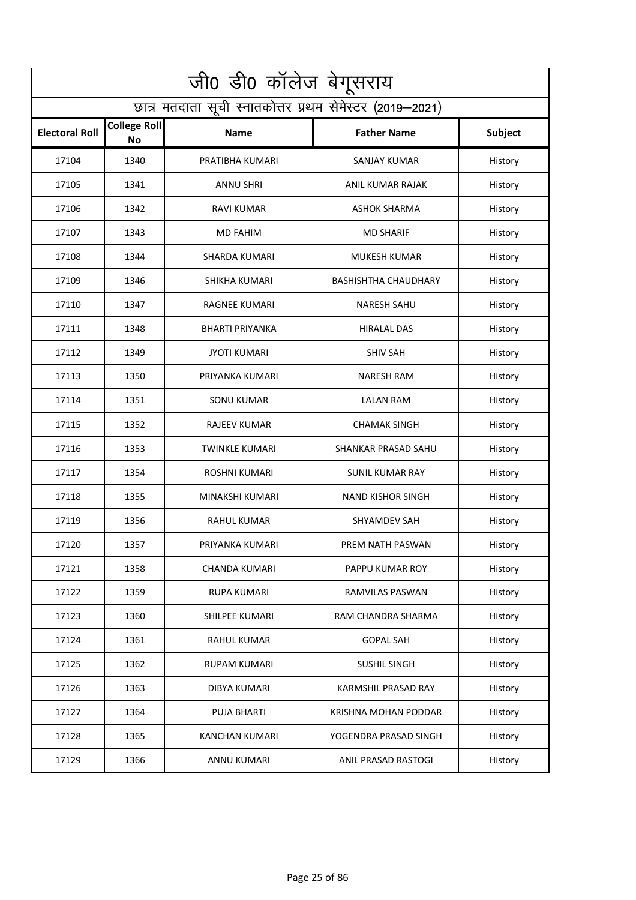| जी0 डी0 कॉलेज बेगूसराय | | | | |
|---|---|---|---|---|
| छात्र मतदाता सूची स्नातकोत्तर प्रथम सेमेस्टर (2019–2021) | | | | |
| **Electoral Roll** | **College Roll No** | **Name** | **Father Name** | **Subject** |
| 17104 | 1340 | PRATIBHA KUMARI | SANJAY KUMAR | History |
| 17105 | 1341 | ANNU SHRI | ANIL KUMAR RAJAK | History |
| 17106 | 1342 | RAVI KUMAR | ASHOK SHARMA | History |
| 17107 | 1343 | MD FAHIM | MD SHARIF | History |
| 17108 | 1344 | SHARDA KUMARI | MUKESH KUMAR | History |
| 17109 | 1346 | SHIKHA KUMARI | BASHISHTHA CHAUDHARY | History |
| 17110 | 1347 | RAGNEE KUMARI | NARESH SAHU | History |
| 17111 | 1348 | BHARTI PRIYANKA | HIRALAL DAS | History |
| 17112 | 1349 | JYOTI KUMARI | SHIV SAH | History |
| 17113 | 1350 | PRIYANKA KUMARI | NARESH RAM | History |
| 17114 | 1351 | SONU KUMAR | LALAN RAM | History |
| 17115 | 1352 | RAJEEV KUMAR | CHAMAK SINGH | History |
| 17116 | 1353 | TWINKLE KUMARI | SHANKAR PRASAD SAHU | History |
| 17117 | 1354 | ROSHNI KUMARI | SUNIL KUMAR RAY | History |
| 17118 | 1355 | MINAKSHI KUMARI | NAND KISHOR SINGH | History |
| 17119 | 1356 | RAHUL KUMAR | SHYAMDEV SAH | History |
| 17120 | 1357 | PRIYANKA KUMARI | PREM NATH PASWAN | History |
| 17121 | 1358 | CHANDA KUMARI | PAPPU KUMAR ROY | History |
| 17122 | 1359 | RUPA KUMARI | RAMVILAS PASWAN | History |
| 17123 | 1360 | SHILPEE KUMARI | RAM CHANDRA SHARMA | History |
| 17124 | 1361 | RAHUL KUMAR | GOPAL SAH | History |
| 17125 | 1362 | RUPAM KUMARI | SUSHIL SINGH | History |
| 17126 | 1363 | DIBYA KUMARI | KARMSHIL PRASAD RAY | History |
| 17127 | 1364 | PUJA BHARTI | KRISHNA MOHAN PODDAR | History |
| 17128 | 1365 | KANCHAN KUMARI | YOGENDRA PRASAD SINGH | History |
| 17129 | 1366 | ANNU KUMARI | ANIL PRASAD RASTOGI | History |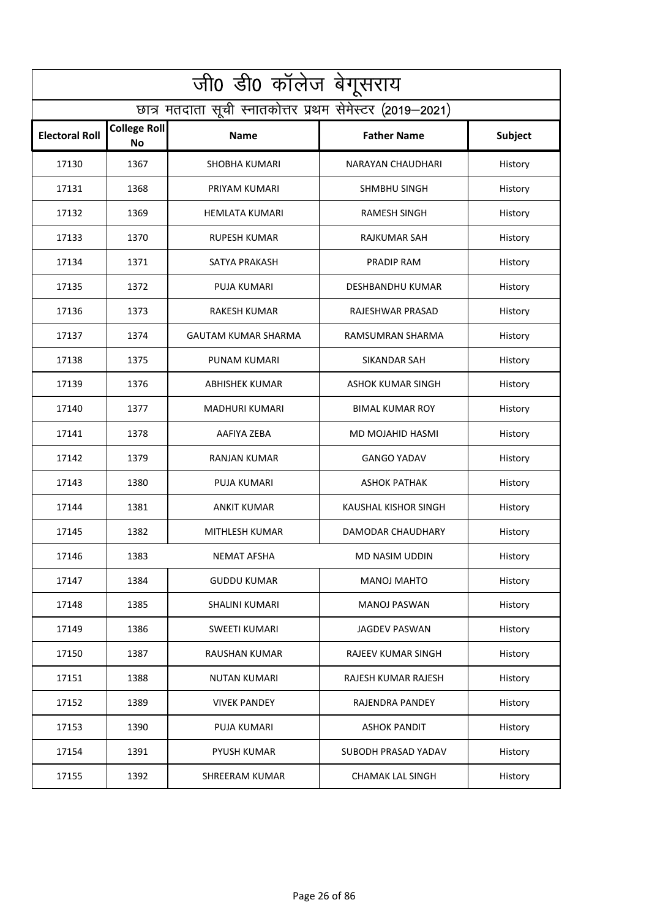# जी0 डी0 कॉलेज बेगूसराय

## छात्र मतदाता सूची स्नातकोत्तर प्रथम सेमेस्टर (2019–2021)

| Electoral Roll | College Roll No | Name | Father Name | Subject |
|---|---|---|---|---|
| 17130 | 1367 | SHOBHA KUMARI | NARAYAN CHAUDHARI | History |
| 17131 | 1368 | PRIYAM KUMARI | SHMBHU SINGH | History |
| 17132 | 1369 | HEMLATA KUMARI | RAMESH SINGH | History |
| 17133 | 1370 | RUPESH KUMAR | RAJKUMAR SAH | History |
| 17134 | 1371 | SATYA PRAKASH | PRADIP RAM | History |
| 17135 | 1372 | PUJA KUMARI | DESHBANDHU KUMAR | History |
| 17136 | 1373 | RAKESH KUMAR | RAJESHWAR PRASAD | History |
| 17137 | 1374 | GAUTAM KUMAR SHARMA | RAMSUMRAN SHARMA | History |
| 17138 | 1375 | PUNAM KUMARI | SIKANDAR SAH | History |
| 17139 | 1376 | ABHISHEK KUMAR | ASHOK KUMAR SINGH | History |
| 17140 | 1377 | MADHURI KUMARI | BIMAL KUMAR ROY | History |
| 17141 | 1378 | AAFIYA ZEBA | MD MOJAHID HASMI | History |
| 17142 | 1379 | RANJAN KUMAR | GANGO YADAV | History |
| 17143 | 1380 | PUJA KUMARI | ASHOK PATHAK | History |
| 17144 | 1381 | ANKIT KUMAR | KAUSHAL KISHOR SINGH | History |
| 17145 | 1382 | MITHLESH KUMAR | DAMODAR CHAUDHARY | History |
| 17146 | 1383 | NEMAT AFSHA | MD NASIM UDDIN | History |
| 17147 | 1384 | GUDDU KUMAR | MANOJ MAHTO | History |
| 17148 | 1385 | SHALINI KUMARI | MANOJ PASWAN | History |
| 17149 | 1386 | SWEETI KUMARI | JAGDEV PASWAN | History |
| 17150 | 1387 | RAUSHAN KUMAR | RAJEEV KUMAR SINGH | History |
| 17151 | 1388 | NUTAN KUMARI | RAJESH KUMAR RAJESH | History |
| 17152 | 1389 | VIVEK PANDEY | RAJENDRA PANDEY | History |
| 17153 | 1390 | PUJA KUMARI | ASHOK PANDIT | History |
| 17154 | 1391 | PYUSH KUMAR | SUBODH PRASAD YADAV | History |
| 17155 | 1392 | SHREERAM KUMAR | CHAMAK LAL SINGH | History |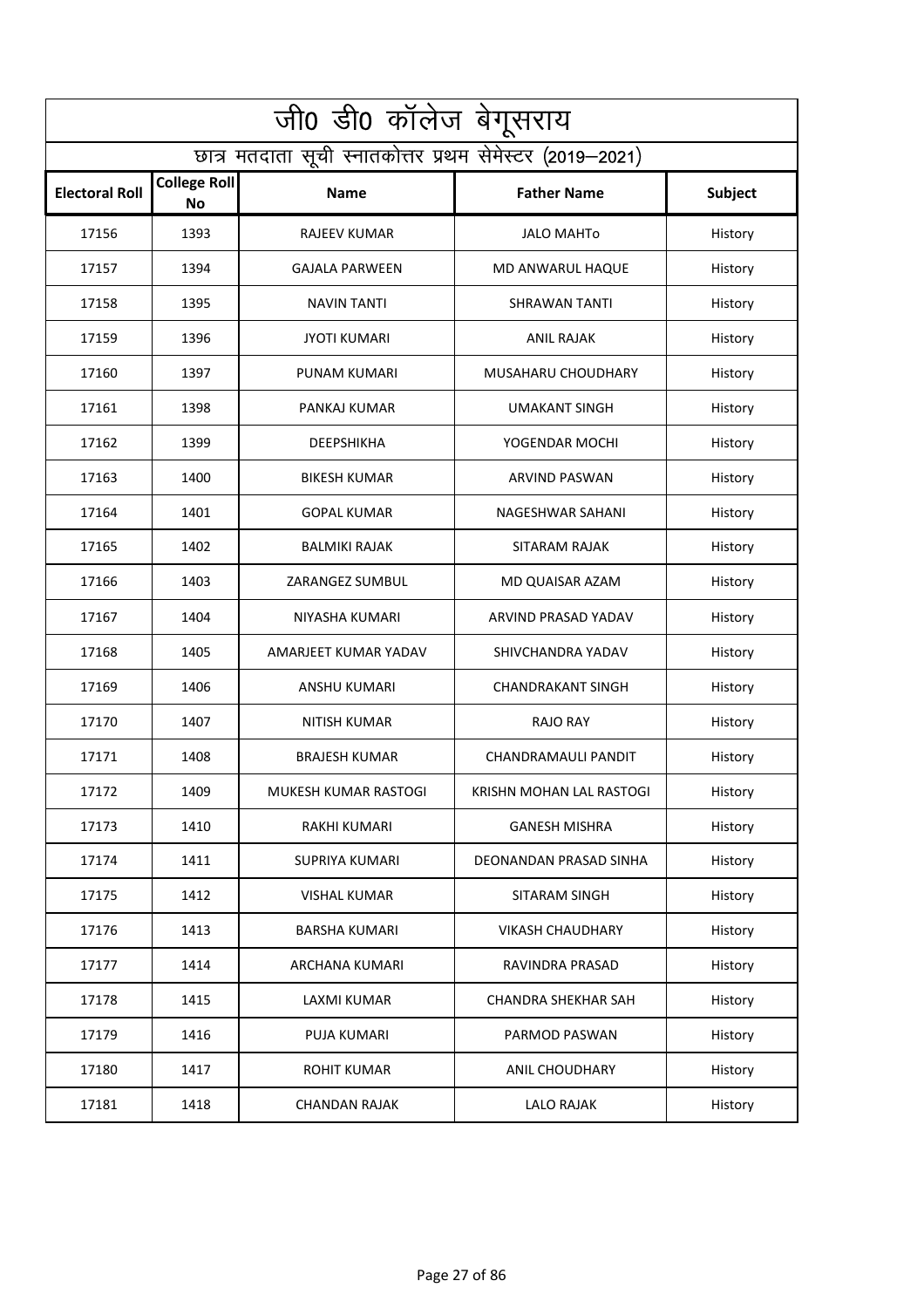# जी0 डी0 कॉलेज बेगूसराय

## छात्र मतदाता सूची स्नातकोत्तर प्रथम सेमेस्टर (2019–2021)

| Electoral Roll | College Roll No | Name | Father Name | Subject |
|---|---|---|---|---|
| 17156 | 1393 | RAJEEV KUMAR | JALO MAHTo | History |
| 17157 | 1394 | GAJALA PARWEEN | MD ANWARUL HAQUE | History |
| 17158 | 1395 | NAVIN TANTI | SHRAWAN TANTI | History |
| 17159 | 1396 | JYOTI KUMARI | ANIL RAJAK | History |
| 17160 | 1397 | PUNAM KUMARI | MUSAHARU CHOUDHARY | History |
| 17161 | 1398 | PANKAJ KUMAR | UMAKANT SINGH | History |
| 17162 | 1399 | DEEPSHIKHA | YOGENDAR MOCHI | History |
| 17163 | 1400 | BIKESH KUMAR | ARVIND PASWAN | History |
| 17164 | 1401 | GOPAL KUMAR | NAGESHWAR SAHANI | History |
| 17165 | 1402 | BALMIKI RAJAK | SITARAM RAJAK | History |
| 17166 | 1403 | ZARANGEZ SUMBUL | MD QUAISAR AZAM | History |
| 17167 | 1404 | NIYASHA KUMARI | ARVIND PRASAD YADAV | History |
| 17168 | 1405 | AMARJEET KUMAR YADAV | SHIVCHANDRA YADAV | History |
| 17169 | 1406 | ANSHU KUMARI | CHANDRAKANT SINGH | History |
| 17170 | 1407 | NITISH KUMAR | RAJO RAY | History |
| 17171 | 1408 | BRAJESH KUMAR | CHANDRAMAULI PANDIT | History |
| 17172 | 1409 | MUKESH KUMAR RASTOGI | KRISHN MOHAN LAL RASTOGI | History |
| 17173 | 1410 | RAKHI KUMARI | GANESH MISHRA | History |
| 17174 | 1411 | SUPRIYA KUMARI | DEONANDAN PRASAD SINHA | History |
| 17175 | 1412 | VISHAL KUMAR | SITARAM SINGH | History |
| 17176 | 1413 | BARSHA KUMARI | VIKASH CHAUDHARY | History |
| 17177 | 1414 | ARCHANA KUMARI | RAVINDRA PRASAD | History |
| 17178 | 1415 | LAXMI KUMAR | CHANDRA SHEKHAR SAH | History |
| 17179 | 1416 | PUJA KUMARI | PARMOD PASWAN | History |
| 17180 | 1417 | ROHIT KUMAR | ANIL CHOUDHARY | History |
| 17181 | 1418 | CHANDAN RAJAK | LALO RAJAK | History |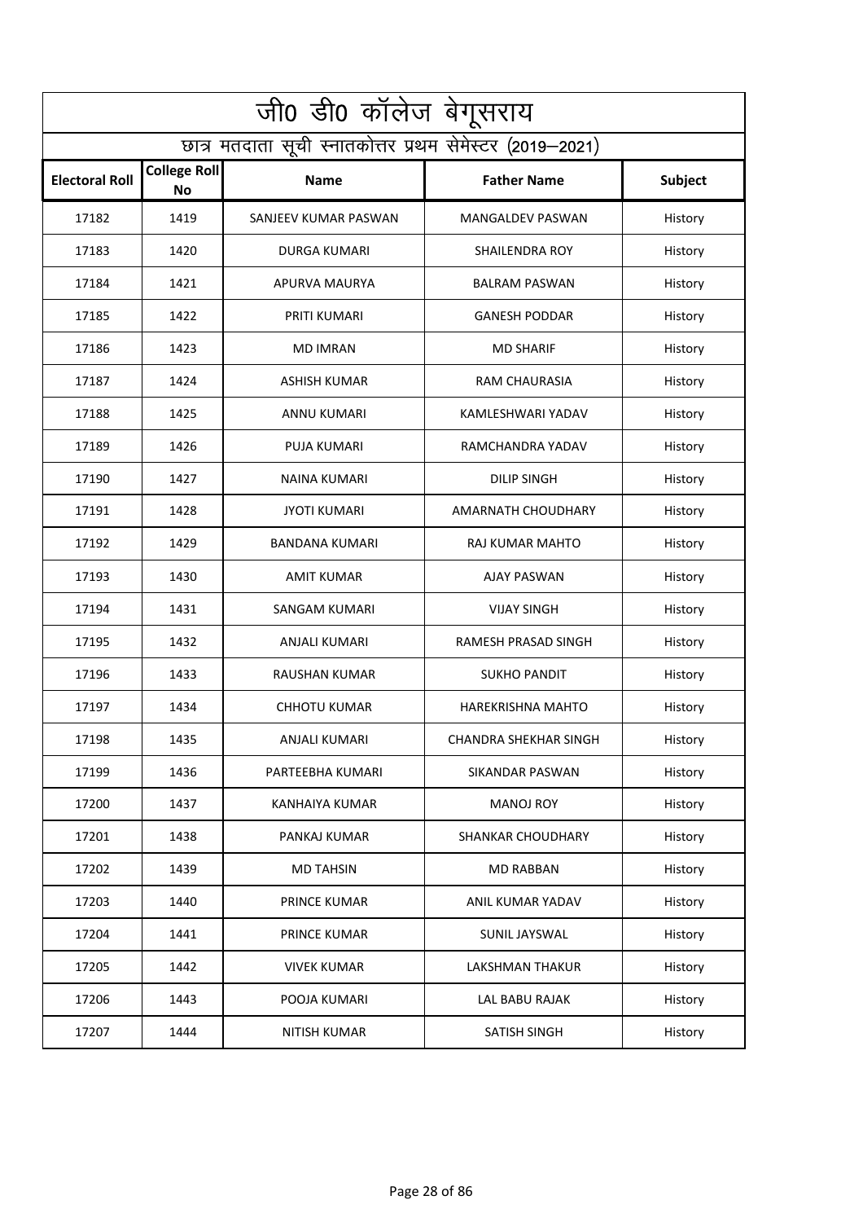| जी0 डी0 कॉलेज बेगूसराय | | | | |
|---|---|---|---|---|
| छात्र मतदाता सूची स्नातकोत्तर प्रथम सेमेस्टर (2019–2021) | | | | |
| **Electoral Roll** | **College Roll No** | **Name** | **Father Name** | **Subject** |
| 17182 | 1419 | SANJEEV KUMAR PASWAN | MANGALDEV PASWAN | History |
| 17183 | 1420 | DURGA KUMARI | SHAILENDRA ROY | History |
| 17184 | 1421 | APURVA MAURYA | BALRAM PASWAN | History |
| 17185 | 1422 | PRITI KUMARI | GANESH PODDAR | History |
| 17186 | 1423 | MD IMRAN | MD SHARIF | History |
| 17187 | 1424 | ASHISH KUMAR | RAM CHAURASIA | History |
| 17188 | 1425 | ANNU KUMARI | KAMLESHWARI YADAV | History |
| 17189 | 1426 | PUJA KUMARI | RAMCHANDRA YADAV | History |
| 17190 | 1427 | NAINA KUMARI | DILIP SINGH | History |
| 17191 | 1428 | JYOTI KUMARI | AMARNATH CHOUDHARY | History |
| 17192 | 1429 | BANDANA KUMARI | RAJ KUMAR MAHTO | History |
| 17193 | 1430 | AMIT KUMAR | AJAY PASWAN | History |
| 17194 | 1431 | SANGAM KUMARI | VIJAY SINGH | History |
| 17195 | 1432 | ANJALI KUMARI | RAMESH PRASAD SINGH | History |
| 17196 | 1433 | RAUSHAN KUMAR | SUKHO PANDIT | History |
| 17197 | 1434 | CHHOTU KUMAR | HAREKRISHNA MAHTO | History |
| 17198 | 1435 | ANJALI KUMARI | CHANDRA SHEKHAR SINGH | History |
| 17199 | 1436 | PARTEEBHA KUMARI | SIKANDAR PASWAN | History |
| 17200 | 1437 | KANHAIYA KUMAR | MANOJ ROY | History |
| 17201 | 1438 | PANKAJ KUMAR | SHANKAR CHOUDHARY | History |
| 17202 | 1439 | MD TAHSIN | MD RABBAN | History |
| 17203 | 1440 | PRINCE KUMAR | ANIL KUMAR YADAV | History |
| 17204 | 1441 | PRINCE KUMAR | SUNIL JAYSWAL | History |
| 17205 | 1442 | VIVEK KUMAR | LAKSHMAN THAKUR | History |
| 17206 | 1443 | POOJA KUMARI | LAL BABU RAJAK | History |
| 17207 | 1444 | NITISH KUMAR | SATISH SINGH | History |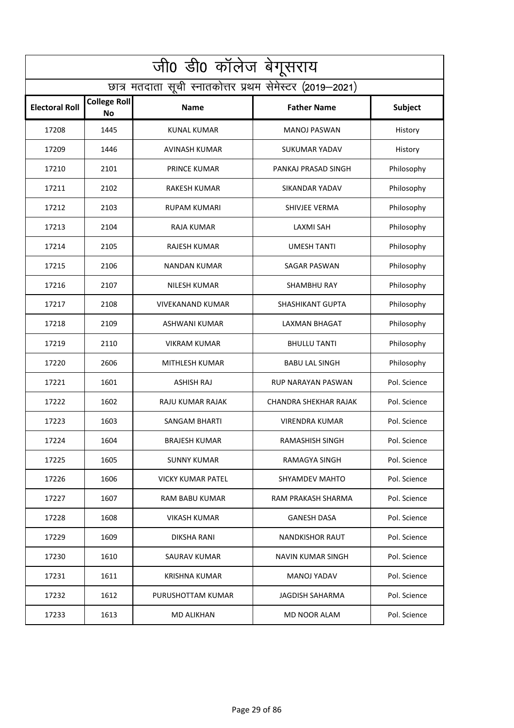# जी0 डी0 कॉलेज बेगूसराय

## छात्र मतदाता सूची स्नातकोत्तर प्रथम सेमेस्टर (2019–2021)

| Electoral Roll | College Roll No | Name | Father Name | Subject |
|---|---|---|---|---|
| 17208 | 1445 | KUNAL KUMAR | MANOJ PASWAN | History |
| 17209 | 1446 | AVINASH KUMAR | SUKUMAR YADAV | History |
| 17210 | 2101 | PRINCE KUMAR | PANKAJ PRASAD SINGH | Philosophy |
| 17211 | 2102 | RAKESH KUMAR | SIKANDAR YADAV | Philosophy |
| 17212 | 2103 | RUPAM KUMARI | SHIVJEE VERMA | Philosophy |
| 17213 | 2104 | RAJA KUMAR | LAXMI SAH | Philosophy |
| 17214 | 2105 | RAJESH KUMAR | UMESH TANTI | Philosophy |
| 17215 | 2106 | NANDAN KUMAR | SAGAR PASWAN | Philosophy |
| 17216 | 2107 | NILESH KUMAR | SHAMBHU RAY | Philosophy |
| 17217 | 2108 | VIVEKANAND KUMAR | SHASHIKANT GUPTA | Philosophy |
| 17218 | 2109 | ASHWANI KUMAR | LAXMAN BHAGAT | Philosophy |
| 17219 | 2110 | VIKRAM KUMAR | BHULLU TANTI | Philosophy |
| 17220 | 2606 | MITHLESH KUMAR | BABU LAL SINGH | Philosophy |
| 17221 | 1601 | ASHISH RAJ | RUP NARAYAN PASWAN | Pol. Science |
| 17222 | 1602 | RAJU KUMAR RAJAK | CHANDRA SHEKHAR RAJAK | Pol. Science |
| 17223 | 1603 | SANGAM BHARTI | VIRENDRA KUMAR | Pol. Science |
| 17224 | 1604 | BRAJESH KUMAR | RAMASHISH SINGH | Pol. Science |
| 17225 | 1605 | SUNNY KUMAR | RAMAGYA SINGH | Pol. Science |
| 17226 | 1606 | VICKY KUMAR PATEL | SHYAMDEV MAHTO | Pol. Science |
| 17227 | 1607 | RAM BABU KUMAR | RAM PRAKASH SHARMA | Pol. Science |
| 17228 | 1608 | VIKASH KUMAR | GANESH DASA | Pol. Science |
| 17229 | 1609 | DIKSHA RANI | NANDKISHOR RAUT | Pol. Science |
| 17230 | 1610 | SAURAV KUMAR | NAVIN KUMAR SINGH | Pol. Science |
| 17231 | 1611 | KRISHNA KUMAR | MANOJ YADAV | Pol. Science |
| 17232 | 1612 | PURUSHOTTAM KUMAR | JAGDISH SAHARMA | Pol. Science |
| 17233 | 1613 | MD ALIKHAN | MD NOOR ALAM | Pol. Science |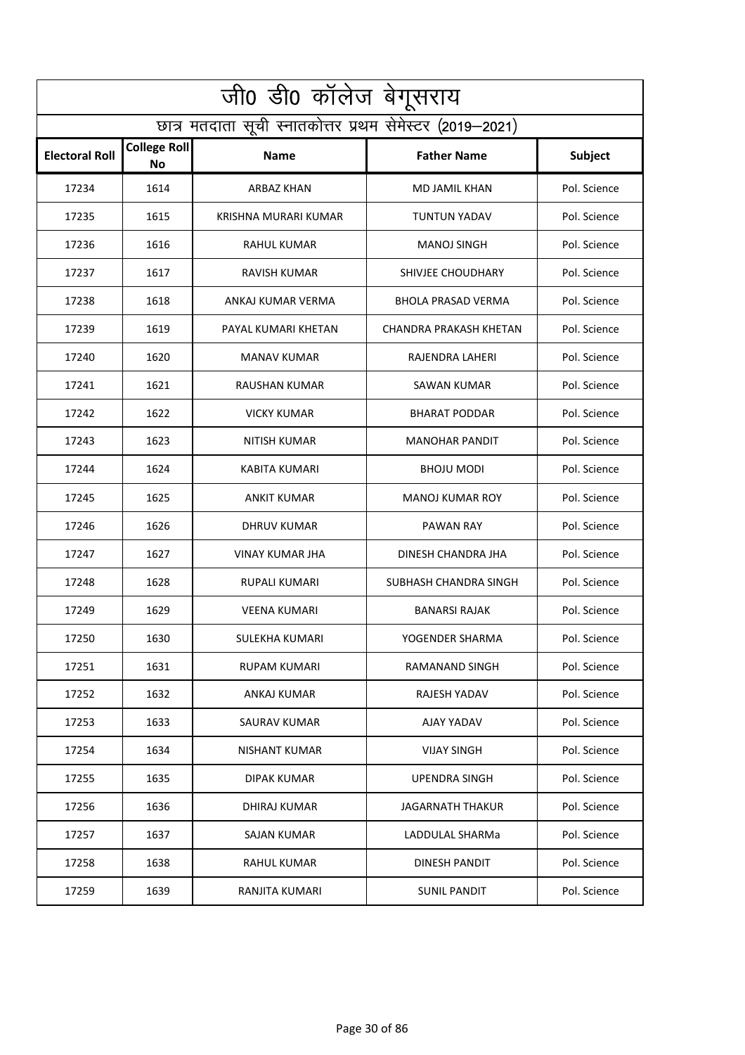| जी0 डी0 कॉलेज बेगूसराय | | | | |
|---|---|---|---|---|
| छात्र मतदाता सूची स्नातकोत्तर प्रथम सेमेस्टर (2019–2021) | | | | |
| **Electoral Roll** | **College Roll No** | **Name** | **Father Name** | **Subject** |
| 17234 | 1614 | ARBAZ KHAN | MD JAMIL KHAN | Pol. Science |
| 17235 | 1615 | KRISHNA MURARI KUMAR | TUNTUN YADAV | Pol. Science |
| 17236 | 1616 | RAHUL KUMAR | MANOJ SINGH | Pol. Science |
| 17237 | 1617 | RAVISH KUMAR | SHIVJEE CHOUDHARY | Pol. Science |
| 17238 | 1618 | ANKAJ KUMAR VERMA | BHOLA PRASAD VERMA | Pol. Science |
| 17239 | 1619 | PAYAL KUMARI KHETAN | CHANDRA PRAKASH KHETAN | Pol. Science |
| 17240 | 1620 | MANAV KUMAR | RAJENDRA LAHERI | Pol. Science |
| 17241 | 1621 | RAUSHAN KUMAR | SAWAN KUMAR | Pol. Science |
| 17242 | 1622 | VICKY KUMAR | BHARAT PODDAR | Pol. Science |
| 17243 | 1623 | NITISH KUMAR | MANOHAR PANDIT | Pol. Science |
| 17244 | 1624 | KABITA KUMARI | BHOJU MODI | Pol. Science |
| 17245 | 1625 | ANKIT KUMAR | MANOJ KUMAR ROY | Pol. Science |
| 17246 | 1626 | DHRUV KUMAR | PAWAN RAY | Pol. Science |
| 17247 | 1627 | VINAY KUMAR JHA | DINESH CHANDRA JHA | Pol. Science |
| 17248 | 1628 | RUPALI KUMARI | SUBHASH CHANDRA SINGH | Pol. Science |
| 17249 | 1629 | VEENA KUMARI | BANARSI RAJAK | Pol. Science |
| 17250 | 1630 | SULEKHA KUMARI | YOGENDER SHARMA | Pol. Science |
| 17251 | 1631 | RUPAM KUMARI | RAMANAND SINGH | Pol. Science |
| 17252 | 1632 | ANKAJ KUMAR | RAJESH YADAV | Pol. Science |
| 17253 | 1633 | SAURAV KUMAR | AJAY YADAV | Pol. Science |
| 17254 | 1634 | NISHANT KUMAR | VIJAY SINGH | Pol. Science |
| 17255 | 1635 | DIPAK KUMAR | UPENDRA SINGH | Pol. Science |
| 17256 | 1636 | DHIRAJ KUMAR | JAGARNATH THAKUR | Pol. Science |
| 17257 | 1637 | SAJAN KUMAR | LADDULAL SHARMa | Pol. Science |
| 17258 | 1638 | RAHUL KUMAR | DINESH PANDIT | Pol. Science |
| 17259 | 1639 | RANJITA KUMARI | SUNIL PANDIT | Pol. Science |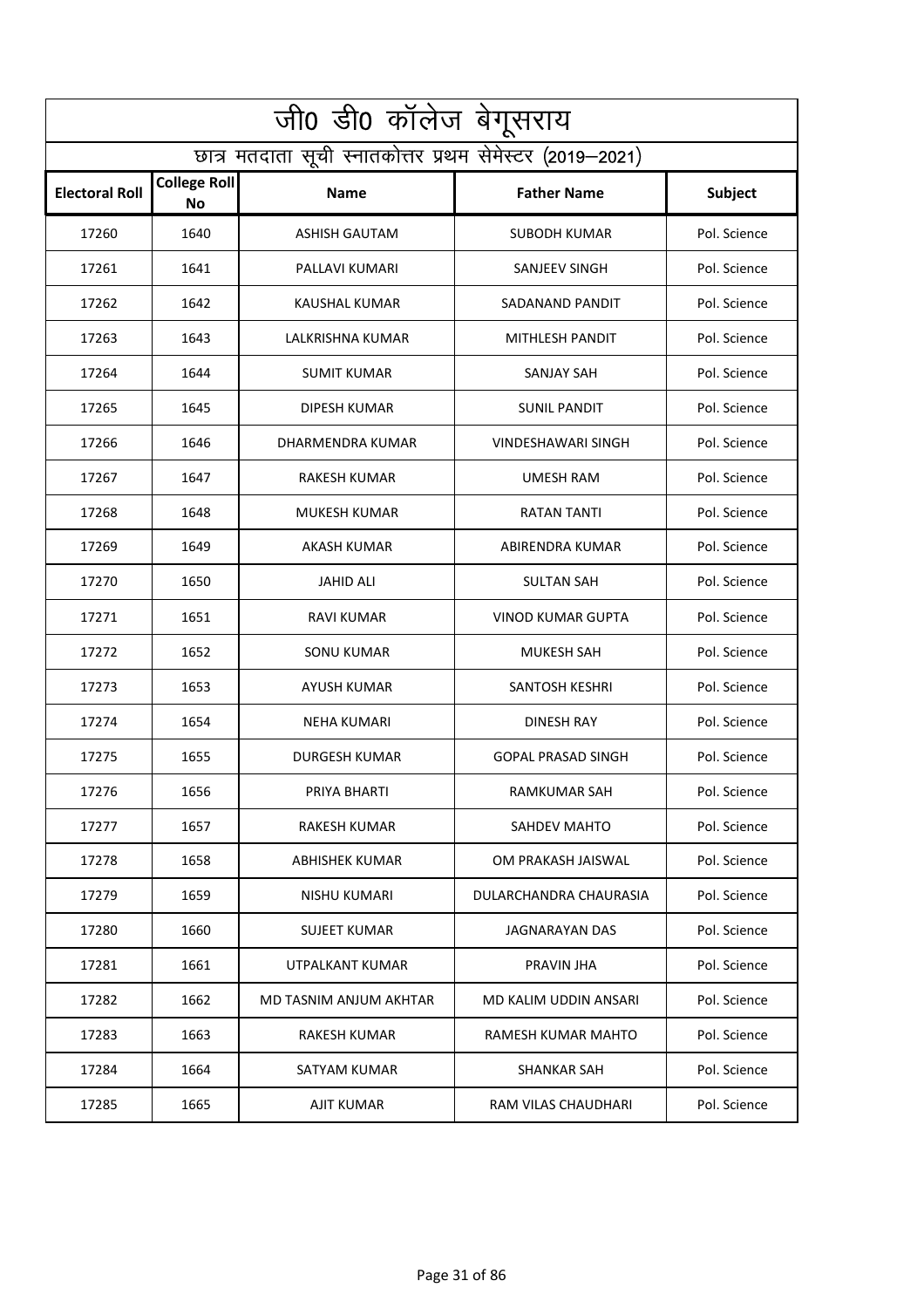# जी0 डी0 कॉलेज बेगूसराय

## छात्र मतदाता सूची स्नातकोत्तर प्रथम सेमेस्टर (2019–2021)

| Electoral Roll | College Roll No | Name | Father Name | Subject |
|---|---|---|---|---|
| 17260 | 1640 | ASHISH GAUTAM | SUBODH KUMAR | Pol. Science |
| 17261 | 1641 | PALLAVI KUMARI | SANJEEV SINGH | Pol. Science |
| 17262 | 1642 | KAUSHAL KUMAR | SADANAND PANDIT | Pol. Science |
| 17263 | 1643 | LALKRISHNA KUMAR | MITHLESH PANDIT | Pol. Science |
| 17264 | 1644 | SUMIT KUMAR | SANJAY SAH | Pol. Science |
| 17265 | 1645 | DIPESH KUMAR | SUNIL PANDIT | Pol. Science |
| 17266 | 1646 | DHARMENDRA KUMAR | VINDESHAWARI SINGH | Pol. Science |
| 17267 | 1647 | RAKESH KUMAR | UMESH RAM | Pol. Science |
| 17268 | 1648 | MUKESH KUMAR | RATAN TANTI | Pol. Science |
| 17269 | 1649 | AKASH KUMAR | ABIRENDRA KUMAR | Pol. Science |
| 17270 | 1650 | JAHID ALI | SULTAN SAH | Pol. Science |
| 17271 | 1651 | RAVI KUMAR | VINOD KUMAR GUPTA | Pol. Science |
| 17272 | 1652 | SONU KUMAR | MUKESH SAH | Pol. Science |
| 17273 | 1653 | AYUSH KUMAR | SANTOSH KESHRI | Pol. Science |
| 17274 | 1654 | NEHA KUMARI | DINESH RAY | Pol. Science |
| 17275 | 1655 | DURGESH KUMAR | GOPAL PRASAD SINGH | Pol. Science |
| 17276 | 1656 | PRIYA BHARTI | RAMKUMAR SAH | Pol. Science |
| 17277 | 1657 | RAKESH KUMAR | SAHDEV MAHTO | Pol. Science |
| 17278 | 1658 | ABHISHEK KUMAR | OM PRAKASH JAISWAL | Pol. Science |
| 17279 | 1659 | NISHU KUMARI | DULARCHANDRA CHAURASIA | Pol. Science |
| 17280 | 1660 | SUJEET KUMAR | JAGNARAYAN DAS | Pol. Science |
| 17281 | 1661 | UTPALKANT KUMAR | PRAVIN JHA | Pol. Science |
| 17282 | 1662 | MD TASNIM ANJUM AKHTAR | MD KALIM UDDIN ANSARI | Pol. Science |
| 17283 | 1663 | RAKESH KUMAR | RAMESH KUMAR MAHTO | Pol. Science |
| 17284 | 1664 | SATYAM KUMAR | SHANKAR SAH | Pol. Science |
| 17285 | 1665 | AJIT KUMAR | RAM VILAS CHAUDHARI | Pol. Science |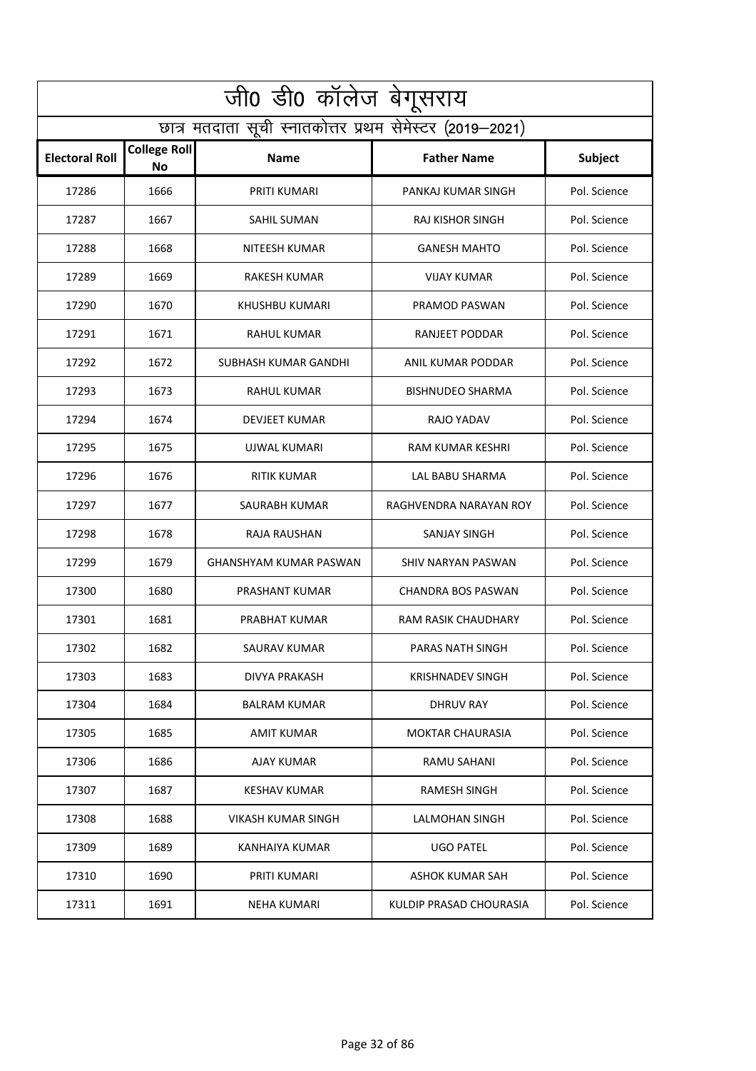# जी0 डी0 कॉलेज बेगूसराय

## छात्र मतदाता सूची स्नातकोत्तर प्रथम सेमेस्टर (2019–2021)

| Electoral Roll | College Roll No | Name | Father Name | Subject |
|---|---|---|---|---|
| 17286 | 1666 | PRITI KUMARI | PANKAJ KUMAR SINGH | Pol. Science |
| 17287 | 1667 | SAHIL SUMAN | RAJ KISHOR SINGH | Pol. Science |
| 17288 | 1668 | NITEESH KUMAR | GANESH MAHTO | Pol. Science |
| 17289 | 1669 | RAKESH KUMAR | VIJAY KUMAR | Pol. Science |
| 17290 | 1670 | KHUSHBU KUMARI | PRAMOD PASWAN | Pol. Science |
| 17291 | 1671 | RAHUL KUMAR | RANJEET PODDAR | Pol. Science |
| 17292 | 1672 | SUBHASH KUMAR GANDHI | ANIL KUMAR PODDAR | Pol. Science |
| 17293 | 1673 | RAHUL KUMAR | BISHNUDEO SHARMA | Pol. Science |
| 17294 | 1674 | DEVJEET KUMAR | RAJO YADAV | Pol. Science |
| 17295 | 1675 | UJWAL KUMARI | RAM KUMAR KESHRI | Pol. Science |
| 17296 | 1676 | RITIK KUMAR | LAL BABU SHARMA | Pol. Science |
| 17297 | 1677 | SAURABH KUMAR | RAGHVENDRA NARAYAN ROY | Pol. Science |
| 17298 | 1678 | RAJA RAUSHAN | SANJAY SINGH | Pol. Science |
| 17299 | 1679 | GHANSHYAM KUMAR PASWAN | SHIV NARYAN PASWAN | Pol. Science |
| 17300 | 1680 | PRASHANT KUMAR | CHANDRA BOS PASWAN | Pol. Science |
| 17301 | 1681 | PRABHAT KUMAR | RAM RASIK CHAUDHARY | Pol. Science |
| 17302 | 1682 | SAURAV KUMAR | PARAS NATH SINGH | Pol. Science |
| 17303 | 1683 | DIVYA PRAKASH | KRISHNADEV SINGH | Pol. Science |
| 17304 | 1684 | BALRAM KUMAR | DHRUV RAY | Pol. Science |
| 17305 | 1685 | AMIT KUMAR | MOKTAR CHAURASIA | Pol. Science |
| 17306 | 1686 | AJAY KUMAR | RAMU SAHANI | Pol. Science |
| 17307 | 1687 | KESHAV KUMAR | RAMESH SINGH | Pol. Science |
| 17308 | 1688 | VIKASH KUMAR SINGH | LALMOHAN SINGH | Pol. Science |
| 17309 | 1689 | KANHAIYA KUMAR | UGO PATEL | Pol. Science |
| 17310 | 1690 | PRITI KUMARI | ASHOK KUMAR SAH | Pol. Science |
| 17311 | 1691 | NEHA KUMARI | KULDIP PRASAD CHOURASIA | Pol. Science |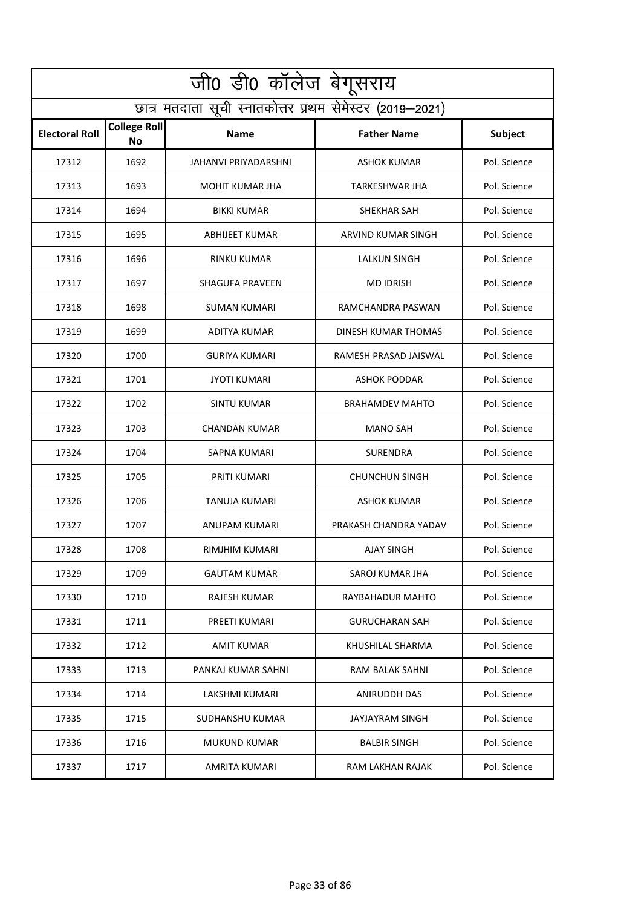| जी0 डी0 कॉलेज बेगूसराय | | | | |
|---|---|---|---|---|
| छात्र मतदाता सूची स्नातकोत्तर प्रथम सेमेस्टर (2019–2021) | | | | |
| **Electoral Roll** | **College Roll No** | **Name** | **Father Name** | **Subject** |
| 17312 | 1692 | JAHANVI PRIYADARSHNI | ASHOK KUMAR | Pol. Science |
| 17313 | 1693 | MOHIT KUMAR JHA | TARKESHWAR JHA | Pol. Science |
| 17314 | 1694 | BIKKI KUMAR | SHEKHAR SAH | Pol. Science |
| 17315 | 1695 | ABHIJEET KUMAR | ARVIND KUMAR SINGH | Pol. Science |
| 17316 | 1696 | RINKU KUMAR | LALKUN SINGH | Pol. Science |
| 17317 | 1697 | SHAGUFA PRAVEEN | MD IDRISH | Pol. Science |
| 17318 | 1698 | SUMAN KUMARI | RAMCHANDRA PASWAN | Pol. Science |
| 17319 | 1699 | ADITYA KUMAR | DINESH KUMAR THOMAS | Pol. Science |
| 17320 | 1700 | GURIYA KUMARI | RAMESH PRASAD JAISWAL | Pol. Science |
| 17321 | 1701 | JYOTI KUMARI | ASHOK PODDAR | Pol. Science |
| 17322 | 1702 | SINTU KUMAR | BRAHAMDEV MAHTO | Pol. Science |
| 17323 | 1703 | CHANDAN KUMAR | MANO SAH | Pol. Science |
| 17324 | 1704 | SAPNA KUMARI | SURENDRA | Pol. Science |
| 17325 | 1705 | PRITI KUMARI | CHUNCHUN SINGH | Pol. Science |
| 17326 | 1706 | TANUJA KUMARI | ASHOK KUMAR | Pol. Science |
| 17327 | 1707 | ANUPAM KUMARI | PRAKASH CHANDRA YADAV | Pol. Science |
| 17328 | 1708 | RIMJHIM KUMARI | AJAY SINGH | Pol. Science |
| 17329 | 1709 | GAUTAM KUMAR | SAROJ KUMAR JHA | Pol. Science |
| 17330 | 1710 | RAJESH KUMAR | RAYBAHADUR MAHTO | Pol. Science |
| 17331 | 1711 | PREETI KUMARI | GURUCHARAN SAH | Pol. Science |
| 17332 | 1712 | AMIT KUMAR | KHUSHILAL SHARMA | Pol. Science |
| 17333 | 1713 | PANKAJ KUMAR SAHNI | RAM BALAK SAHNI | Pol. Science |
| 17334 | 1714 | LAKSHMI KUMARI | ANIRUDDH DAS | Pol. Science |
| 17335 | 1715 | SUDHANSHU KUMAR | JAYJAYRAM SINGH | Pol. Science |
| 17336 | 1716 | MUKUND KUMAR | BALBIR SINGH | Pol. Science |
| 17337 | 1717 | AMRITA KUMARI | RAM LAKHAN RAJAK | Pol. Science |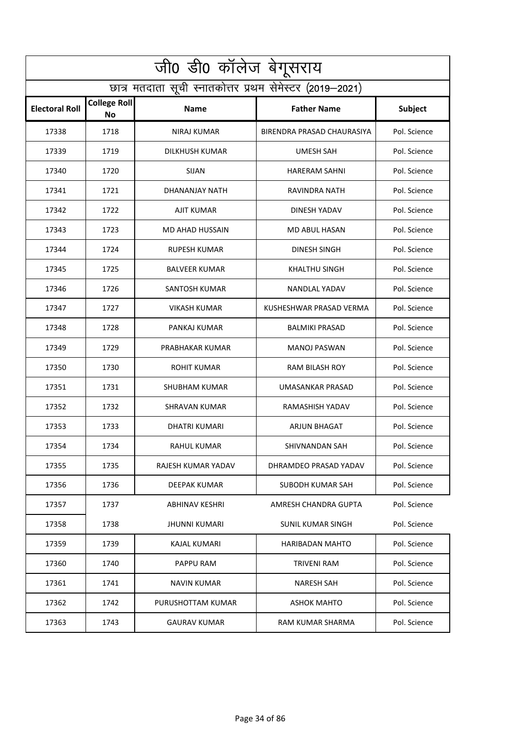# जी0 डी0 कॉलेज बेगूसराय

## छात्र मतदाता सूची स्नातकोत्तर प्रथम सेमेस्टर (2019–2021)

| Electoral Roll | College Roll No | Name | Father Name | Subject |
|---|---|---|---|---|
| 17338 | 1718 | NIRAJ KUMAR | BIRENDRA PRASAD CHAURASIYA | Pol. Science |
| 17339 | 1719 | DILKHUSH KUMAR | UMESH SAH | Pol. Science |
| 17340 | 1720 | SIJAN | HARERAM SAHNI | Pol. Science |
| 17341 | 1721 | DHANANJAY NATH | RAVINDRA NATH | Pol. Science |
| 17342 | 1722 | AJIT KUMAR | DINESH YADAV | Pol. Science |
| 17343 | 1723 | MD AHAD HUSSAIN | MD ABUL HASAN | Pol. Science |
| 17344 | 1724 | RUPESH KUMAR | DINESH SINGH | Pol. Science |
| 17345 | 1725 | BALVEER KUMAR | KHALTHU SINGH | Pol. Science |
| 17346 | 1726 | SANTOSH KUMAR | NANDLAL YADAV | Pol. Science |
| 17347 | 1727 | VIKASH KUMAR | KUSHESHWAR PRASAD VERMA | Pol. Science |
| 17348 | 1728 | PANKAJ KUMAR | BALMIKI PRASAD | Pol. Science |
| 17349 | 1729 | PRABHAKAR KUMAR | MANOJ PASWAN | Pol. Science |
| 17350 | 1730 | ROHIT KUMAR | RAM BILASH ROY | Pol. Science |
| 17351 | 1731 | SHUBHAM KUMAR | UMASANKAR PRASAD | Pol. Science |
| 17352 | 1732 | SHRAVAN KUMAR | RAMASHISH YADAV | Pol. Science |
| 17353 | 1733 | DHATRI KUMARI | ARJUN BHAGAT | Pol. Science |
| 17354 | 1734 | RAHUL KUMAR | SHIVNANDAN SAH | Pol. Science |
| 17355 | 1735 | RAJESH KUMAR YADAV | DHRAMDEO PRASAD YADAV | Pol. Science |
| 17356 | 1736 | DEEPAK KUMAR | SUBODH KUMAR SAH | Pol. Science |
| 17357 | 1737 | ABHINAV KESHRI | AMRESH CHANDRA GUPTA | Pol. Science |
| 17358 | 1738 | JHUNNI KUMARI | SUNIL KUMAR SINGH | Pol. Science |
| 17359 | 1739 | KAJAL KUMARI | HARIBADAN MAHTO | Pol. Science |
| 17360 | 1740 | PAPPU RAM | TRIVENI RAM | Pol. Science |
| 17361 | 1741 | NAVIN KUMAR | NARESH SAH | Pol. Science |
| 17362 | 1742 | PURUSHOTTAM KUMAR | ASHOK MAHTO | Pol. Science |
| 17363 | 1743 | GAURAV KUMAR | RAM KUMAR SHARMA | Pol. Science |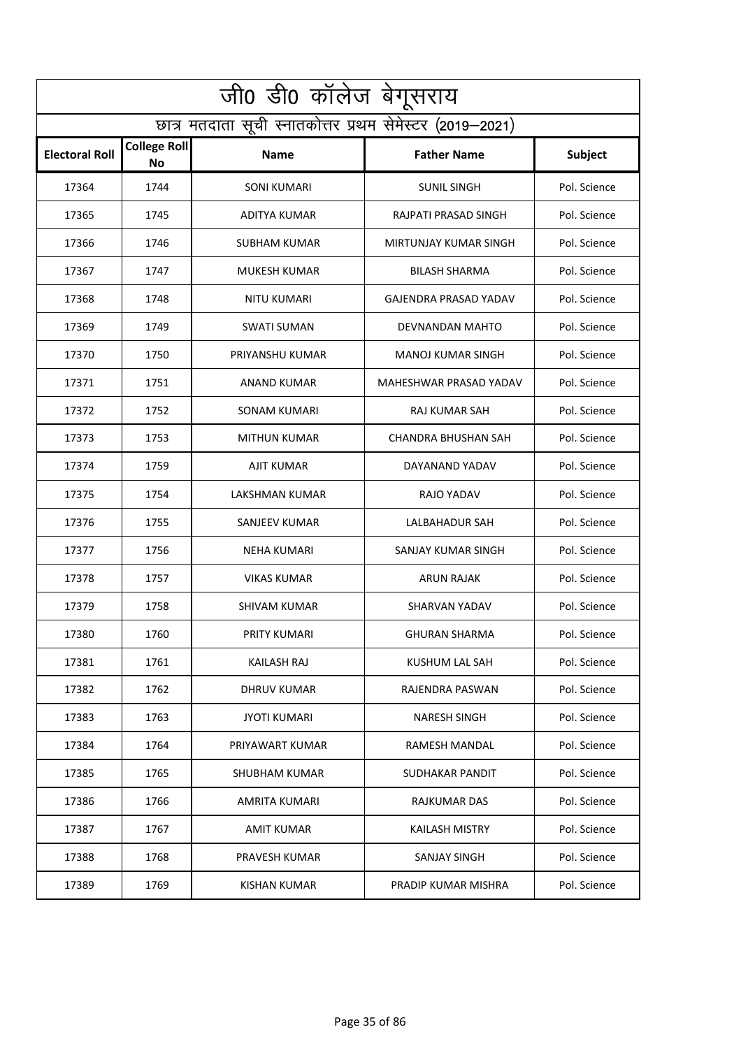# जी0 डी0 कॉलेज बेगूसराय

## छात्र मतदाता सूची स्नातकोत्तर प्रथम सेमेस्टर (2019–2021)

| Electoral Roll | College Roll No | Name | Father Name | Subject |
|---|---|---|---|---|
| 17364 | 1744 | SONI KUMARI | SUNIL SINGH | Pol. Science |
| 17365 | 1745 | ADITYA KUMAR | RAJPATI PRASAD SINGH | Pol. Science |
| 17366 | 1746 | SUBHAM KUMAR | MIRTUNJAY KUMAR SINGH | Pol. Science |
| 17367 | 1747 | MUKESH KUMAR | BILASH SHARMA | Pol. Science |
| 17368 | 1748 | NITU KUMARI | GAJENDRA PRASAD YADAV | Pol. Science |
| 17369 | 1749 | SWATI SUMAN | DEVNANDAN MAHTO | Pol. Science |
| 17370 | 1750 | PRIYANSHU KUMAR | MANOJ KUMAR SINGH | Pol. Science |
| 17371 | 1751 | ANAND KUMAR | MAHESHWAR PRASAD YADAV | Pol. Science |
| 17372 | 1752 | SONAM KUMARI | RAJ KUMAR SAH | Pol. Science |
| 17373 | 1753 | MITHUN KUMAR | CHANDRA BHUSHAN SAH | Pol. Science |
| 17374 | 1759 | AJIT KUMAR | DAYANAND YADAV | Pol. Science |
| 17375 | 1754 | LAKSHMAN KUMAR | RAJO YADAV | Pol. Science |
| 17376 | 1755 | SANJEEV KUMAR | LALBAHADUR SAH | Pol. Science |
| 17377 | 1756 | NEHA KUMARI | SANJAY KUMAR SINGH | Pol. Science |
| 17378 | 1757 | VIKAS KUMAR | ARUN RAJAK | Pol. Science |
| 17379 | 1758 | SHIVAM KUMAR | SHARVAN YADAV | Pol. Science |
| 17380 | 1760 | PRITY KUMARI | GHURAN SHARMA | Pol. Science |
| 17381 | 1761 | KAILASH RAJ | KUSHUM LAL SAH | Pol. Science |
| 17382 | 1762 | DHRUV KUMAR | RAJENDRA PASWAN | Pol. Science |
| 17383 | 1763 | JYOTI KUMARI | NARESH SINGH | Pol. Science |
| 17384 | 1764 | PRIYAWART KUMAR | RAMESH MANDAL | Pol. Science |
| 17385 | 1765 | SHUBHAM KUMAR | SUDHAKAR PANDIT | Pol. Science |
| 17386 | 1766 | AMRITA KUMARI | RAJKUMAR DAS | Pol. Science |
| 17387 | 1767 | AMIT KUMAR | KAILASH MISTRY | Pol. Science |
| 17388 | 1768 | PRAVESH KUMAR | SANJAY SINGH | Pol. Science |
| 17389 | 1769 | KISHAN KUMAR | PRADIP KUMAR MISHRA | Pol. Science |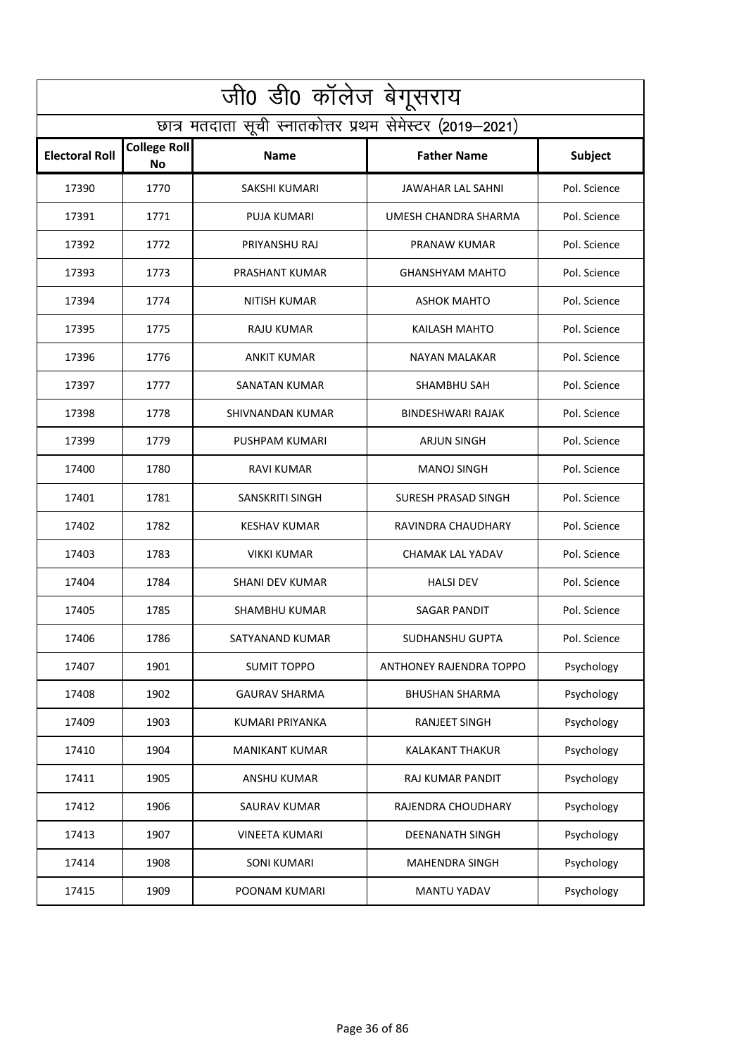# जी0 डी0 कॉलेज बेगूसराय

## छात्र मतदाता सूची स्नातकोत्तर प्रथम सेमेस्टर (2019–2021)

| Electoral Roll | College Roll No | Name | Father Name | Subject |
|---|---|---|---|---|
| 17390 | 1770 | SAKSHI KUMARI | JAWAHAR LAL SAHNI | Pol. Science |
| 17391 | 1771 | PUJA KUMARI | UMESH CHANDRA SHARMA | Pol. Science |
| 17392 | 1772 | PRIYANSHU RAJ | PRANAW KUMAR | Pol. Science |
| 17393 | 1773 | PRASHANT KUMAR | GHANSHYAM MAHTO | Pol. Science |
| 17394 | 1774 | NITISH KUMAR | ASHOK MAHTO | Pol. Science |
| 17395 | 1775 | RAJU KUMAR | KAILASH MAHTO | Pol. Science |
| 17396 | 1776 | ANKIT KUMAR | NAYAN MALAKAR | Pol. Science |
| 17397 | 1777 | SANATAN KUMAR | SHAMBHU SAH | Pol. Science |
| 17398 | 1778 | SHIVNANDAN KUMAR | BINDESHWARI RAJAK | Pol. Science |
| 17399 | 1779 | PUSHPAM KUMARI | ARJUN SINGH | Pol. Science |
| 17400 | 1780 | RAVI KUMAR | MANOJ SINGH | Pol. Science |
| 17401 | 1781 | SANSKRITI SINGH | SURESH PRASAD SINGH | Pol. Science |
| 17402 | 1782 | KESHAV KUMAR | RAVINDRA CHAUDHARY | Pol. Science |
| 17403 | 1783 | VIKKI KUMAR | CHAMAK LAL YADAV | Pol. Science |
| 17404 | 1784 | SHANI DEV KUMAR | HALSI DEV | Pol. Science |
| 17405 | 1785 | SHAMBHU KUMAR | SAGAR PANDIT | Pol. Science |
| 17406 | 1786 | SATYANAND KUMAR | SUDHANSHU GUPTA | Pol. Science |
| 17407 | 1901 | SUMIT TOPPO | ANTHONEY RAJENDRA TOPPO | Psychology |
| 17408 | 1902 | GAURAV SHARMA | BHUSHAN SHARMA | Psychology |
| 17409 | 1903 | KUMARI PRIYANKA | RANJEET SINGH | Psychology |
| 17410 | 1904 | MANIKANT KUMAR | KALAKANT THAKUR | Psychology |
| 17411 | 1905 | ANSHU KUMAR | RAJ KUMAR PANDIT | Psychology |
| 17412 | 1906 | SAURAV KUMAR | RAJENDRA CHOUDHARY | Psychology |
| 17413 | 1907 | VINEETA KUMARI | DEENANATH SINGH | Psychology |
| 17414 | 1908 | SONI KUMARI | MAHENDRA SINGH | Psychology |
| 17415 | 1909 | POONAM KUMARI | MANTU YADAV | Psychology |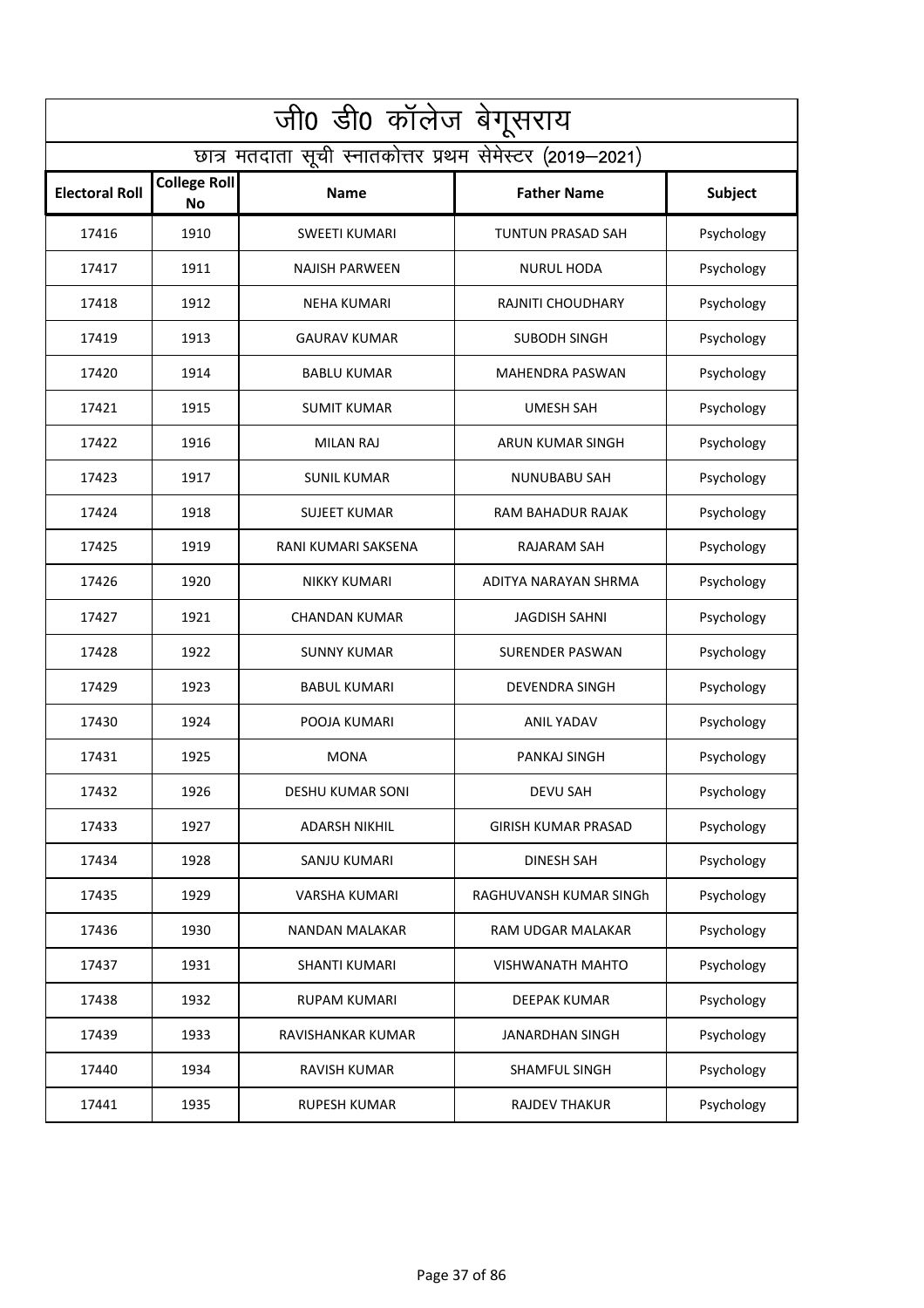| जी0 डी0 कॉलेज बेगूसराय | | | | |
|---|---|---|---|---|
| छात्र मतदाता सूची स्नातकोत्तर प्रथम सेमेस्टर (2019–2021) | | | | |
| **Electoral Roll** | **College Roll No** | **Name** | **Father Name** | **Subject** |
| 17416 | 1910 | SWEETI KUMARI | TUNTUN PRASAD SAH | Psychology |
| 17417 | 1911 | NAJISH PARWEEN | NURUL HODA | Psychology |
| 17418 | 1912 | NEHA KUMARI | RAJNITI CHOUDHARY | Psychology |
| 17419 | 1913 | GAURAV KUMAR | SUBODH SINGH | Psychology |
| 17420 | 1914 | BABLU KUMAR | MAHENDRA PASWAN | Psychology |
| 17421 | 1915 | SUMIT KUMAR | UMESH SAH | Psychology |
| 17422 | 1916 | MILAN RAJ | ARUN KUMAR SINGH | Psychology |
| 17423 | 1917 | SUNIL KUMAR | NUNUBABU SAH | Psychology |
| 17424 | 1918 | SUJEET KUMAR | RAM BAHADUR RAJAK | Psychology |
| 17425 | 1919 | RANI KUMARI SAKSENA | RAJARAM SAH | Psychology |
| 17426 | 1920 | NIKKY KUMARI | ADITYA NARAYAN SHRMA | Psychology |
| 17427 | 1921 | CHANDAN KUMAR | JAGDISH SAHNI | Psychology |
| 17428 | 1922 | SUNNY KUMAR | SURENDER PASWAN | Psychology |
| 17429 | 1923 | BABUL KUMARI | DEVENDRA SINGH | Psychology |
| 17430 | 1924 | POOJA KUMARI | ANIL YADAV | Psychology |
| 17431 | 1925 | MONA | PANKAJ SINGH | Psychology |
| 17432 | 1926 | DESHU KUMAR SONI | DEVU SAH | Psychology |
| 17433 | 1927 | ADARSH NIKHIL | GIRISH KUMAR PRASAD | Psychology |
| 17434 | 1928 | SANJU KUMARI | DINESH SAH | Psychology |
| 17435 | 1929 | VARSHA KUMARI | RAGHUVANSH KUMAR SINGh | Psychology |
| 17436 | 1930 | NANDAN MALAKAR | RAM UDGAR MALAKAR | Psychology |
| 17437 | 1931 | SHANTI KUMARI | VISHWANATH MAHTO | Psychology |
| 17438 | 1932 | RUPAM KUMARI | DEEPAK KUMAR | Psychology |
| 17439 | 1933 | RAVISHANKAR KUMAR | JANARDHAN SINGH | Psychology |
| 17440 | 1934 | RAVISH KUMAR | SHAMFUL SINGH | Psychology |
| 17441 | 1935 | RUPESH KUMAR | RAJDEV THAKUR | Psychology |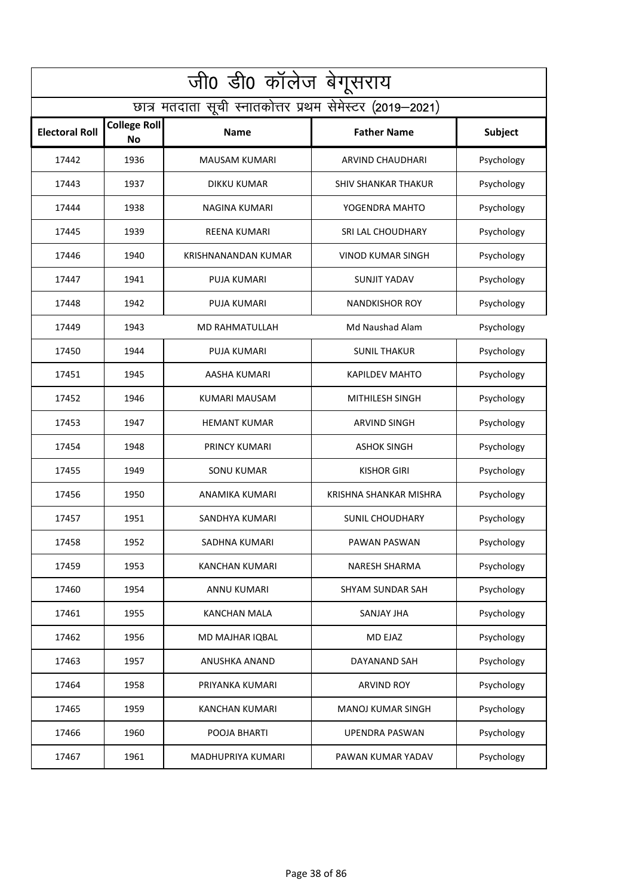# जी0 डी0 कॉलेज बेगूसराय

## छात्र मतदाता सूची स्नातकोत्तर प्रथम सेमेस्टर (2019–2021)

| Electoral Roll | College Roll No | Name | Father Name | Subject |
|---|---|---|---|---|
| 17442 | 1936 | MAUSAM KUMARI | ARVIND CHAUDHARI | Psychology |
| 17443 | 1937 | DIKKU KUMAR | SHIV SHANKAR THAKUR | Psychology |
| 17444 | 1938 | NAGINA KUMARI | YOGENDRA MAHTO | Psychology |
| 17445 | 1939 | REENA KUMARI | SRI LAL CHOUDHARY | Psychology |
| 17446 | 1940 | KRISHNANANDAN KUMAR | VINOD KUMAR SINGH | Psychology |
| 17447 | 1941 | PUJA KUMARI | SUNJIT YADAV | Psychology |
| 17448 | 1942 | PUJA KUMARI | NANDKISHOR ROY | Psychology |
| 17449 | 1943 | MD RAHMATULLAH | Md Naushad Alam | Psychology |
| 17450 | 1944 | PUJA KUMARI | SUNIL THAKUR | Psychology |
| 17451 | 1945 | AASHA KUMARI | KAPILDEV MAHTO | Psychology |
| 17452 | 1946 | KUMARI MAUSAM | MITHILESH SINGH | Psychology |
| 17453 | 1947 | HEMANT KUMAR | ARVIND SINGH | Psychology |
| 17454 | 1948 | PRINCY KUMARI | ASHOK SINGH | Psychology |
| 17455 | 1949 | SONU KUMAR | KISHOR GIRI | Psychology |
| 17456 | 1950 | ANAMIKA KUMARI | KRISHNA SHANKAR MISHRA | Psychology |
| 17457 | 1951 | SANDHYA KUMARI | SUNIL CHOUDHARY | Psychology |
| 17458 | 1952 | SADHNA KUMARI | PAWAN PASWAN | Psychology |
| 17459 | 1953 | KANCHAN KUMARI | NARESH SHARMA | Psychology |
| 17460 | 1954 | ANNU KUMARI | SHYAM SUNDAR SAH | Psychology |
| 17461 | 1955 | KANCHAN MALA | SANJAY JHA | Psychology |
| 17462 | 1956 | MD MAJHAR IQBAL | MD EJAZ | Psychology |
| 17463 | 1957 | ANUSHKA ANAND | DAYANAND SAH | Psychology |
| 17464 | 1958 | PRIYANKA KUMARI | ARVIND ROY | Psychology |
| 17465 | 1959 | KANCHAN KUMARI | MANOJ KUMAR SINGH | Psychology |
| 17466 | 1960 | POOJA BHARTI | UPENDRA PASWAN | Psychology |
| 17467 | 1961 | MADHUPRIYA KUMARI | PAWAN KUMAR YADAV | Psychology |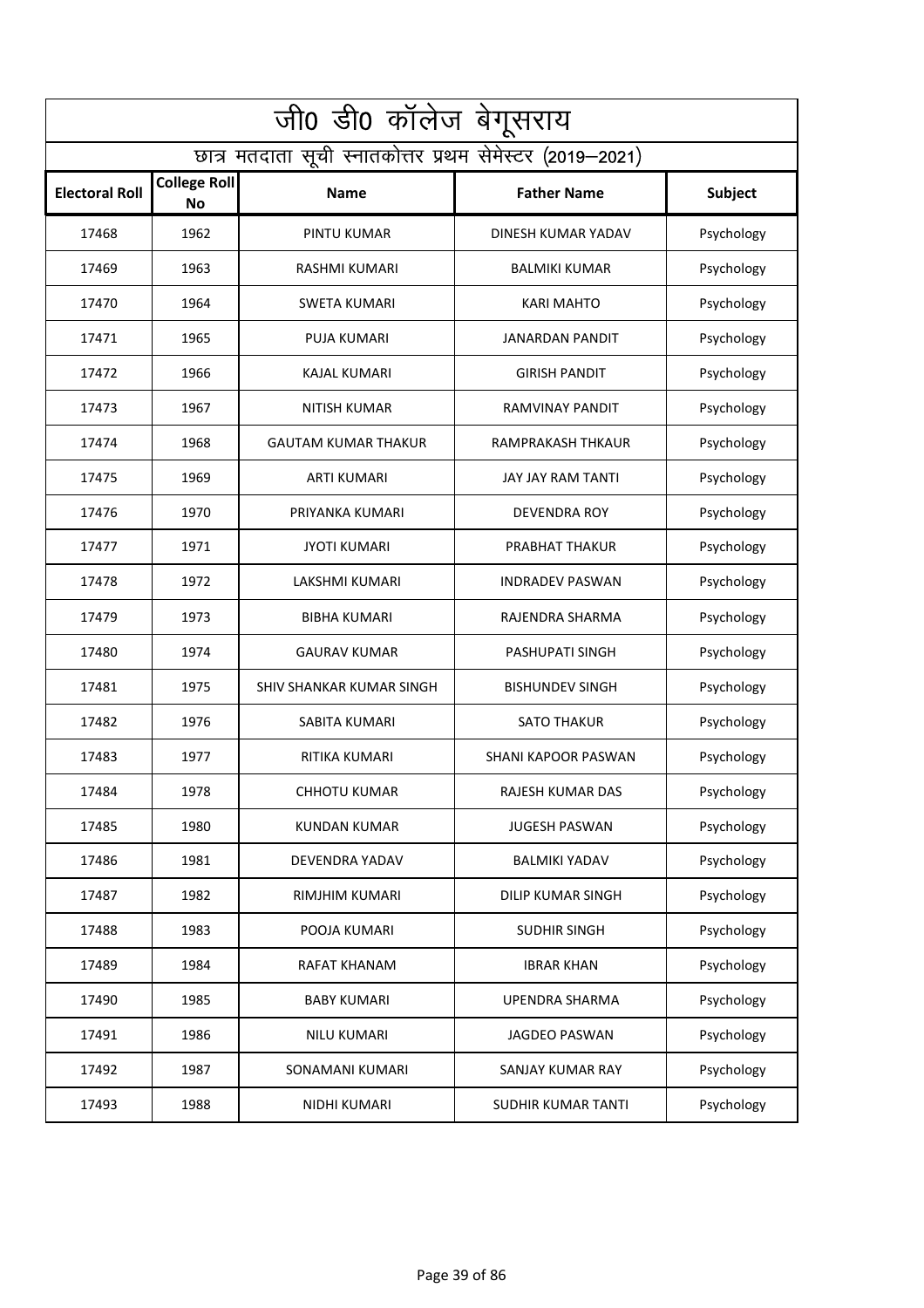| जी0 डी0 कॉलेज बेगूसराय | | | | |
|---|---|---|---|---|
| छात्र मतदाता सूची स्नातकोत्तर प्रथम सेमेस्टर (2019–2021) | | | | |
| **Electoral Roll** | **College Roll No** | **Name** | **Father Name** | **Subject** |
| 17468 | 1962 | PINTU KUMAR | DINESH KUMAR YADAV | Psychology |
| 17469 | 1963 | RASHMI KUMARI | BALMIKI KUMAR | Psychology |
| 17470 | 1964 | SWETA KUMARI | KARI MAHTO | Psychology |
| 17471 | 1965 | PUJA KUMARI | JANARDAN PANDIT | Psychology |
| 17472 | 1966 | KAJAL KUMARI | GIRISH PANDIT | Psychology |
| 17473 | 1967 | NITISH KUMAR | RAMVINAY PANDIT | Psychology |
| 17474 | 1968 | GAUTAM KUMAR THAKUR | RAMPRAKASH THKAUR | Psychology |
| 17475 | 1969 | ARTI KUMARI | JAY JAY RAM TANTI | Psychology |
| 17476 | 1970 | PRIYANKA KUMARI | DEVENDRA ROY | Psychology |
| 17477 | 1971 | JYOTI KUMARI | PRABHAT THAKUR | Psychology |
| 17478 | 1972 | LAKSHMI KUMARI | INDRADEV PASWAN | Psychology |
| 17479 | 1973 | BIBHA KUMARI | RAJENDRA SHARMA | Psychology |
| 17480 | 1974 | GAURAV KUMAR | PASHUPATI SINGH | Psychology |
| 17481 | 1975 | SHIV SHANKAR KUMAR SINGH | BISHUNDEV SINGH | Psychology |
| 17482 | 1976 | SABITA KUMARI | SATO THAKUR | Psychology |
| 17483 | 1977 | RITIKA KUMARI | SHANI KAPOOR PASWAN | Psychology |
| 17484 | 1978 | CHHOTU KUMAR | RAJESH KUMAR DAS | Psychology |
| 17485 | 1980 | KUNDAN KUMAR | JUGESH PASWAN | Psychology |
| 17486 | 1981 | DEVENDRA YADAV | BALMIKI YADAV | Psychology |
| 17487 | 1982 | RIMJHIM KUMARI | DILIP KUMAR SINGH | Psychology |
| 17488 | 1983 | POOJA KUMARI | SUDHIR SINGH | Psychology |
| 17489 | 1984 | RAFAT KHANAM | IBRAR KHAN | Psychology |
| 17490 | 1985 | BABY KUMARI | UPENDRA SHARMA | Psychology |
| 17491 | 1986 | NILU KUMARI | JAGDEO PASWAN | Psychology |
| 17492 | 1987 | SONAMANI KUMARI | SANJAY KUMAR RAY | Psychology |
| 17493 | 1988 | NIDHI KUMARI | SUDHIR KUMAR TANTI | Psychology |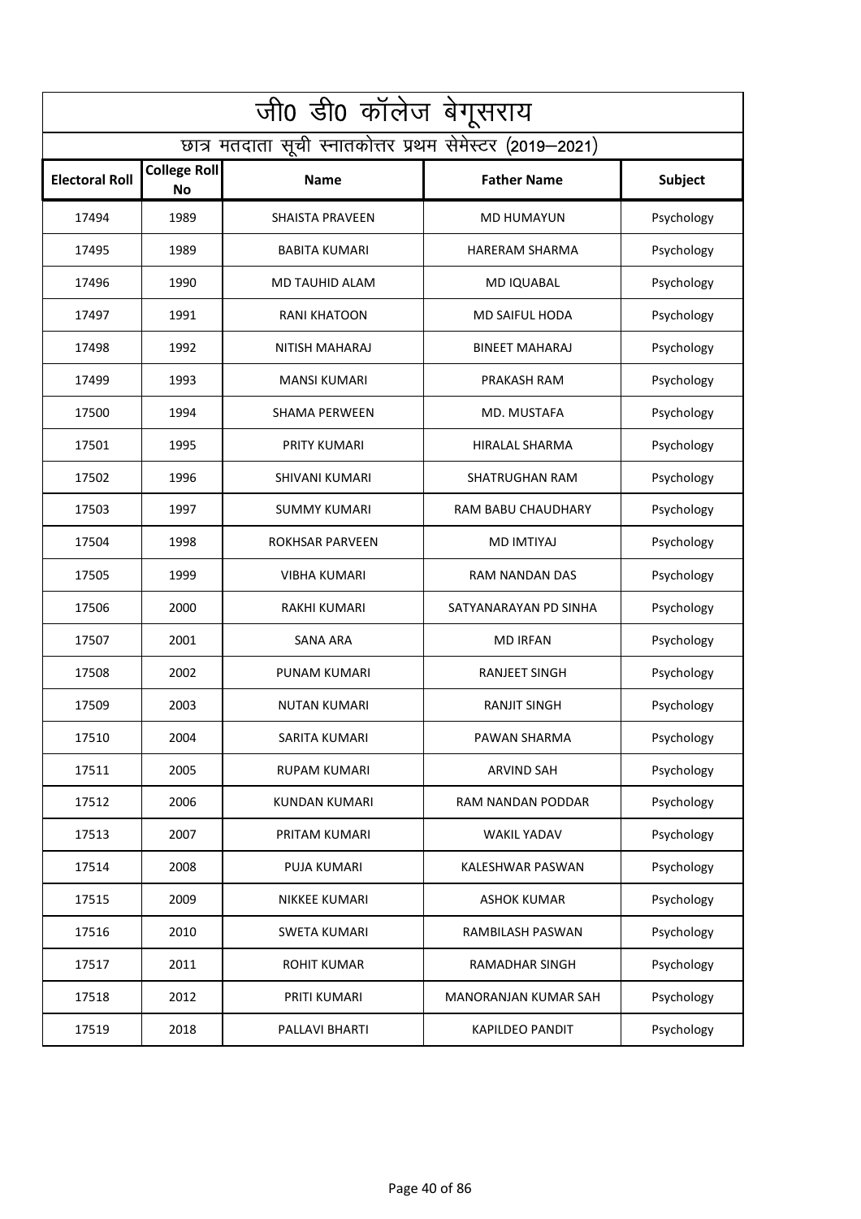| जी0 डी0 कॉलेज बेगूसराय | | | | |
|---|---|---|---|---|
| छात्र मतदाता सूची स्नातकोत्तर प्रथम सेमेस्टर (2019–2021) | | | | |
| **Electoral Roll** | **College Roll No** | **Name** | **Father Name** | **Subject** |
| 17494 | 1989 | SHAISTA PRAVEEN | MD HUMAYUN | Psychology |
| 17495 | 1989 | BABITA KUMARI | HARERAM SHARMA | Psychology |
| 17496 | 1990 | MD TAUHID ALAM | MD IQUABAL | Psychology |
| 17497 | 1991 | RANI KHATOON | MD SAIFUL HODA | Psychology |
| 17498 | 1992 | NITISH MAHARAJ | BINEET MAHARAJ | Psychology |
| 17499 | 1993 | MANSI KUMARI | PRAKASH RAM | Psychology |
| 17500 | 1994 | SHAMA PERWEEN | MD. MUSTAFA | Psychology |
| 17501 | 1995 | PRITY KUMARI | HIRALAL SHARMA | Psychology |
| 17502 | 1996 | SHIVANI KUMARI | SHATRUGHAN RAM | Psychology |
| 17503 | 1997 | SUMMY KUMARI | RAM BABU CHAUDHARY | Psychology |
| 17504 | 1998 | ROKHSAR PARVEEN | MD IMTIYAJ | Psychology |
| 17505 | 1999 | VIBHA KUMARI | RAM NANDAN DAS | Psychology |
| 17506 | 2000 | RAKHI KUMARI | SATYANARAYAN PD SINHA | Psychology |
| 17507 | 2001 | SANA ARA | MD IRFAN | Psychology |
| 17508 | 2002 | PUNAM KUMARI | RANJEET SINGH | Psychology |
| 17509 | 2003 | NUTAN KUMARI | RANJIT SINGH | Psychology |
| 17510 | 2004 | SARITA KUMARI | PAWAN SHARMA | Psychology |
| 17511 | 2005 | RUPAM KUMARI | ARVIND SAH | Psychology |
| 17512 | 2006 | KUNDAN KUMARI | RAM NANDAN PODDAR | Psychology |
| 17513 | 2007 | PRITAM KUMARI | WAKIL YADAV | Psychology |
| 17514 | 2008 | PUJA KUMARI | KALESHWAR PASWAN | Psychology |
| 17515 | 2009 | NIKKEE KUMARI | ASHOK KUMAR | Psychology |
| 17516 | 2010 | SWETA KUMARI | RAMBILASH PASWAN | Psychology |
| 17517 | 2011 | ROHIT KUMAR | RAMADHAR SINGH | Psychology |
| 17518 | 2012 | PRITI KUMARI | MANORANJAN KUMAR SAH | Psychology |
| 17519 | 2018 | PALLAVI BHARTI | KAPILDEO PANDIT | Psychology |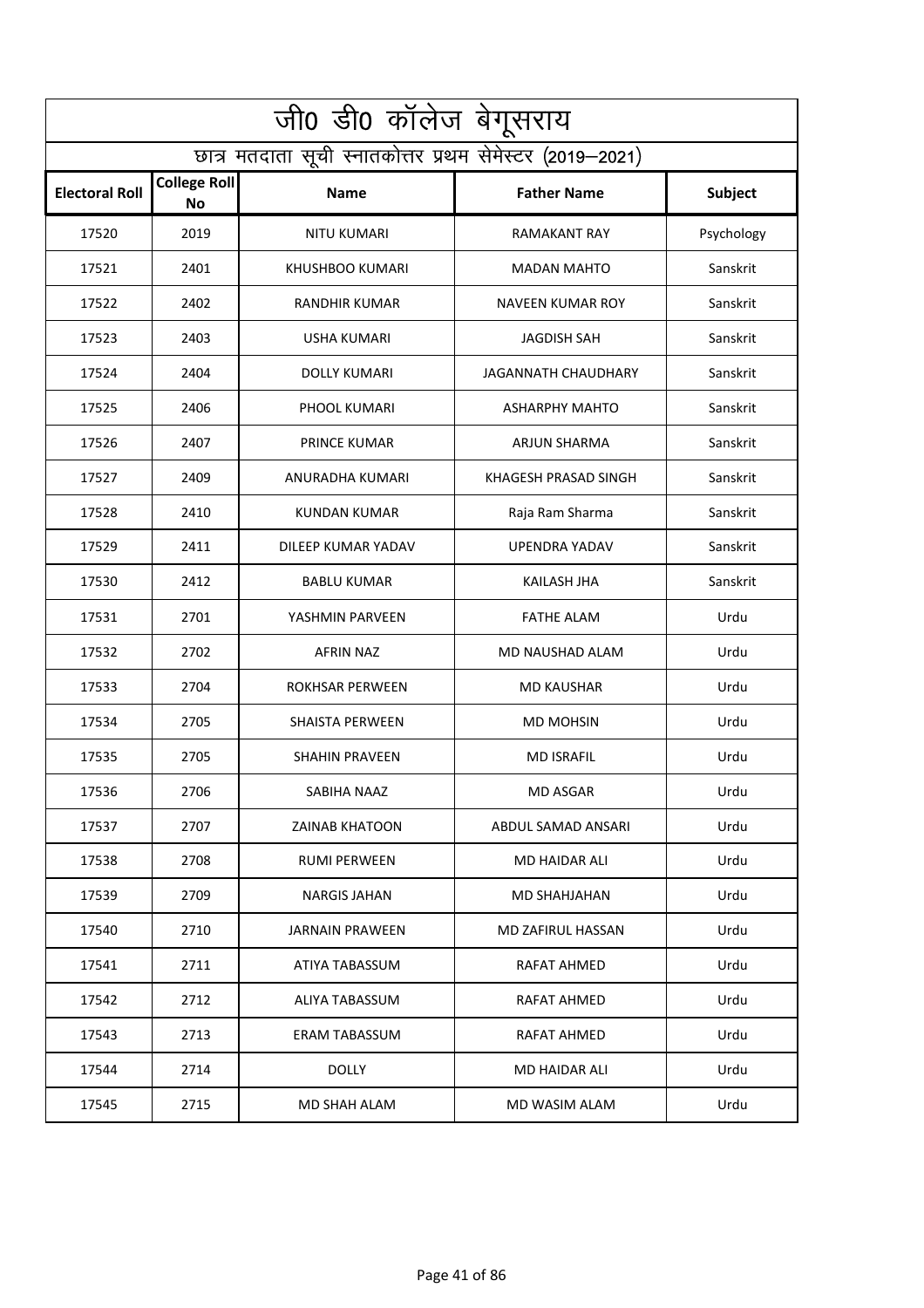| जी0 डी0 कॉलेज बेगूसराय | | | | |
|---|---|---|---|---|
| छात्र मतदाता सूची स्नातकोत्तर प्रथम सेमेस्टर (2019–2021) | | | | |
| **Electoral Roll** | **College Roll No** | **Name** | **Father Name** | **Subject** |
| 17520 | 2019 | NITU KUMARI | RAMAKANT RAY | Psychology |
| 17521 | 2401 | KHUSHBOO KUMARI | MADAN MAHTO | Sanskrit |
| 17522 | 2402 | RANDHIR KUMAR | NAVEEN KUMAR ROY | Sanskrit |
| 17523 | 2403 | USHA KUMARI | JAGDISH SAH | Sanskrit |
| 17524 | 2404 | DOLLY KUMARI | JAGANNATH CHAUDHARY | Sanskrit |
| 17525 | 2406 | PHOOL KUMARI | ASHARPHY MAHTO | Sanskrit |
| 17526 | 2407 | PRINCE KUMAR | ARJUN SHARMA | Sanskrit |
| 17527 | 2409 | ANURADHA KUMARI | KHAGESH PRASAD SINGH | Sanskrit |
| 17528 | 2410 | KUNDAN KUMAR | Raja Ram Sharma | Sanskrit |
| 17529 | 2411 | DILEEP KUMAR YADAV | UPENDRA YADAV | Sanskrit |
| 17530 | 2412 | BABLU KUMAR | KAILASH JHA | Sanskrit |
| 17531 | 2701 | YASHMIN PARVEEN | FATHE ALAM | Urdu |
| 17532 | 2702 | AFRIN NAZ | MD NAUSHAD ALAM | Urdu |
| 17533 | 2704 | ROKHSAR PERWEEN | MD KAUSHAR | Urdu |
| 17534 | 2705 | SHAISTA PERWEEN | MD MOHSIN | Urdu |
| 17535 | 2705 | SHAHIN PRAVEEN | MD ISRAFIL | Urdu |
| 17536 | 2706 | SABIHA NAAZ | MD ASGAR | Urdu |
| 17537 | 2707 | ZAINAB KHATOON | ABDUL SAMAD ANSARI | Urdu |
| 17538 | 2708 | RUMI PERWEEN | MD HAIDAR ALI | Urdu |
| 17539 | 2709 | NARGIS JAHAN | MD SHAHJAHAN | Urdu |
| 17540 | 2710 | JARNAIN PRAWEEN | MD ZAFIRUL HASSAN | Urdu |
| 17541 | 2711 | ATIYA TABASSUM | RAFAT AHMED | Urdu |
| 17542 | 2712 | ALIYA TABASSUM | RAFAT AHMED | Urdu |
| 17543 | 2713 | ERAM TABASSUM | RAFAT AHMED | Urdu |
| 17544 | 2714 | DOLLY | MD HAIDAR ALI | Urdu |
| 17545 | 2715 | MD SHAH ALAM | MD WASIM ALAM | Urdu |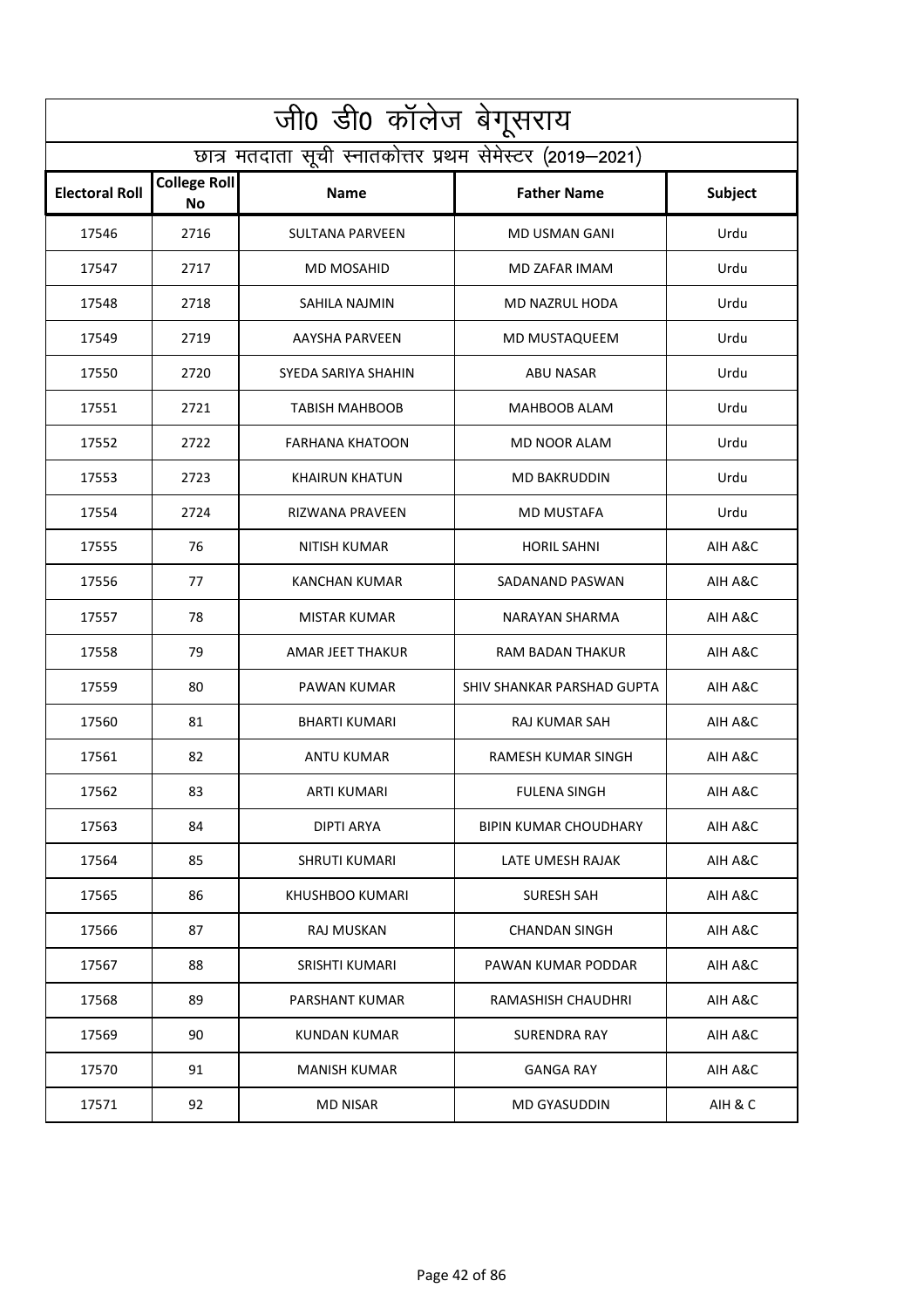| जी0 डी0 कॉलेज बेगूसराय | | | | |
|---|---|---|---|---|
| छात्र मतदाता सूची स्नातकोत्तर प्रथम सेमेस्टर (2019–2021) | | | | |
| **Electoral Roll** | **College Roll No** | **Name** | **Father Name** | **Subject** |
| 17546 | 2716 | SULTANA PARVEEN | MD USMAN GANI | Urdu |
| 17547 | 2717 | MD MOSAHID | MD ZAFAR IMAM | Urdu |
| 17548 | 2718 | SAHILA NAJMIN | MD NAZRUL HODA | Urdu |
| 17549 | 2719 | AAYSHA PARVEEN | MD MUSTAQUEEM | Urdu |
| 17550 | 2720 | SYEDA SARIYA SHAHIN | ABU NASAR | Urdu |
| 17551 | 2721 | TABISH MAHBOOB | MAHBOOB ALAM | Urdu |
| 17552 | 2722 | FARHANA KHATOON | MD NOOR ALAM | Urdu |
| 17553 | 2723 | KHAIRUN KHATUN | MD BAKRUDDIN | Urdu |
| 17554 | 2724 | RIZWANA PRAVEEN | MD MUSTAFA | Urdu |
| 17555 | 76 | NITISH KUMAR | HORIL SAHNI | AIH A&C |
| 17556 | 77 | KANCHAN KUMAR | SADANAND PASWAN | AIH A&C |
| 17557 | 78 | MISTAR KUMAR | NARAYAN SHARMA | AIH A&C |
| 17558 | 79 | AMAR JEET THAKUR | RAM BADAN THAKUR | AIH A&C |
| 17559 | 80 | PAWAN KUMAR | SHIV SHANKAR PARSHAD GUPTA | AIH A&C |
| 17560 | 81 | BHARTI KUMARI | RAJ KUMAR SAH | AIH A&C |
| 17561 | 82 | ANTU KUMAR | RAMESH KUMAR SINGH | AIH A&C |
| 17562 | 83 | ARTI KUMARI | FULENA SINGH | AIH A&C |
| 17563 | 84 | DIPTI ARYA | BIPIN KUMAR CHOUDHARY | AIH A&C |
| 17564 | 85 | SHRUTI KUMARI | LATE UMESH RAJAK | AIH A&C |
| 17565 | 86 | KHUSHBOO KUMARI | SURESH SAH | AIH A&C |
| 17566 | 87 | RAJ MUSKAN | CHANDAN SINGH | AIH A&C |
| 17567 | 88 | SRISHTI KUMARI | PAWAN KUMAR PODDAR | AIH A&C |
| 17568 | 89 | PARSHANT KUMAR | RAMASHISH CHAUDHRI | AIH A&C |
| 17569 | 90 | KUNDAN KUMAR | SURENDRA RAY | AIH A&C |
| 17570 | 91 | MANISH KUMAR | GANGA RAY | AIH A&C |
| 17571 | 92 | MD NISAR | MD GYASUDDIN | AIH & C |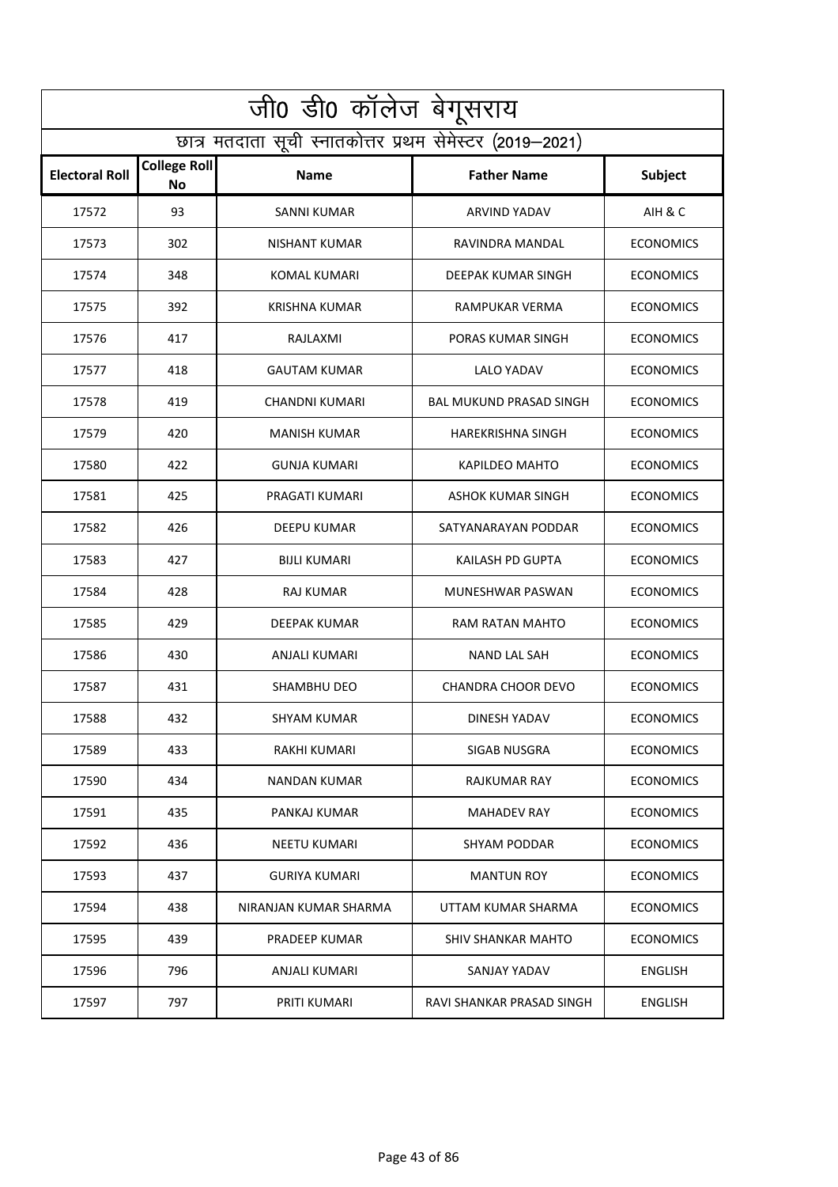# जी0 डी0 कॉलेज बेगूसराय

## छात्र मतदाता सूची स्नातकोत्तर प्रथम सेमेस्टर (2019–2021)

| Electoral Roll | College Roll No | Name | Father Name | Subject |
|---|---|---|---|---|
| 17572 | 93 | SANNI KUMAR | ARVIND YADAV | AIH & C |
| 17573 | 302 | NISHANT KUMAR | RAVINDRA MANDAL | ECONOMICS |
| 17574 | 348 | KOMAL KUMARI | DEEPAK KUMAR SINGH | ECONOMICS |
| 17575 | 392 | KRISHNA KUMAR | RAMPUKAR VERMA | ECONOMICS |
| 17576 | 417 | RAJLAXMI | PORAS KUMAR SINGH | ECONOMICS |
| 17577 | 418 | GAUTAM KUMAR | LALO YADAV | ECONOMICS |
| 17578 | 419 | CHANDNI KUMARI | BAL MUKUND PRASAD SINGH | ECONOMICS |
| 17579 | 420 | MANISH KUMAR | HAREKRISHNA SINGH | ECONOMICS |
| 17580 | 422 | GUNJA KUMARI | KAPILDEO MAHTO | ECONOMICS |
| 17581 | 425 | PRAGATI KUMARI | ASHOK KUMAR SINGH | ECONOMICS |
| 17582 | 426 | DEEPU KUMAR | SATYANARAYAN PODDAR | ECONOMICS |
| 17583 | 427 | BIJLI KUMARI | KAILASH PD GUPTA | ECONOMICS |
| 17584 | 428 | RAJ KUMAR | MUNESHWAR PASWAN | ECONOMICS |
| 17585 | 429 | DEEPAK KUMAR | RAM RATAN MAHTO | ECONOMICS |
| 17586 | 430 | ANJALI KUMARI | NAND LAL SAH | ECONOMICS |
| 17587 | 431 | SHAMBHU DEO | CHANDRA CHOOR DEVO | ECONOMICS |
| 17588 | 432 | SHYAM KUMAR | DINESH YADAV | ECONOMICS |
| 17589 | 433 | RAKHI KUMARI | SIGAB NUSGRA | ECONOMICS |
| 17590 | 434 | NANDAN KUMAR | RAJKUMAR RAY | ECONOMICS |
| 17591 | 435 | PANKAJ KUMAR | MAHADEV RAY | ECONOMICS |
| 17592 | 436 | NEETU KUMARI | SHYAM PODDAR | ECONOMICS |
| 17593 | 437 | GURIYA KUMARI | MANTUN ROY | ECONOMICS |
| 17594 | 438 | NIRANJAN KUMAR SHARMA | UTTAM KUMAR SHARMA | ECONOMICS |
| 17595 | 439 | PRADEEP KUMAR | SHIV SHANKAR MAHTO | ECONOMICS |
| 17596 | 796 | ANJALI KUMARI | SANJAY YADAV | ENGLISH |
| 17597 | 797 | PRITI KUMARI | RAVI SHANKAR PRASAD SINGH | ENGLISH |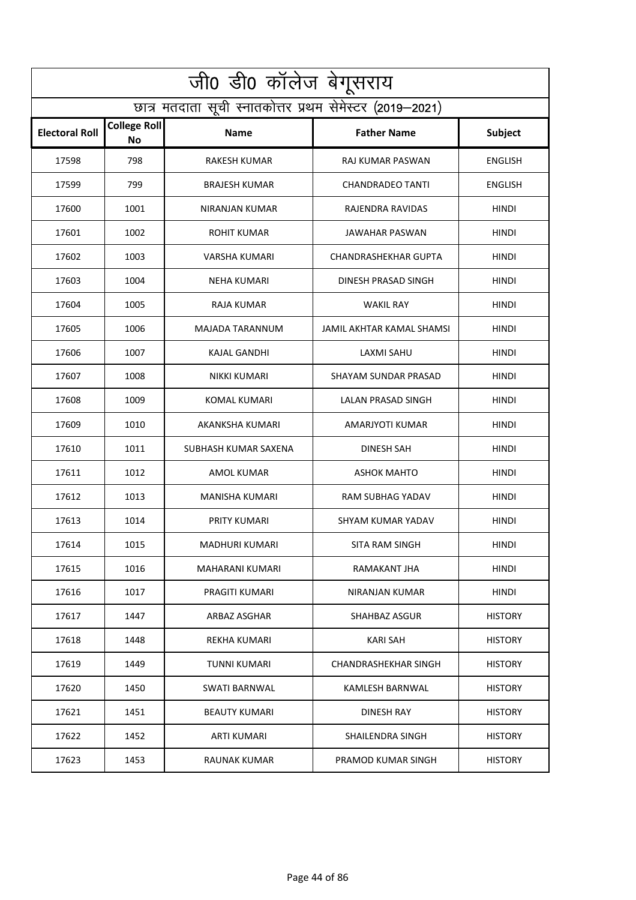# जी0 डी0 कॉलेज बेगूसराय

## छात्र मतदाता सूची स्नातकोत्तर प्रथम सेमेस्टर (2019–2021)

| Electoral Roll | College Roll No | Name | Father Name | Subject |
|---|---|---|---|---|
| 17598 | 798 | RAKESH KUMAR | RAJ KUMAR PASWAN | ENGLISH |
| 17599 | 799 | BRAJESH KUMAR | CHANDRADEO TANTI | ENGLISH |
| 17600 | 1001 | NIRANJAN KUMAR | RAJENDRA RAVIDAS | HINDI |
| 17601 | 1002 | ROHIT KUMAR | JAWAHAR PASWAN | HINDI |
| 17602 | 1003 | VARSHA KUMARI | CHANDRASHEKHAR GUPTA | HINDI |
| 17603 | 1004 | NEHA KUMARI | DINESH PRASAD SINGH | HINDI |
| 17604 | 1005 | RAJA KUMAR | WAKIL RAY | HINDI |
| 17605 | 1006 | MAJADA TARANNUM | JAMIL AKHTAR KAMAL SHAMSI | HINDI |
| 17606 | 1007 | KAJAL GANDHI | LAXMI SAHU | HINDI |
| 17607 | 1008 | NIKKI KUMARI | SHAYAM SUNDAR PRASAD | HINDI |
| 17608 | 1009 | KOMAL KUMARI | LALAN PRASAD SINGH | HINDI |
| 17609 | 1010 | AKANKSHA KUMARI | AMARJYOTI KUMAR | HINDI |
| 17610 | 1011 | SUBHASH KUMAR SAXENA | DINESH SAH | HINDI |
| 17611 | 1012 | AMOL KUMAR | ASHOK MAHTO | HINDI |
| 17612 | 1013 | MANISHA KUMARI | RAM SUBHAG YADAV | HINDI |
| 17613 | 1014 | PRITY KUMARI | SHYAM KUMAR YADAV | HINDI |
| 17614 | 1015 | MADHURI KUMARI | SITA RAM SINGH | HINDI |
| 17615 | 1016 | MAHARANI KUMARI | RAMAKANT JHA | HINDI |
| 17616 | 1017 | PRAGITI KUMARI | NIRANJAN KUMAR | HINDI |
| 17617 | 1447 | ARBAZ ASGHAR | SHAHBAZ ASGUR | HISTORY |
| 17618 | 1448 | REKHA KUMARI | KARI SAH | HISTORY |
| 17619 | 1449 | TUNNI KUMARI | CHANDRASHEKHAR SINGH | HISTORY |
| 17620 | 1450 | SWATI BARNWAL | KAMLESH BARNWAL | HISTORY |
| 17621 | 1451 | BEAUTY KUMARI | DINESH RAY | HISTORY |
| 17622 | 1452 | ARTI KUMARI | SHAILENDRA SINGH | HISTORY |
| 17623 | 1453 | RAUNAK KUMAR | PRAMOD KUMAR SINGH | HISTORY |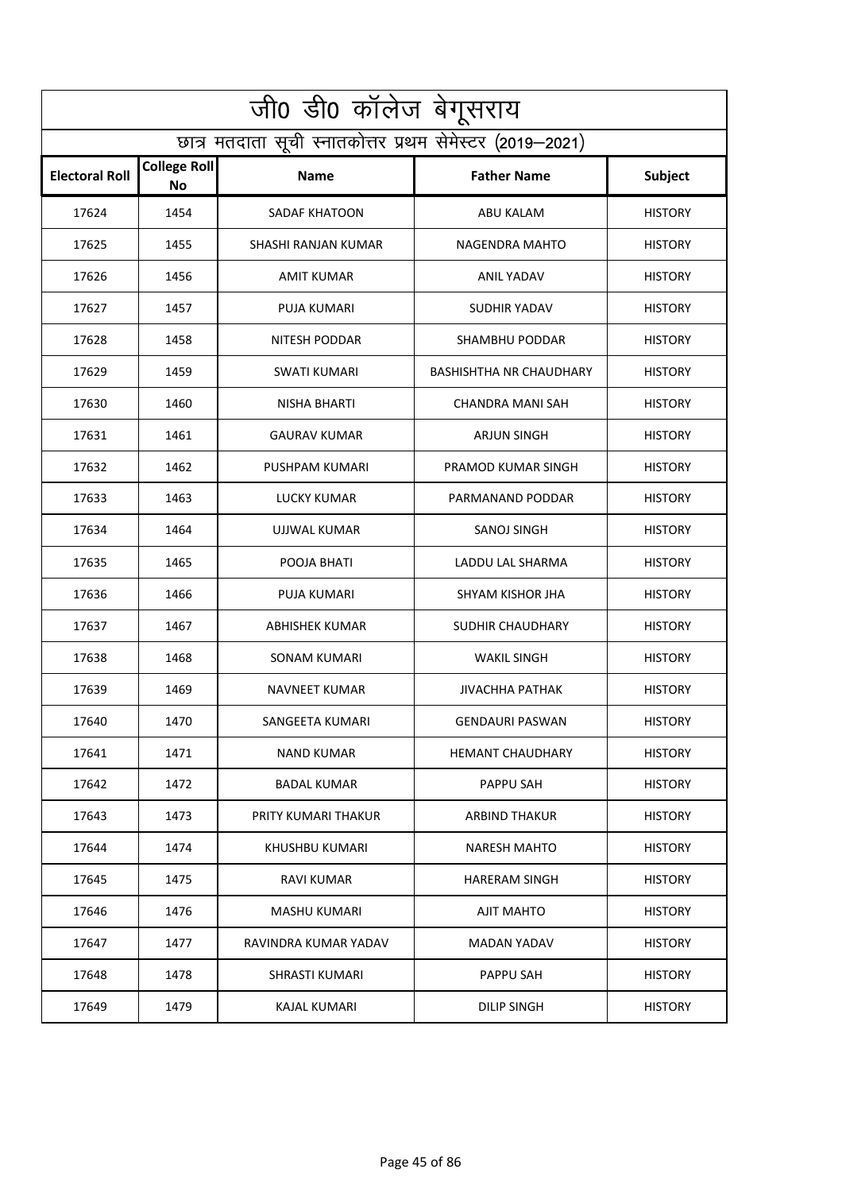| जी0 डी0 कॉलेज बेगूसराय | | | | |
|---|---|---|---|---|
| छात्र मतदाता सूची स्नातकोत्तर प्रथम सेमेस्टर (2019–2021) | | | | |
| **Electoral Roll** | **College Roll No** | **Name** | **Father Name** | **Subject** |
| 17624 | 1454 | SADAF KHATOON | ABU KALAM | HISTORY |
| 17625 | 1455 | SHASHI RANJAN KUMAR | NAGENDRA MAHTO | HISTORY |
| 17626 | 1456 | AMIT KUMAR | ANIL YADAV | HISTORY |
| 17627 | 1457 | PUJA KUMARI | SUDHIR YADAV | HISTORY |
| 17628 | 1458 | NITESH PODDAR | SHAMBHU PODDAR | HISTORY |
| 17629 | 1459 | SWATI KUMARI | BASHISHTHA NR CHAUDHARY | HISTORY |
| 17630 | 1460 | NISHA BHARTI | CHANDRA MANI SAH | HISTORY |
| 17631 | 1461 | GAURAV KUMAR | ARJUN SINGH | HISTORY |
| 17632 | 1462 | PUSHPAM KUMARI | PRAMOD KUMAR SINGH | HISTORY |
| 17633 | 1463 | LUCKY KUMAR | PARMANAND PODDAR | HISTORY |
| 17634 | 1464 | UJJWAL KUMAR | SANOJ SINGH | HISTORY |
| 17635 | 1465 | POOJA BHATI | LADDU LAL SHARMA | HISTORY |
| 17636 | 1466 | PUJA KUMARI | SHYAM KISHOR JHA | HISTORY |
| 17637 | 1467 | ABHISHEK KUMAR | SUDHIR CHAUDHARY | HISTORY |
| 17638 | 1468 | SONAM KUMARI | WAKIL SINGH | HISTORY |
| 17639 | 1469 | NAVNEET KUMAR | JIVACHHA PATHAK | HISTORY |
| 17640 | 1470 | SANGEETA KUMARI | GENDAURI PASWAN | HISTORY |
| 17641 | 1471 | NAND KUMAR | HEMANT CHAUDHARY | HISTORY |
| 17642 | 1472 | BADAL KUMAR | PAPPU SAH | HISTORY |
| 17643 | 1473 | PRITY KUMARI THAKUR | ARBIND THAKUR | HISTORY |
| 17644 | 1474 | KHUSHBU KUMARI | NARESH MAHTO | HISTORY |
| 17645 | 1475 | RAVI KUMAR | HARERAM SINGH | HISTORY |
| 17646 | 1476 | MASHU KUMARI | AJIT MAHTO | HISTORY |
| 17647 | 1477 | RAVINDRA KUMAR YADAV | MADAN YADAV | HISTORY |
| 17648 | 1478 | SHRASTI KUMARI | PAPPU SAH | HISTORY |
| 17649 | 1479 | KAJAL KUMARI | DILIP SINGH | HISTORY |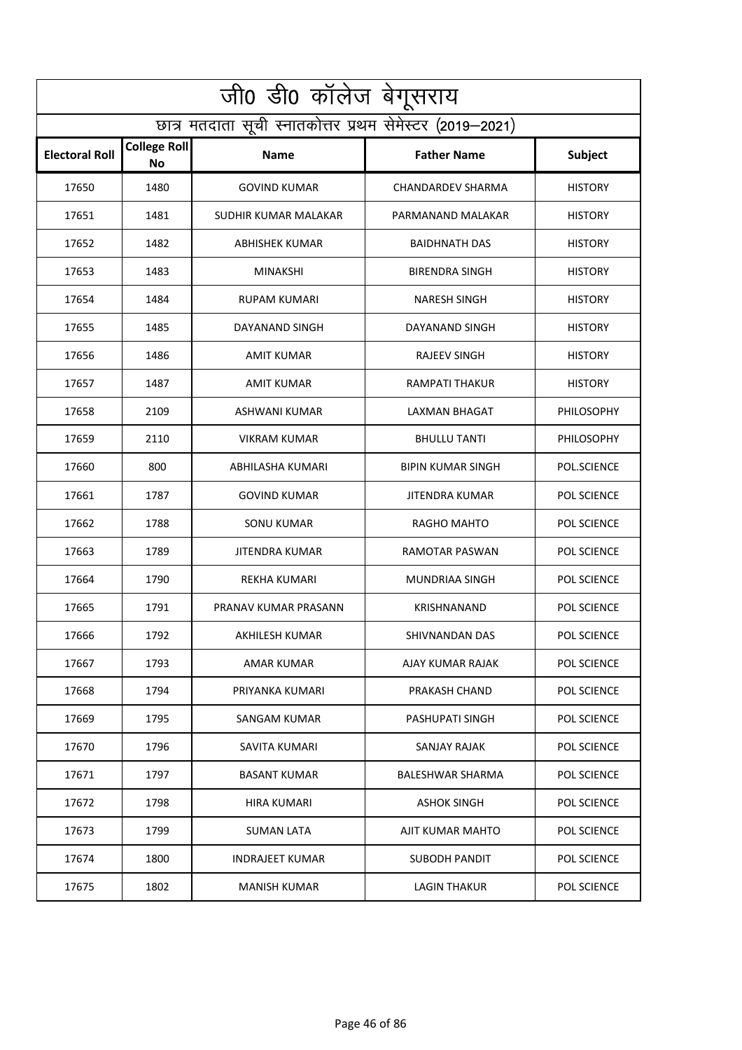| जी0 डी0 कॉलेज बेगूसराय | | | | |
|---|---|---|---|---|
| छात्र मतदाता सूची स्नातकोत्तर प्रथम सेमेस्टर (2019–2021) | | | | |
| **Electoral Roll** | **College Roll No** | **Name** | **Father Name** | **Subject** |
| 17650 | 1480 | GOVIND KUMAR | CHANDARDEV SHARMA | HISTORY |
| 17651 | 1481 | SUDHIR KUMAR MALAKAR | PARMANAND MALAKAR | HISTORY |
| 17652 | 1482 | ABHISHEK KUMAR | BAIDHNATH DAS | HISTORY |
| 17653 | 1483 | MINAKSHI | BIRENDRA SINGH | HISTORY |
| 17654 | 1484 | RUPAM KUMARI | NARESH SINGH | HISTORY |
| 17655 | 1485 | DAYANAND SINGH | DAYANAND SINGH | HISTORY |
| 17656 | 1486 | AMIT KUMAR | RAJEEV SINGH | HISTORY |
| 17657 | 1487 | AMIT KUMAR | RAMPATI THAKUR | HISTORY |
| 17658 | 2109 | ASHWANI KUMAR | LAXMAN BHAGAT | PHILOSOPHY |
| 17659 | 2110 | VIKRAM KUMAR | BHULLU TANTI | PHILOSOPHY |
| 17660 | 800 | ABHILASHA KUMARI | BIPIN KUMAR SINGH | POL.SCIENCE |
| 17661 | 1787 | GOVIND KUMAR | JITENDRA KUMAR | POL SCIENCE |
| 17662 | 1788 | SONU KUMAR | RAGHO MAHTO | POL SCIENCE |
| 17663 | 1789 | JITENDRA KUMAR | RAMOTAR PASWAN | POL SCIENCE |
| 17664 | 1790 | REKHA KUMARI | MUNDRIAA SINGH | POL SCIENCE |
| 17665 | 1791 | PRANAV KUMAR PRASANN | KRISHNANAND | POL SCIENCE |
| 17666 | 1792 | AKHILESH KUMAR | SHIVNANDAN DAS | POL SCIENCE |
| 17667 | 1793 | AMAR KUMAR | AJAY KUMAR RAJAK | POL SCIENCE |
| 17668 | 1794 | PRIYANKA KUMARI | PRAKASH CHAND | POL SCIENCE |
| 17669 | 1795 | SANGAM KUMAR | PASHUPATI SINGH | POL SCIENCE |
| 17670 | 1796 | SAVITA KUMARI | SANJAY RAJAK | POL SCIENCE |
| 17671 | 1797 | BASANT KUMAR | BALESHWAR SHARMA | POL SCIENCE |
| 17672 | 1798 | HIRA KUMARI | ASHOK SINGH | POL SCIENCE |
| 17673 | 1799 | SUMAN LATA | AJIT KUMAR MAHTO | POL SCIENCE |
| 17674 | 1800 | INDRAJEET KUMAR | SUBODH PANDIT | POL SCIENCE |
| 17675 | 1802 | MANISH KUMAR | LAGIN THAKUR | POL SCIENCE |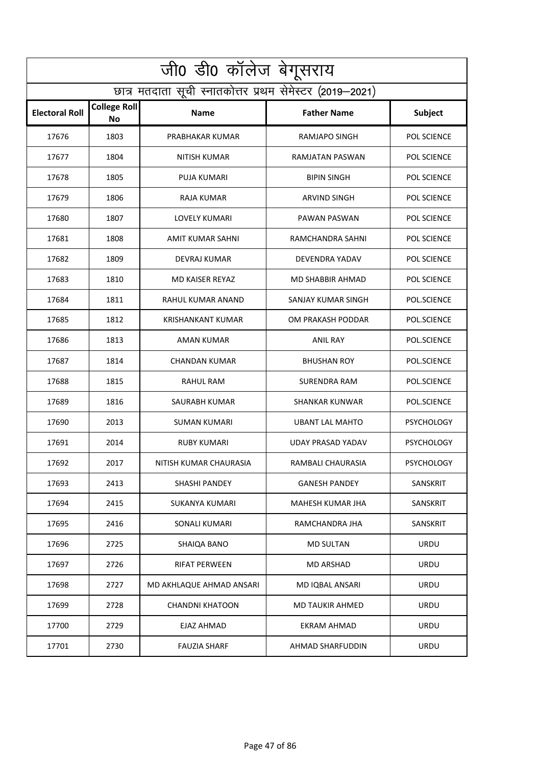| जी0 डी0 कॉलेज बेगूसराय | | | | |
|---|---|---|---|---|
| छात्र मतदाता सूची स्नातकोत्तर प्रथम सेमेस्टर (2019–2021) | | | | |
| **Electoral Roll** | **College Roll No** | **Name** | **Father Name** | **Subject** |
| 17676 | 1803 | PRABHAKAR KUMAR | RAMJAPO SINGH | POL SCIENCE |
| 17677 | 1804 | NITISH KUMAR | RAMJATAN PASWAN | POL SCIENCE |
| 17678 | 1805 | PUJA KUMARI | BIPIN SINGH | POL SCIENCE |
| 17679 | 1806 | RAJA KUMAR | ARVIND SINGH | POL SCIENCE |
| 17680 | 1807 | LOVELY KUMARI | PAWAN PASWAN | POL SCIENCE |
| 17681 | 1808 | AMIT KUMAR SAHNI | RAMCHANDRA SAHNI | POL SCIENCE |
| 17682 | 1809 | DEVRAJ KUMAR | DEVENDRA YADAV | POL SCIENCE |
| 17683 | 1810 | MD KAISER REYAZ | MD SHABBIR AHMAD | POL SCIENCE |
| 17684 | 1811 | RAHUL KUMAR ANAND | SANJAY KUMAR SINGH | POL.SCIENCE |
| 17685 | 1812 | KRISHANKANT KUMAR | OM PRAKASH PODDAR | POL.SCIENCE |
| 17686 | 1813 | AMAN KUMAR | ANIL RAY | POL.SCIENCE |
| 17687 | 1814 | CHANDAN KUMAR | BHUSHAN ROY | POL.SCIENCE |
| 17688 | 1815 | RAHUL RAM | SURENDRA RAM | POL.SCIENCE |
| 17689 | 1816 | SAURABH KUMAR | SHANKAR KUNWAR | POL.SCIENCE |
| 17690 | 2013 | SUMAN KUMARI | UBANT LAL MAHTO | PSYCHOLOGY |
| 17691 | 2014 | RUBY KUMARI | UDAY PRASAD YADAV | PSYCHOLOGY |
| 17692 | 2017 | NITISH KUMAR CHAURASIA | RAMBALI CHAURASIA | PSYCHOLOGY |
| 17693 | 2413 | SHASHI PANDEY | GANESH PANDEY | SANSKRIT |
| 17694 | 2415 | SUKANYA KUMARI | MAHESH KUMAR JHA | SANSKRIT |
| 17695 | 2416 | SONALI KUMARI | RAMCHANDRA JHA | SANSKRIT |
| 17696 | 2725 | SHAIQA BANO | MD SULTAN | URDU |
| 17697 | 2726 | RIFAT PERWEEN | MD ARSHAD | URDU |
| 17698 | 2727 | MD AKHLAQUE AHMAD ANSARI | MD IQBAL ANSARI | URDU |
| 17699 | 2728 | CHANDNI KHATOON | MD TAUKIR AHMED | URDU |
| 17700 | 2729 | EJAZ AHMAD | EKRAM AHMAD | URDU |
| 17701 | 2730 | FAUZIA SHARF | AHMAD SHARFUDDIN | URDU |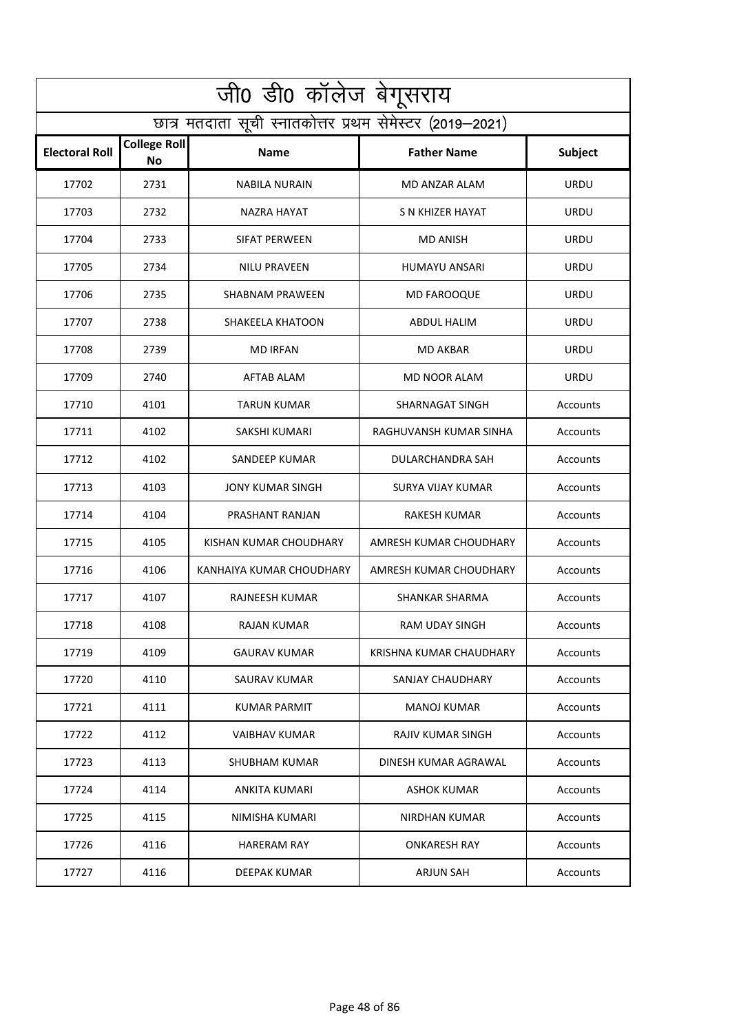# जी0 डी0 कॉलेज बेगूसराय

## छात्र मतदाता सूची स्नातकोत्तर प्रथम सेमेस्टर (2019–2021)

| Electoral Roll | College Roll No | Name | Father Name | Subject |
|---|---|---|---|---|
| 17702 | 2731 | NABILA NURAIN | MD ANZAR ALAM | URDU |
| 17703 | 2732 | NAZRA HAYAT | S N KHIZER HAYAT | URDU |
| 17704 | 2733 | SIFAT PERWEEN | MD ANISH | URDU |
| 17705 | 2734 | NILU PRAVEEN | HUMAYU ANSARI | URDU |
| 17706 | 2735 | SHABNAM PRAWEEN | MD FAROOQUE | URDU |
| 17707 | 2738 | SHAKEELA KHATOON | ABDUL HALIM | URDU |
| 17708 | 2739 | MD IRFAN | MD AKBAR | URDU |
| 17709 | 2740 | AFTAB ALAM | MD NOOR ALAM | URDU |
| 17710 | 4101 | TARUN KUMAR | SHARNAGAT SINGH | Accounts |
| 17711 | 4102 | SAKSHI KUMARI | RAGHUVANSH KUMAR SINHA | Accounts |
| 17712 | 4102 | SANDEEP KUMAR | DULARCHANDRA SAH | Accounts |
| 17713 | 4103 | JONY KUMAR SINGH | SURYA VIJAY KUMAR | Accounts |
| 17714 | 4104 | PRASHANT RANJAN | RAKESH KUMAR | Accounts |
| 17715 | 4105 | KISHAN KUMAR CHOUDHARY | AMRESH KUMAR CHOUDHARY | Accounts |
| 17716 | 4106 | KANHAIYA KUMAR CHOUDHARY | AMRESH KUMAR CHOUDHARY | Accounts |
| 17717 | 4107 | RAJNEESH KUMAR | SHANKAR SHARMA | Accounts |
| 17718 | 4108 | RAJAN KUMAR | RAM UDAY SINGH | Accounts |
| 17719 | 4109 | GAURAV KUMAR | KRISHNA KUMAR CHAUDHARY | Accounts |
| 17720 | 4110 | SAURAV KUMAR | SANJAY CHAUDHARY | Accounts |
| 17721 | 4111 | KUMAR PARMIT | MANOJ KUMAR | Accounts |
| 17722 | 4112 | VAIBHAV KUMAR | RAJIV KUMAR SINGH | Accounts |
| 17723 | 4113 | SHUBHAM KUMAR | DINESH KUMAR AGRAWAL | Accounts |
| 17724 | 4114 | ANKITA KUMARI | ASHOK KUMAR | Accounts |
| 17725 | 4115 | NIMISHA KUMARI | NIRDHAN KUMAR | Accounts |
| 17726 | 4116 | HARERAM RAY | ONKARESH RAY | Accounts |
| 17727 | 4116 | DEEPAK KUMAR | ARJUN SAH | Accounts |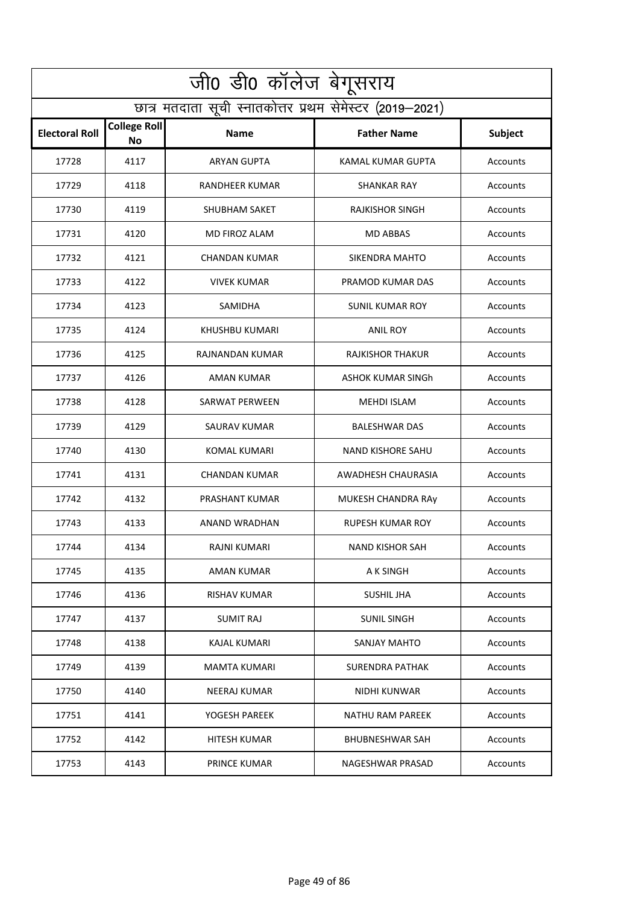| जी0 डी0 कॉलेज बेगूसराय | | | | |
|---|---|---|---|---|
| छात्र मतदाता सूची स्नातकोत्तर प्रथम सेमेस्टर (2019–2021) | | | | |
| **Electoral Roll** | **College Roll No** | **Name** | **Father Name** | **Subject** |
| 17728 | 4117 | ARYAN GUPTA | KAMAL KUMAR GUPTA | Accounts |
| 17729 | 4118 | RANDHEER KUMAR | SHANKAR RAY | Accounts |
| 17730 | 4119 | SHUBHAM SAKET | RAJKISHOR SINGH | Accounts |
| 17731 | 4120 | MD FIROZ ALAM | MD ABBAS | Accounts |
| 17732 | 4121 | CHANDAN KUMAR | SIKENDRA MAHTO | Accounts |
| 17733 | 4122 | VIVEK KUMAR | PRAMOD KUMAR DAS | Accounts |
| 17734 | 4123 | SAMIDHA | SUNIL KUMAR ROY | Accounts |
| 17735 | 4124 | KHUSHBU KUMARI | ANIL ROY | Accounts |
| 17736 | 4125 | RAJNANDAN KUMAR | RAJKISHOR THAKUR | Accounts |
| 17737 | 4126 | AMAN KUMAR | ASHOK KUMAR SINGh | Accounts |
| 17738 | 4128 | SARWAT PERWEEN | MEHDI ISLAM | Accounts |
| 17739 | 4129 | SAURAV KUMAR | BALESHWAR DAS | Accounts |
| 17740 | 4130 | KOMAL KUMARI | NAND KISHORE SAHU | Accounts |
| 17741 | 4131 | CHANDAN KUMAR | AWADHESH CHAURASIA | Accounts |
| 17742 | 4132 | PRASHANT KUMAR | MUKESH CHANDRA RAy | Accounts |
| 17743 | 4133 | ANAND WRADHAN | RUPESH KUMAR ROY | Accounts |
| 17744 | 4134 | RAJNI KUMARI | NAND KISHOR SAH | Accounts |
| 17745 | 4135 | AMAN KUMAR | A K SINGH | Accounts |
| 17746 | 4136 | RISHAV KUMAR | SUSHIL JHA | Accounts |
| 17747 | 4137 | SUMIT RAJ | SUNIL SINGH | Accounts |
| 17748 | 4138 | KAJAL KUMARI | SANJAY MAHTO | Accounts |
| 17749 | 4139 | MAMTA KUMARI | SURENDRA PATHAK | Accounts |
| 17750 | 4140 | NEERAJ KUMAR | NIDHI KUNWAR | Accounts |
| 17751 | 4141 | YOGESH PAREEK | NATHU RAM PAREEK | Accounts |
| 17752 | 4142 | HITESH KUMAR | BHUBNESHWAR SAH | Accounts |
| 17753 | 4143 | PRINCE KUMAR | NAGESHWAR PRASAD | Accounts |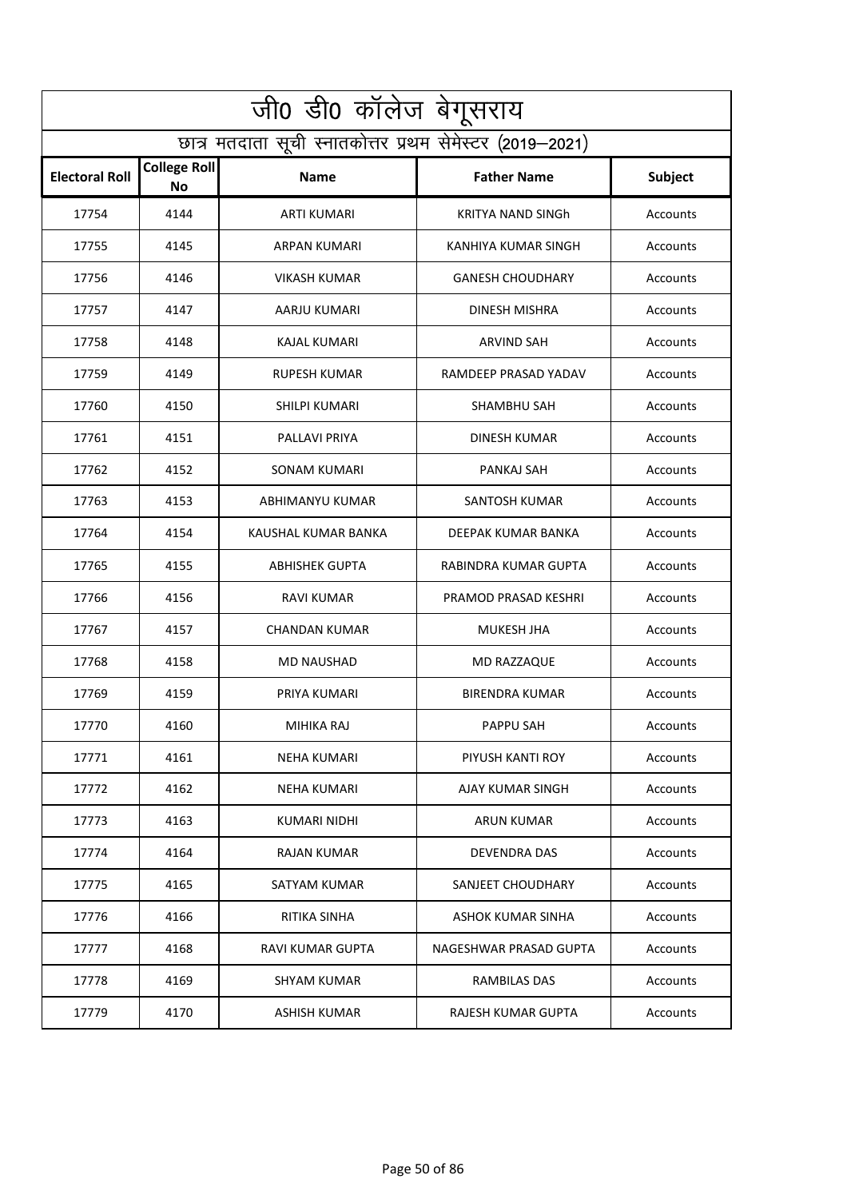| जी0 डी0 कॉलेज बेगूसराय | | | | |
|---|---|---|---|---|
| छात्र मतदाता सूची स्नातकोत्तर प्रथम सेमेस्टर (2019–2021) | | | | |
| **Electoral Roll** | **College Roll No** | **Name** | **Father Name** | **Subject** |
| 17754 | 4144 | ARTI KUMARI | KRITYA NAND SINGh | Accounts |
| 17755 | 4145 | ARPAN KUMARI | KANHIYA KUMAR SINGH | Accounts |
| 17756 | 4146 | VIKASH KUMAR | GANESH CHOUDHARY | Accounts |
| 17757 | 4147 | AARJU KUMARI | DINESH MISHRA | Accounts |
| 17758 | 4148 | KAJAL KUMARI | ARVIND SAH | Accounts |
| 17759 | 4149 | RUPESH KUMAR | RAMDEEP PRASAD YADAV | Accounts |
| 17760 | 4150 | SHILPI KUMARI | SHAMBHU SAH | Accounts |
| 17761 | 4151 | PALLAVI PRIYA | DINESH KUMAR | Accounts |
| 17762 | 4152 | SONAM KUMARI | PANKAJ SAH | Accounts |
| 17763 | 4153 | ABHIMANYU KUMAR | SANTOSH KUMAR | Accounts |
| 17764 | 4154 | KAUSHAL KUMAR BANKA | DEEPAK KUMAR BANKA | Accounts |
| 17765 | 4155 | ABHISHEK GUPTA | RABINDRA KUMAR GUPTA | Accounts |
| 17766 | 4156 | RAVI KUMAR | PRAMOD PRASAD KESHRI | Accounts |
| 17767 | 4157 | CHANDAN KUMAR | MUKESH JHA | Accounts |
| 17768 | 4158 | MD NAUSHAD | MD RAZZAQUE | Accounts |
| 17769 | 4159 | PRIYA KUMARI | BIRENDRA KUMAR | Accounts |
| 17770 | 4160 | MIHIKA RAJ | PAPPU SAH | Accounts |
| 17771 | 4161 | NEHA KUMARI | PIYUSH KANTI ROY | Accounts |
| 17772 | 4162 | NEHA KUMARI | AJAY KUMAR SINGH | Accounts |
| 17773 | 4163 | KUMARI NIDHI | ARUN KUMAR | Accounts |
| 17774 | 4164 | RAJAN KUMAR | DEVENDRA DAS | Accounts |
| 17775 | 4165 | SATYAM KUMAR | SANJEET CHOUDHARY | Accounts |
| 17776 | 4166 | RITIKA SINHA | ASHOK KUMAR SINHA | Accounts |
| 17777 | 4168 | RAVI KUMAR GUPTA | NAGESHWAR PRASAD GUPTA | Accounts |
| 17778 | 4169 | SHYAM KUMAR | RAMBILAS DAS | Accounts |
| 17779 | 4170 | ASHISH KUMAR | RAJESH KUMAR GUPTA | Accounts |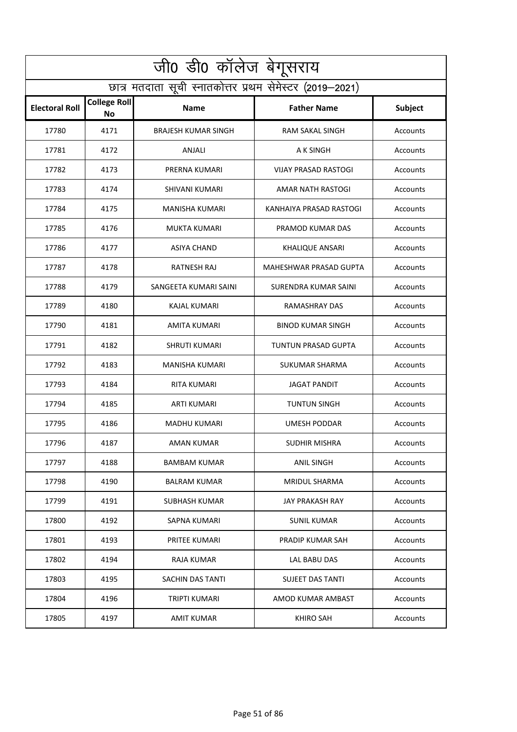| जी0 डी0 कॉलेज बेगूसराय | | | | |
|---|---|---|---|---|
| छात्र मतदाता सूची स्नातकोत्तर प्रथम सेमेस्टर (2019–2021) | | | | |
| **Electoral Roll** | **College Roll No** | **Name** | **Father Name** | **Subject** |
| 17780 | 4171 | BRAJESH KUMAR SINGH | RAM SAKAL SINGH | Accounts |
| 17781 | 4172 | ANJALI | A K SINGH | Accounts |
| 17782 | 4173 | PRERNA KUMARI | VIJAY PRASAD RASTOGI | Accounts |
| 17783 | 4174 | SHIVANI KUMARI | AMAR NATH RASTOGI | Accounts |
| 17784 | 4175 | MANISHA KUMARI | KANHAIYA PRASAD RASTOGI | Accounts |
| 17785 | 4176 | MUKTA KUMARI | PRAMOD KUMAR DAS | Accounts |
| 17786 | 4177 | ASIYA CHAND | KHALIQUE ANSARI | Accounts |
| 17787 | 4178 | RATNESH RAJ | MAHESHWAR PRASAD GUPTA | Accounts |
| 17788 | 4179 | SANGEETA KUMARI SAINI | SURENDRA KUMAR SAINI | Accounts |
| 17789 | 4180 | KAJAL KUMARI | RAMASHRAY DAS | Accounts |
| 17790 | 4181 | AMITA KUMARI | BINOD KUMAR SINGH | Accounts |
| 17791 | 4182 | SHRUTI KUMARI | TUNTUN PRASAD GUPTA | Accounts |
| 17792 | 4183 | MANISHA KUMARI | SUKUMAR SHARMA | Accounts |
| 17793 | 4184 | RITA KUMARI | JAGAT PANDIT | Accounts |
| 17794 | 4185 | ARTI KUMARI | TUNTUN SINGH | Accounts |
| 17795 | 4186 | MADHU KUMARI | UMESH PODDAR | Accounts |
| 17796 | 4187 | AMAN KUMAR | SUDHIR MISHRA | Accounts |
| 17797 | 4188 | BAMBAM KUMAR | ANIL SINGH | Accounts |
| 17798 | 4190 | BALRAM KUMAR | MRIDUL SHARMA | Accounts |
| 17799 | 4191 | SUBHASH KUMAR | JAY PRAKASH RAY | Accounts |
| 17800 | 4192 | SAPNA KUMARI | SUNIL KUMAR | Accounts |
| 17801 | 4193 | PRITEE KUMARI | PRADIP KUMAR SAH | Accounts |
| 17802 | 4194 | RAJA KUMAR | LAL BABU DAS | Accounts |
| 17803 | 4195 | SACHIN DAS TANTI | SUJEET DAS TANTI | Accounts |
| 17804 | 4196 | TRIPTI KUMARI | AMOD KUMAR AMBAST | Accounts |
| 17805 | 4197 | AMIT KUMAR | KHIRO SAH | Accounts |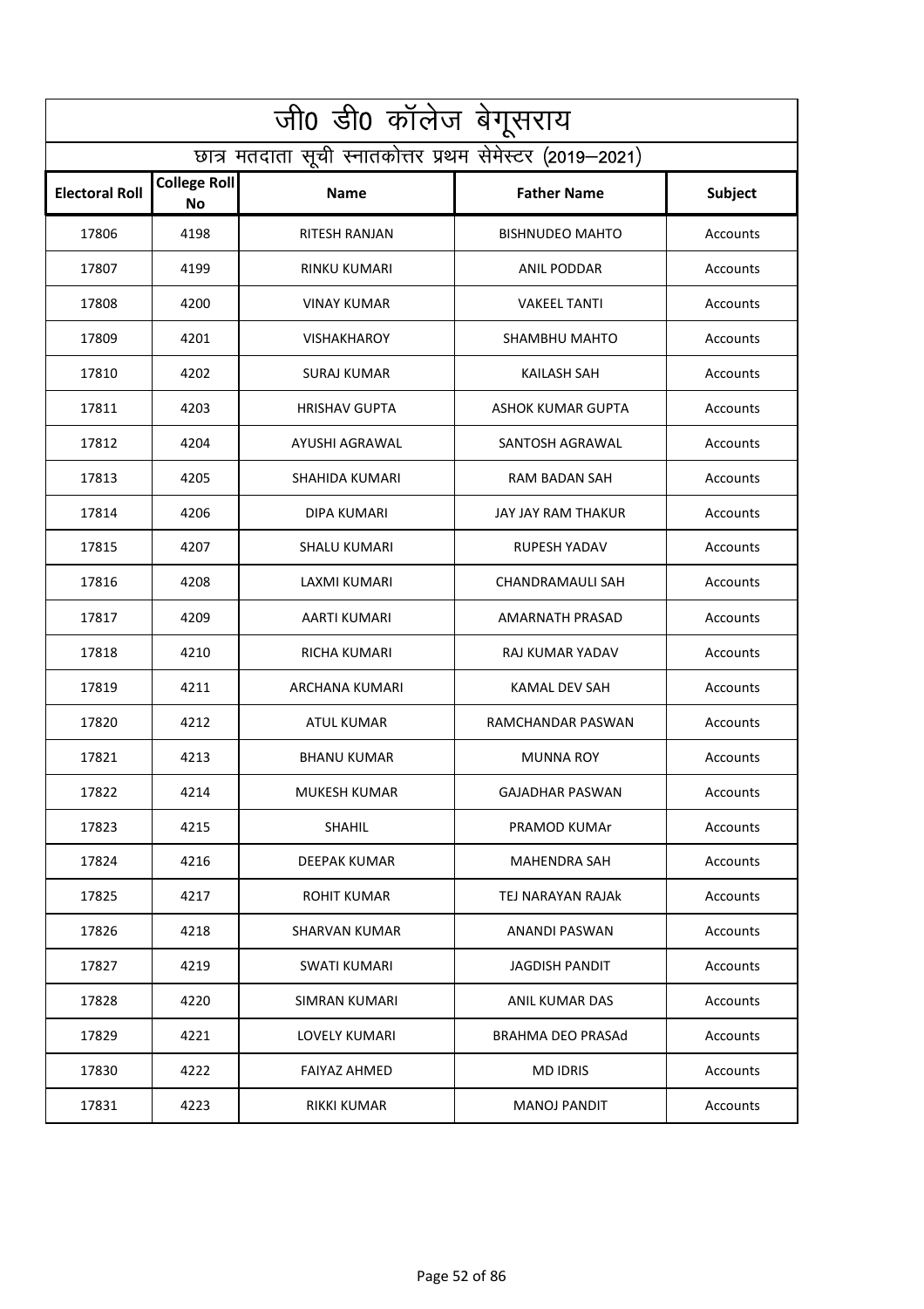# जी0 डी0 कॉलेज बेगूसराय

## छात्र मतदाता सूची स्नातकोत्तर प्रथम सेमेस्टर (2019–2021)

| Electoral Roll | College Roll No | Name | Father Name | Subject |
|---|---|---|---|---|
| 17806 | 4198 | RITESH RANJAN | BISHNUDEO MAHTO | Accounts |
| 17807 | 4199 | RINKU KUMARI | ANIL PODDAR | Accounts |
| 17808 | 4200 | VINAY KUMAR | VAKEEL TANTI | Accounts |
| 17809 | 4201 | VISHAKHAROY | SHAMBHU MAHTO | Accounts |
| 17810 | 4202 | SURAJ KUMAR | KAILASH SAH | Accounts |
| 17811 | 4203 | HRISHAV GUPTA | ASHOK KUMAR GUPTA | Accounts |
| 17812 | 4204 | AYUSHI AGRAWAL | SANTOSH AGRAWAL | Accounts |
| 17813 | 4205 | SHAHIDA KUMARI | RAM BADAN SAH | Accounts |
| 17814 | 4206 | DIPA KUMARI | JAY JAY RAM THAKUR | Accounts |
| 17815 | 4207 | SHALU KUMARI | RUPESH YADAV | Accounts |
| 17816 | 4208 | LAXMI KUMARI | CHANDRAMAULI SAH | Accounts |
| 17817 | 4209 | AARTI KUMARI | AMARNATH PRASAD | Accounts |
| 17818 | 4210 | RICHA KUMARI | RAJ KUMAR YADAV | Accounts |
| 17819 | 4211 | ARCHANA KUMARI | KAMAL DEV SAH | Accounts |
| 17820 | 4212 | ATUL KUMAR | RAMCHANDAR PASWAN | Accounts |
| 17821 | 4213 | BHANU KUMAR | MUNNA ROY | Accounts |
| 17822 | 4214 | MUKESH KUMAR | GAJADHAR PASWAN | Accounts |
| 17823 | 4215 | SHAHIL | PRAMOD KUMAr | Accounts |
| 17824 | 4216 | DEEPAK KUMAR | MAHENDRA SAH | Accounts |
| 17825 | 4217 | ROHIT KUMAR | TEJ NARAYAN RAJAk | Accounts |
| 17826 | 4218 | SHARVAN KUMAR | ANANDI PASWAN | Accounts |
| 17827 | 4219 | SWATI KUMARI | JAGDISH PANDIT | Accounts |
| 17828 | 4220 | SIMRAN KUMARI | ANIL KUMAR DAS | Accounts |
| 17829 | 4221 | LOVELY KUMARI | BRAHMA DEO PRASAd | Accounts |
| 17830 | 4222 | FAIYAZ AHMED | MD IDRIS | Accounts |
| 17831 | 4223 | RIKKI KUMAR | MANOJ PANDIT | Accounts |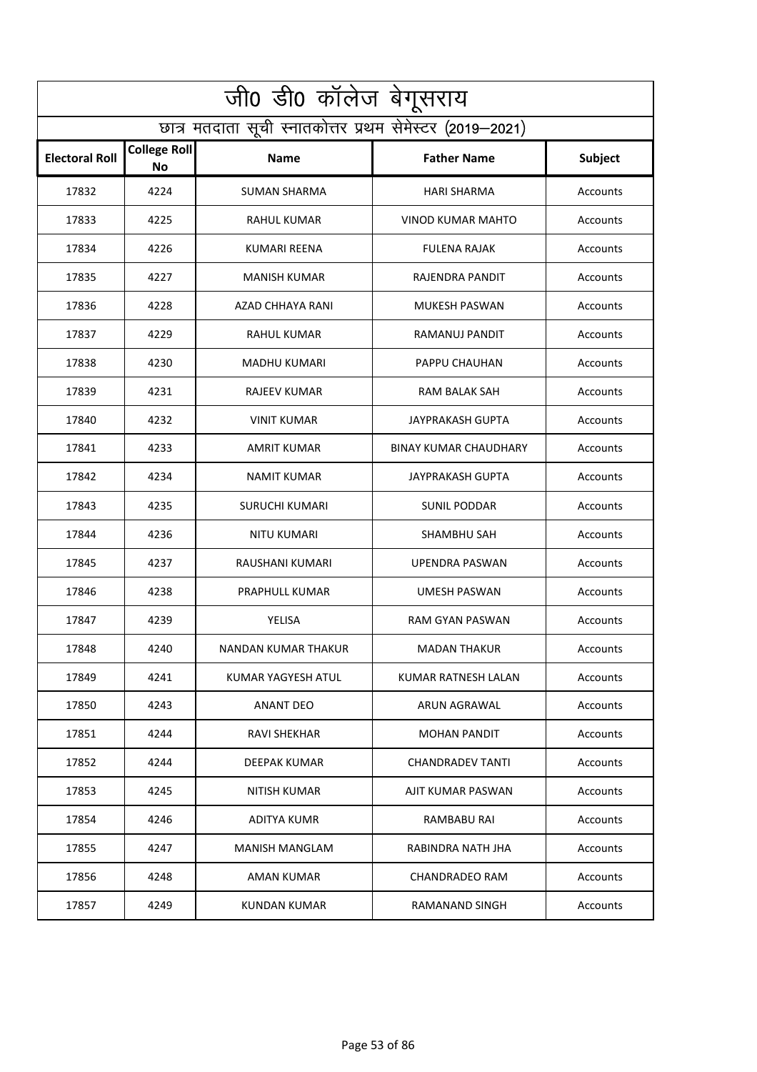# जी0 डी0 कॉलेज बेगूसराय

## छात्र मतदाता सूची स्नातकोत्तर प्रथम सेमेस्टर (2019–2021)

| Electoral Roll | College Roll No | Name | Father Name | Subject |
|---|---|---|---|---|
| 17832 | 4224 | SUMAN SHARMA | HARI SHARMA | Accounts |
| 17833 | 4225 | RAHUL KUMAR | VINOD KUMAR MAHTO | Accounts |
| 17834 | 4226 | KUMARI REENA | FULENA RAJAK | Accounts |
| 17835 | 4227 | MANISH KUMAR | RAJENDRA PANDIT | Accounts |
| 17836 | 4228 | AZAD CHHAYA RANI | MUKESH PASWAN | Accounts |
| 17837 | 4229 | RAHUL KUMAR | RAMANUJ PANDIT | Accounts |
| 17838 | 4230 | MADHU KUMARI | PAPPU CHAUHAN | Accounts |
| 17839 | 4231 | RAJEEV KUMAR | RAM BALAK SAH | Accounts |
| 17840 | 4232 | VINIT KUMAR | JAYPRAKASH GUPTA | Accounts |
| 17841 | 4233 | AMRIT KUMAR | BINAY KUMAR CHAUDHARY | Accounts |
| 17842 | 4234 | NAMIT KUMAR | JAYPRAKASH GUPTA | Accounts |
| 17843 | 4235 | SURUCHI KUMARI | SUNIL PODDAR | Accounts |
| 17844 | 4236 | NITU KUMARI | SHAMBHU SAH | Accounts |
| 17845 | 4237 | RAUSHANI KUMARI | UPENDRA PASWAN | Accounts |
| 17846 | 4238 | PRAPHULL KUMAR | UMESH PASWAN | Accounts |
| 17847 | 4239 | YELISA | RAM GYAN PASWAN | Accounts |
| 17848 | 4240 | NANDAN KUMAR THAKUR | MADAN THAKUR | Accounts |
| 17849 | 4241 | KUMAR YAGYESH ATUL | KUMAR RATNESH LALAN | Accounts |
| 17850 | 4243 | ANANT DEO | ARUN AGRAWAL | Accounts |
| 17851 | 4244 | RAVI SHEKHAR | MOHAN PANDIT | Accounts |
| 17852 | 4244 | DEEPAK KUMAR | CHANDRADEV TANTI | Accounts |
| 17853 | 4245 | NITISH KUMAR | AJIT KUMAR PASWAN | Accounts |
| 17854 | 4246 | ADITYA KUMR | RAMBABU RAI | Accounts |
| 17855 | 4247 | MANISH MANGLAM | RABINDRA NATH JHA | Accounts |
| 17856 | 4248 | AMAN KUMAR | CHANDRADEO RAM | Accounts |
| 17857 | 4249 | KUNDAN KUMAR | RAMANAND SINGH | Accounts |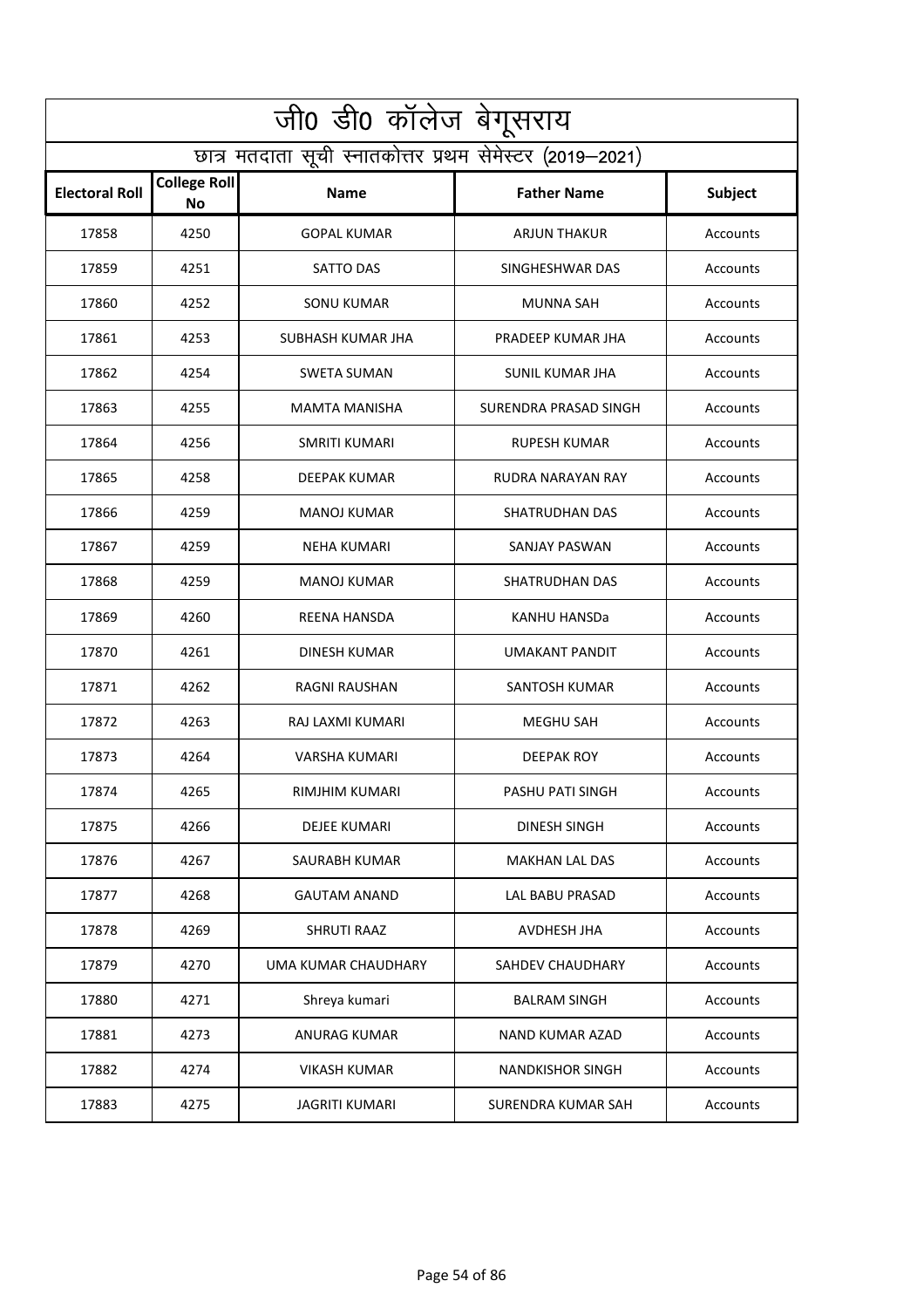| जी0 डी0 कॉलेज बेगूसराय | | | | |
|---|---|---|---|---|
| छात्र मतदाता सूची स्नातकोत्तर प्रथम सेमेस्टर (2019–2021) | | | | |
| **Electoral Roll** | **College Roll No** | **Name** | **Father Name** | **Subject** |
| 17858 | 4250 | GOPAL KUMAR | ARJUN THAKUR | Accounts |
| 17859 | 4251 | SATTO DAS | SINGHESHWAR DAS | Accounts |
| 17860 | 4252 | SONU KUMAR | MUNNA SAH | Accounts |
| 17861 | 4253 | SUBHASH KUMAR JHA | PRADEEP KUMAR JHA | Accounts |
| 17862 | 4254 | SWETA SUMAN | SUNIL KUMAR JHA | Accounts |
| 17863 | 4255 | MAMTA MANISHA | SURENDRA PRASAD SINGH | Accounts |
| 17864 | 4256 | SMRITI KUMARI | RUPESH KUMAR | Accounts |
| 17865 | 4258 | DEEPAK KUMAR | RUDRA NARAYAN RAY | Accounts |
| 17866 | 4259 | MANOJ KUMAR | SHATRUDHAN DAS | Accounts |
| 17867 | 4259 | NEHA KUMARI | SANJAY PASWAN | Accounts |
| 17868 | 4259 | MANOJ KUMAR | SHATRUDHAN DAS | Accounts |
| 17869 | 4260 | REENA HANSDA | KANHU HANSDa | Accounts |
| 17870 | 4261 | DINESH KUMAR | UMAKANT PANDIT | Accounts |
| 17871 | 4262 | RAGNI RAUSHAN | SANTOSH KUMAR | Accounts |
| 17872 | 4263 | RAJ LAXMI KUMARI | MEGHU SAH | Accounts |
| 17873 | 4264 | VARSHA KUMARI | DEEPAK ROY | Accounts |
| 17874 | 4265 | RIMJHIM KUMARI | PASHU PATI SINGH | Accounts |
| 17875 | 4266 | DEJEE KUMARI | DINESH SINGH | Accounts |
| 17876 | 4267 | SAURABH KUMAR | MAKHAN LAL DAS | Accounts |
| 17877 | 4268 | GAUTAM ANAND | LAL BABU PRASAD | Accounts |
| 17878 | 4269 | SHRUTI RAAZ | AVDHESH JHA | Accounts |
| 17879 | 4270 | UMA KUMAR CHAUDHARY | SAHDEV CHAUDHARY | Accounts |
| 17880 | 4271 | Shreya kumari | BALRAM SINGH | Accounts |
| 17881 | 4273 | ANURAG KUMAR | NAND KUMAR AZAD | Accounts |
| 17882 | 4274 | VIKASH KUMAR | NANDKISHOR SINGH | Accounts |
| 17883 | 4275 | JAGRITI KUMARI | SURENDRA KUMAR SAH | Accounts |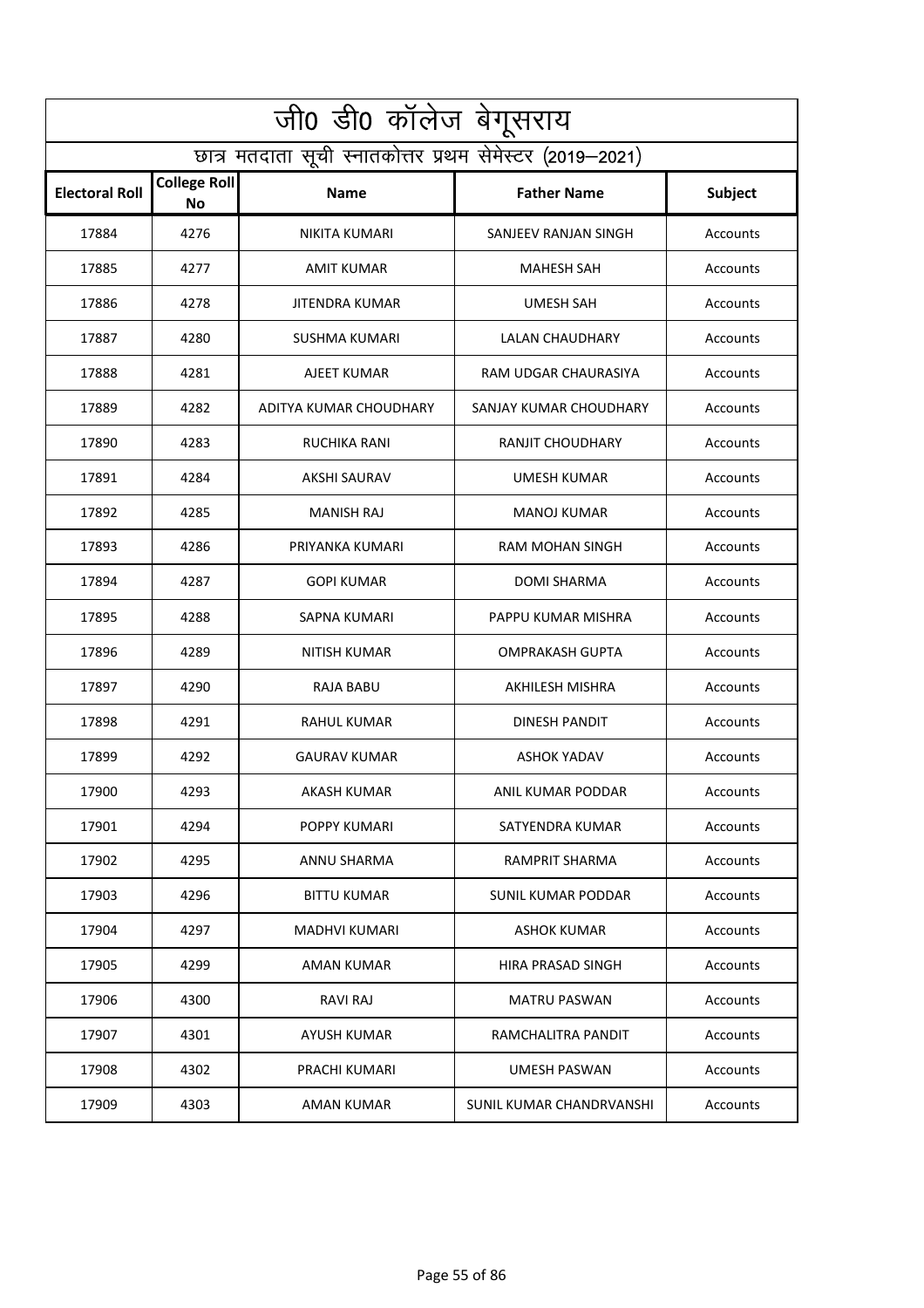# जी0 डी0 कॉलेज बेगूसराय

## छात्र मतदाता सूची स्नातकोत्तर प्रथम सेमेस्टर (2019–2021)

| Electoral Roll | College Roll No | Name | Father Name | Subject |
|---|---|---|---|---|
| 17884 | 4276 | NIKITA KUMARI | SANJEEV RANJAN SINGH | Accounts |
| 17885 | 4277 | AMIT KUMAR | MAHESH SAH | Accounts |
| 17886 | 4278 | JITENDRA KUMAR | UMESH SAH | Accounts |
| 17887 | 4280 | SUSHMA KUMARI | LALAN CHAUDHARY | Accounts |
| 17888 | 4281 | AJEET KUMAR | RAM UDGAR CHAURASIYA | Accounts |
| 17889 | 4282 | ADITYA KUMAR CHOUDHARY | SANJAY KUMAR CHOUDHARY | Accounts |
| 17890 | 4283 | RUCHIKA RANI | RANJIT CHOUDHARY | Accounts |
| 17891 | 4284 | AKSHI SAURAV | UMESH KUMAR | Accounts |
| 17892 | 4285 | MANISH RAJ | MANOJ KUMAR | Accounts |
| 17893 | 4286 | PRIYANKA KUMARI | RAM MOHAN SINGH | Accounts |
| 17894 | 4287 | GOPI KUMAR | DOMI SHARMA | Accounts |
| 17895 | 4288 | SAPNA KUMARI | PAPPU KUMAR MISHRA | Accounts |
| 17896 | 4289 | NITISH KUMAR | OMPRAKASH GUPTA | Accounts |
| 17897 | 4290 | RAJA BABU | AKHILESH MISHRA | Accounts |
| 17898 | 4291 | RAHUL KUMAR | DINESH PANDIT | Accounts |
| 17899 | 4292 | GAURAV KUMAR | ASHOK YADAV | Accounts |
| 17900 | 4293 | AKASH KUMAR | ANIL KUMAR PODDAR | Accounts |
| 17901 | 4294 | POPPY KUMARI | SATYENDRA KUMAR | Accounts |
| 17902 | 4295 | ANNU SHARMA | RAMPRIT SHARMA | Accounts |
| 17903 | 4296 | BITTU KUMAR | SUNIL KUMAR PODDAR | Accounts |
| 17904 | 4297 | MADHVI KUMARI | ASHOK KUMAR | Accounts |
| 17905 | 4299 | AMAN KUMAR | HIRA PRASAD SINGH | Accounts |
| 17906 | 4300 | RAVI RAJ | MATRU PASWAN | Accounts |
| 17907 | 4301 | AYUSH KUMAR | RAMCHALITRA PANDIT | Accounts |
| 17908 | 4302 | PRACHI KUMARI | UMESH PASWAN | Accounts |
| 17909 | 4303 | AMAN KUMAR | SUNIL KUMAR CHANDRVANSHI | Accounts |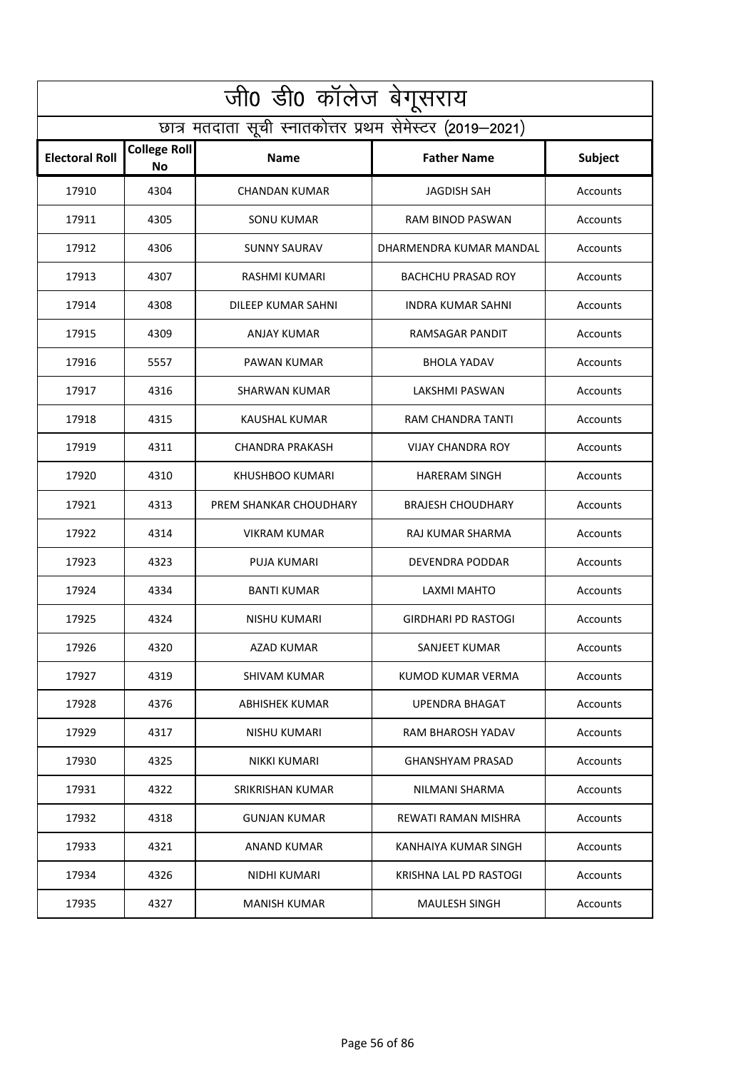| जी0 डी0 कॉलेज बेगूसराय | | | | |
|---|---|---|---|---|
| छात्र मतदाता सूची स्नातकोत्तर प्रथम सेमेस्टर (2019–2021) | | | | |
| **Electoral Roll** | **College Roll No** | **Name** | **Father Name** | **Subject** |
| 17910 | 4304 | CHANDAN KUMAR | JAGDISH SAH | Accounts |
| 17911 | 4305 | SONU KUMAR | RAM BINOD PASWAN | Accounts |
| 17912 | 4306 | SUNNY SAURAV | DHARMENDRA KUMAR MANDAL | Accounts |
| 17913 | 4307 | RASHMI KUMARI | BACHCHU PRASAD ROY | Accounts |
| 17914 | 4308 | DILEEP KUMAR SAHNI | INDRA KUMAR SAHNI | Accounts |
| 17915 | 4309 | ANJAY KUMAR | RAMSAGAR PANDIT | Accounts |
| 17916 | 5557 | PAWAN KUMAR | BHOLA YADAV | Accounts |
| 17917 | 4316 | SHARWAN KUMAR | LAKSHMI PASWAN | Accounts |
| 17918 | 4315 | KAUSHAL KUMAR | RAM CHANDRA TANTI | Accounts |
| 17919 | 4311 | CHANDRA PRAKASH | VIJAY CHANDRA ROY | Accounts |
| 17920 | 4310 | KHUSHBOO KUMARI | HARERAM SINGH | Accounts |
| 17921 | 4313 | PREM SHANKAR CHOUDHARY | BRAJESH CHOUDHARY | Accounts |
| 17922 | 4314 | VIKRAM KUMAR | RAJ KUMAR SHARMA | Accounts |
| 17923 | 4323 | PUJA KUMARI | DEVENDRA PODDAR | Accounts |
| 17924 | 4334 | BANTI KUMAR | LAXMI MAHTO | Accounts |
| 17925 | 4324 | NISHU KUMARI | GIRDHARI PD RASTOGI | Accounts |
| 17926 | 4320 | AZAD KUMAR | SANJEET KUMAR | Accounts |
| 17927 | 4319 | SHIVAM KUMAR | KUMOD KUMAR VERMA | Accounts |
| 17928 | 4376 | ABHISHEK KUMAR | UPENDRA BHAGAT | Accounts |
| 17929 | 4317 | NISHU KUMARI | RAM BHAROSH YADAV | Accounts |
| 17930 | 4325 | NIKKI KUMARI | GHANSHYAM PRASAD | Accounts |
| 17931 | 4322 | SRIKRISHAN KUMAR | NILMANI SHARMA | Accounts |
| 17932 | 4318 | GUNJAN KUMAR | REWATI RAMAN MISHRA | Accounts |
| 17933 | 4321 | ANAND KUMAR | KANHAIYA KUMAR SINGH | Accounts |
| 17934 | 4326 | NIDHI KUMARI | KRISHNA LAL PD RASTOGI | Accounts |
| 17935 | 4327 | MANISH KUMAR | MAULESH SINGH | Accounts |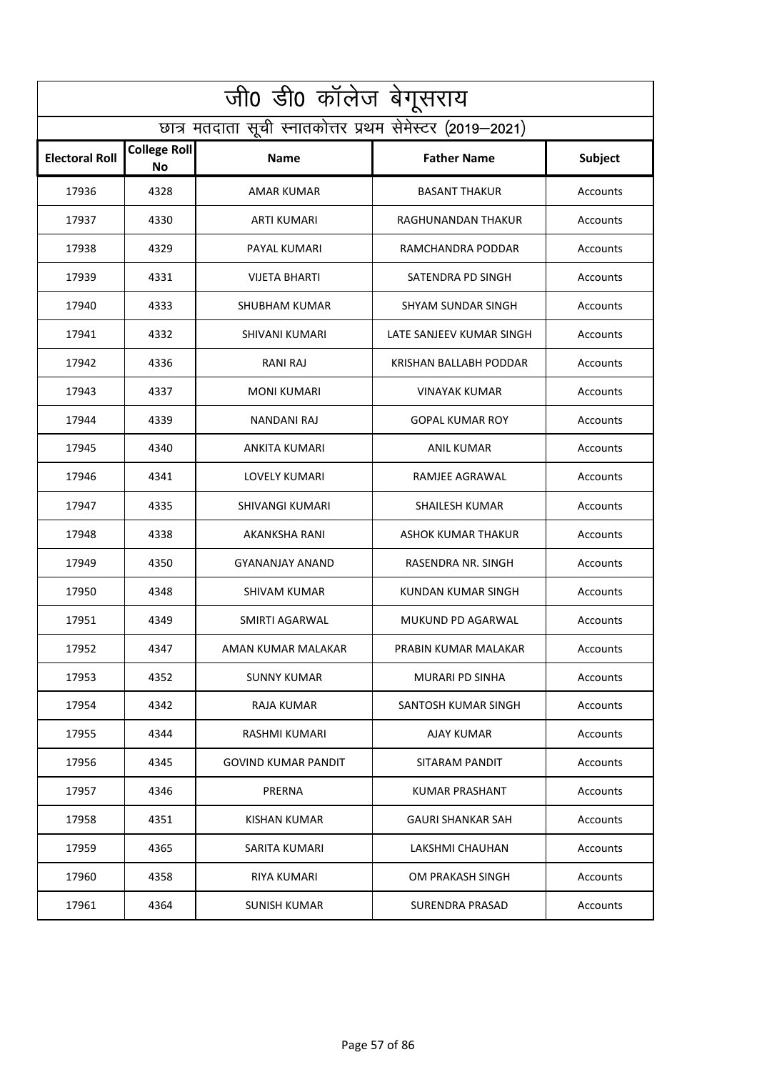# जी0 डी0 कॉलेज बेगूसराय

## छात्र मतदाता सूची स्नातकोत्तर प्रथम सेमेस्टर (2019–2021)

| Electoral Roll | College Roll No | Name | Father Name | Subject |
|---|---|---|---|---|
| 17936 | 4328 | AMAR KUMAR | BASANT THAKUR | Accounts |
| 17937 | 4330 | ARTI KUMARI | RAGHUNANDAN THAKUR | Accounts |
| 17938 | 4329 | PAYAL KUMARI | RAMCHANDRA PODDAR | Accounts |
| 17939 | 4331 | VIJETA BHARTI | SATENDRA PD SINGH | Accounts |
| 17940 | 4333 | SHUBHAM KUMAR | SHYAM SUNDAR SINGH | Accounts |
| 17941 | 4332 | SHIVANI KUMARI | LATE SANJEEV KUMAR SINGH | Accounts |
| 17942 | 4336 | RANI RAJ | KRISHAN BALLABH PODDAR | Accounts |
| 17943 | 4337 | MONI KUMARI | VINAYAK KUMAR | Accounts |
| 17944 | 4339 | NANDANI RAJ | GOPAL KUMAR ROY | Accounts |
| 17945 | 4340 | ANKITA KUMARI | ANIL KUMAR | Accounts |
| 17946 | 4341 | LOVELY KUMARI | RAMJEE AGRAWAL | Accounts |
| 17947 | 4335 | SHIVANGI KUMARI | SHAILESH KUMAR | Accounts |
| 17948 | 4338 | AKANKSHA RANI | ASHOK KUMAR THAKUR | Accounts |
| 17949 | 4350 | GYANANJAY ANAND | RASENDRA NR. SINGH | Accounts |
| 17950 | 4348 | SHIVAM KUMAR | KUNDAN KUMAR SINGH | Accounts |
| 17951 | 4349 | SMIRTI AGARWAL | MUKUND PD AGARWAL | Accounts |
| 17952 | 4347 | AMAN KUMAR MALAKAR | PRABIN KUMAR MALAKAR | Accounts |
| 17953 | 4352 | SUNNY KUMAR | MURARI PD SINHA | Accounts |
| 17954 | 4342 | RAJA KUMAR | SANTOSH KUMAR SINGH | Accounts |
| 17955 | 4344 | RASHMI KUMARI | AJAY KUMAR | Accounts |
| 17956 | 4345 | GOVIND KUMAR PANDIT | SITARAM PANDIT | Accounts |
| 17957 | 4346 | PRERNA | KUMAR PRASHANT | Accounts |
| 17958 | 4351 | KISHAN KUMAR | GAURI SHANKAR SAH | Accounts |
| 17959 | 4365 | SARITA KUMARI | LAKSHMI CHAUHAN | Accounts |
| 17960 | 4358 | RIYA KUMARI | OM PRAKASH SINGH | Accounts |
| 17961 | 4364 | SUNISH KUMAR | SURENDRA PRASAD | Accounts |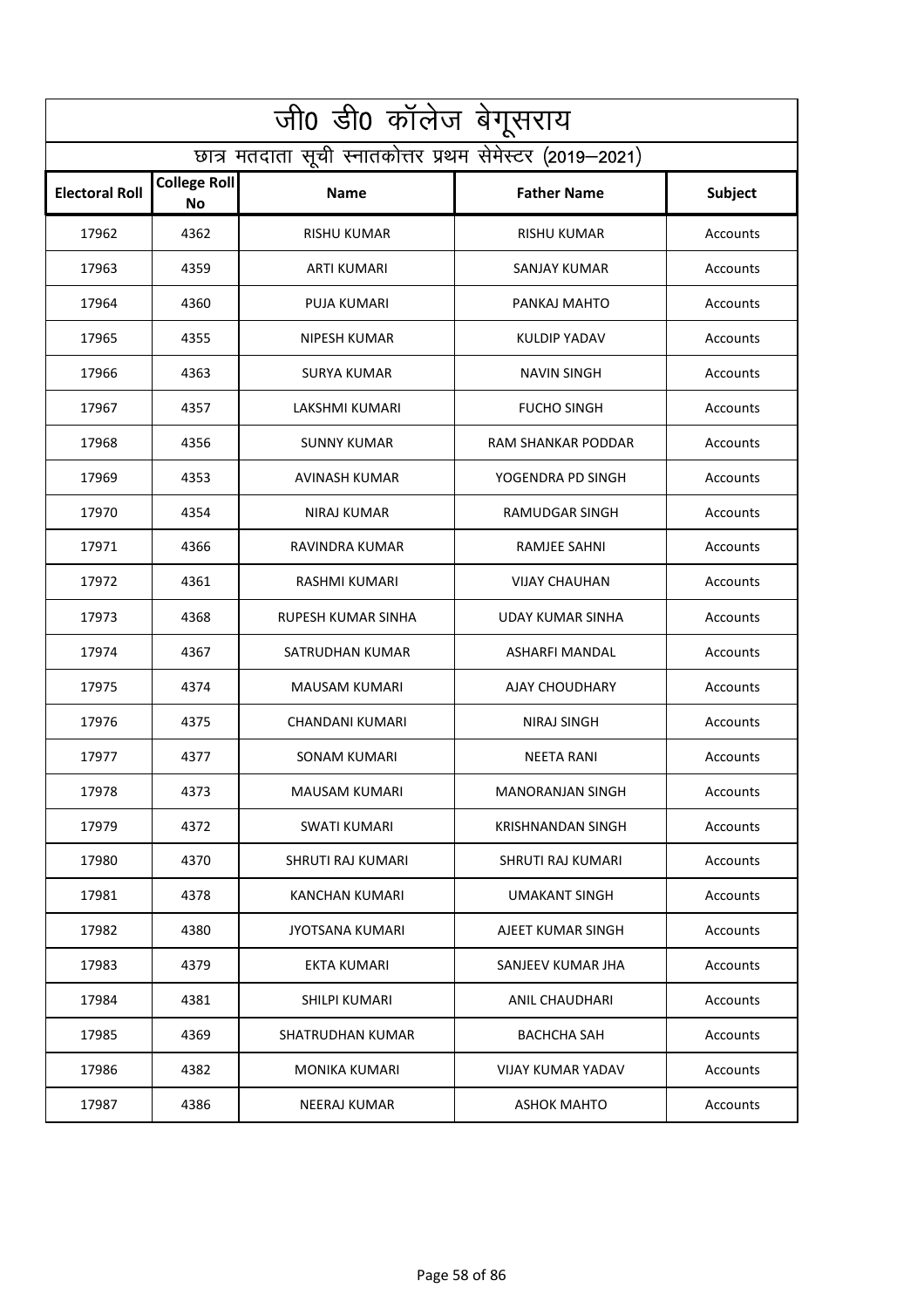| जी0 डी0 कॉलेज बेगूसराय | | | | |
|---|---|---|---|---|
| छात्र मतदाता सूची स्नातकोत्तर प्रथम सेमेस्टर (2019–2021) | | | | |
| **Electoral Roll** | **College Roll No** | **Name** | **Father Name** | **Subject** |
| 17962 | 4362 | RISHU KUMAR | RISHU KUMAR | Accounts |
| 17963 | 4359 | ARTI KUMARI | SANJAY KUMAR | Accounts |
| 17964 | 4360 | PUJA KUMARI | PANKAJ MAHTO | Accounts |
| 17965 | 4355 | NIPESH KUMAR | KULDIP YADAV | Accounts |
| 17966 | 4363 | SURYA KUMAR | NAVIN SINGH | Accounts |
| 17967 | 4357 | LAKSHMI KUMARI | FUCHO SINGH | Accounts |
| 17968 | 4356 | SUNNY KUMAR | RAM SHANKAR PODDAR | Accounts |
| 17969 | 4353 | AVINASH KUMAR | YOGENDRA PD SINGH | Accounts |
| 17970 | 4354 | NIRAJ KUMAR | RAMUDGAR SINGH | Accounts |
| 17971 | 4366 | RAVINDRA KUMAR | RAMJEE SAHNI | Accounts |
| 17972 | 4361 | RASHMI KUMARI | VIJAY CHAUHAN | Accounts |
| 17973 | 4368 | RUPESH KUMAR SINHA | UDAY KUMAR SINHA | Accounts |
| 17974 | 4367 | SATRUDHAN KUMAR | ASHARFI MANDAL | Accounts |
| 17975 | 4374 | MAUSAM KUMARI | AJAY CHOUDHARY | Accounts |
| 17976 | 4375 | CHANDANI KUMARI | NIRAJ SINGH | Accounts |
| 17977 | 4377 | SONAM KUMARI | NEETA RANI | Accounts |
| 17978 | 4373 | MAUSAM KUMARI | MANORANJAN SINGH | Accounts |
| 17979 | 4372 | SWATI KUMARI | KRISHNANDAN SINGH | Accounts |
| 17980 | 4370 | SHRUTI RAJ KUMARI | SHRUTI RAJ KUMARI | Accounts |
| 17981 | 4378 | KANCHAN KUMARI | UMAKANT SINGH | Accounts |
| 17982 | 4380 | JYOTSANA KUMARI | AJEET KUMAR SINGH | Accounts |
| 17983 | 4379 | EKTA KUMARI | SANJEEV KUMAR JHA | Accounts |
| 17984 | 4381 | SHILPI KUMARI | ANIL CHAUDHARI | Accounts |
| 17985 | 4369 | SHATRUDHAN KUMAR | BACHCHA SAH | Accounts |
| 17986 | 4382 | MONIKA KUMARI | VIJAY KUMAR YADAV | Accounts |
| 17987 | 4386 | NEERAJ KUMAR | ASHOK MAHTO | Accounts |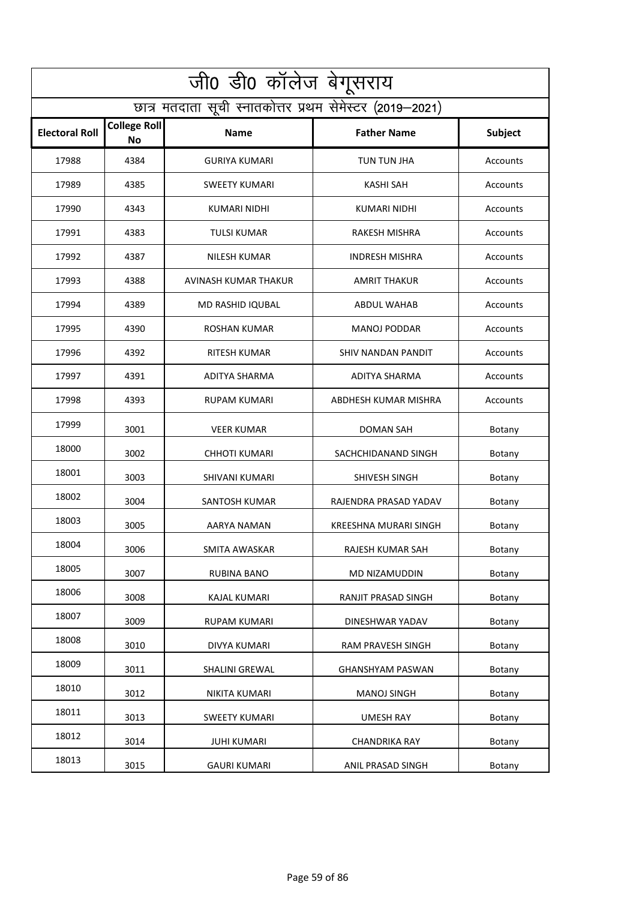| जी0 डी0 कॉलेज बेगूसराय | | | | |
|---|---|---|---|---|
| छात्र मतदाता सूची स्नातकोत्तर प्रथम सेमेस्टर (2019–2021) | | | | |
| **Electoral Roll** | **College Roll No** | **Name** | **Father Name** | **Subject** |
| 17988 | 4384 | GURIYA KUMARI | TUN TUN JHA | Accounts |
| 17989 | 4385 | SWEETY KUMARI | KASHI SAH | Accounts |
| 17990 | 4343 | KUMARI NIDHI | KUMARI NIDHI | Accounts |
| 17991 | 4383 | TULSI KUMAR | RAKESH MISHRA | Accounts |
| 17992 | 4387 | NILESH KUMAR | INDRESH MISHRA | Accounts |
| 17993 | 4388 | AVINASH KUMAR THAKUR | AMRIT THAKUR | Accounts |
| 17994 | 4389 | MD RASHID IQUBAL | ABDUL WAHAB | Accounts |
| 17995 | 4390 | ROSHAN KUMAR | MANOJ PODDAR | Accounts |
| 17996 | 4392 | RITESH KUMAR | SHIV NANDAN PANDIT | Accounts |
| 17997 | 4391 | ADITYA SHARMA | ADITYA SHARMA | Accounts |
| 17998 | 4393 | RUPAM KUMARI | ABDHESH KUMAR MISHRA | Accounts |
| 17999 | 3001 | VEER KUMAR | DOMAN SAH | Botany |
| 18000 | 3002 | CHHOTI KUMARI | SACHCHIDANAND SINGH | Botany |
| 18001 | 3003 | SHIVANI KUMARI | SHIVESH SINGH | Botany |
| 18002 | 3004 | SANTOSH KUMAR | RAJENDRA PRASAD YADAV | Botany |
| 18003 | 3005 | AARYA NAMAN | KREESHNA MURARI SINGH | Botany |
| 18004 | 3006 | SMITA AWASKAR | RAJESH KUMAR SAH | Botany |
| 18005 | 3007 | RUBINA BANO | MD NIZAMUDDIN | Botany |
| 18006 | 3008 | KAJAL KUMARI | RANJIT PRASAD SINGH | Botany |
| 18007 | 3009 | RUPAM KUMARI | DINESHWAR YADAV | Botany |
| 18008 | 3010 | DIVYA KUMARI | RAM PRAVESH SINGH | Botany |
| 18009 | 3011 | SHALINI GREWAL | GHANSHYAM PASWAN | Botany |
| 18010 | 3012 | NIKITA KUMARI | MANOJ SINGH | Botany |
| 18011 | 3013 | SWEETY KUMARI | UMESH RAY | Botany |
| 18012 | 3014 | JUHI KUMARI | CHANDRIKA RAY | Botany |
| 18013 | 3015 | GAURI KUMARI | ANIL PRASAD SINGH | Botany |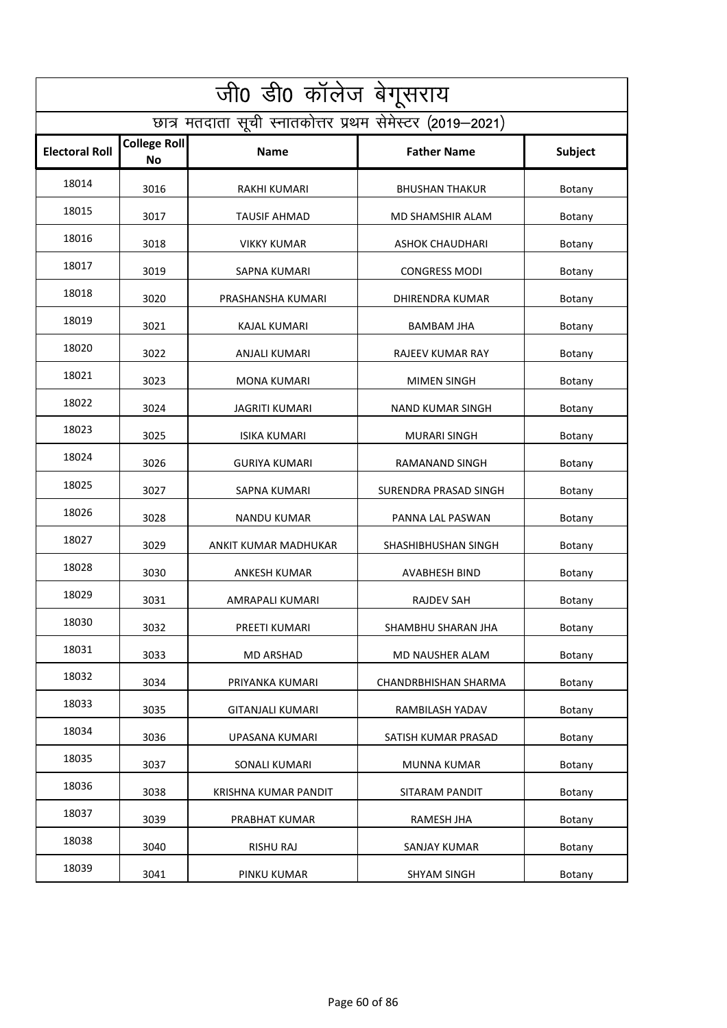| जी0 डी0 कॉलेज बेगूसराय | | | | |
|---|---|---|---|---|
| छात्र मतदाता सूची स्नातकोत्तर प्रथम सेमेस्टर (2019–2021) | | | | |
| **Electoral Roll** | **College Roll No** | **Name** | **Father Name** | **Subject** |
| 18014 | 3016 | RAKHI KUMARI | BHUSHAN THAKUR | Botany |
| 18015 | 3017 | TAUSIF AHMAD | MD SHAMSHIR ALAM | Botany |
| 18016 | 3018 | VIKKY KUMAR | ASHOK CHAUDHARI | Botany |
| 18017 | 3019 | SAPNA KUMARI | CONGRESS MODI | Botany |
| 18018 | 3020 | PRASHANSHA KUMARI | DHIRENDRA KUMAR | Botany |
| 18019 | 3021 | KAJAL KUMARI | BAMBAM JHA | Botany |
| 18020 | 3022 | ANJALI KUMARI | RAJEEV KUMAR RAY | Botany |
| 18021 | 3023 | MONA KUMARI | MIMEN SINGH | Botany |
| 18022 | 3024 | JAGRITI KUMARI | NAND KUMAR SINGH | Botany |
| 18023 | 3025 | ISIKA KUMARI | MURARI SINGH | Botany |
| 18024 | 3026 | GURIYA KUMARI | RAMANAND SINGH | Botany |
| 18025 | 3027 | SAPNA KUMARI | SURENDRA PRASAD SINGH | Botany |
| 18026 | 3028 | NANDU KUMAR | PANNA LAL PASWAN | Botany |
| 18027 | 3029 | ANKIT KUMAR MADHUKAR | SHASHIBHUSHAN SINGH | Botany |
| 18028 | 3030 | ANKESH KUMAR | AVABHESH BIND | Botany |
| 18029 | 3031 | AMRAPALI KUMARI | RAJDEV SAH | Botany |
| 18030 | 3032 | PREETI KUMARI | SHAMBHU SHARAN JHA | Botany |
| 18031 | 3033 | MD ARSHAD | MD NAUSHER ALAM | Botany |
| 18032 | 3034 | PRIYANKA KUMARI | CHANDRBHISHAN SHARMA | Botany |
| 18033 | 3035 | GITANJALI KUMARI | RAMBILASH YADAV | Botany |
| 18034 | 3036 | UPASANA KUMARI | SATISH KUMAR PRASAD | Botany |
| 18035 | 3037 | SONALI KUMARI | MUNNA KUMAR | Botany |
| 18036 | 3038 | KRISHNA KUMAR PANDIT | SITARAM PANDIT | Botany |
| 18037 | 3039 | PRABHAT KUMAR | RAMESH JHA | Botany |
| 18038 | 3040 | RISHU RAJ | SANJAY KUMAR | Botany |
| 18039 | 3041 | PINKU KUMAR | SHYAM SINGH | Botany |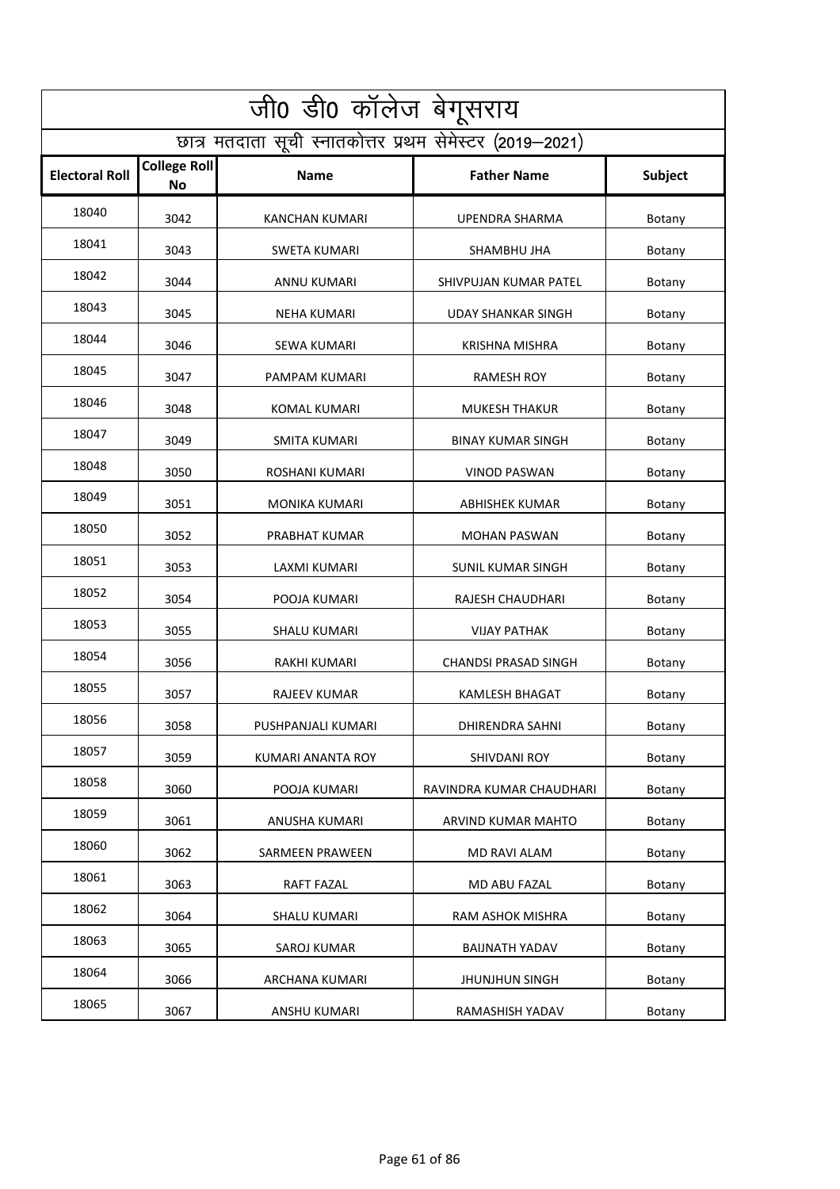# जी0 डी0 कॉलेज बेगूसराय

## छात्र मतदाता सूची स्नातकोत्तर प्रथम सेमेस्टर (2019–2021)

| Electoral Roll | College Roll No | Name | Father Name | Subject |
|---|---|---|---|---|
| 18040 | 3042 | KANCHAN KUMARI | UPENDRA SHARMA | Botany |
| 18041 | 3043 | SWETA KUMARI | SHAMBHU JHA | Botany |
| 18042 | 3044 | ANNU KUMARI | SHIVPUJAN KUMAR PATEL | Botany |
| 18043 | 3045 | NEHA KUMARI | UDAY SHANKAR SINGH | Botany |
| 18044 | 3046 | SEWA KUMARI | KRISHNA MISHRA | Botany |
| 18045 | 3047 | PAMPAM KUMARI | RAMESH ROY | Botany |
| 18046 | 3048 | KOMAL KUMARI | MUKESH THAKUR | Botany |
| 18047 | 3049 | SMITA KUMARI | BINAY KUMAR SINGH | Botany |
| 18048 | 3050 | ROSHANI KUMARI | VINOD PASWAN | Botany |
| 18049 | 3051 | MONIKA KUMARI | ABHISHEK KUMAR | Botany |
| 18050 | 3052 | PRABHAT KUMAR | MOHAN PASWAN | Botany |
| 18051 | 3053 | LAXMI KUMARI | SUNIL KUMAR SINGH | Botany |
| 18052 | 3054 | POOJA KUMARI | RAJESH CHAUDHARI | Botany |
| 18053 | 3055 | SHALU KUMARI | VIJAY PATHAK | Botany |
| 18054 | 3056 | RAKHI KUMARI | CHANDSI PRASAD SINGH | Botany |
| 18055 | 3057 | RAJEEV KUMAR | KAMLESH BHAGAT | Botany |
| 18056 | 3058 | PUSHPANJALI KUMARI | DHIRENDRA SAHNI | Botany |
| 18057 | 3059 | KUMARI ANANTA ROY | SHIVDANI ROY | Botany |
| 18058 | 3060 | POOJA KUMARI | RAVINDRA KUMAR CHAUDHARI | Botany |
| 18059 | 3061 | ANUSHA KUMARI | ARVIND KUMAR MAHTO | Botany |
| 18060 | 3062 | SARMEEN PRAWEEN | MD RAVI ALAM | Botany |
| 18061 | 3063 | RAFT FAZAL | MD ABU FAZAL | Botany |
| 18062 | 3064 | SHALU KUMARI | RAM ASHOK MISHRA | Botany |
| 18063 | 3065 | SAROJ KUMAR | BAIJNATH YADAV | Botany |
| 18064 | 3066 | ARCHANA KUMARI | JHUNJHUN SINGH | Botany |
| 18065 | 3067 | ANSHU KUMARI | RAMASHISH YADAV | Botany |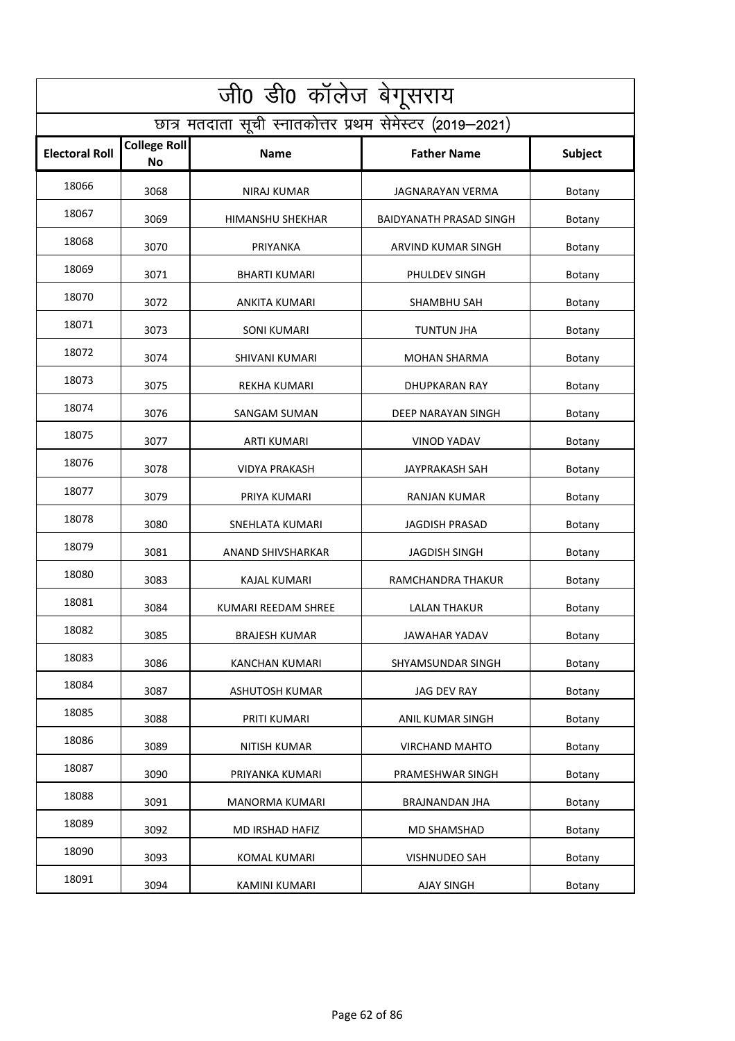# जी0 डी0 कॉलेज बेगूसराय

## छात्र मतदाता सूची स्नातकोत्तर प्रथम सेमेस्टर (2019–2021)

| Electoral Roll | College Roll No | Name | Father Name | Subject |
|---|---|---|---|---|
| 18066 | 3068 | NIRAJ KUMAR | JAGNARAYAN VERMA | Botany |
| 18067 | 3069 | HIMANSHU SHEKHAR | BAIDYANATH PRASAD SINGH | Botany |
| 18068 | 3070 | PRIYANKA | ARVIND KUMAR SINGH | Botany |
| 18069 | 3071 | BHARTI KUMARI | PHULDEV SINGH | Botany |
| 18070 | 3072 | ANKITA KUMARI | SHAMBHU SAH | Botany |
| 18071 | 3073 | SONI KUMARI | TUNTUN JHA | Botany |
| 18072 | 3074 | SHIVANI KUMARI | MOHAN SHARMA | Botany |
| 18073 | 3075 | REKHA KUMARI | DHUPKARAN RAY | Botany |
| 18074 | 3076 | SANGAM SUMAN | DEEP NARAYAN SINGH | Botany |
| 18075 | 3077 | ARTI KUMARI | VINOD YADAV | Botany |
| 18076 | 3078 | VIDYA PRAKASH | JAYPRAKASH SAH | Botany |
| 18077 | 3079 | PRIYA KUMARI | RANJAN KUMAR | Botany |
| 18078 | 3080 | SNEHLATA KUMARI | JAGDISH PRASAD | Botany |
| 18079 | 3081 | ANAND SHIVSHARKAR | JAGDISH SINGH | Botany |
| 18080 | 3083 | KAJAL KUMARI | RAMCHANDRA THAKUR | Botany |
| 18081 | 3084 | KUMARI REEDAM SHREE | LALAN THAKUR | Botany |
| 18082 | 3085 | BRAJESH KUMAR | JAWAHAR YADAV | Botany |
| 18083 | 3086 | KANCHAN KUMARI | SHYAMSUNDAR SINGH | Botany |
| 18084 | 3087 | ASHUTOSH KUMAR | JAG DEV RAY | Botany |
| 18085 | 3088 | PRITI KUMARI | ANIL KUMAR SINGH | Botany |
| 18086 | 3089 | NITISH KUMAR | VIRCHAND MAHTO | Botany |
| 18087 | 3090 | PRIYANKA KUMARI | PRAMESHWAR SINGH | Botany |
| 18088 | 3091 | MANORMA KUMARI | BRAJNANDAN JHA | Botany |
| 18089 | 3092 | MD IRSHAD HAFIZ | MD SHAMSHAD | Botany |
| 18090 | 3093 | KOMAL KUMARI | VISHNUDEO SAH | Botany |
| 18091 | 3094 | KAMINI KUMARI | AJAY SINGH | Botany |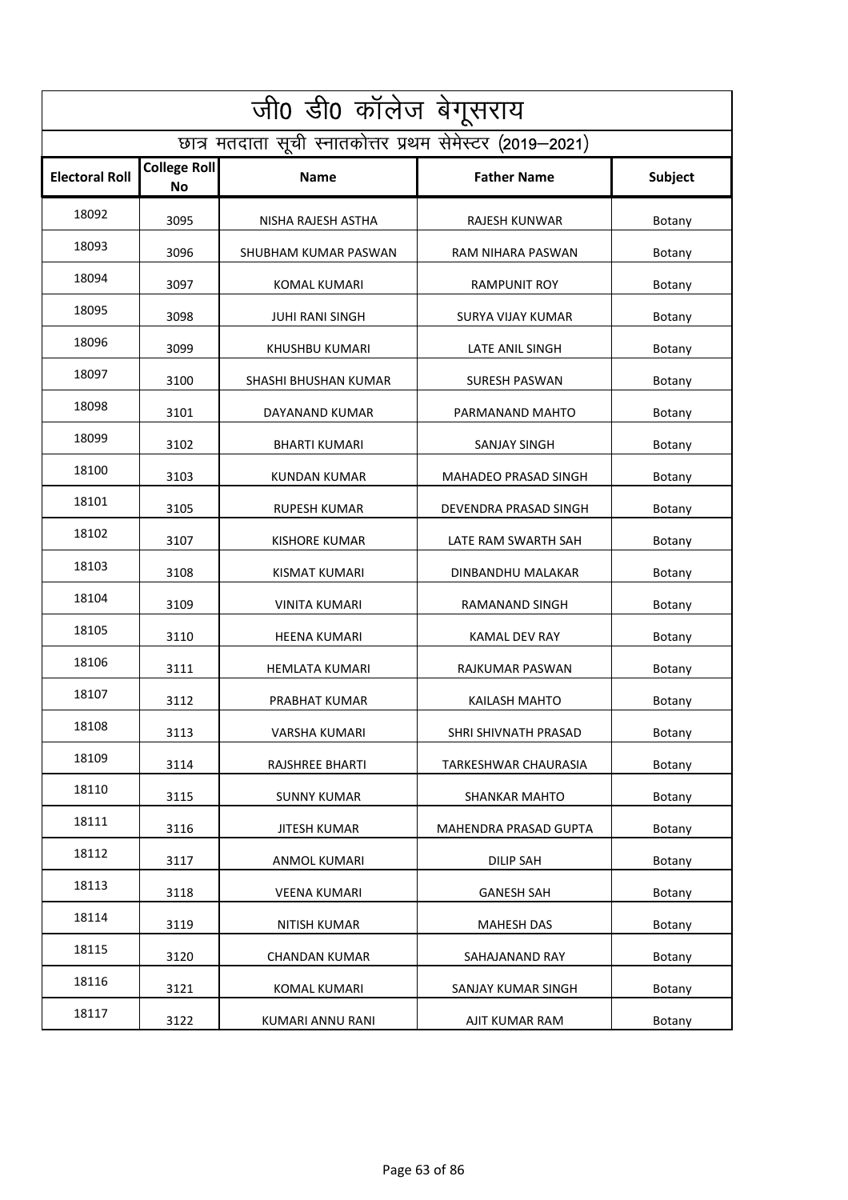| जी0 डी0 कॉलेज बेगूसराय | | | | |
|---|---|---|---|---|
| छात्र मतदाता सूची स्नातकोत्तर प्रथम सेमेस्टर (2019–2021) | | | | |
| **Electoral Roll** | **College Roll No** | **Name** | **Father Name** | **Subject** |
| 18092 | 3095 | NISHA RAJESH ASTHA | RAJESH KUNWAR | Botany |
| 18093 | 3096 | SHUBHAM KUMAR PASWAN | RAM NIHARA PASWAN | Botany |
| 18094 | 3097 | KOMAL KUMARI | RAMPUNIT ROY | Botany |
| 18095 | 3098 | JUHI RANI SINGH | SURYA VIJAY KUMAR | Botany |
| 18096 | 3099 | KHUSHBU KUMARI | LATE ANIL SINGH | Botany |
| 18097 | 3100 | SHASHI BHUSHAN KUMAR | SURESH PASWAN | Botany |
| 18098 | 3101 | DAYANAND KUMAR | PARMANAND MAHTO | Botany |
| 18099 | 3102 | BHARTI KUMARI | SANJAY SINGH | Botany |
| 18100 | 3103 | KUNDAN KUMAR | MAHADEO PRASAD SINGH | Botany |
| 18101 | 3105 | RUPESH KUMAR | DEVENDRA PRASAD SINGH | Botany |
| 18102 | 3107 | KISHORE KUMAR | LATE RAM SWARTH SAH | Botany |
| 18103 | 3108 | KISMAT KUMARI | DINBANDHU MALAKAR | Botany |
| 18104 | 3109 | VINITA KUMARI | RAMANAND SINGH | Botany |
| 18105 | 3110 | HEENA KUMARI | KAMAL DEV RAY | Botany |
| 18106 | 3111 | HEMLATA KUMARI | RAJKUMAR PASWAN | Botany |
| 18107 | 3112 | PRABHAT KUMAR | KAILASH MAHTO | Botany |
| 18108 | 3113 | VARSHA KUMARI | SHRI SHIVNATH PRASAD | Botany |
| 18109 | 3114 | RAJSHREE BHARTI | TARKESHWAR CHAURASIA | Botany |
| 18110 | 3115 | SUNNY KUMAR | SHANKAR MAHTO | Botany |
| 18111 | 3116 | JITESH KUMAR | MAHENDRA PRASAD GUPTA | Botany |
| 18112 | 3117 | ANMOL KUMARI | DILIP SAH | Botany |
| 18113 | 3118 | VEENA KUMARI | GANESH SAH | Botany |
| 18114 | 3119 | NITISH KUMAR | MAHESH DAS | Botany |
| 18115 | 3120 | CHANDAN KUMAR | SAHAJANAND RAY | Botany |
| 18116 | 3121 | KOMAL KUMARI | SANJAY KUMAR SINGH | Botany |
| 18117 | 3122 | KUMARI ANNU RANI | AJIT KUMAR RAM | Botany |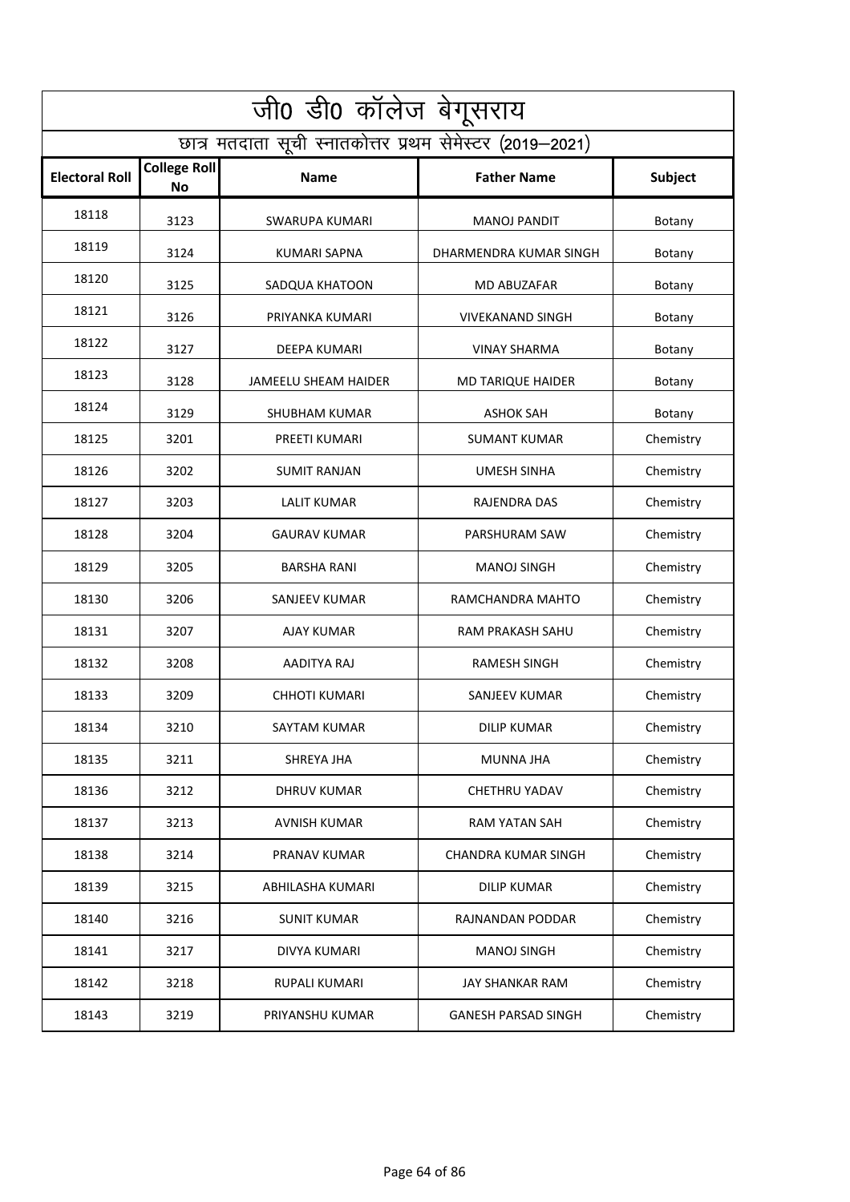# जी0 डी0 कॉलेज बेगूसराय

## छात्र मतदाता सूची स्नातकोत्तर प्रथम सेमेस्टर (2019–2021)

| Electoral Roll | College Roll No | Name | Father Name | Subject |
|---|---|---|---|---|
| 18118 | 3123 | SWARUPA KUMARI | MANOJ PANDIT | Botany |
| 18119 | 3124 | KUMARI SAPNA | DHARMENDRA KUMAR SINGH | Botany |
| 18120 | 3125 | SADQUA KHATOON | MD ABUZAFAR | Botany |
| 18121 | 3126 | PRIYANKA KUMARI | VIVEKANAND SINGH | Botany |
| 18122 | 3127 | DEEPA KUMARI | VINAY SHARMA | Botany |
| 18123 | 3128 | JAMEELU SHEAM HAIDER | MD TARIQUE HAIDER | Botany |
| 18124 | 3129 | SHUBHAM KUMAR | ASHOK SAH | Botany |
| 18125 | 3201 | PREETI KUMARI | SUMANT KUMAR | Chemistry |
| 18126 | 3202 | SUMIT RANJAN | UMESH SINHA | Chemistry |
| 18127 | 3203 | LALIT KUMAR | RAJENDRA DAS | Chemistry |
| 18128 | 3204 | GAURAV KUMAR | PARSHURAM SAW | Chemistry |
| 18129 | 3205 | BARSHA RANI | MANOJ SINGH | Chemistry |
| 18130 | 3206 | SANJEEV KUMAR | RAMCHANDRA MAHTO | Chemistry |
| 18131 | 3207 | AJAY KUMAR | RAM PRAKASH SAHU | Chemistry |
| 18132 | 3208 | AADITYA RAJ | RAMESH SINGH | Chemistry |
| 18133 | 3209 | CHHOTI KUMARI | SANJEEV KUMAR | Chemistry |
| 18134 | 3210 | SAYTAM KUMAR | DILIP KUMAR | Chemistry |
| 18135 | 3211 | SHREYA JHA | MUNNA JHA | Chemistry |
| 18136 | 3212 | DHRUV KUMAR | CHETHRU YADAV | Chemistry |
| 18137 | 3213 | AVNISH KUMAR | RAM YATAN SAH | Chemistry |
| 18138 | 3214 | PRANAV KUMAR | CHANDRA KUMAR SINGH | Chemistry |
| 18139 | 3215 | ABHILASHA KUMARI | DILIP KUMAR | Chemistry |
| 18140 | 3216 | SUNIT KUMAR | RAJNANDAN PODDAR | Chemistry |
| 18141 | 3217 | DIVYA KUMARI | MANOJ SINGH | Chemistry |
| 18142 | 3218 | RUPALI KUMARI | JAY SHANKAR RAM | Chemistry |
| 18143 | 3219 | PRIYANSHU KUMAR | GANESH PARSAD SINGH | Chemistry |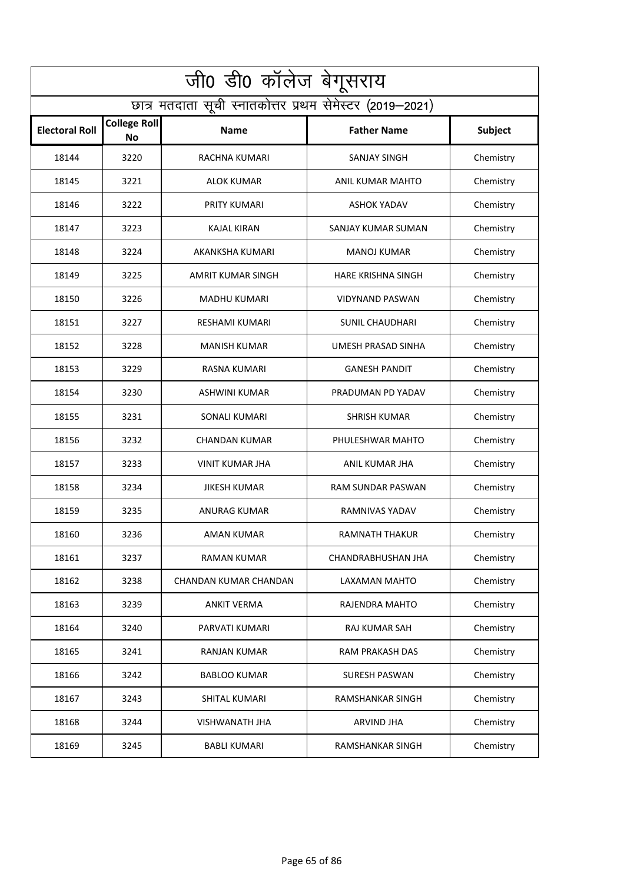| जी0 डी0 कॉलेज बेगूसराय | | | | |
|---|---|---|---|---|
| छात्र मतदाता सूची स्नातकोत्तर प्रथम सेमेस्टर (2019–2021) | | | | |
| **Electoral Roll** | **College Roll No** | **Name** | **Father Name** | **Subject** |
| 18144 | 3220 | RACHNA KUMARI | SANJAY SINGH | Chemistry |
| 18145 | 3221 | ALOK KUMAR | ANIL KUMAR MAHTO | Chemistry |
| 18146 | 3222 | PRITY KUMARI | ASHOK YADAV | Chemistry |
| 18147 | 3223 | KAJAL KIRAN | SANJAY KUMAR SUMAN | Chemistry |
| 18148 | 3224 | AKANKSHA KUMARI | MANOJ KUMAR | Chemistry |
| 18149 | 3225 | AMRIT KUMAR SINGH | HARE KRISHNA SINGH | Chemistry |
| 18150 | 3226 | MADHU KUMARI | VIDYNAND PASWAN | Chemistry |
| 18151 | 3227 | RESHAMI KUMARI | SUNIL CHAUDHARI | Chemistry |
| 18152 | 3228 | MANISH KUMAR | UMESH PRASAD SINHA | Chemistry |
| 18153 | 3229 | RASNA KUMARI | GANESH PANDIT | Chemistry |
| 18154 | 3230 | ASHWINI KUMAR | PRADUMAN PD YADAV | Chemistry |
| 18155 | 3231 | SONALI KUMARI | SHRISH KUMAR | Chemistry |
| 18156 | 3232 | CHANDAN KUMAR | PHULESHWAR MAHTO | Chemistry |
| 18157 | 3233 | VINIT KUMAR JHA | ANIL KUMAR JHA | Chemistry |
| 18158 | 3234 | JIKESH KUMAR | RAM SUNDAR PASWAN | Chemistry |
| 18159 | 3235 | ANURAG KUMAR | RAMNIVAS YADAV | Chemistry |
| 18160 | 3236 | AMAN KUMAR | RAMNATH THAKUR | Chemistry |
| 18161 | 3237 | RAMAN KUMAR | CHANDRABHUSHAN JHA | Chemistry |
| 18162 | 3238 | CHANDAN KUMAR CHANDAN | LAXAMAN MAHTO | Chemistry |
| 18163 | 3239 | ANKIT VERMA | RAJENDRA MAHTO | Chemistry |
| 18164 | 3240 | PARVATI KUMARI | RAJ KUMAR SAH | Chemistry |
| 18165 | 3241 | RANJAN KUMAR | RAM PRAKASH DAS | Chemistry |
| 18166 | 3242 | BABLOO KUMAR | SURESH PASWAN | Chemistry |
| 18167 | 3243 | SHITAL KUMARI | RAMSHANKAR SINGH | Chemistry |
| 18168 | 3244 | VISHWANATH JHA | ARVIND JHA | Chemistry |
| 18169 | 3245 | BABLI KUMARI | RAMSHANKAR SINGH | Chemistry |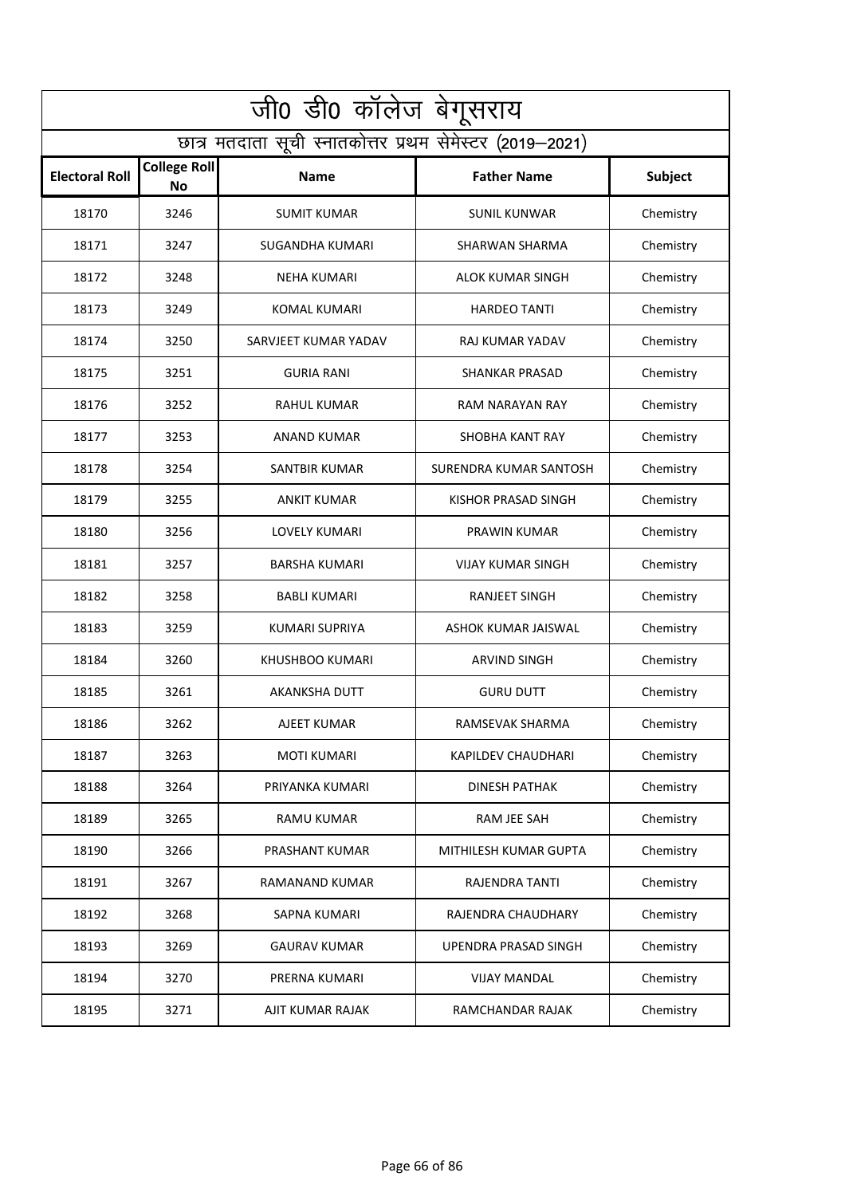# जी0 डी0 कॉलेज बेगूसराय

## छात्र मतदाता सूची स्नातकोत्तर प्रथम सेमेस्टर (2019–2021)

| Electoral Roll | College Roll No | Name | Father Name | Subject |
|---|---|---|---|---|
| 18170 | 3246 | SUMIT KUMAR | SUNIL KUNWAR | Chemistry |
| 18171 | 3247 | SUGANDHA KUMARI | SHARWAN SHARMA | Chemistry |
| 18172 | 3248 | NEHA KUMARI | ALOK KUMAR SINGH | Chemistry |
| 18173 | 3249 | KOMAL KUMARI | HARDEO TANTI | Chemistry |
| 18174 | 3250 | SARVJEET KUMAR YADAV | RAJ KUMAR YADAV | Chemistry |
| 18175 | 3251 | GURIA RANI | SHANKAR PRASAD | Chemistry |
| 18176 | 3252 | RAHUL KUMAR | RAM NARAYAN RAY | Chemistry |
| 18177 | 3253 | ANAND KUMAR | SHOBHA KANT RAY | Chemistry |
| 18178 | 3254 | SANTBIR KUMAR | SURENDRA KUMAR SANTOSH | Chemistry |
| 18179 | 3255 | ANKIT KUMAR | KISHOR PRASAD SINGH | Chemistry |
| 18180 | 3256 | LOVELY KUMARI | PRAWIN KUMAR | Chemistry |
| 18181 | 3257 | BARSHA KUMARI | VIJAY KUMAR SINGH | Chemistry |
| 18182 | 3258 | BABLI KUMARI | RANJEET SINGH | Chemistry |
| 18183 | 3259 | KUMARI SUPRIYA | ASHOK KUMAR JAISWAL | Chemistry |
| 18184 | 3260 | KHUSHBOO KUMARI | ARVIND SINGH | Chemistry |
| 18185 | 3261 | AKANKSHA DUTT | GURU DUTT | Chemistry |
| 18186 | 3262 | AJEET KUMAR | RAMSEVAK SHARMA | Chemistry |
| 18187 | 3263 | MOTI KUMARI | KAPILDEV CHAUDHARI | Chemistry |
| 18188 | 3264 | PRIYANKA KUMARI | DINESH PATHAK | Chemistry |
| 18189 | 3265 | RAMU KUMAR | RAM JEE SAH | Chemistry |
| 18190 | 3266 | PRASHANT KUMAR | MITHILESH KUMAR GUPTA | Chemistry |
| 18191 | 3267 | RAMANAND KUMAR | RAJENDRA TANTI | Chemistry |
| 18192 | 3268 | SAPNA KUMARI | RAJENDRA CHAUDHARY | Chemistry |
| 18193 | 3269 | GAURAV KUMAR | UPENDRA PRASAD SINGH | Chemistry |
| 18194 | 3270 | PRERNA KUMARI | VIJAY MANDAL | Chemistry |
| 18195 | 3271 | AJIT KUMAR RAJAK | RAMCHANDAR RAJAK | Chemistry |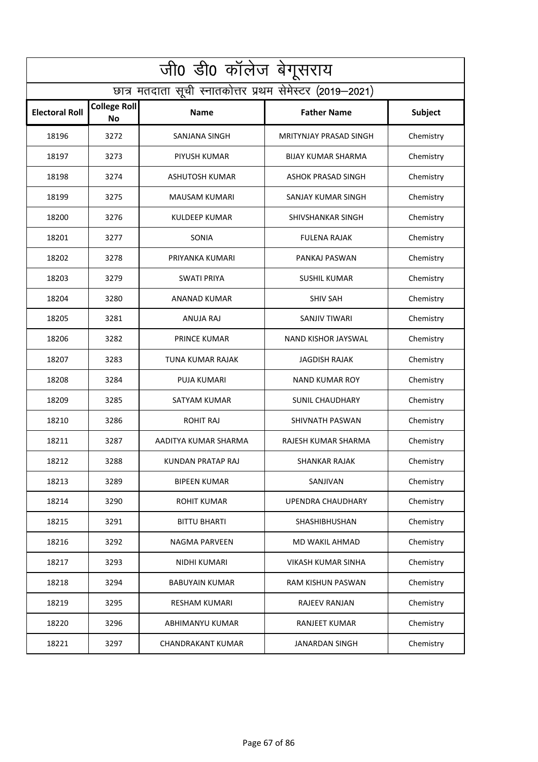# जी0 डी0 कॉलेज बेगूसराय

## छात्र मतदाता सूची स्नातकोत्तर प्रथम सेमेस्टर (2019–2021)

| Electoral Roll | College Roll No | Name | Father Name | Subject |
|---|---|---|---|---|
| 18196 | 3272 | SANJANA SINGH | MRITYNJAY PRASAD SINGH | Chemistry |
| 18197 | 3273 | PIYUSH KUMAR | BIJAY KUMAR SHARMA | Chemistry |
| 18198 | 3274 | ASHUTOSH KUMAR | ASHOK PRASAD SINGH | Chemistry |
| 18199 | 3275 | MAUSAM KUMARI | SANJAY KUMAR SINGH | Chemistry |
| 18200 | 3276 | KULDEEP KUMAR | SHIVSHANKAR SINGH | Chemistry |
| 18201 | 3277 | SONIA | FULENA RAJAK | Chemistry |
| 18202 | 3278 | PRIYANKA KUMARI | PANKAJ PASWAN | Chemistry |
| 18203 | 3279 | SWATI PRIYA | SUSHIL KUMAR | Chemistry |
| 18204 | 3280 | ANANAD KUMAR | SHIV SAH | Chemistry |
| 18205 | 3281 | ANUJA RAJ | SANJIV TIWARI | Chemistry |
| 18206 | 3282 | PRINCE KUMAR | NAND KISHOR JAYSWAL | Chemistry |
| 18207 | 3283 | TUNA KUMAR RAJAK | JAGDISH RAJAK | Chemistry |
| 18208 | 3284 | PUJA KUMARI | NAND KUMAR ROY | Chemistry |
| 18209 | 3285 | SATYAM KUMAR | SUNIL CHAUDHARY | Chemistry |
| 18210 | 3286 | ROHIT RAJ | SHIVNATH PASWAN | Chemistry |
| 18211 | 3287 | AADITYA KUMAR SHARMA | RAJESH KUMAR SHARMA | Chemistry |
| 18212 | 3288 | KUNDAN PRATAP RAJ | SHANKAR RAJAK | Chemistry |
| 18213 | 3289 | BIPEEN KUMAR | SANJIVAN | Chemistry |
| 18214 | 3290 | ROHIT KUMAR | UPENDRA CHAUDHARY | Chemistry |
| 18215 | 3291 | BITTU BHARTI | SHASHIBHUSHAN | Chemistry |
| 18216 | 3292 | NAGMA PARVEEN | MD WAKIL AHMAD | Chemistry |
| 18217 | 3293 | NIDHI KUMARI | VIKASH KUMAR SINHA | Chemistry |
| 18218 | 3294 | BABUYAIN KUMAR | RAM KISHUN PASWAN | Chemistry |
| 18219 | 3295 | RESHAM KUMARI | RAJEEV RANJAN | Chemistry |
| 18220 | 3296 | ABHIMANYU KUMAR | RANJEET KUMAR | Chemistry |
| 18221 | 3297 | CHANDRAKANT KUMAR | JANARDAN SINGH | Chemistry |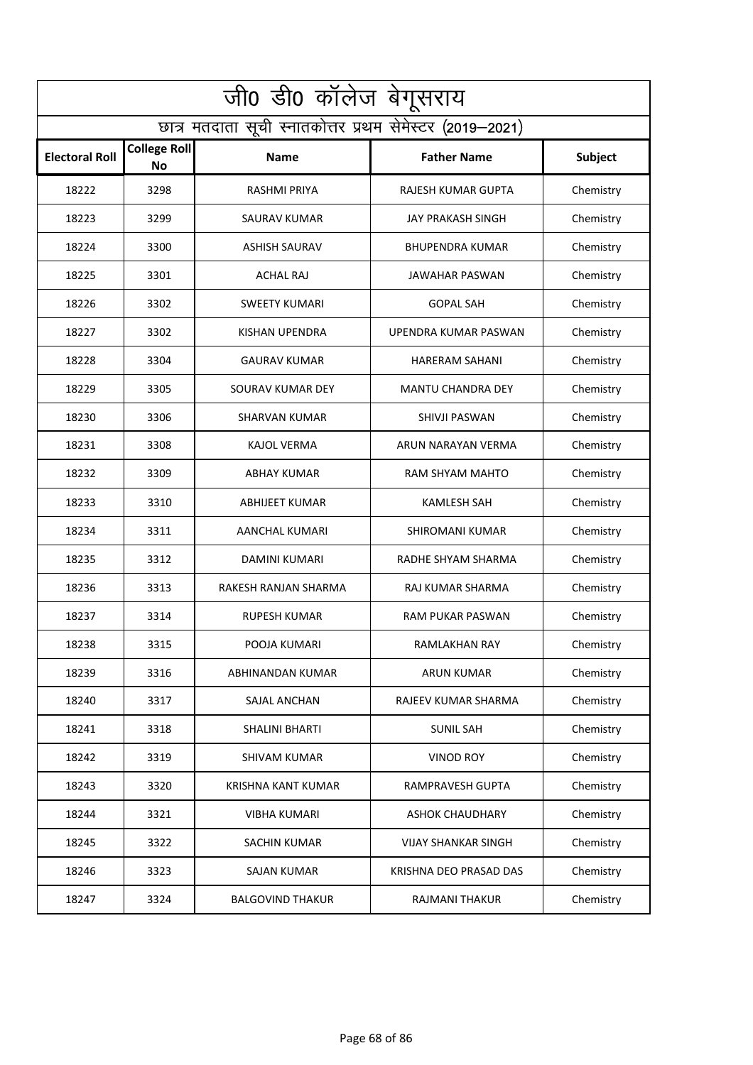# जी0 डी0 कॉलेज बेगूसराय

## छात्र मतदाता सूची स्नातकोत्तर प्रथम सेमेस्टर (2019–2021)

| Electoral Roll | College Roll No | Name | Father Name | Subject |
|---|---|---|---|---|
| 18222 | 3298 | RASHMI PRIYA | RAJESH KUMAR GUPTA | Chemistry |
| 18223 | 3299 | SAURAV KUMAR | JAY PRAKASH SINGH | Chemistry |
| 18224 | 3300 | ASHISH SAURAV | BHUPENDRA KUMAR | Chemistry |
| 18225 | 3301 | ACHAL RAJ | JAWAHAR PASWAN | Chemistry |
| 18226 | 3302 | SWEETY KUMARI | GOPAL SAH | Chemistry |
| 18227 | 3302 | KISHAN UPENDRA | UPENDRA KUMAR PASWAN | Chemistry |
| 18228 | 3304 | GAURAV KUMAR | HARERAM SAHANI | Chemistry |
| 18229 | 3305 | SOURAV KUMAR DEY | MANTU CHANDRA DEY | Chemistry |
| 18230 | 3306 | SHARVAN KUMAR | SHIVJI PASWAN | Chemistry |
| 18231 | 3308 | KAJOL VERMA | ARUN NARAYAN VERMA | Chemistry |
| 18232 | 3309 | ABHAY KUMAR | RAM SHYAM MAHTO | Chemistry |
| 18233 | 3310 | ABHIJEET KUMAR | KAMLESH SAH | Chemistry |
| 18234 | 3311 | AANCHAL KUMARI | SHIROMANI KUMAR | Chemistry |
| 18235 | 3312 | DAMINI KUMARI | RADHE SHYAM SHARMA | Chemistry |
| 18236 | 3313 | RAKESH RANJAN SHARMA | RAJ KUMAR SHARMA | Chemistry |
| 18237 | 3314 | RUPESH KUMAR | RAM PUKAR PASWAN | Chemistry |
| 18238 | 3315 | POOJA KUMARI | RAMLAKHAN RAY | Chemistry |
| 18239 | 3316 | ABHINANDAN KUMAR | ARUN KUMAR | Chemistry |
| 18240 | 3317 | SAJAL ANCHAN | RAJEEV KUMAR SHARMA | Chemistry |
| 18241 | 3318 | SHALINI BHARTI | SUNIL SAH | Chemistry |
| 18242 | 3319 | SHIVAM KUMAR | VINOD ROY | Chemistry |
| 18243 | 3320 | KRISHNA KANT KUMAR | RAMPRAVESH GUPTA | Chemistry |
| 18244 | 3321 | VIBHA KUMARI | ASHOK CHAUDHARY | Chemistry |
| 18245 | 3322 | SACHIN KUMAR | VIJAY SHANKAR SINGH | Chemistry |
| 18246 | 3323 | SAJAN KUMAR | KRISHNA DEO PRASAD DAS | Chemistry |
| 18247 | 3324 | BALGOVIND THAKUR | RAJMANI THAKUR | Chemistry |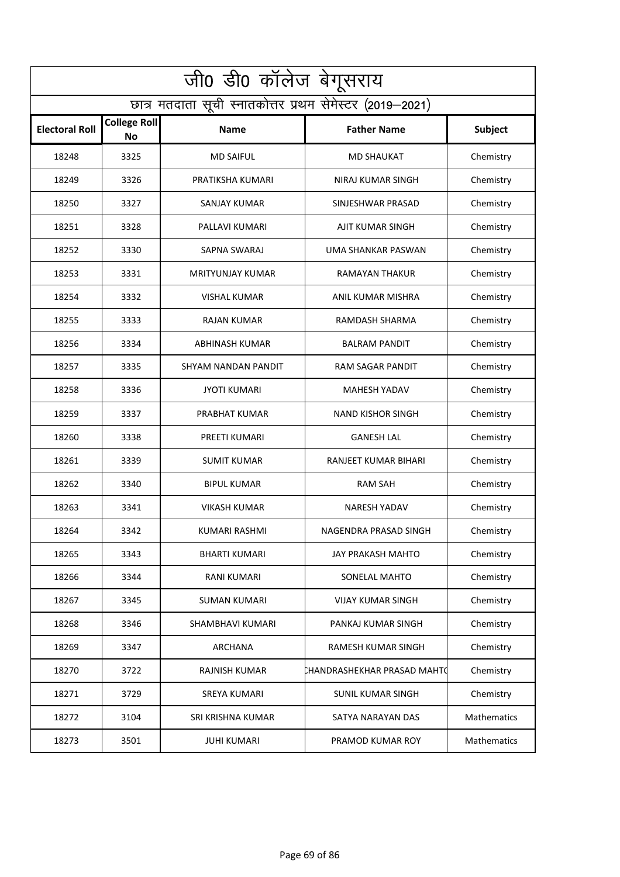# जी0 डी0 कॉलेज बेगूसराय

## छात्र मतदाता सूची स्नातकोत्तर प्रथम सेमेस्टर (2019–2021)

| Electoral Roll | College Roll No | Name | Father Name | Subject |
|---|---|---|---|---|
| 18248 | 3325 | MD SAIFUL | MD SHAUKAT | Chemistry |
| 18249 | 3326 | PRATIKSHA KUMARI | NIRAJ KUMAR SINGH | Chemistry |
| 18250 | 3327 | SANJAY KUMAR | SINJESHWAR PRASAD | Chemistry |
| 18251 | 3328 | PALLAVI KUMARI | AJIT KUMAR SINGH | Chemistry |
| 18252 | 3330 | SAPNA SWARAJ | UMA SHANKAR PASWAN | Chemistry |
| 18253 | 3331 | MRITYUNJAY KUMAR | RAMAYAN THAKUR | Chemistry |
| 18254 | 3332 | VISHAL KUMAR | ANIL KUMAR MISHRA | Chemistry |
| 18255 | 3333 | RAJAN KUMAR | RAMDASH SHARMA | Chemistry |
| 18256 | 3334 | ABHINASH KUMAR | BALRAM PANDIT | Chemistry |
| 18257 | 3335 | SHYAM NANDAN PANDIT | RAM SAGAR PANDIT | Chemistry |
| 18258 | 3336 | JYOTI KUMARI | MAHESH YADAV | Chemistry |
| 18259 | 3337 | PRABHAT KUMAR | NAND KISHOR SINGH | Chemistry |
| 18260 | 3338 | PREETI KUMARI | GANESH LAL | Chemistry |
| 18261 | 3339 | SUMIT KUMAR | RANJEET KUMAR BIHARI | Chemistry |
| 18262 | 3340 | BIPUL KUMAR | RAM SAH | Chemistry |
| 18263 | 3341 | VIKASH KUMAR | NARESH YADAV | Chemistry |
| 18264 | 3342 | KUMARI RASHMI | NAGENDRA PRASAD SINGH | Chemistry |
| 18265 | 3343 | BHARTI KUMARI | JAY PRAKASH MAHTO | Chemistry |
| 18266 | 3344 | RANI KUMARI | SONELAL MAHTO | Chemistry |
| 18267 | 3345 | SUMAN KUMARI | VIJAY KUMAR SINGH | Chemistry |
| 18268 | 3346 | SHAMBHAVI KUMARI | PANKAJ KUMAR SINGH | Chemistry |
| 18269 | 3347 | ARCHANA | RAMESH KUMAR SINGH | Chemistry |
| 18270 | 3722 | RAJNISH KUMAR | CHANDRASHEKHAR PRASAD MAHTO | Chemistry |
| 18271 | 3729 | SREYA KUMARI | SUNIL KUMAR SINGH | Chemistry |
| 18272 | 3104 | SRI KRISHNA KUMAR | SATYA NARAYAN DAS | Mathematics |
| 18273 | 3501 | JUHI KUMARI | PRAMOD KUMAR ROY | Mathematics |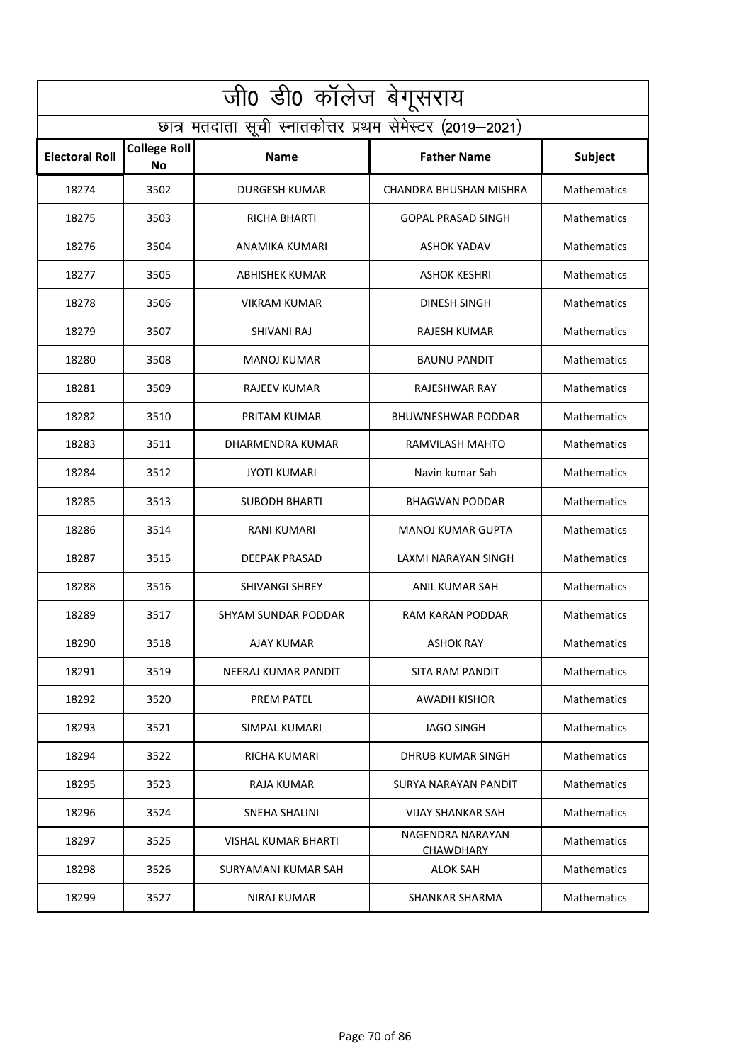# जी0 डी0 कॉलेज बेगूसराय

## छात्र मतदाता सूची स्नातकोत्तर प्रथम सेमेस्टर (2019–2021)

| Electoral Roll | College Roll No | Name | Father Name | Subject |
|---|---|---|---|---|
| 18274 | 3502 | DURGESH KUMAR | CHANDRA BHUSHAN MISHRA | Mathematics |
| 18275 | 3503 | RICHA BHARTI | GOPAL PRASAD SINGH | Mathematics |
| 18276 | 3504 | ANAMIKA KUMARI | ASHOK YADAV | Mathematics |
| 18277 | 3505 | ABHISHEK KUMAR | ASHOK KESHRI | Mathematics |
| 18278 | 3506 | VIKRAM KUMAR | DINESH SINGH | Mathematics |
| 18279 | 3507 | SHIVANI RAJ | RAJESH KUMAR | Mathematics |
| 18280 | 3508 | MANOJ KUMAR | BAUNU PANDIT | Mathematics |
| 18281 | 3509 | RAJEEV KUMAR | RAJESHWAR RAY | Mathematics |
| 18282 | 3510 | PRITAM KUMAR | BHUWNESHWAR PODDAR | Mathematics |
| 18283 | 3511 | DHARMENDRA KUMAR | RAMVILASH MAHTO | Mathematics |
| 18284 | 3512 | JYOTI KUMARI | Navin kumar Sah | Mathematics |
| 18285 | 3513 | SUBODH BHARTI | BHAGWAN PODDAR | Mathematics |
| 18286 | 3514 | RANI KUMARI | MANOJ KUMAR GUPTA | Mathematics |
| 18287 | 3515 | DEEPAK PRASAD | LAXMI NARAYAN SINGH | Mathematics |
| 18288 | 3516 | SHIVANGI SHREY | ANIL KUMAR SAH | Mathematics |
| 18289 | 3517 | SHYAM SUNDAR PODDAR | RAM KARAN PODDAR | Mathematics |
| 18290 | 3518 | AJAY KUMAR | ASHOK RAY | Mathematics |
| 18291 | 3519 | NEERAJ KUMAR PANDIT | SITA RAM PANDIT | Mathematics |
| 18292 | 3520 | PREM PATEL | AWADH KISHOR | Mathematics |
| 18293 | 3521 | SIMPAL KUMARI | JAGO SINGH | Mathematics |
| 18294 | 3522 | RICHA KUMARI | DHRUB KUMAR SINGH | Mathematics |
| 18295 | 3523 | RAJA KUMAR | SURYA NARAYAN PANDIT | Mathematics |
| 18296 | 3524 | SNEHA SHALINI | VIJAY SHANKAR SAH | Mathematics |
| 18297 | 3525 | VISHAL KUMAR BHARTI | NAGENDRA NARAYAN CHAWDHARY | Mathematics |
| 18298 | 3526 | SURYAMANI KUMAR SAH | ALOK SAH | Mathematics |
| 18299 | 3527 | NIRAJ KUMAR | SHANKAR SHARMA | Mathematics |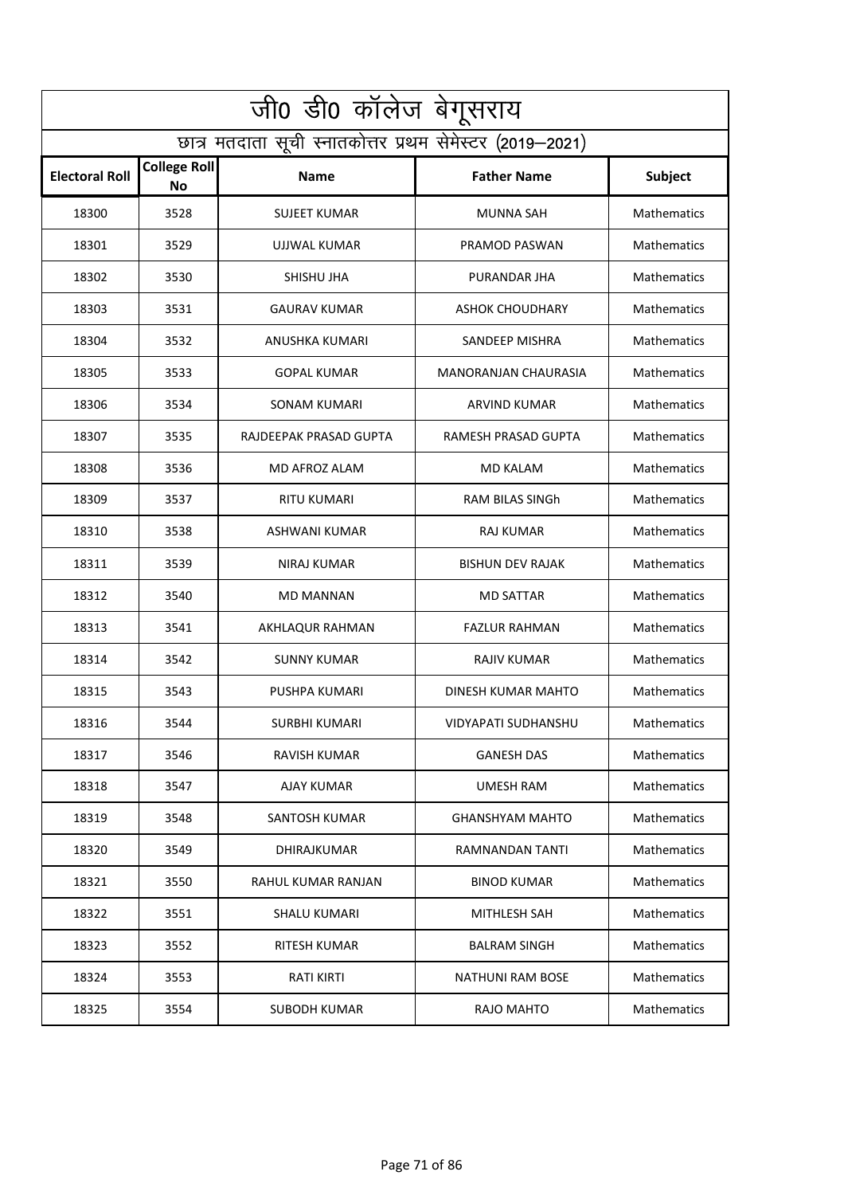# जी0 डी0 कॉलेज बेगूसराय

## छात्र मतदाता सूची स्नातकोत्तर प्रथम सेमेस्टर (2019–2021)

| Electoral Roll | College Roll No | Name | Father Name | Subject |
|---|---|---|---|---|
| 18300 | 3528 | SUJEET KUMAR | MUNNA SAH | Mathematics |
| 18301 | 3529 | UJJWAL KUMAR | PRAMOD PASWAN | Mathematics |
| 18302 | 3530 | SHISHU JHA | PURANDAR JHA | Mathematics |
| 18303 | 3531 | GAURAV KUMAR | ASHOK CHOUDHARY | Mathematics |
| 18304 | 3532 | ANUSHKA KUMARI | SANDEEP MISHRA | Mathematics |
| 18305 | 3533 | GOPAL KUMAR | MANORANJAN CHAURASIA | Mathematics |
| 18306 | 3534 | SONAM KUMARI | ARVIND KUMAR | Mathematics |
| 18307 | 3535 | RAJDEEPAK PRASAD GUPTA | RAMESH PRASAD GUPTA | Mathematics |
| 18308 | 3536 | MD AFROZ ALAM | MD KALAM | Mathematics |
| 18309 | 3537 | RITU KUMARI | RAM BILAS SINGh | Mathematics |
| 18310 | 3538 | ASHWANI KUMAR | RAJ KUMAR | Mathematics |
| 18311 | 3539 | NIRAJ KUMAR | BISHUN DEV RAJAK | Mathematics |
| 18312 | 3540 | MD MANNAN | MD SATTAR | Mathematics |
| 18313 | 3541 | AKHLAQUR RAHMAN | FAZLUR RAHMAN | Mathematics |
| 18314 | 3542 | SUNNY KUMAR | RAJIV KUMAR | Mathematics |
| 18315 | 3543 | PUSHPA KUMARI | DINESH KUMAR MAHTO | Mathematics |
| 18316 | 3544 | SURBHI KUMARI | VIDYAPATI SUDHANSHU | Mathematics |
| 18317 | 3546 | RAVISH KUMAR | GANESH DAS | Mathematics |
| 18318 | 3547 | AJAY KUMAR | UMESH RAM | Mathematics |
| 18319 | 3548 | SANTOSH KUMAR | GHANSHYAM MAHTO | Mathematics |
| 18320 | 3549 | DHIRAJKUMAR | RAMNANDAN TANTI | Mathematics |
| 18321 | 3550 | RAHUL KUMAR RANJAN | BINOD KUMAR | Mathematics |
| 18322 | 3551 | SHALU KUMARI | MITHLESH SAH | Mathematics |
| 18323 | 3552 | RITESH KUMAR | BALRAM SINGH | Mathematics |
| 18324 | 3553 | RATI KIRTI | NATHUNI RAM BOSE | Mathematics |
| 18325 | 3554 | SUBODH KUMAR | RAJO MAHTO | Mathematics |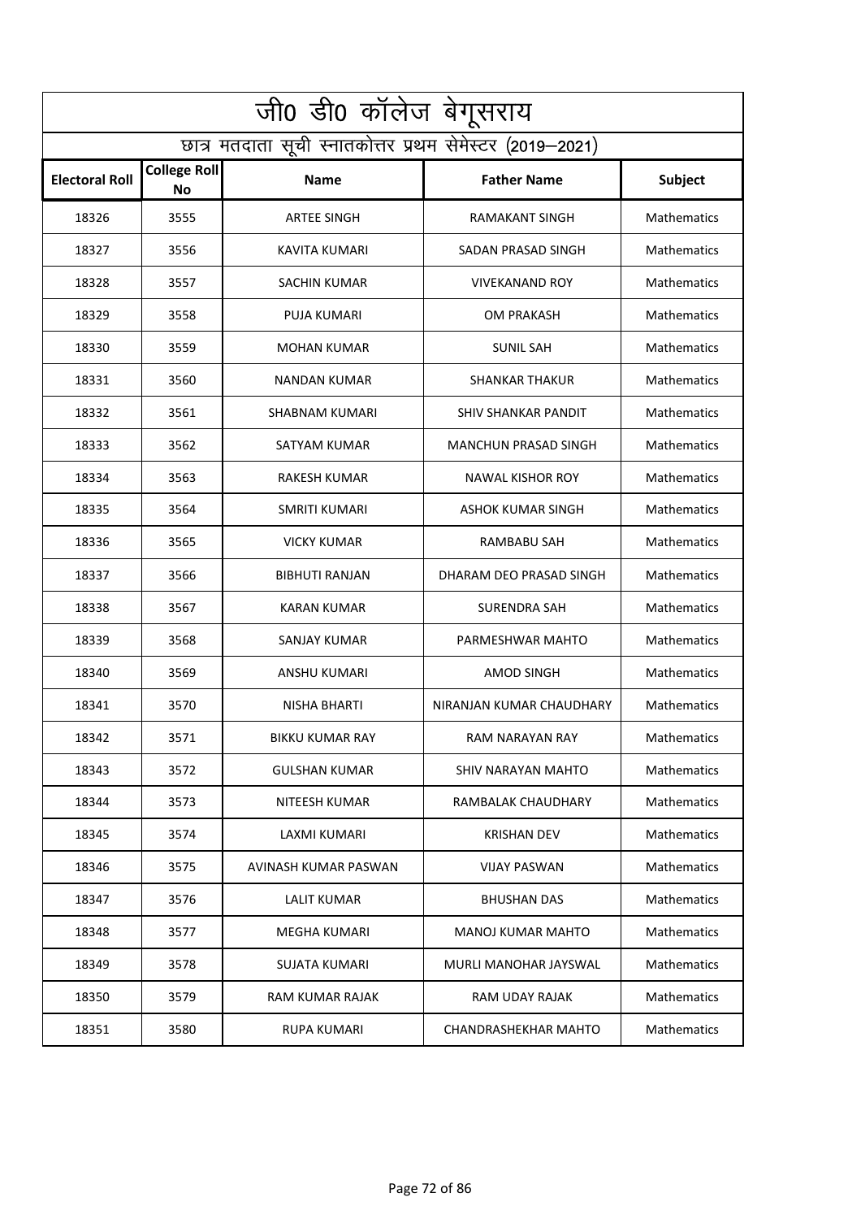# जी0 डी0 कॉलेज बेगूसराय

## छात्र मतदाता सूची स्नातकोत्तर प्रथम सेमेस्टर (2019–2021)

| Electoral Roll | College Roll No | Name | Father Name | Subject |
|---|---|---|---|---|
| 18326 | 3555 | ARTEE SINGH | RAMAKANT SINGH | Mathematics |
| 18327 | 3556 | KAVITA KUMARI | SADAN PRASAD SINGH | Mathematics |
| 18328 | 3557 | SACHIN KUMAR | VIVEKANAND ROY | Mathematics |
| 18329 | 3558 | PUJA KUMARI | OM PRAKASH | Mathematics |
| 18330 | 3559 | MOHAN KUMAR | SUNIL SAH | Mathematics |
| 18331 | 3560 | NANDAN KUMAR | SHANKAR THAKUR | Mathematics |
| 18332 | 3561 | SHABNAM KUMARI | SHIV SHANKAR PANDIT | Mathematics |
| 18333 | 3562 | SATYAM KUMAR | MANCHUN PRASAD SINGH | Mathematics |
| 18334 | 3563 | RAKESH KUMAR | NAWAL KISHOR ROY | Mathematics |
| 18335 | 3564 | SMRITI KUMARI | ASHOK KUMAR SINGH | Mathematics |
| 18336 | 3565 | VICKY KUMAR | RAMBABU SAH | Mathematics |
| 18337 | 3566 | BIBHUTI RANJAN | DHARAM DEO PRASAD SINGH | Mathematics |
| 18338 | 3567 | KARAN KUMAR | SURENDRA SAH | Mathematics |
| 18339 | 3568 | SANJAY KUMAR | PARMESHWAR MAHTO | Mathematics |
| 18340 | 3569 | ANSHU KUMARI | AMOD SINGH | Mathematics |
| 18341 | 3570 | NISHA BHARTI | NIRANJAN KUMAR CHAUDHARY | Mathematics |
| 18342 | 3571 | BIKKU KUMAR RAY | RAM NARAYAN RAY | Mathematics |
| 18343 | 3572 | GULSHAN KUMAR | SHIV NARAYAN MAHTO | Mathematics |
| 18344 | 3573 | NITEESH KUMAR | RAMBALAK CHAUDHARY | Mathematics |
| 18345 | 3574 | LAXMI KUMARI | KRISHAN DEV | Mathematics |
| 18346 | 3575 | AVINASH KUMAR PASWAN | VIJAY PASWAN | Mathematics |
| 18347 | 3576 | LALIT KUMAR | BHUSHAN DAS | Mathematics |
| 18348 | 3577 | MEGHA KUMARI | MANOJ KUMAR MAHTO | Mathematics |
| 18349 | 3578 | SUJATA KUMARI | MURLI MANOHAR JAYSWAL | Mathematics |
| 18350 | 3579 | RAM KUMAR RAJAK | RAM UDAY RAJAK | Mathematics |
| 18351 | 3580 | RUPA KUMARI | CHANDRASHEKHAR MAHTO | Mathematics |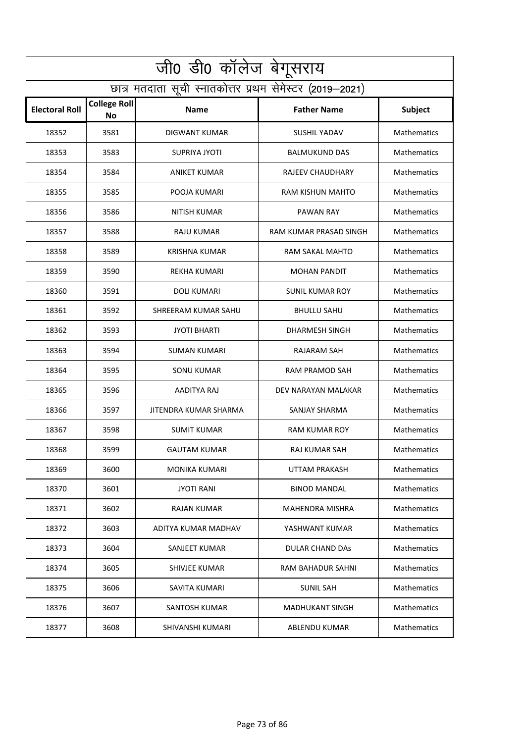| जी0 डी0 कॉलेज बेगूसराय | | | | |
|---|---|---|---|---|
| छात्र मतदाता सूची स्नातकोत्तर प्रथम सेमेस्टर (2019–2021) | | | | |
| **Electoral Roll** | **College Roll No** | **Name** | **Father Name** | **Subject** |
| 18352 | 3581 | DIGWANT KUMAR | SUSHIL YADAV | Mathematics |
| 18353 | 3583 | SUPRIYA JYOTI | BALMUKUND DAS | Mathematics |
| 18354 | 3584 | ANIKET KUMAR | RAJEEV CHAUDHARY | Mathematics |
| 18355 | 3585 | POOJA KUMARI | RAM KISHUN MAHTO | Mathematics |
| 18356 | 3586 | NITISH KUMAR | PAWAN RAY | Mathematics |
| 18357 | 3588 | RAJU KUMAR | RAM KUMAR PRASAD SINGH | Mathematics |
| 18358 | 3589 | KRISHNA KUMAR | RAM SAKAL MAHTO | Mathematics |
| 18359 | 3590 | REKHA KUMARI | MOHAN PANDIT | Mathematics |
| 18360 | 3591 | DOLI KUMARI | SUNIL KUMAR ROY | Mathematics |
| 18361 | 3592 | SHREERAM KUMAR SAHU | BHULLU SAHU | Mathematics |
| 18362 | 3593 | JYOTI BHARTI | DHARMESH SINGH | Mathematics |
| 18363 | 3594 | SUMAN KUMARI | RAJARAM SAH | Mathematics |
| 18364 | 3595 | SONU KUMAR | RAM PRAMOD SAH | Mathematics |
| 18365 | 3596 | AADITYA RAJ | DEV NARAYAN MALAKAR | Mathematics |
| 18366 | 3597 | JITENDRA KUMAR SHARMA | SANJAY SHARMA | Mathematics |
| 18367 | 3598 | SUMIT KUMAR | RAM KUMAR ROY | Mathematics |
| 18368 | 3599 | GAUTAM KUMAR | RAJ KUMAR SAH | Mathematics |
| 18369 | 3600 | MONIKA KUMARI | UTTAM PRAKASH | Mathematics |
| 18370 | 3601 | JYOTI RANI | BINOD MANDAL | Mathematics |
| 18371 | 3602 | RAJAN KUMAR | MAHENDRA MISHRA | Mathematics |
| 18372 | 3603 | ADITYA KUMAR MADHAV | YASHWANT KUMAR | Mathematics |
| 18373 | 3604 | SANJEET KUMAR | DULAR CHAND DAs | Mathematics |
| 18374 | 3605 | SHIVJEE KUMAR | RAM BAHADUR SAHNI | Mathematics |
| 18375 | 3606 | SAVITA KUMARI | SUNIL SAH | Mathematics |
| 18376 | 3607 | SANTOSH KUMAR | MADHUKANT SINGH | Mathematics |
| 18377 | 3608 | SHIVANSHI KUMARI | ABLENDU KUMAR | Mathematics |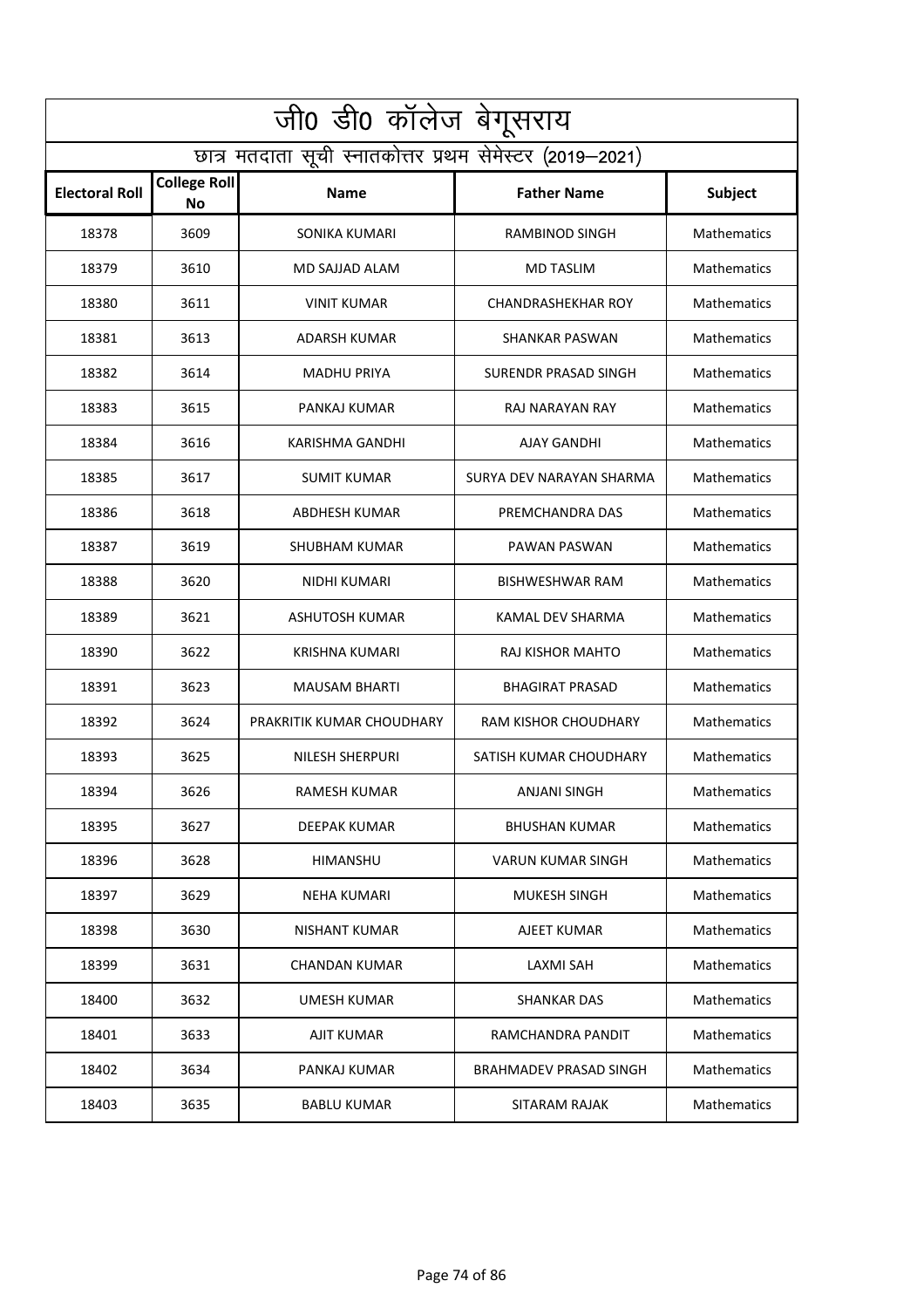# जी0 डी0 कॉलेज बेगूसराय

## छात्र मतदाता सूची स्नातकोत्तर प्रथम सेमेस्टर (2019–2021)

| Electoral Roll | College Roll No | Name | Father Name | Subject |
|---|---|---|---|---|
| 18378 | 3609 | SONIKA KUMARI | RAMBINOD SINGH | Mathematics |
| 18379 | 3610 | MD SAJJAD ALAM | MD TASLIM | Mathematics |
| 18380 | 3611 | VINIT KUMAR | CHANDRASHEKHAR ROY | Mathematics |
| 18381 | 3613 | ADARSH KUMAR | SHANKAR PASWAN | Mathematics |
| 18382 | 3614 | MADHU PRIYA | SURENDR PRASAD SINGH | Mathematics |
| 18383 | 3615 | PANKAJ KUMAR | RAJ NARAYAN RAY | Mathematics |
| 18384 | 3616 | KARISHMA GANDHI | AJAY GANDHI | Mathematics |
| 18385 | 3617 | SUMIT KUMAR | SURYA DEV NARAYAN SHARMA | Mathematics |
| 18386 | 3618 | ABDHESH KUMAR | PREMCHANDRA DAS | Mathematics |
| 18387 | 3619 | SHUBHAM KUMAR | PAWAN PASWAN | Mathematics |
| 18388 | 3620 | NIDHI KUMARI | BISHWESHWAR RAM | Mathematics |
| 18389 | 3621 | ASHUTOSH KUMAR | KAMAL DEV SHARMA | Mathematics |
| 18390 | 3622 | KRISHNA KUMARI | RAJ KISHOR MAHTO | Mathematics |
| 18391 | 3623 | MAUSAM BHARTI | BHAGIRAT PRASAD | Mathematics |
| 18392 | 3624 | PRAKRITIK KUMAR CHOUDHARY | RAM KISHOR CHOUDHARY | Mathematics |
| 18393 | 3625 | NILESH SHERPURI | SATISH KUMAR CHOUDHARY | Mathematics |
| 18394 | 3626 | RAMESH KUMAR | ANJANI SINGH | Mathematics |
| 18395 | 3627 | DEEPAK KUMAR | BHUSHAN KUMAR | Mathematics |
| 18396 | 3628 | HIMANSHU | VARUN KUMAR SINGH | Mathematics |
| 18397 | 3629 | NEHA KUMARI | MUKESH SINGH | Mathematics |
| 18398 | 3630 | NISHANT KUMAR | AJEET KUMAR | Mathematics |
| 18399 | 3631 | CHANDAN KUMAR | LAXMI SAH | Mathematics |
| 18400 | 3632 | UMESH KUMAR | SHANKAR DAS | Mathematics |
| 18401 | 3633 | AJIT KUMAR | RAMCHANDRA PANDIT | Mathematics |
| 18402 | 3634 | PANKAJ KUMAR | BRAHMADEV PRASAD SINGH | Mathematics |
| 18403 | 3635 | BABLU KUMAR | SITARAM RAJAK | Mathematics |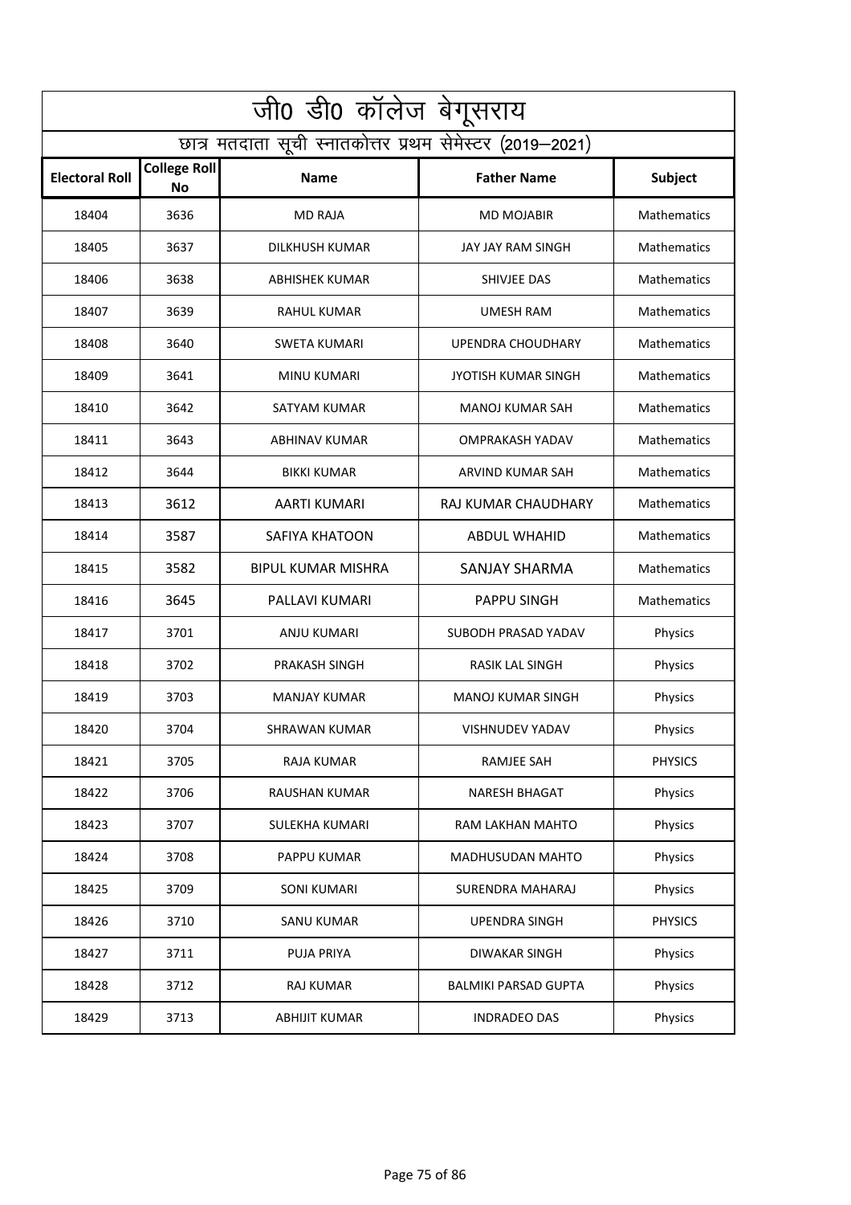| जी0 डी0 कॉलेज बेगूसराय | | | | |
|---|---|---|---|---|
| छात्र मतदाता सूची स्नातकोत्तर प्रथम सेमेस्टर (2019–2021) | | | | |
| **Electoral Roll** | **College Roll No** | **Name** | **Father Name** | **Subject** |
| 18404 | 3636 | MD RAJA | MD MOJABIR | Mathematics |
| 18405 | 3637 | DILKHUSH KUMAR | JAY JAY RAM SINGH | Mathematics |
| 18406 | 3638 | ABHISHEK KUMAR | SHIVJEE DAS | Mathematics |
| 18407 | 3639 | RAHUL KUMAR | UMESH RAM | Mathematics |
| 18408 | 3640 | SWETA KUMARI | UPENDRA CHOUDHARY | Mathematics |
| 18409 | 3641 | MINU KUMARI | JYOTISH KUMAR SINGH | Mathematics |
| 18410 | 3642 | SATYAM KUMAR | MANOJ KUMAR SAH | Mathematics |
| 18411 | 3643 | ABHINAV KUMAR | OMPRAKASH YADAV | Mathematics |
| 18412 | 3644 | BIKKI KUMAR | ARVIND KUMAR SAH | Mathematics |
| 18413 | 3612 | AARTI KUMARI | RAJ KUMAR CHAUDHARY | Mathematics |
| 18414 | 3587 | SAFIYA KHATOON | ABDUL WHAHID | Mathematics |
| 18415 | 3582 | BIPUL KUMAR MISHRA | SANJAY SHARMA | Mathematics |
| 18416 | 3645 | PALLAVI KUMARI | PAPPU SINGH | Mathematics |
| 18417 | 3701 | ANJU KUMARI | SUBODH PRASAD YADAV | Physics |
| 18418 | 3702 | PRAKASH SINGH | RASIK LAL SINGH | Physics |
| 18419 | 3703 | MANJAY KUMAR | MANOJ KUMAR SINGH | Physics |
| 18420 | 3704 | SHRAWAN KUMAR | VISHNUDEV YADAV | Physics |
| 18421 | 3705 | RAJA KUMAR | RAMJEE SAH | PHYSICS |
| 18422 | 3706 | RAUSHAN KUMAR | NARESH BHAGAT | Physics |
| 18423 | 3707 | SULEKHA KUMARI | RAM LAKHAN MAHTO | Physics |
| 18424 | 3708 | PAPPU KUMAR | MADHUSUDAN MAHTO | Physics |
| 18425 | 3709 | SONI KUMARI | SURENDRA MAHARAJ | Physics |
| 18426 | 3710 | SANU KUMAR | UPENDRA SINGH | PHYSICS |
| 18427 | 3711 | PUJA PRIYA | DIWAKAR SINGH | Physics |
| 18428 | 3712 | RAJ KUMAR | BALMIKI PARSAD GUPTA | Physics |
| 18429 | 3713 | ABHIJIT KUMAR | INDRADEO DAS | Physics |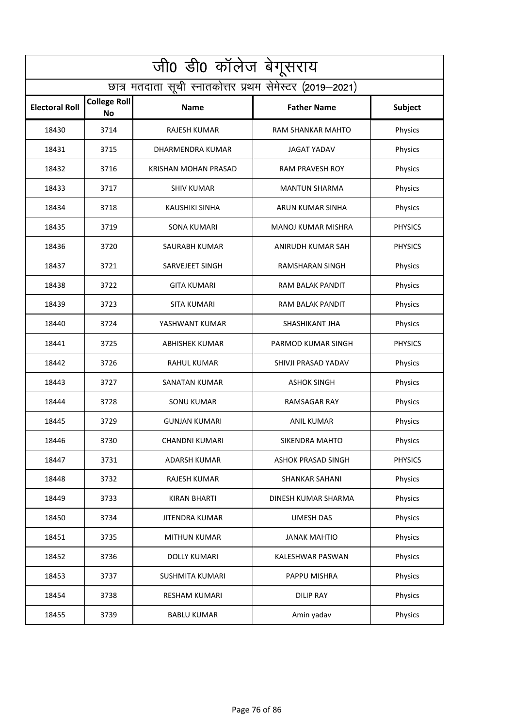# जी0 डी0 कॉलेज बेगूसराय

## छात्र मतदाता सूची स्नातकोत्तर प्रथम सेमेस्टर (2019–2021)

| Electoral Roll | College Roll No | Name | Father Name | Subject |
|---|---|---|---|---|
| 18430 | 3714 | RAJESH KUMAR | RAM SHANKAR MAHTO | Physics |
| 18431 | 3715 | DHARMENDRA KUMAR | JAGAT YADAV | Physics |
| 18432 | 3716 | KRISHAN MOHAN PRASAD | RAM PRAVESH ROY | Physics |
| 18433 | 3717 | SHIV KUMAR | MANTUN SHARMA | Physics |
| 18434 | 3718 | KAUSHIKI SINHA | ARUN KUMAR SINHA | Physics |
| 18435 | 3719 | SONA KUMARI | MANOJ KUMAR MISHRA | PHYSICS |
| 18436 | 3720 | SAURABH KUMAR | ANIRUDH KUMAR SAH | PHYSICS |
| 18437 | 3721 | SARVEJEET SINGH | RAMSHARAN SINGH | Physics |
| 18438 | 3722 | GITA KUMARI | RAM BALAK PANDIT | Physics |
| 18439 | 3723 | SITA KUMARI | RAM BALAK PANDIT | Physics |
| 18440 | 3724 | YASHWANT KUMAR | SHASHIKANT JHA | Physics |
| 18441 | 3725 | ABHISHEK KUMAR | PARMOD KUMAR SINGH | PHYSICS |
| 18442 | 3726 | RAHUL KUMAR | SHIVJI PRASAD YADAV | Physics |
| 18443 | 3727 | SANATAN KUMAR | ASHOK SINGH | Physics |
| 18444 | 3728 | SONU KUMAR | RAMSAGAR RAY | Physics |
| 18445 | 3729 | GUNJAN KUMARI | ANIL KUMAR | Physics |
| 18446 | 3730 | CHANDNI KUMARI | SIKENDRA MAHTO | Physics |
| 18447 | 3731 | ADARSH KUMAR | ASHOK PRASAD SINGH | PHYSICS |
| 18448 | 3732 | RAJESH KUMAR | SHANKAR SAHANI | Physics |
| 18449 | 3733 | KIRAN BHARTI | DINESH KUMAR SHARMA | Physics |
| 18450 | 3734 | JITENDRA KUMAR | UMESH DAS | Physics |
| 18451 | 3735 | MITHUN KUMAR | JANAK MAHTIO | Physics |
| 18452 | 3736 | DOLLY KUMARI | KALESHWAR PASWAN | Physics |
| 18453 | 3737 | SUSHMITA KUMARI | PAPPU MISHRA | Physics |
| 18454 | 3738 | RESHAM KUMARI | DILIP RAY | Physics |
| 18455 | 3739 | BABLU KUMAR | Amin yadav | Physics |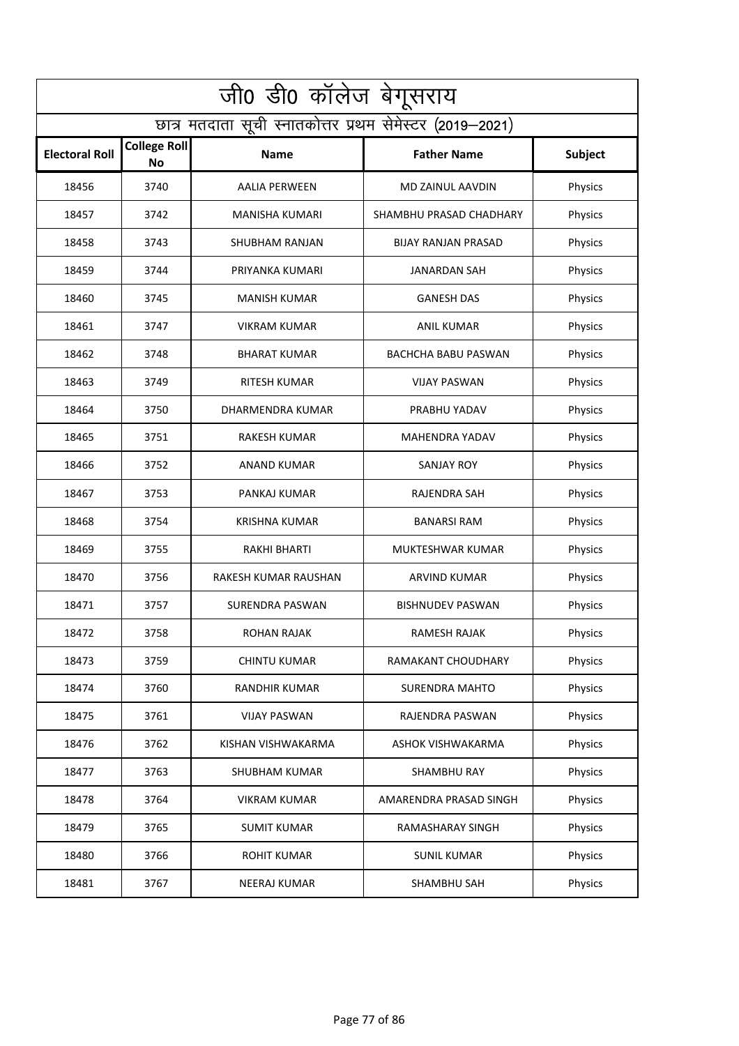# जी0 डी0 कॉलेज बेगूसराय

## छात्र मतदाता सूची स्नातकोत्तर प्रथम सेमेस्टर (2019–2021)

| Electoral Roll | College Roll No | Name | Father Name | Subject |
|---|---|---|---|---|
| 18456 | 3740 | AALIA PERWEEN | MD ZAINUL AAVDIN | Physics |
| 18457 | 3742 | MANISHA KUMARI | SHAMBHU PRASAD CHADHARY | Physics |
| 18458 | 3743 | SHUBHAM RANJAN | BIJAY RANJAN PRASAD | Physics |
| 18459 | 3744 | PRIYANKA KUMARI | JANARDAN SAH | Physics |
| 18460 | 3745 | MANISH KUMAR | GANESH DAS | Physics |
| 18461 | 3747 | VIKRAM KUMAR | ANIL KUMAR | Physics |
| 18462 | 3748 | BHARAT KUMAR | BACHCHA BABU PASWAN | Physics |
| 18463 | 3749 | RITESH KUMAR | VIJAY PASWAN | Physics |
| 18464 | 3750 | DHARMENDRA KUMAR | PRABHU YADAV | Physics |
| 18465 | 3751 | RAKESH KUMAR | MAHENDRA YADAV | Physics |
| 18466 | 3752 | ANAND KUMAR | SANJAY ROY | Physics |
| 18467 | 3753 | PANKAJ KUMAR | RAJENDRA SAH | Physics |
| 18468 | 3754 | KRISHNA KUMAR | BANARSI RAM | Physics |
| 18469 | 3755 | RAKHI BHARTI | MUKTESHWAR KUMAR | Physics |
| 18470 | 3756 | RAKESH KUMAR RAUSHAN | ARVIND KUMAR | Physics |
| 18471 | 3757 | SURENDRA PASWAN | BISHNUDEV PASWAN | Physics |
| 18472 | 3758 | ROHAN RAJAK | RAMESH RAJAK | Physics |
| 18473 | 3759 | CHINTU KUMAR | RAMAKANT CHOUDHARY | Physics |
| 18474 | 3760 | RANDHIR KUMAR | SURENDRA MAHTO | Physics |
| 18475 | 3761 | VIJAY PASWAN | RAJENDRA PASWAN | Physics |
| 18476 | 3762 | KISHAN VISHWAKARMA | ASHOK VISHWAKARMA | Physics |
| 18477 | 3763 | SHUBHAM KUMAR | SHAMBHU RAY | Physics |
| 18478 | 3764 | VIKRAM KUMAR | AMARENDRA PRASAD SINGH | Physics |
| 18479 | 3765 | SUMIT KUMAR | RAMASHARAY SINGH | Physics |
| 18480 | 3766 | ROHIT KUMAR | SUNIL KUMAR | Physics |
| 18481 | 3767 | NEERAJ KUMAR | SHAMBHU SAH | Physics |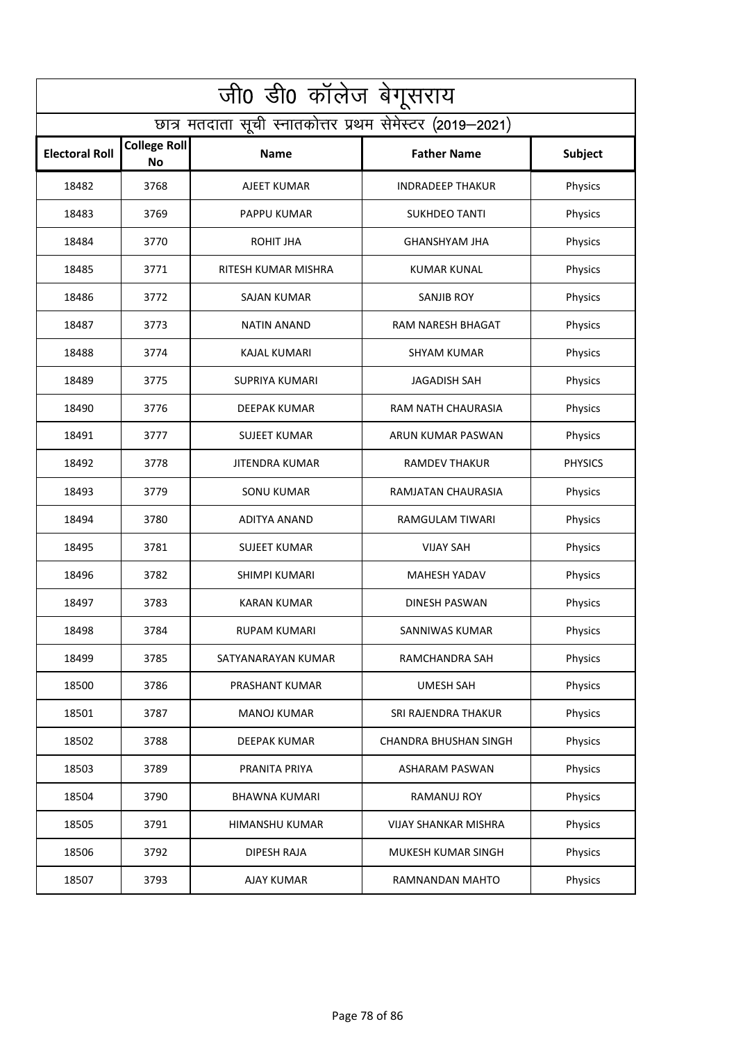# जी0 डी0 कॉलेज बेगूसराय

## छात्र मतदाता सूची स्नातकोत्तर प्रथम सेमेस्टर (2019–2021)

| Electoral Roll | College Roll No | Name | Father Name | Subject |
|---|---|---|---|---|
| 18482 | 3768 | AJEET KUMAR | INDRADEEP THAKUR | Physics |
| 18483 | 3769 | PAPPU KUMAR | SUKHDEO TANTI | Physics |
| 18484 | 3770 | ROHIT JHA | GHANSHYAM JHA | Physics |
| 18485 | 3771 | RITESH KUMAR MISHRA | KUMAR KUNAL | Physics |
| 18486 | 3772 | SAJAN KUMAR | SANJIB ROY | Physics |
| 18487 | 3773 | NATIN ANAND | RAM NARESH BHAGAT | Physics |
| 18488 | 3774 | KAJAL KUMARI | SHYAM KUMAR | Physics |
| 18489 | 3775 | SUPRIYA KUMARI | JAGADISH SAH | Physics |
| 18490 | 3776 | DEEPAK KUMAR | RAM NATH CHAURASIA | Physics |
| 18491 | 3777 | SUJEET KUMAR | ARUN KUMAR PASWAN | Physics |
| 18492 | 3778 | JITENDRA KUMAR | RAMDEV THAKUR | PHYSICS |
| 18493 | 3779 | SONU KUMAR | RAMJATAN CHAURASIA | Physics |
| 18494 | 3780 | ADITYA ANAND | RAMGULAM TIWARI | Physics |
| 18495 | 3781 | SUJEET KUMAR | VIJAY SAH | Physics |
| 18496 | 3782 | SHIMPI KUMARI | MAHESH YADAV | Physics |
| 18497 | 3783 | KARAN KUMAR | DINESH PASWAN | Physics |
| 18498 | 3784 | RUPAM KUMARI | SANNIWAS KUMAR | Physics |
| 18499 | 3785 | SATYANARAYAN KUMAR | RAMCHANDRA SAH | Physics |
| 18500 | 3786 | PRASHANT KUMAR | UMESH SAH | Physics |
| 18501 | 3787 | MANOJ KUMAR | SRI RAJENDRA THAKUR | Physics |
| 18502 | 3788 | DEEPAK KUMAR | CHANDRA BHUSHAN SINGH | Physics |
| 18503 | 3789 | PRANITA PRIYA | ASHARAM PASWAN | Physics |
| 18504 | 3790 | BHAWNA KUMARI | RAMANUJ ROY | Physics |
| 18505 | 3791 | HIMANSHU KUMAR | VIJAY SHANKAR MISHRA | Physics |
| 18506 | 3792 | DIPESH RAJA | MUKESH KUMAR SINGH | Physics |
| 18507 | 3793 | AJAY KUMAR | RAMNANDAN MAHTO | Physics |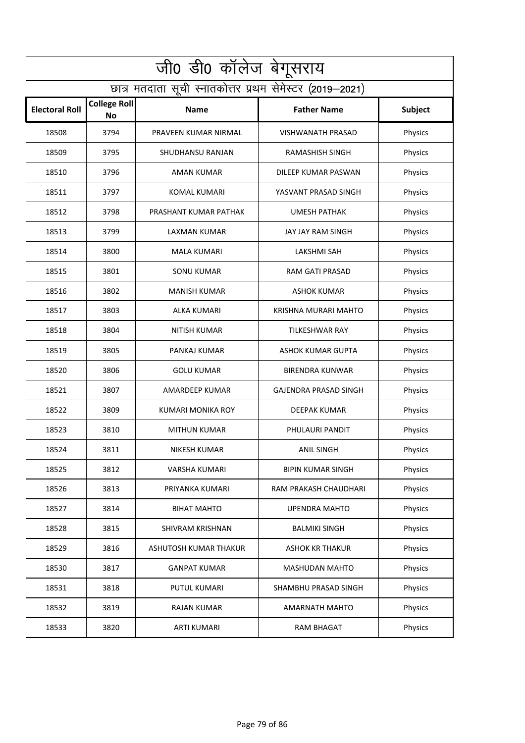| जी0 डी0 कॉलेज बेगूसराय | | | | |
|---|---|---|---|---|
| छात्र मतदाता सूची स्नातकोत्तर प्रथम सेमेस्टर (2019–2021) | | | | |
| **Electoral Roll** | **College Roll No** | **Name** | **Father Name** | **Subject** |
| 18508 | 3794 | PRAVEEN KUMAR NIRMAL | VISHWANATH PRASAD | Physics |
| 18509 | 3795 | SHUDHANSU RANJAN | RAMASHISH SINGH | Physics |
| 18510 | 3796 | AMAN KUMAR | DILEEP KUMAR PASWAN | Physics |
| 18511 | 3797 | KOMAL KUMARI | YASVANT PRASAD SINGH | Physics |
| 18512 | 3798 | PRASHANT KUMAR PATHAK | UMESH PATHAK | Physics |
| 18513 | 3799 | LAXMAN KUMAR | JAY JAY RAM SINGH | Physics |
| 18514 | 3800 | MALA KUMARI | LAKSHMI SAH | Physics |
| 18515 | 3801 | SONU KUMAR | RAM GATI PRASAD | Physics |
| 18516 | 3802 | MANISH KUMAR | ASHOK KUMAR | Physics |
| 18517 | 3803 | ALKA KUMARI | KRISHNA MURARI MAHTO | Physics |
| 18518 | 3804 | NITISH KUMAR | TILKESHWAR RAY | Physics |
| 18519 | 3805 | PANKAJ KUMAR | ASHOK KUMAR GUPTA | Physics |
| 18520 | 3806 | GOLU KUMAR | BIRENDRA KUNWAR | Physics |
| 18521 | 3807 | AMARDEEP KUMAR | GAJENDRA PRASAD SINGH | Physics |
| 18522 | 3809 | KUMARI MONIKA ROY | DEEPAK KUMAR | Physics |
| 18523 | 3810 | MITHUN KUMAR | PHULAURI PANDIT | Physics |
| 18524 | 3811 | NIKESH KUMAR | ANIL SINGH | Physics |
| 18525 | 3812 | VARSHA KUMARI | BIPIN KUMAR SINGH | Physics |
| 18526 | 3813 | PRIYANKA KUMARI | RAM PRAKASH CHAUDHARI | Physics |
| 18527 | 3814 | BIHAT MAHTO | UPENDRA MAHTO | Physics |
| 18528 | 3815 | SHIVRAM KRISHNAN | BALMIKI SINGH | Physics |
| 18529 | 3816 | ASHUTOSH KUMAR THAKUR | ASHOK KR THAKUR | Physics |
| 18530 | 3817 | GANPAT KUMAR | MASHUDAN MAHTO | Physics |
| 18531 | 3818 | PUTUL KUMARI | SHAMBHU PRASAD SINGH | Physics |
| 18532 | 3819 | RAJAN KUMAR | AMARNATH MAHTO | Physics |
| 18533 | 3820 | ARTI KUMARI | RAM BHAGAT | Physics |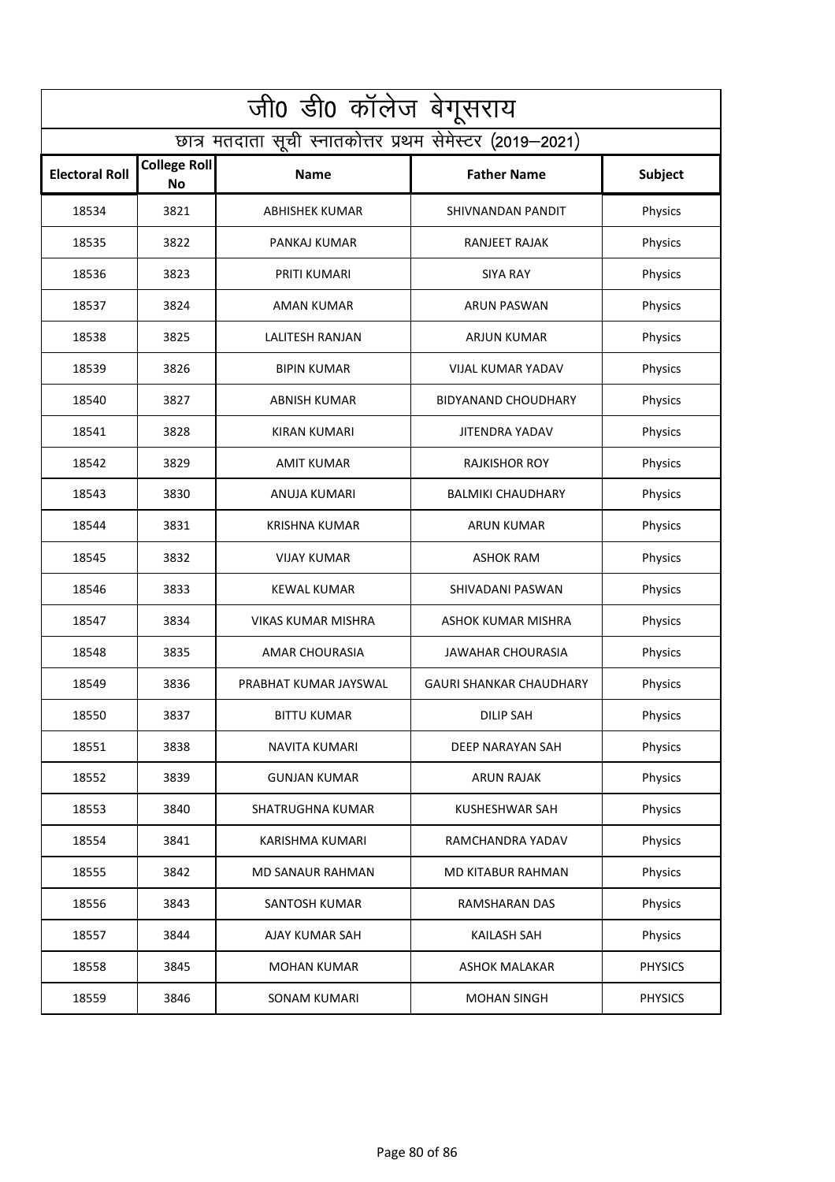# जी0 डी0 कॉलेज बेगूसराय

## छात्र मतदाता सूची स्नातकोत्तर प्रथम सेमेस्टर (2019–2021)

| Electoral Roll | College Roll No | Name | Father Name | Subject |
|---|---|---|---|---|
| 18534 | 3821 | ABHISHEK KUMAR | SHIVNANDAN PANDIT | Physics |
| 18535 | 3822 | PANKAJ KUMAR | RANJEET RAJAK | Physics |
| 18536 | 3823 | PRITI KUMARI | SIYA RAY | Physics |
| 18537 | 3824 | AMAN KUMAR | ARUN PASWAN | Physics |
| 18538 | 3825 | LALITESH RANJAN | ARJUN KUMAR | Physics |
| 18539 | 3826 | BIPIN KUMAR | VIJAL KUMAR YADAV | Physics |
| 18540 | 3827 | ABNISH KUMAR | BIDYANAND CHOUDHARY | Physics |
| 18541 | 3828 | KIRAN KUMARI | JITENDRA YADAV | Physics |
| 18542 | 3829 | AMIT KUMAR | RAJKISHOR ROY | Physics |
| 18543 | 3830 | ANUJA KUMARI | BALMIKI CHAUDHARY | Physics |
| 18544 | 3831 | KRISHNA KUMAR | ARUN KUMAR | Physics |
| 18545 | 3832 | VIJAY KUMAR | ASHOK RAM | Physics |
| 18546 | 3833 | KEWAL KUMAR | SHIVADANI PASWAN | Physics |
| 18547 | 3834 | VIKAS KUMAR MISHRA | ASHOK KUMAR MISHRA | Physics |
| 18548 | 3835 | AMAR CHOURASIA | JAWAHAR CHOURASIA | Physics |
| 18549 | 3836 | PRABHAT KUMAR JAYSWAL | GAURI SHANKAR CHAUDHARY | Physics |
| 18550 | 3837 | BITTU KUMAR | DILIP SAH | Physics |
| 18551 | 3838 | NAVITA KUMARI | DEEP NARAYAN SAH | Physics |
| 18552 | 3839 | GUNJAN KUMAR | ARUN RAJAK | Physics |
| 18553 | 3840 | SHATRUGHNA KUMAR | KUSHESHWAR SAH | Physics |
| 18554 | 3841 | KARISHMA KUMARI | RAMCHANDRA YADAV | Physics |
| 18555 | 3842 | MD SANAUR RAHMAN | MD KITABUR RAHMAN | Physics |
| 18556 | 3843 | SANTOSH KUMAR | RAMSHARAN DAS | Physics |
| 18557 | 3844 | AJAY KUMAR SAH | KAILASH SAH | Physics |
| 18558 | 3845 | MOHAN KUMAR | ASHOK MALAKAR | PHYSICS |
| 18559 | 3846 | SONAM KUMARI | MOHAN SINGH | PHYSICS |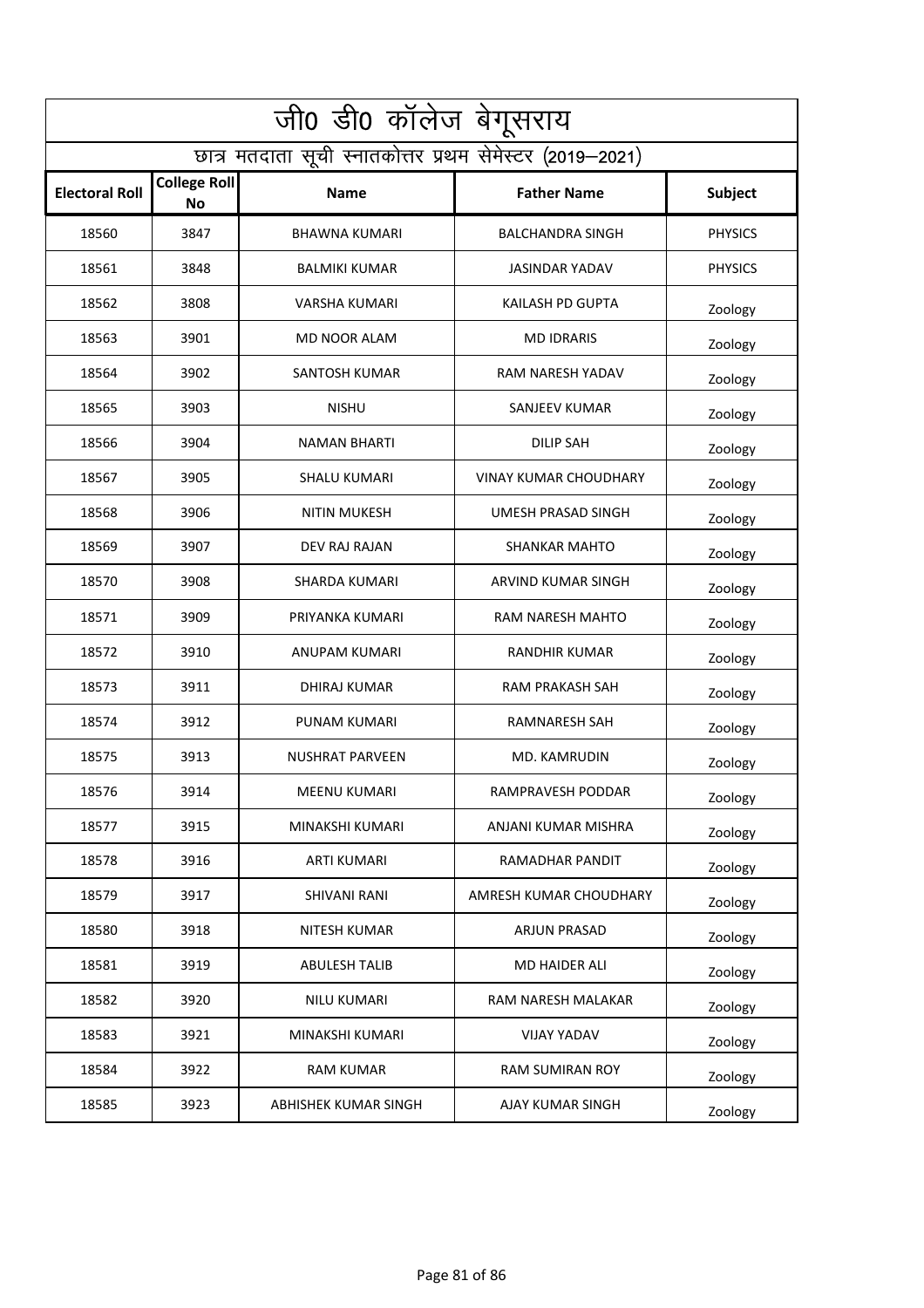# जी0 डी0 कॉलेज बेगूसराय

## छात्र मतदाता सूची स्नातकोत्तर प्रथम सेमेस्टर (2019–2021)

| Electoral Roll | College Roll No | Name | Father Name | Subject |
|---|---|---|---|---|
| 18560 | 3847 | BHAWNA KUMARI | BALCHANDRA SINGH | PHYSICS |
| 18561 | 3848 | BALMIKI KUMAR | JASINDAR YADAV | PHYSICS |
| 18562 | 3808 | VARSHA KUMARI | KAILASH PD GUPTA | Zoology |
| 18563 | 3901 | MD NOOR ALAM | MD IDRARIS | Zoology |
| 18564 | 3902 | SANTOSH KUMAR | RAM NARESH YADAV | Zoology |
| 18565 | 3903 | NISHU | SANJEEV KUMAR | Zoology |
| 18566 | 3904 | NAMAN BHARTI | DILIP SAH | Zoology |
| 18567 | 3905 | SHALU KUMARI | VINAY KUMAR CHOUDHARY | Zoology |
| 18568 | 3906 | NITIN MUKESH | UMESH PRASAD SINGH | Zoology |
| 18569 | 3907 | DEV RAJ RAJAN | SHANKAR MAHTO | Zoology |
| 18570 | 3908 | SHARDA KUMARI | ARVIND KUMAR SINGH | Zoology |
| 18571 | 3909 | PRIYANKA KUMARI | RAM NARESH MAHTO | Zoology |
| 18572 | 3910 | ANUPAM KUMARI | RANDHIR KUMAR | Zoology |
| 18573 | 3911 | DHIRAJ KUMAR | RAM PRAKASH SAH | Zoology |
| 18574 | 3912 | PUNAM KUMARI | RAMNARESH SAH | Zoology |
| 18575 | 3913 | NUSHRAT PARVEEN | MD. KAMRUDIN | Zoology |
| 18576 | 3914 | MEENU KUMARI | RAMPRAVESH PODDAR | Zoology |
| 18577 | 3915 | MINAKSHI KUMARI | ANJANI KUMAR MISHRA | Zoology |
| 18578 | 3916 | ARTI KUMARI | RAMADHAR PANDIT | Zoology |
| 18579 | 3917 | SHIVANI RANI | AMRESH KUMAR CHOUDHARY | Zoology |
| 18580 | 3918 | NITESH KUMAR | ARJUN PRASAD | Zoology |
| 18581 | 3919 | ABULESH TALIB | MD HAIDER ALI | Zoology |
| 18582 | 3920 | NILU KUMARI | RAM NARESH MALAKAR | Zoology |
| 18583 | 3921 | MINAKSHI KUMARI | VIJAY YADAV | Zoology |
| 18584 | 3922 | RAM KUMAR | RAM SUMIRAN ROY | Zoology |
| 18585 | 3923 | ABHISHEK KUMAR SINGH | AJAY KUMAR SINGH | Zoology |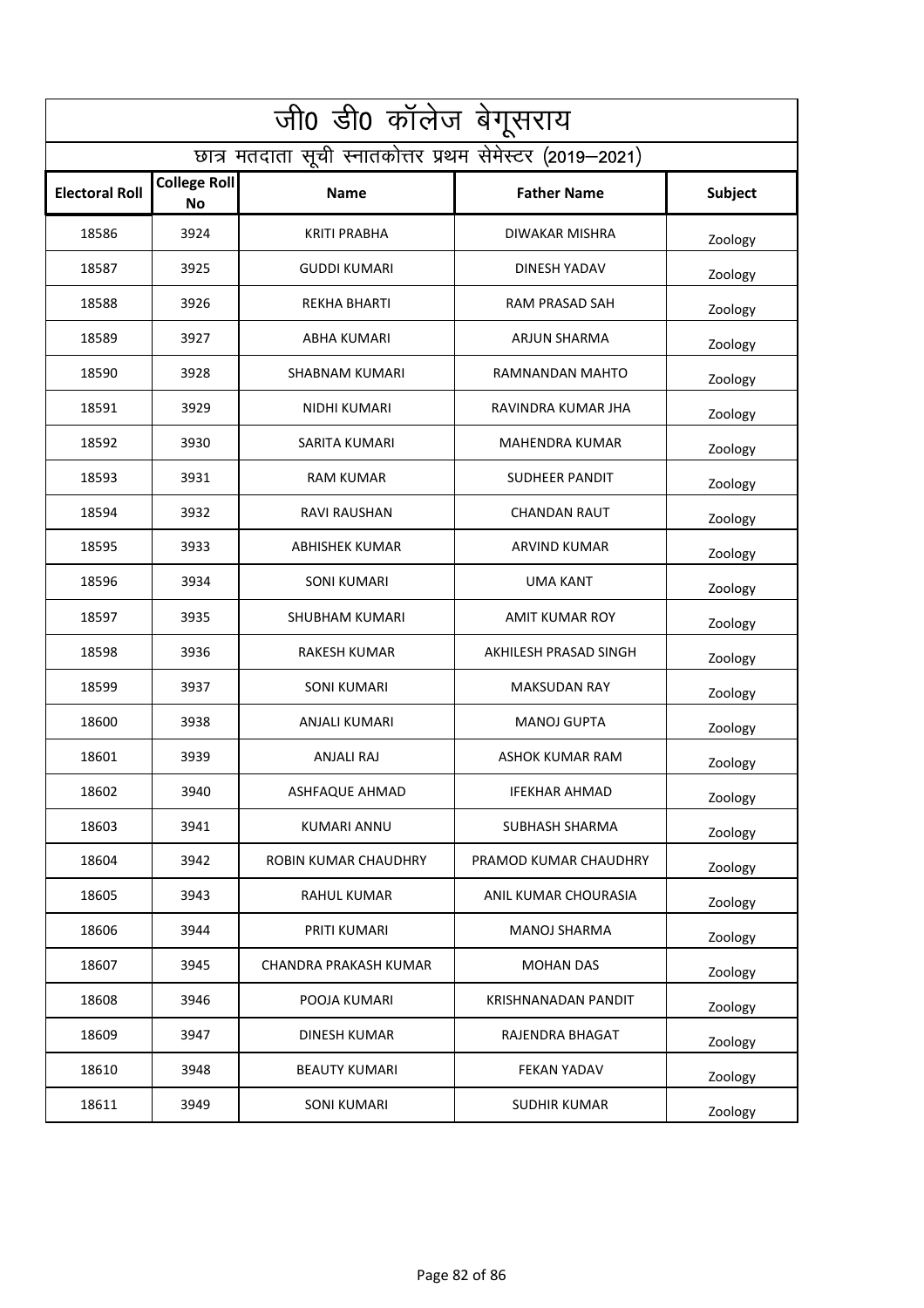# जी0 डी0 कॉलेज बेगूसराय

## छात्र मतदाता सूची स्नातकोत्तर प्रथम सेमेस्टर (2019–2021)

| Electoral Roll | College Roll No | Name | Father Name | Subject |
|---|---|---|---|---|
| 18586 | 3924 | KRITI PRABHA | DIWAKAR MISHRA | Zoology |
| 18587 | 3925 | GUDDI KUMARI | DINESH YADAV | Zoology |
| 18588 | 3926 | REKHA BHARTI | RAM PRASAD SAH | Zoology |
| 18589 | 3927 | ABHA KUMARI | ARJUN SHARMA | Zoology |
| 18590 | 3928 | SHABNAM KUMARI | RAMNANDAN MAHTO | Zoology |
| 18591 | 3929 | NIDHI KUMARI | RAVINDRA KUMAR JHA | Zoology |
| 18592 | 3930 | SARITA KUMARI | MAHENDRA KUMAR | Zoology |
| 18593 | 3931 | RAM KUMAR | SUDHEER PANDIT | Zoology |
| 18594 | 3932 | RAVI RAUSHAN | CHANDAN RAUT | Zoology |
| 18595 | 3933 | ABHISHEK KUMAR | ARVIND KUMAR | Zoology |
| 18596 | 3934 | SONI KUMARI | UMA KANT | Zoology |
| 18597 | 3935 | SHUBHAM KUMARI | AMIT KUMAR ROY | Zoology |
| 18598 | 3936 | RAKESH KUMAR | AKHILESH PRASAD SINGH | Zoology |
| 18599 | 3937 | SONI KUMARI | MAKSUDAN RAY | Zoology |
| 18600 | 3938 | ANJALI KUMARI | MANOJ GUPTA | Zoology |
| 18601 | 3939 | ANJALI RAJ | ASHOK KUMAR RAM | Zoology |
| 18602 | 3940 | ASHFAQUE AHMAD | IFEKHAR AHMAD | Zoology |
| 18603 | 3941 | KUMARI ANNU | SUBHASH SHARMA | Zoology |
| 18604 | 3942 | ROBIN KUMAR CHAUDHRY | PRAMOD KUMAR CHAUDHRY | Zoology |
| 18605 | 3943 | RAHUL KUMAR | ANIL KUMAR CHOURASIA | Zoology |
| 18606 | 3944 | PRITI KUMARI | MANOJ SHARMA | Zoology |
| 18607 | 3945 | CHANDRA PRAKASH KUMAR | MOHAN DAS | Zoology |
| 18608 | 3946 | POOJA KUMARI | KRISHNANADAN PANDIT | Zoology |
| 18609 | 3947 | DINESH KUMAR | RAJENDRA BHAGAT | Zoology |
| 18610 | 3948 | BEAUTY KUMARI | FEKAN YADAV | Zoology |
| 18611 | 3949 | SONI KUMARI | SUDHIR KUMAR | Zoology |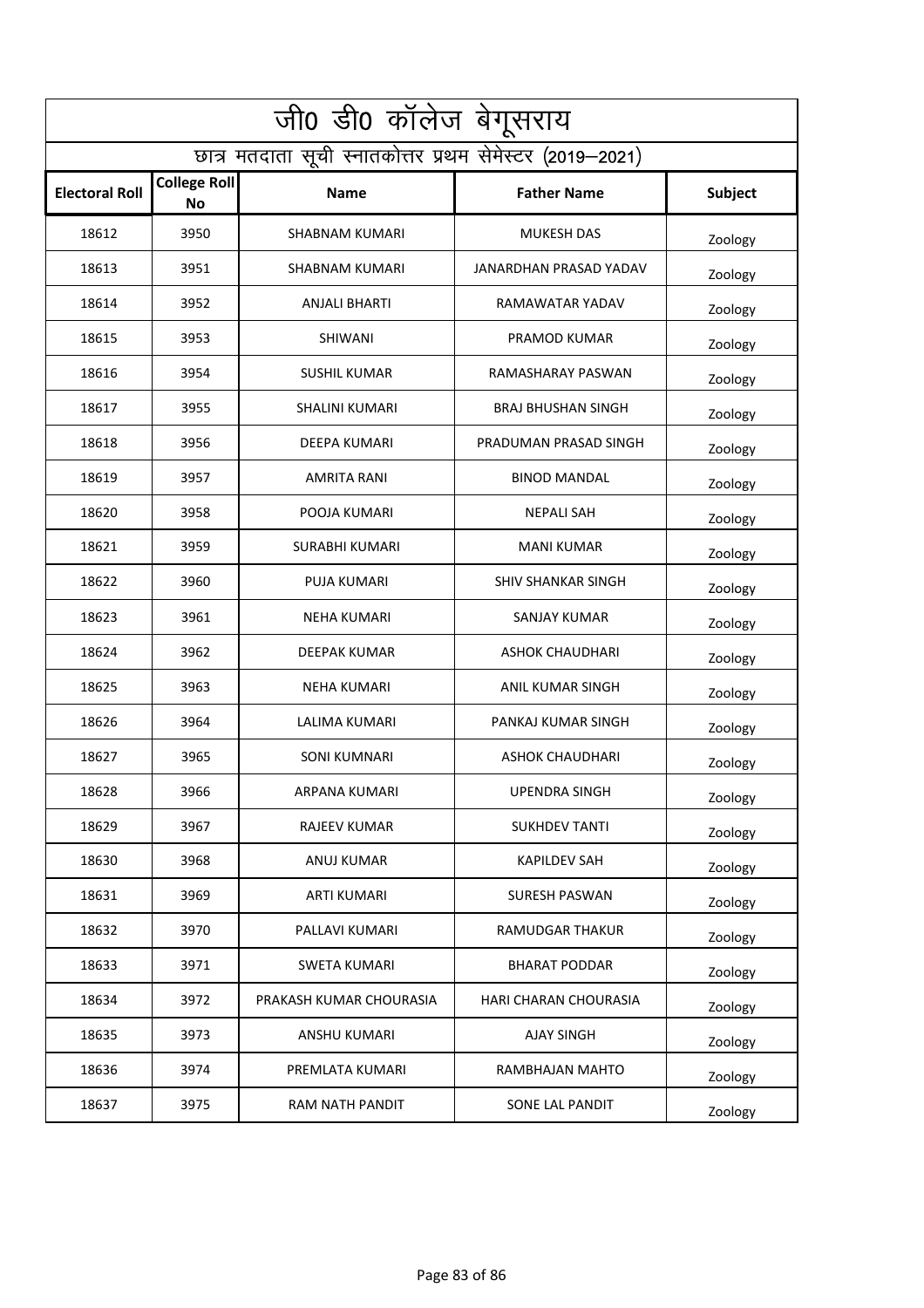# जी0 डी0 कॉलेज बेगूसराय

## छात्र मतदाता सूची स्नातकोत्तर प्रथम सेमेस्टर (2019–2021)

| Electoral Roll | College Roll No | Name | Father Name | Subject |
|---|---|---|---|---|
| 18612 | 3950 | SHABNAM KUMARI | MUKESH DAS | Zoology |
| 18613 | 3951 | SHABNAM KUMARI | JANARDHAN PRASAD YADAV | Zoology |
| 18614 | 3952 | ANJALI BHARTI | RAMAWATAR YADAV | Zoology |
| 18615 | 3953 | SHIWANI | PRAMOD KUMAR | Zoology |
| 18616 | 3954 | SUSHIL KUMAR | RAMASHARAY PASWAN | Zoology |
| 18617 | 3955 | SHALINI KUMARI | BRAJ BHUSHAN SINGH | Zoology |
| 18618 | 3956 | DEEPA KUMARI | PRADUMAN PRASAD SINGH | Zoology |
| 18619 | 3957 | AMRITA RANI | BINOD MANDAL | Zoology |
| 18620 | 3958 | POOJA KUMARI | NEPALI SAH | Zoology |
| 18621 | 3959 | SURABHI KUMARI | MANI KUMAR | Zoology |
| 18622 | 3960 | PUJA KUMARI | SHIV SHANKAR SINGH | Zoology |
| 18623 | 3961 | NEHA KUMARI | SANJAY KUMAR | Zoology |
| 18624 | 3962 | DEEPAK KUMAR | ASHOK CHAUDHARI | Zoology |
| 18625 | 3963 | NEHA KUMARI | ANIL KUMAR SINGH | Zoology |
| 18626 | 3964 | LALIMA KUMARI | PANKAJ KUMAR SINGH | Zoology |
| 18627 | 3965 | SONI KUMNARI | ASHOK CHAUDHARI | Zoology |
| 18628 | 3966 | ARPANA KUMARI | UPENDRA SINGH | Zoology |
| 18629 | 3967 | RAJEEV KUMAR | SUKHDEV TANTI | Zoology |
| 18630 | 3968 | ANUJ KUMAR | KAPILDEV SAH | Zoology |
| 18631 | 3969 | ARTI KUMARI | SURESH PASWAN | Zoology |
| 18632 | 3970 | PALLAVI KUMARI | RAMUDGAR THAKUR | Zoology |
| 18633 | 3971 | SWETA KUMARI | BHARAT PODDAR | Zoology |
| 18634 | 3972 | PRAKASH KUMAR CHOURASIA | HARI CHARAN CHOURASIA | Zoology |
| 18635 | 3973 | ANSHU KUMARI | AJAY SINGH | Zoology |
| 18636 | 3974 | PREMLATA KUMARI | RAMBHAJAN MAHTO | Zoology |
| 18637 | 3975 | RAM NATH PANDIT | SONE LAL PANDIT | Zoology |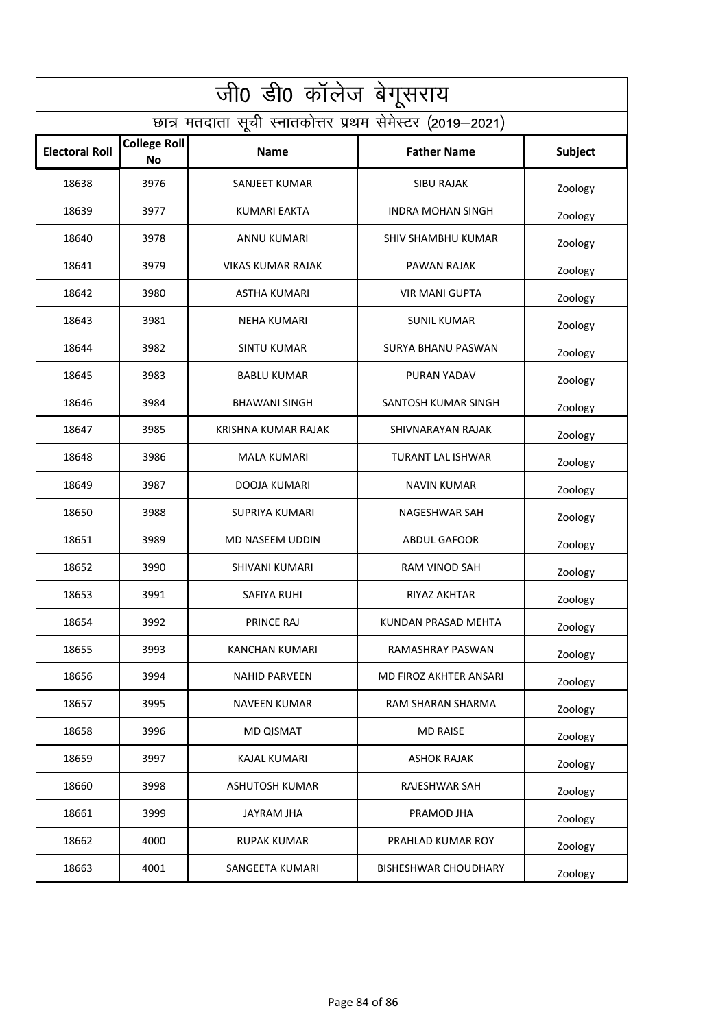# जी0 डी0 कॉलेज बेगूसराय

## छात्र मतदाता सूची स्नातकोत्तर प्रथम सेमेस्टर (2019–2021)

| Electoral Roll | College Roll No | Name | Father Name | Subject |
|---|---|---|---|---|
| 18638 | 3976 | SANJEET KUMAR | SIBU RAJAK | Zoology |
| 18639 | 3977 | KUMARI EAKTA | INDRA MOHAN SINGH | Zoology |
| 18640 | 3978 | ANNU KUMARI | SHIV SHAMBHU KUMAR | Zoology |
| 18641 | 3979 | VIKAS KUMAR RAJAK | PAWAN RAJAK | Zoology |
| 18642 | 3980 | ASTHA KUMARI | VIR MANI GUPTA | Zoology |
| 18643 | 3981 | NEHA KUMARI | SUNIL KUMAR | Zoology |
| 18644 | 3982 | SINTU KUMAR | SURYA BHANU PASWAN | Zoology |
| 18645 | 3983 | BABLU KUMAR | PURAN YADAV | Zoology |
| 18646 | 3984 | BHAWANI SINGH | SANTOSH KUMAR SINGH | Zoology |
| 18647 | 3985 | KRISHNA KUMAR RAJAK | SHIVNARAYAN RAJAK | Zoology |
| 18648 | 3986 | MALA KUMARI | TURANT LAL ISHWAR | Zoology |
| 18649 | 3987 | DOOJA KUMARI | NAVIN KUMAR | Zoology |
| 18650 | 3988 | SUPRIYA KUMARI | NAGESHWAR SAH | Zoology |
| 18651 | 3989 | MD NASEEM UDDIN | ABDUL GAFOOR | Zoology |
| 18652 | 3990 | SHIVANI KUMARI | RAM VINOD SAH | Zoology |
| 18653 | 3991 | SAFIYA RUHI | RIYAZ AKHTAR | Zoology |
| 18654 | 3992 | PRINCE RAJ | KUNDAN PRASAD MEHTA | Zoology |
| 18655 | 3993 | KANCHAN KUMARI | RAMASHRAY PASWAN | Zoology |
| 18656 | 3994 | NAHID PARVEEN | MD FIROZ AKHTER ANSARI | Zoology |
| 18657 | 3995 | NAVEEN KUMAR | RAM SHARAN SHARMA | Zoology |
| 18658 | 3996 | MD QISMAT | MD RAISE | Zoology |
| 18659 | 3997 | KAJAL KUMARI | ASHOK RAJAK | Zoology |
| 18660 | 3998 | ASHUTOSH KUMAR | RAJESHWAR SAH | Zoology |
| 18661 | 3999 | JAYRAM JHA | PRAMOD JHA | Zoology |
| 18662 | 4000 | RUPAK KUMAR | PRAHLAD KUMAR ROY | Zoology |
| 18663 | 4001 | SANGEETA KUMARI | BISHESHWAR CHOUDHARY | Zoology |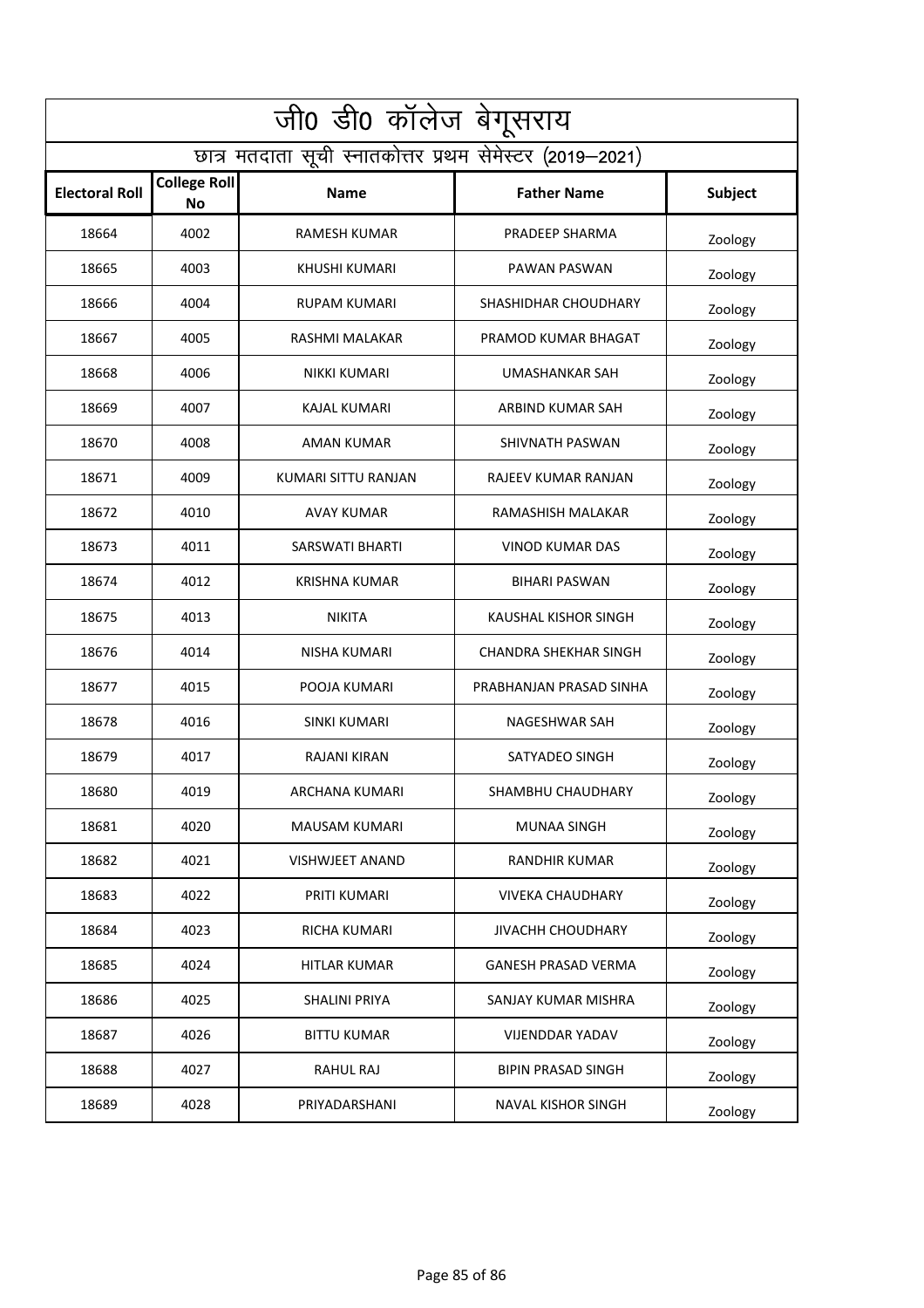# जी0 डी0 कॉलेज बेगूसराय

## छात्र मतदाता सूची स्नातकोत्तर प्रथम सेमेस्टर (2019–2021)

| Electoral Roll | College Roll No | Name | Father Name | Subject |
|---|---|---|---|---|
| 18664 | 4002 | RAMESH KUMAR | PRADEEP SHARMA | Zoology |
| 18665 | 4003 | KHUSHI KUMARI | PAWAN PASWAN | Zoology |
| 18666 | 4004 | RUPAM KUMARI | SHASHIDHAR CHOUDHARY | Zoology |
| 18667 | 4005 | RASHMI MALAKAR | PRAMOD KUMAR BHAGAT | Zoology |
| 18668 | 4006 | NIKKI KUMARI | UMASHANKAR SAH | Zoology |
| 18669 | 4007 | KAJAL KUMARI | ARBIND KUMAR SAH | Zoology |
| 18670 | 4008 | AMAN KUMAR | SHIVNATH PASWAN | Zoology |
| 18671 | 4009 | KUMARI SITTU RANJAN | RAJEEV KUMAR RANJAN | Zoology |
| 18672 | 4010 | AVAY KUMAR | RAMASHISH MALAKAR | Zoology |
| 18673 | 4011 | SARSWATI BHARTI | VINOD KUMAR DAS | Zoology |
| 18674 | 4012 | KRISHNA KUMAR | BIHARI PASWAN | Zoology |
| 18675 | 4013 | NIKITA | KAUSHAL KISHOR SINGH | Zoology |
| 18676 | 4014 | NISHA KUMARI | CHANDRA SHEKHAR SINGH | Zoology |
| 18677 | 4015 | POOJA KUMARI | PRABHANJAN PRASAD SINHA | Zoology |
| 18678 | 4016 | SINKI KUMARI | NAGESHWAR SAH | Zoology |
| 18679 | 4017 | RAJANI KIRAN | SATYADEO SINGH | Zoology |
| 18680 | 4019 | ARCHANA KUMARI | SHAMBHU CHAUDHARY | Zoology |
| 18681 | 4020 | MAUSAM KUMARI | MUNAA SINGH | Zoology |
| 18682 | 4021 | VISHWJEET ANAND | RANDHIR KUMAR | Zoology |
| 18683 | 4022 | PRITI KUMARI | VIVEKA CHAUDHARY | Zoology |
| 18684 | 4023 | RICHA KUMARI | JIVACHH CHOUDHARY | Zoology |
| 18685 | 4024 | HITLAR KUMAR | GANESH PRASAD VERMA | Zoology |
| 18686 | 4025 | SHALINI PRIYA | SANJAY KUMAR MISHRA | Zoology |
| 18687 | 4026 | BITTU KUMAR | VIJENDDAR YADAV | Zoology |
| 18688 | 4027 | RAHUL RAJ | BIPIN PRASAD SINGH | Zoology |
| 18689 | 4028 | PRIYADARSHANI | NAVAL KISHOR SINGH | Zoology |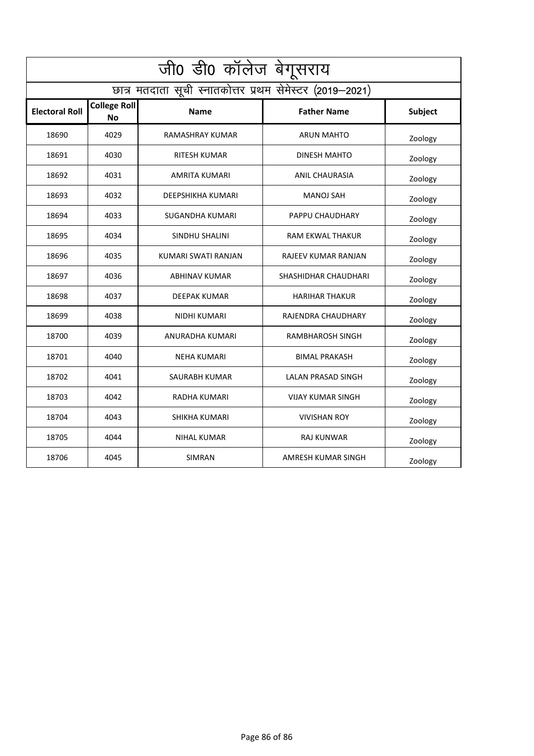# जी0 डी0 कॉलेज बेगूसराय

## छात्र मतदाता सूची स्नातकोत्तर प्रथम सेमेस्टर (2019–2021)

| Electoral Roll | College Roll No | Name | Father Name | Subject |
|---|---|---|---|---|
| 18690 | 4029 | RAMASHRAY KUMAR | ARUN MAHTO | Zoology |
| 18691 | 4030 | RITESH KUMAR | DINESH MAHTO | Zoology |
| 18692 | 4031 | AMRITA KUMARI | ANIL CHAURASIA | Zoology |
| 18693 | 4032 | DEEPSHIKHA KUMARI | MANOJ SAH | Zoology |
| 18694 | 4033 | SUGANDHA KUMARI | PAPPU CHAUDHARY | Zoology |
| 18695 | 4034 | SINDHU SHALINI | RAM EKWAL THAKUR | Zoology |
| 18696 | 4035 | KUMARI SWATI RANJAN | RAJEEV KUMAR RANJAN | Zoology |
| 18697 | 4036 | ABHINAV KUMAR | SHASHIDHAR CHAUDHARI | Zoology |
| 18698 | 4037 | DEEPAK KUMAR | HARIHAR THAKUR | Zoology |
| 18699 | 4038 | NIDHI KUMARI | RAJENDRA CHAUDHARY | Zoology |
| 18700 | 4039 | ANURADHA KUMARI | RAMBHAROSH SINGH | Zoology |
| 18701 | 4040 | NEHA KUMARI | BIMAL PRAKASH | Zoology |
| 18702 | 4041 | SAURABH KUMAR | LALAN PRASAD SINGH | Zoology |
| 18703 | 4042 | RADHA KUMARI | VIJAY KUMAR SINGH | Zoology |
| 18704 | 4043 | SHIKHA KUMARI | VIVISHAN ROY | Zoology |
| 18705 | 4044 | NIHAL KUMAR | RAJ KUNWAR | Zoology |
| 18706 | 4045 | SIMRAN | AMRESH KUMAR SINGH | Zoology |